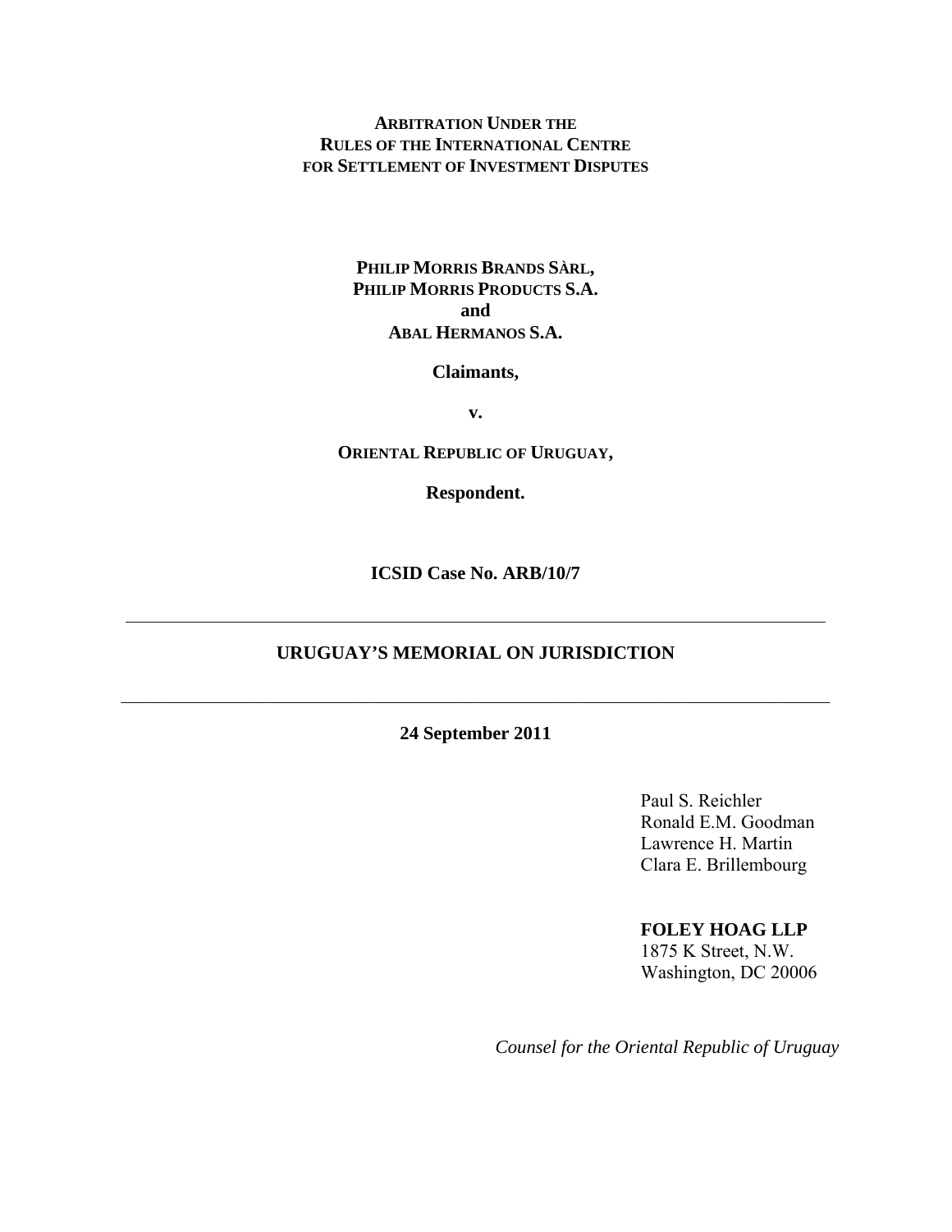**ARBITRATION UNDER THE**
**RULES OF THE INTERNATIONAL CENTRE**
**FOR SETTLEMENT OF INVESTMENT DISPUTES**

**PHILIP MORRIS BRANDS SÀRL,**
**PHILIP MORRIS PRODUCTS S.A.**
**and**
**ABAL HERMANOS S.A.**

**Claimants,**

**v.**

**ORIENTAL REPUBLIC OF URUGUAY,**

**Respondent.**

**ICSID Case No. ARB/10/7**

---

# URUGUAY'S MEMORIAL ON JURISDICTION

---

**24 September 2011**

Paul S. Reichler
Ronald E.M. Goodman
Lawrence H. Martin
Clara E. Brillembourg

**FOLEY HOAG LLP**
1875 K Street, N.W.
Washington, DC 20006

*Counsel for the Oriental Republic of Uruguay*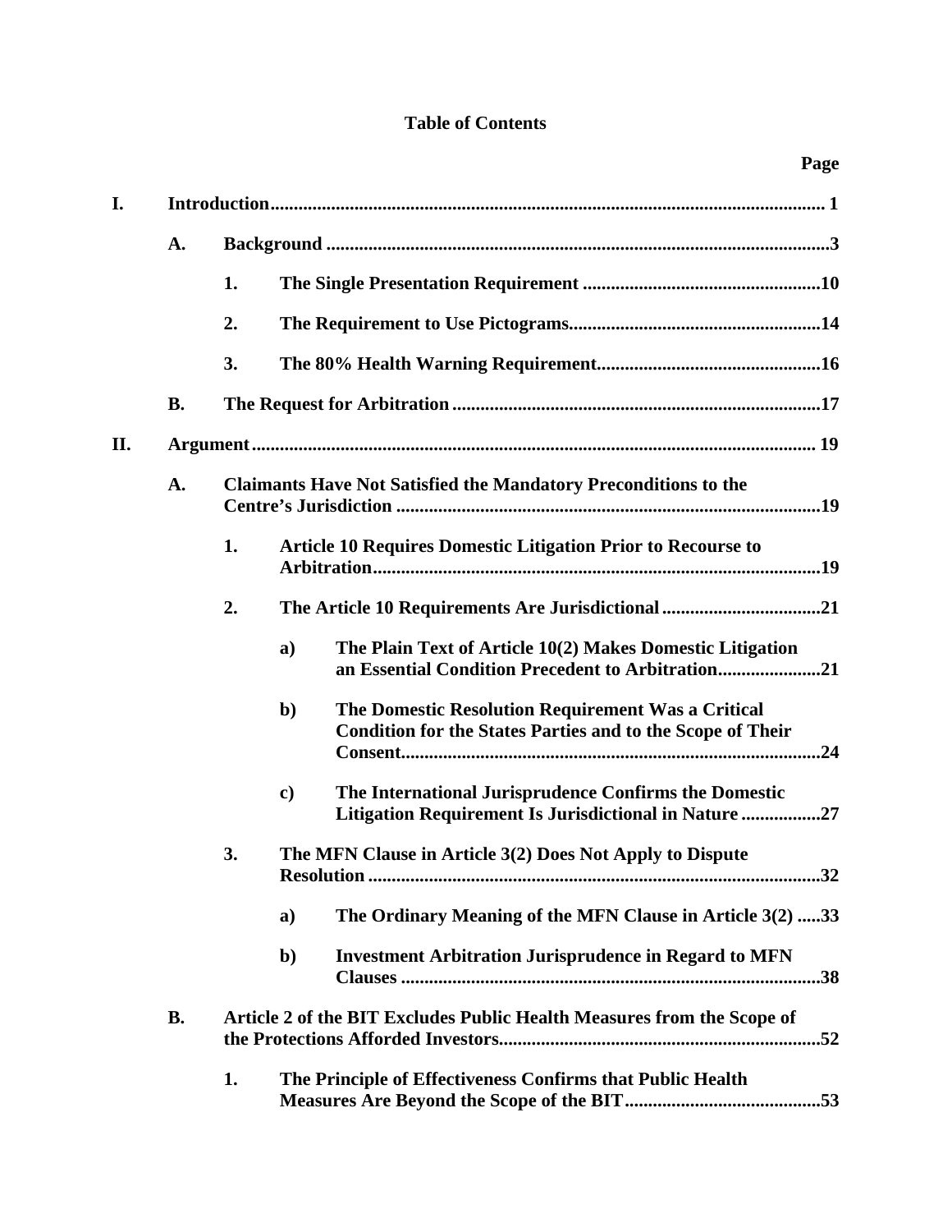**Table of Contents**

| | | | | Page |
|---|---|---|---|---|
| **I.** | **Introduction** | | | **1** |
| | **A.** | **Background** | | **3** |
| | | **1.** | **The Single Presentation Requirement** | **10** |
| | | **2.** | **The Requirement to Use Pictograms** | **14** |
| | | **3.** | **The 80% Health Warning Requirement** | **16** |
| | **B.** | **The Request for Arbitration** | | **17** |
| **II.** | **Argument** | | | **19** |
| | **A.** | **Claimants Have Not Satisfied the Mandatory Preconditions to the Centre's Jurisdiction** | | **19** |
| | | **1.** | **Article 10 Requires Domestic Litigation Prior to Recourse to Arbitration** | **19** |
| | | **2.** | **The Article 10 Requirements Are Jurisdictional** | **21** |
| | | | **a) The Plain Text of Article 10(2) Makes Domestic Litigation an Essential Condition Precedent to Arbitration** | **21** |
| | | | **b) The Domestic Resolution Requirement Was a Critical Condition for the States Parties and to the Scope of Their Consent** | **24** |
| | | | **c) The International Jurisprudence Confirms the Domestic Litigation Requirement Is Jurisdictional in Nature** | **27** |
| | | **3.** | **The MFN Clause in Article 3(2) Does Not Apply to Dispute Resolution** | **32** |
| | | | **a) The Ordinary Meaning of the MFN Clause in Article 3(2)** | **33** |
| | | | **b) Investment Arbitration Jurisprudence in Regard to MFN Clauses** | **38** |
| | **B.** | **Article 2 of the BIT Excludes Public Health Measures from the Scope of the Protections Afforded Investors** | | **52** |
| | | **1.** | **The Principle of Effectiveness Confirms that Public Health Measures Are Beyond the Scope of the BIT** | **53** |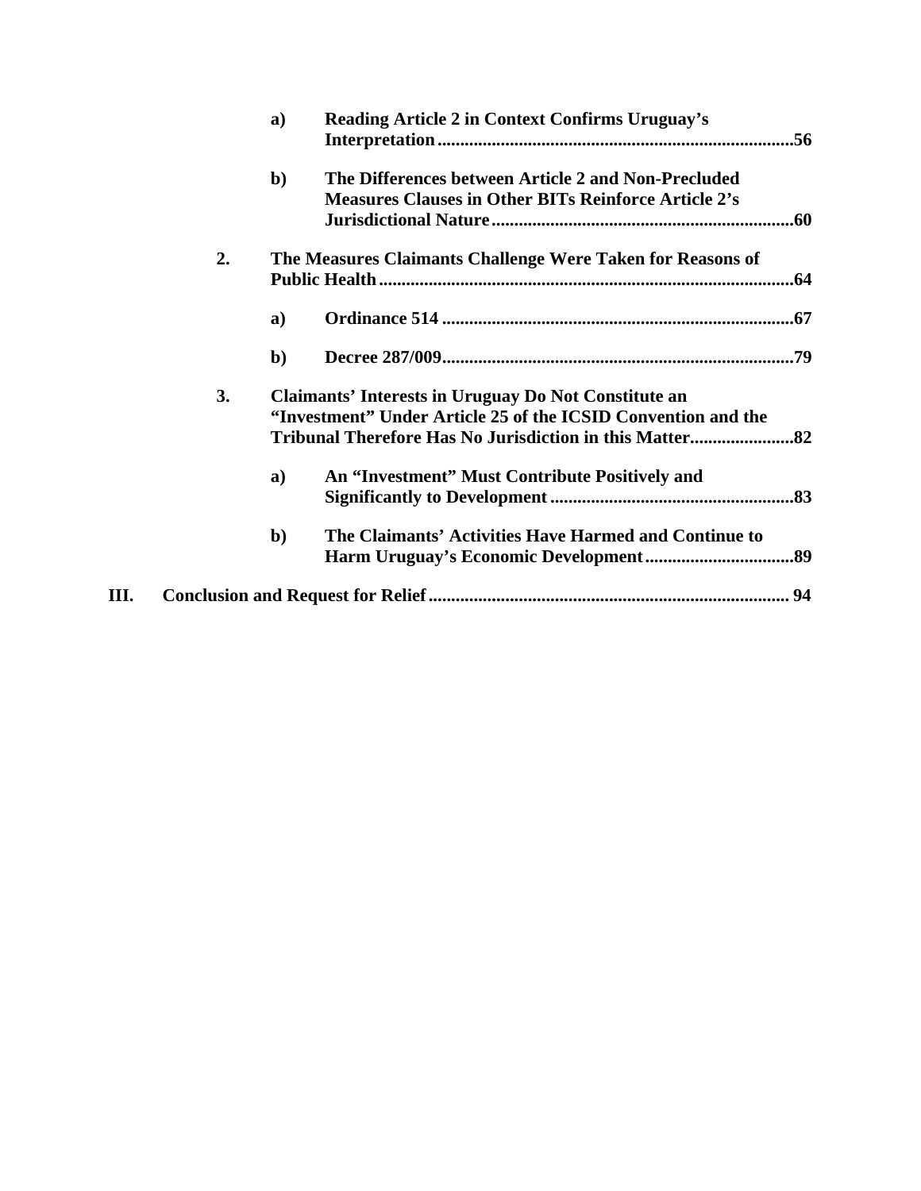a) **Reading Article 2 in Context Confirms Uruguay's Interpretation** .......... 56

b) **The Differences between Article 2 and Non-Precluded Measures Clauses in Other BITs Reinforce Article 2's Jurisdictional Nature** .......... 60

2. **The Measures Claimants Challenge Were Taken for Reasons of Public Health** .......... 64

a) **Ordinance 514** .......... 67

b) **Decree 287/009** .......... 79

3. **Claimants' Interests in Uruguay Do Not Constitute an "Investment" Under Article 25 of the ICSID Convention and the Tribunal Therefore Has No Jurisdiction in this Matter** .......... 82

a) **An "Investment" Must Contribute Positively and Significantly to Development** .......... 83

b) **The Claimants' Activities Have Harmed and Continue to Harm Uruguay's Economic Development** .......... 89

III. **Conclusion and Request for Relief** .......... 94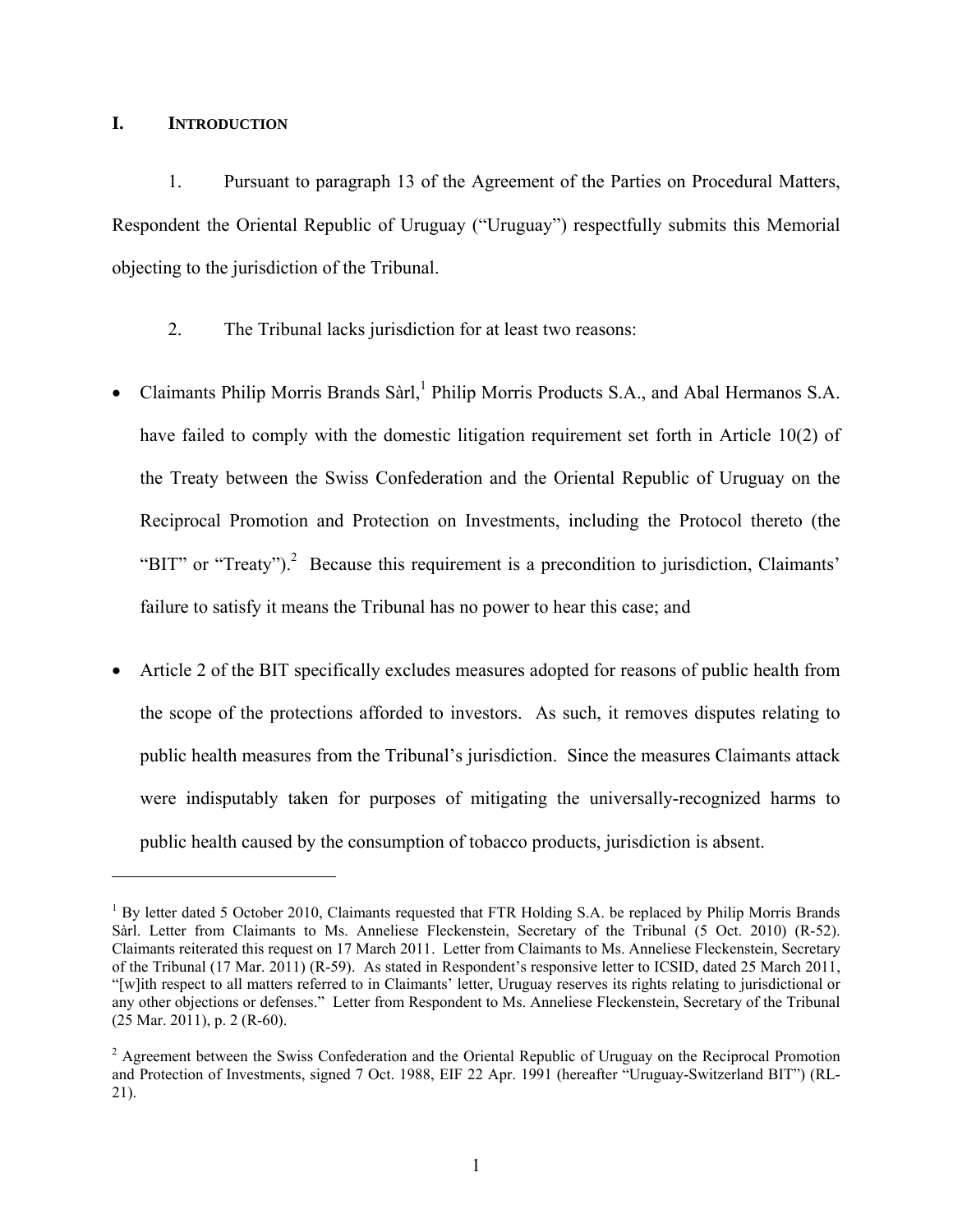## I. INTRODUCTION

1. Pursuant to paragraph 13 of the Agreement of the Parties on Procedural Matters, Respondent the Oriental Republic of Uruguay ("Uruguay") respectfully submits this Memorial objecting to the jurisdiction of the Tribunal.

2. The Tribunal lacks jurisdiction for at least two reasons:

- Claimants Philip Morris Brands Sàrl,[1] Philip Morris Products S.A., and Abal Hermanos S.A. have failed to comply with the domestic litigation requirement set forth in Article 10(2) of the Treaty between the Swiss Confederation and the Oriental Republic of Uruguay on the Reciprocal Promotion and Protection on Investments, including the Protocol thereto (the "BIT" or "Treaty").[2] Because this requirement is a precondition to jurisdiction, Claimants' failure to satisfy it means the Tribunal has no power to hear this case; and

- Article 2 of the BIT specifically excludes measures adopted for reasons of public health from the scope of the protections afforded to investors. As such, it removes disputes relating to public health measures from the Tribunal's jurisdiction. Since the measures Claimants attack were indisputably taken for purposes of mitigating the universally-recognized harms to public health caused by the consumption of tobacco products, jurisdiction is absent.

---

[1] By letter dated 5 October 2010, Claimants requested that FTR Holding S.A. be replaced by Philip Morris Brands Sàrl. Letter from Claimants to Ms. Anneliese Fleckenstein, Secretary of the Tribunal (5 Oct. 2010) (R-52). Claimants reiterated this request on 17 March 2011. Letter from Claimants to Ms. Anneliese Fleckenstein, Secretary of the Tribunal (17 Mar. 2011) (R-59). As stated in Respondent's responsive letter to ICSID, dated 25 March 2011, "[w]ith respect to all matters referred to in Claimants' letter, Uruguay reserves its rights relating to jurisdictional or any other objections or defenses." Letter from Respondent to Ms. Anneliese Fleckenstein, Secretary of the Tribunal (25 Mar. 2011), p. 2 (R-60).

[2] Agreement between the Swiss Confederation and the Oriental Republic of Uruguay on the Reciprocal Promotion and Protection of Investments, signed 7 Oct. 1988, EIF 22 Apr. 1991 (hereafter "Uruguay-Switzerland BIT") (RL-21).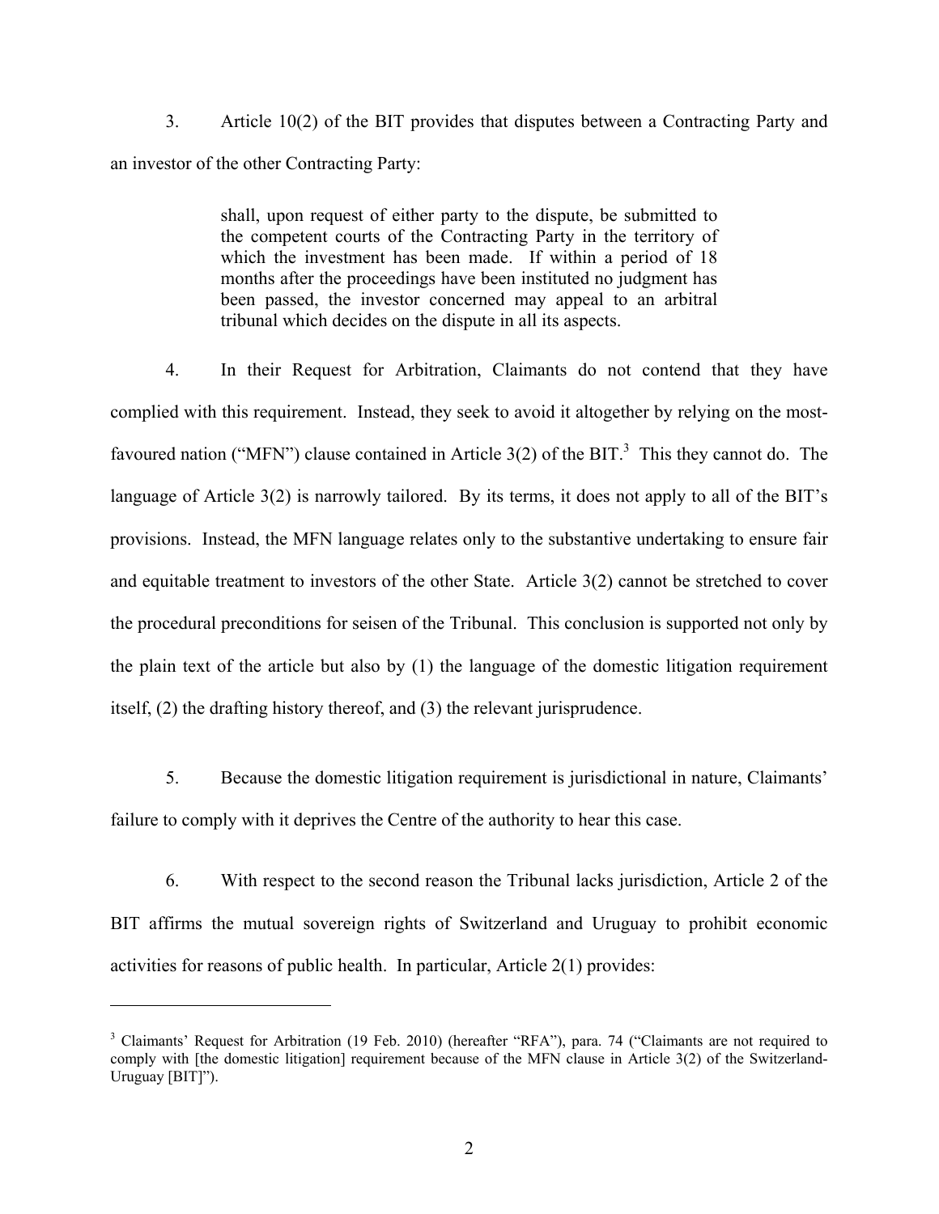3. Article 10(2) of the BIT provides that disputes between a Contracting Party and an investor of the other Contracting Party:

> shall, upon request of either party to the dispute, be submitted to the competent courts of the Contracting Party in the territory of which the investment has been made. If within a period of 18 months after the proceedings have been instituted no judgment has been passed, the investor concerned may appeal to an arbitral tribunal which decides on the dispute in all its aspects.

4. In their Request for Arbitration, Claimants do not contend that they have complied with this requirement. Instead, they seek to avoid it altogether by relying on the most-favoured nation ("MFN") clause contained in Article 3(2) of the BIT.[3] This they cannot do. The language of Article 3(2) is narrowly tailored. By its terms, it does not apply to all of the BIT's provisions. Instead, the MFN language relates only to the substantive undertaking to ensure fair and equitable treatment to investors of the other State. Article 3(2) cannot be stretched to cover the procedural preconditions for seisen of the Tribunal. This conclusion is supported not only by the plain text of the article but also by (1) the language of the domestic litigation requirement itself, (2) the drafting history thereof, and (3) the relevant jurisprudence.

5. Because the domestic litigation requirement is jurisdictional in nature, Claimants' failure to comply with it deprives the Centre of the authority to hear this case.

6. With respect to the second reason the Tribunal lacks jurisdiction, Article 2 of the BIT affirms the mutual sovereign rights of Switzerland and Uruguay to prohibit economic activities for reasons of public health. In particular, Article 2(1) provides:

---

[3] Claimants' Request for Arbitration (19 Feb. 2010) (hereafter "RFA"), para. 74 ("Claimants are not required to comply with [the domestic litigation] requirement because of the MFN clause in Article 3(2) of the Switzerland-Uruguay [BIT]").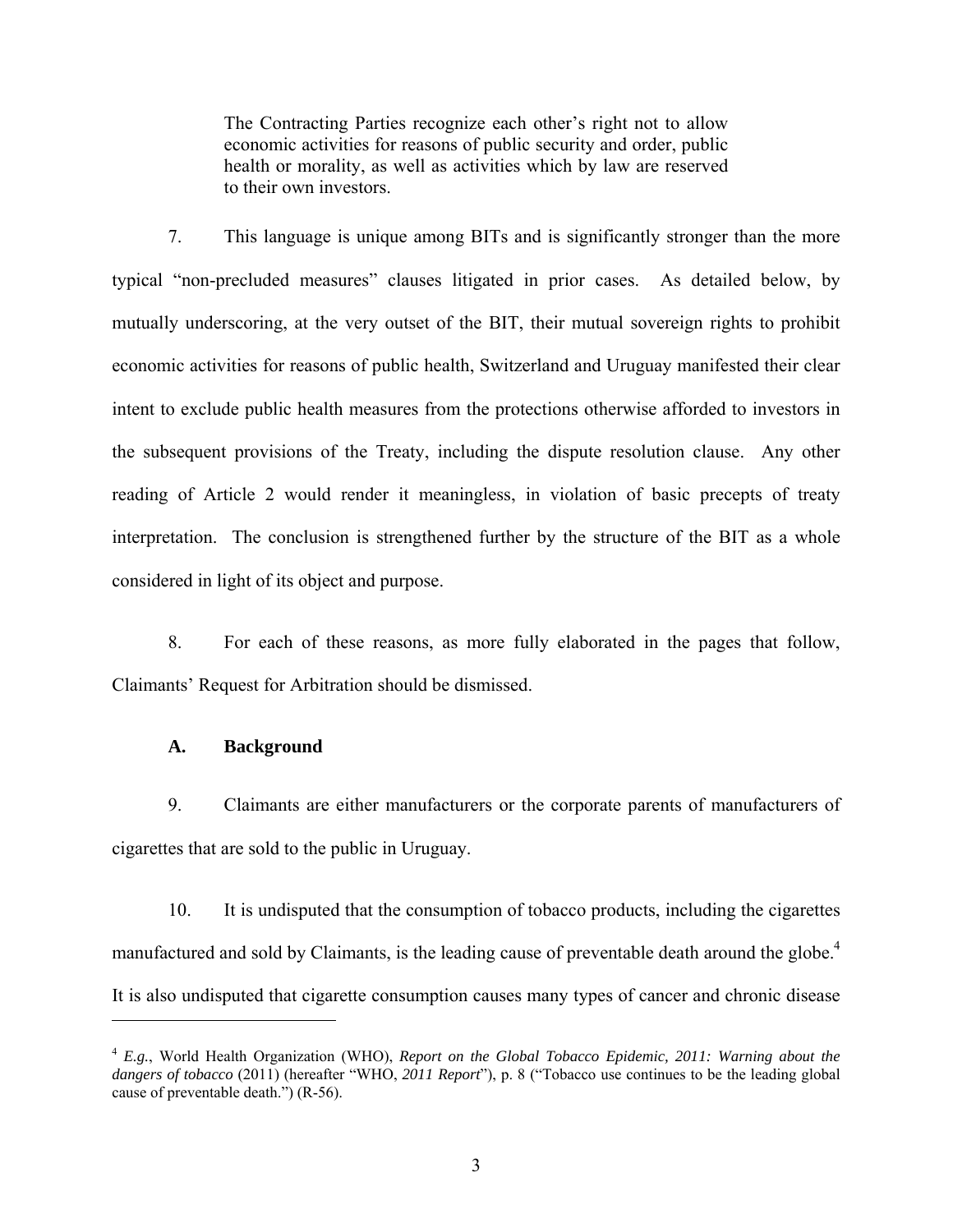> The Contracting Parties recognize each other's right not to allow economic activities for reasons of public security and order, public health or morality, as well as activities which by law are reserved to their own investors.

7. This language is unique among BITs and is significantly stronger than the more typical "non-precluded measures" clauses litigated in prior cases. As detailed below, by mutually underscoring, at the very outset of the BIT, their mutual sovereign rights to prohibit economic activities for reasons of public health, Switzerland and Uruguay manifested their clear intent to exclude public health measures from the protections otherwise afforded to investors in the subsequent provisions of the Treaty, including the dispute resolution clause. Any other reading of Article 2 would render it meaningless, in violation of basic precepts of treaty interpretation. The conclusion is strengthened further by the structure of the BIT as a whole considered in light of its object and purpose.

8. For each of these reasons, as more fully elaborated in the pages that follow, Claimants' Request for Arbitration should be dismissed.

### A. Background

9. Claimants are either manufacturers or the corporate parents of manufacturers of cigarettes that are sold to the public in Uruguay.

10. It is undisputed that the consumption of tobacco products, including the cigarettes manufactured and sold by Claimants, is the leading cause of preventable death around the globe.[4] It is also undisputed that cigarette consumption causes many types of cancer and chronic disease

---

[4] *E.g.*, World Health Organization (WHO), *Report on the Global Tobacco Epidemic, 2011: Warning about the dangers of tobacco* (2011) (hereafter "WHO, *2011 Report*"), p. 8 ("Tobacco use continues to be the leading global cause of preventable death.") (R-56).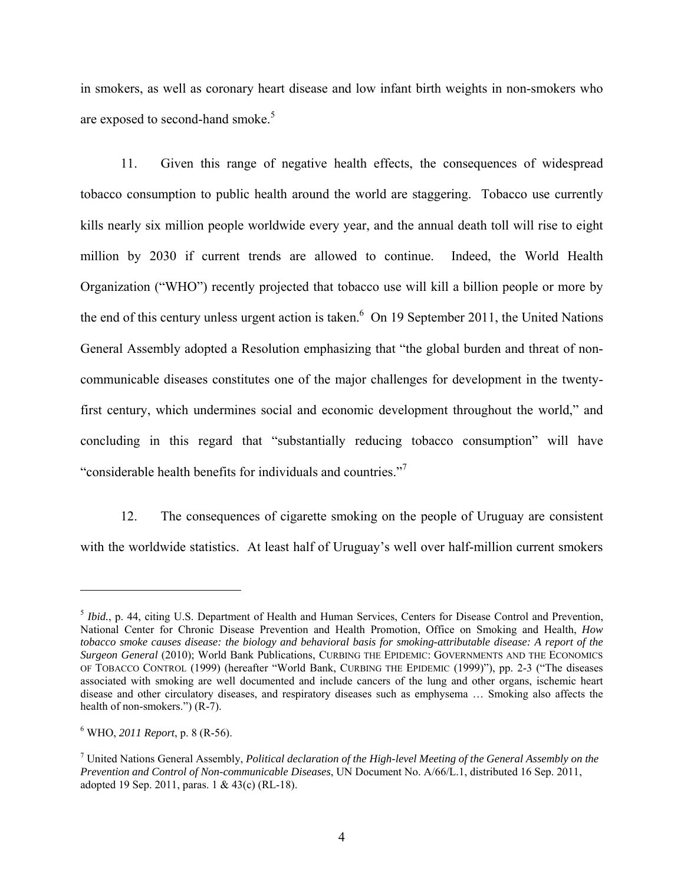in smokers, as well as coronary heart disease and low infant birth weights in non-smokers who are exposed to second-hand smoke.[5]

11. Given this range of negative health effects, the consequences of widespread tobacco consumption to public health around the world are staggering. Tobacco use currently kills nearly six million people worldwide every year, and the annual death toll will rise to eight million by 2030 if current trends are allowed to continue. Indeed, the World Health Organization ("WHO") recently projected that tobacco use will kill a billion people or more by the end of this century unless urgent action is taken.[6] On 19 September 2011, the United Nations General Assembly adopted a Resolution emphasizing that "the global burden and threat of non-communicable diseases constitutes one of the major challenges for development in the twenty-first century, which undermines social and economic development throughout the world," and concluding in this regard that "substantially reducing tobacco consumption" will have "considerable health benefits for individuals and countries."[7]

12. The consequences of cigarette smoking on the people of Uruguay are consistent with the worldwide statistics. At least half of Uruguay's well over half-million current smokers

---

[5] *Ibid.*, p. 44, citing U.S. Department of Health and Human Services, Centers for Disease Control and Prevention, National Center for Chronic Disease Prevention and Health Promotion, Office on Smoking and Health, *How tobacco smoke causes disease: the biology and behavioral basis for smoking-attributable disease: A report of the Surgeon General* (2010); World Bank Publications, CURBING THE EPIDEMIC: GOVERNMENTS AND THE ECONOMICS OF TOBACCO CONTROL (1999) (hereafter "World Bank, CURBING THE EPIDEMIC (1999)"), pp. 2-3 ("The diseases associated with smoking are well documented and include cancers of the lung and other organs, ischemic heart disease and other circulatory diseases, and respiratory diseases such as emphysema … Smoking also affects the health of non-smokers.") (R-7).

[6] WHO, *2011 Report*, p. 8 (R-56).

[7] United Nations General Assembly, *Political declaration of the High-level Meeting of the General Assembly on the Prevention and Control of Non-communicable Diseases*, UN Document No. A/66/L.1, distributed 16 Sep. 2011, adopted 19 Sep. 2011, paras. 1 & 43(c) (RL-18).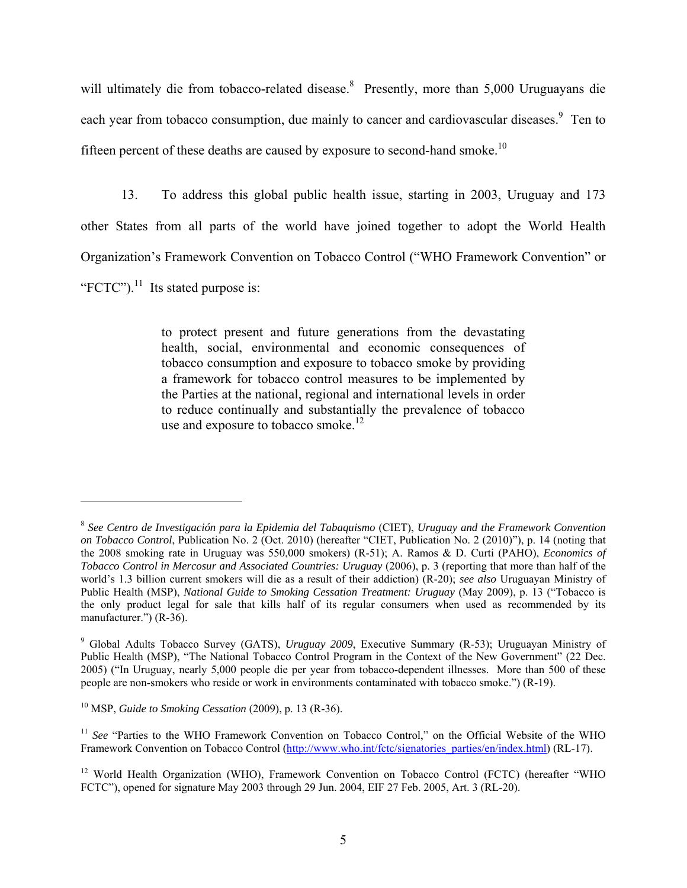will ultimately die from tobacco-related disease.[8] Presently, more than 5,000 Uruguayans die each year from tobacco consumption, due mainly to cancer and cardiovascular diseases.[9] Ten to fifteen percent of these deaths are caused by exposure to second-hand smoke.[10]

13. To address this global public health issue, starting in 2003, Uruguay and 173 other States from all parts of the world have joined together to adopt the World Health Organization's Framework Convention on Tobacco Control ("WHO Framework Convention" or "FCTC").[11] Its stated purpose is:

> to protect present and future generations from the devastating health, social, environmental and economic consequences of tobacco consumption and exposure to tobacco smoke by providing a framework for tobacco control measures to be implemented by the Parties at the national, regional and international levels in order to reduce continually and substantially the prevalence of tobacco use and exposure to tobacco smoke.[12]

---

[8] *See Centro de Investigación para la Epidemia del Tabaquismo* (CIET), *Uruguay and the Framework Convention on Tobacco Control*, Publication No. 2 (Oct. 2010) (hereafter "CIET, Publication No. 2 (2010)"), p. 14 (noting that the 2008 smoking rate in Uruguay was 550,000 smokers) (R-51); A. Ramos & D. Curti (PAHO), *Economics of Tobacco Control in Mercosur and Associated Countries: Uruguay* (2006), p. 3 (reporting that more than half of the world's 1.3 billion current smokers will die as a result of their addiction) (R-20); *see also* Uruguayan Ministry of Public Health (MSP), *National Guide to Smoking Cessation Treatment: Uruguay* (May 2009), p. 13 ("Tobacco is the only product legal for sale that kills half of its regular consumers when used as recommended by its manufacturer.") (R-36).

[9] Global Adults Tobacco Survey (GATS), *Uruguay 2009*, Executive Summary (R-53); Uruguayan Ministry of Public Health (MSP), "The National Tobacco Control Program in the Context of the New Government" (22 Dec. 2005) ("In Uruguay, nearly 5,000 people die per year from tobacco-dependent illnesses. More than 500 of these people are non-smokers who reside or work in environments contaminated with tobacco smoke.") (R-19).

[10] MSP, *Guide to Smoking Cessation* (2009), p. 13 (R-36).

[11] *See* "Parties to the WHO Framework Convention on Tobacco Control," on the Official Website of the WHO Framework Convention on Tobacco Control (http://www.who.int/fctc/signatories_parties/en/index.html) (RL-17).

[12] World Health Organization (WHO), Framework Convention on Tobacco Control (FCTC) (hereafter "WHO FCTC"), opened for signature May 2003 through 29 Jun. 2004, EIF 27 Feb. 2005, Art. 3 (RL-20).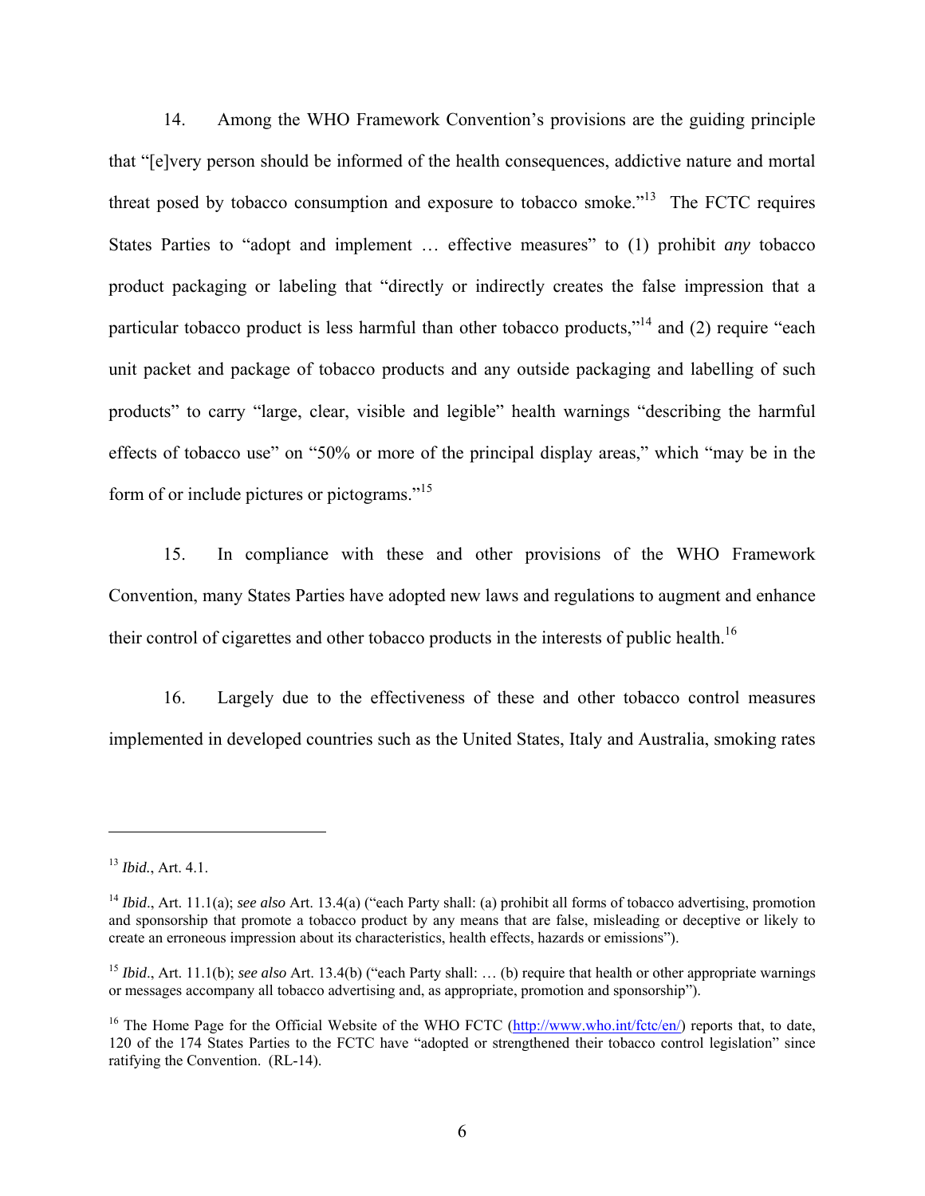14. Among the WHO Framework Convention's provisions are the guiding principle that "[e]very person should be informed of the health consequences, addictive nature and mortal threat posed by tobacco consumption and exposure to tobacco smoke."[13] The FCTC requires States Parties to "adopt and implement … effective measures" to (1) prohibit *any* tobacco product packaging or labeling that "directly or indirectly creates the false impression that a particular tobacco product is less harmful than other tobacco products,"[14] and (2) require "each unit packet and package of tobacco products and any outside packaging and labelling of such products" to carry "large, clear, visible and legible" health warnings "describing the harmful effects of tobacco use" on "50% or more of the principal display areas," which "may be in the form of or include pictures or pictograms."[15]

15. In compliance with these and other provisions of the WHO Framework Convention, many States Parties have adopted new laws and regulations to augment and enhance their control of cigarettes and other tobacco products in the interests of public health.[16]

16. Largely due to the effectiveness of these and other tobacco control measures implemented in developed countries such as the United States, Italy and Australia, smoking rates

---

[13] *Ibid.*, Art. 4.1.

[14] *Ibid*., Art. 11.1(a); *see also* Art. 13.4(a) ("each Party shall: (a) prohibit all forms of tobacco advertising, promotion and sponsorship that promote a tobacco product by any means that are false, misleading or deceptive or likely to create an erroneous impression about its characteristics, health effects, hazards or emissions").

[15] *Ibid*., Art. 11.1(b); *see also* Art. 13.4(b) ("each Party shall: … (b) require that health or other appropriate warnings or messages accompany all tobacco advertising and, as appropriate, promotion and sponsorship").

[16] The Home Page for the Official Website of the WHO FCTC (http://www.who.int/fctc/en/) reports that, to date, 120 of the 174 States Parties to the FCTC have "adopted or strengthened their tobacco control legislation" since ratifying the Convention. (RL-14).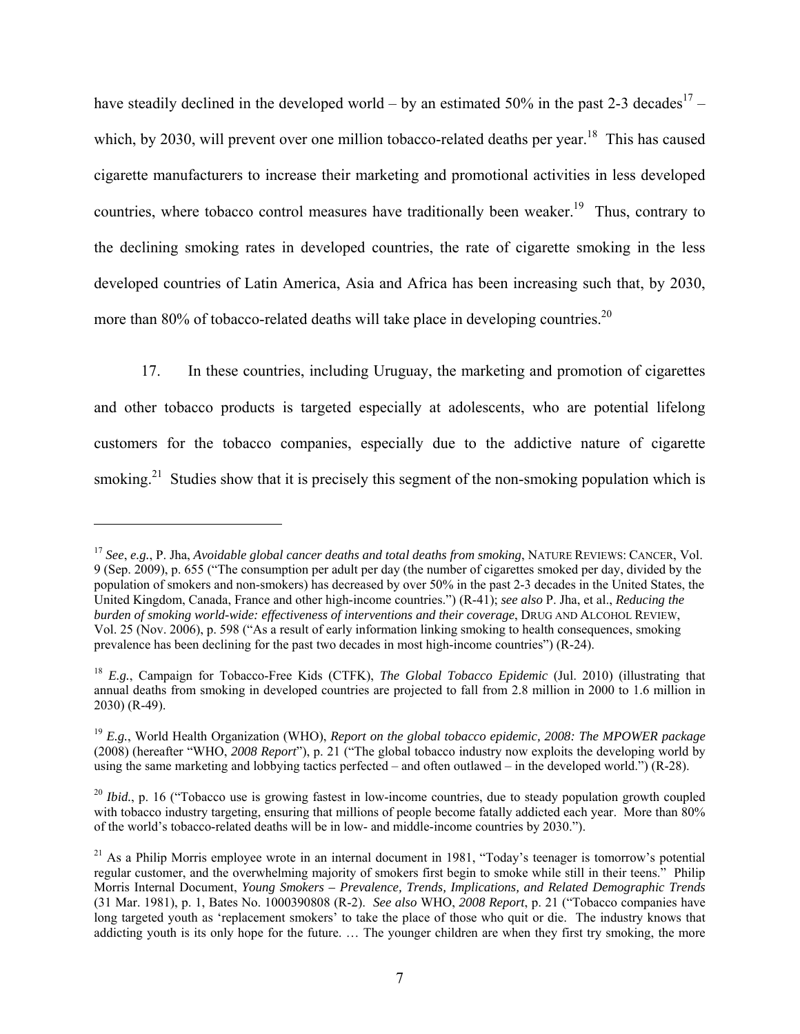have steadily declined in the developed world – by an estimated 50% in the past 2-3 decades[17] – which, by 2030, will prevent over one million tobacco-related deaths per year.[18] This has caused cigarette manufacturers to increase their marketing and promotional activities in less developed countries, where tobacco control measures have traditionally been weaker.[19] Thus, contrary to the declining smoking rates in developed countries, the rate of cigarette smoking in the less developed countries of Latin America, Asia and Africa has been increasing such that, by 2030, more than 80% of tobacco-related deaths will take place in developing countries.[20]

17. In these countries, including Uruguay, the marketing and promotion of cigarettes and other tobacco products is targeted especially at adolescents, who are potential lifelong customers for the tobacco companies, especially due to the addictive nature of cigarette smoking.[21] Studies show that it is precisely this segment of the non-smoking population which is

---

[17] *See*, *e.g.*, P. Jha, *Avoidable global cancer deaths and total deaths from smoking*, NATURE REVIEWS: CANCER, Vol. 9 (Sep. 2009), p. 655 ("The consumption per adult per day (the number of cigarettes smoked per day, divided by the population of smokers and non-smokers) has decreased by over 50% in the past 2-3 decades in the United States, the United Kingdom, Canada, France and other high-income countries.") (R-41); *see also* P. Jha, et al., *Reducing the burden of smoking world-wide: effectiveness of interventions and their coverage*, DRUG AND ALCOHOL REVIEW, Vol. 25 (Nov. 2006), p. 598 ("As a result of early information linking smoking to health consequences, smoking prevalence has been declining for the past two decades in most high-income countries") (R-24).

[18] *E.g.*, Campaign for Tobacco-Free Kids (CTFK), *The Global Tobacco Epidemic* (Jul. 2010) (illustrating that annual deaths from smoking in developed countries are projected to fall from 2.8 million in 2000 to 1.6 million in 2030) (R-49).

[19] *E.g.*, World Health Organization (WHO), *Report on the global tobacco epidemic, 2008: The MPOWER package* (2008) (hereafter "WHO, *2008 Report*"), p. 21 ("The global tobacco industry now exploits the developing world by using the same marketing and lobbying tactics perfected – and often outlawed – in the developed world.") (R-28).

[20] *Ibid.*, p. 16 ("Tobacco use is growing fastest in low-income countries, due to steady population growth coupled with tobacco industry targeting, ensuring that millions of people become fatally addicted each year. More than 80% of the world's tobacco-related deaths will be in low- and middle-income countries by 2030.").

[21] As a Philip Morris employee wrote in an internal document in 1981, "Today's teenager is tomorrow's potential regular customer, and the overwhelming majority of smokers first begin to smoke while still in their teens." Philip Morris Internal Document, *Young Smokers – Prevalence, Trends, Implications, and Related Demographic Trends* (31 Mar. 1981), p. 1, Bates No. 1000390808 (R-2). *See also* WHO, *2008 Report*, p. 21 ("Tobacco companies have long targeted youth as 'replacement smokers' to take the place of those who quit or die. The industry knows that addicting youth is its only hope for the future. … The younger children are when they first try smoking, the more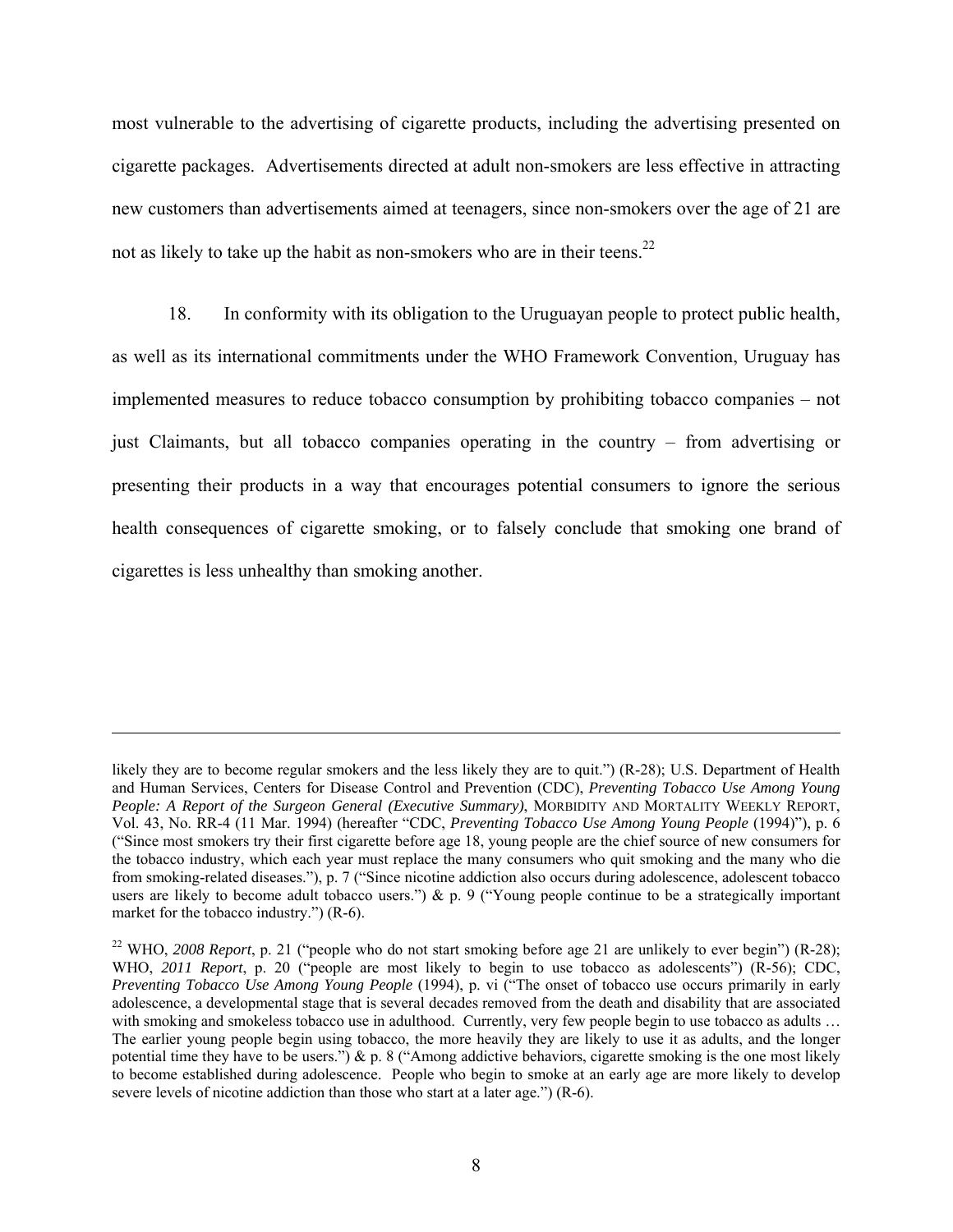most vulnerable to the advertising of cigarette products, including the advertising presented on cigarette packages. Advertisements directed at adult non-smokers are less effective in attracting new customers than advertisements aimed at teenagers, since non-smokers over the age of 21 are not as likely to take up the habit as non-smokers who are in their teens.[22]

18. In conformity with its obligation to the Uruguayan people to protect public health, as well as its international commitments under the WHO Framework Convention, Uruguay has implemented measures to reduce tobacco consumption by prohibiting tobacco companies – not just Claimants, but all tobacco companies operating in the country – from advertising or presenting their products in a way that encourages potential consumers to ignore the serious health consequences of cigarette smoking, or to falsely conclude that smoking one brand of cigarettes is less unhealthy than smoking another.

---

likely they are to become regular smokers and the less likely they are to quit.") (R-28); U.S. Department of Health and Human Services, Centers for Disease Control and Prevention (CDC), *Preventing Tobacco Use Among Young People: A Report of the Surgeon General (Executive Summary)*, MORBIDITY AND MORTALITY WEEKLY REPORT, Vol. 43, No. RR-4 (11 Mar. 1994) (hereafter "CDC, *Preventing Tobacco Use Among Young People* (1994)"), p. 6 ("Since most smokers try their first cigarette before age 18, young people are the chief source of new consumers for the tobacco industry, which each year must replace the many consumers who quit smoking and the many who die from smoking-related diseases."), p. 7 ("Since nicotine addiction also occurs during adolescence, adolescent tobacco users are likely to become adult tobacco users.") & p. 9 ("Young people continue to be a strategically important market for the tobacco industry.") (R-6).

[22] WHO, *2008 Report*, p. 21 ("people who do not start smoking before age 21 are unlikely to ever begin") (R-28); WHO, *2011 Report*, p. 20 ("people are most likely to begin to use tobacco as adolescents") (R-56); CDC, *Preventing Tobacco Use Among Young People* (1994), p. vi ("The onset of tobacco use occurs primarily in early adolescence, a developmental stage that is several decades removed from the death and disability that are associated with smoking and smokeless tobacco use in adulthood. Currently, very few people begin to use tobacco as adults … The earlier young people begin using tobacco, the more heavily they are likely to use it as adults, and the longer potential time they have to be users.") & p. 8 ("Among addictive behaviors, cigarette smoking is the one most likely to become established during adolescence. People who begin to smoke at an early age are more likely to develop severe levels of nicotine addiction than those who start at a later age.") (R-6).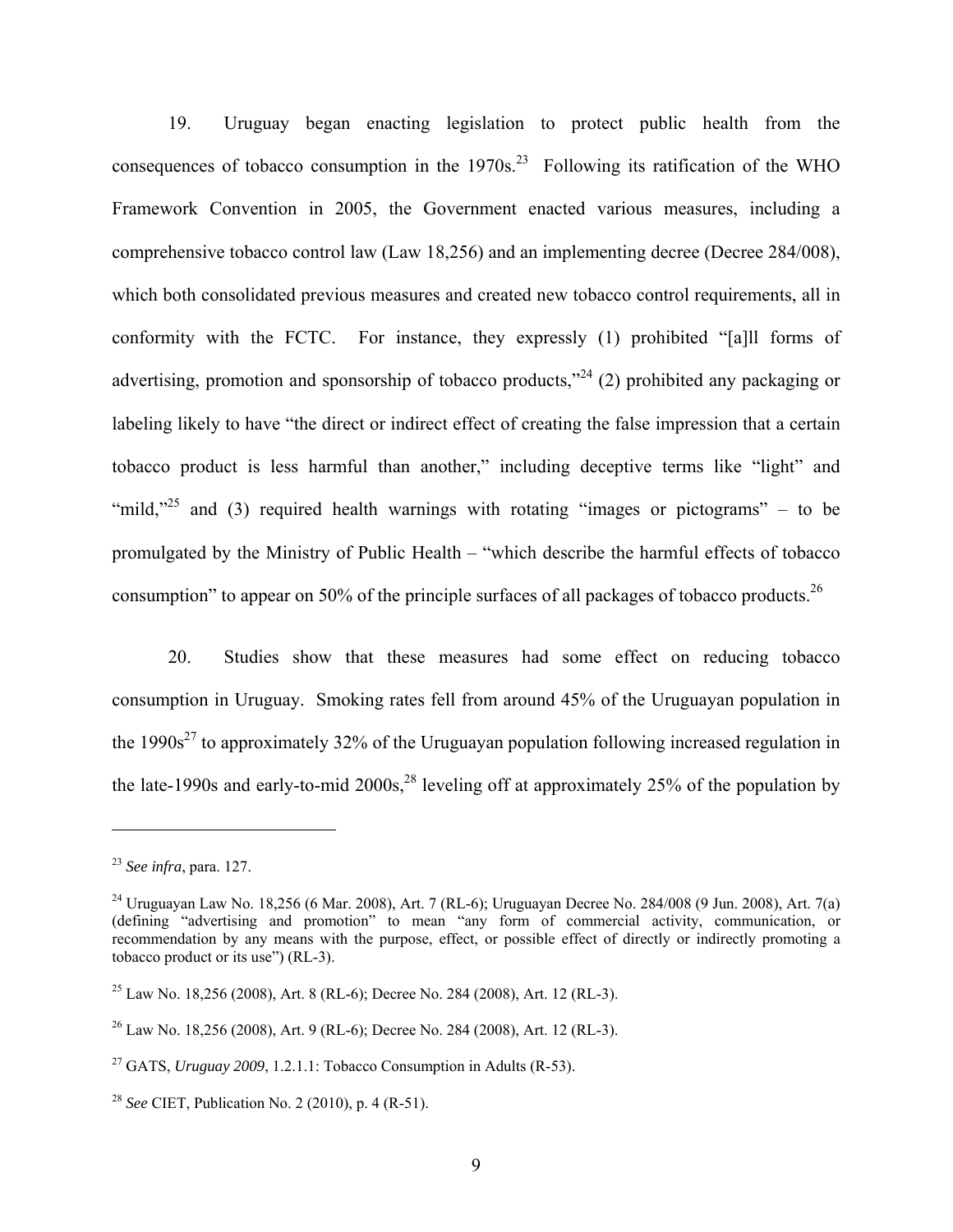19. Uruguay began enacting legislation to protect public health from the consequences of tobacco consumption in the 1970s.[23] Following its ratification of the WHO Framework Convention in 2005, the Government enacted various measures, including a comprehensive tobacco control law (Law 18,256) and an implementing decree (Decree 284/008), which both consolidated previous measures and created new tobacco control requirements, all in conformity with the FCTC. For instance, they expressly (1) prohibited "[a]ll forms of advertising, promotion and sponsorship of tobacco products,"[24] (2) prohibited any packaging or labeling likely to have "the direct or indirect effect of creating the false impression that a certain tobacco product is less harmful than another," including deceptive terms like "light" and "mild,"[25] and (3) required health warnings with rotating "images or pictograms" – to be promulgated by the Ministry of Public Health – "which describe the harmful effects of tobacco consumption" to appear on 50% of the principle surfaces of all packages of tobacco products.[26]

20. Studies show that these measures had some effect on reducing tobacco consumption in Uruguay. Smoking rates fell from around 45% of the Uruguayan population in the 1990s[27] to approximately 32% of the Uruguayan population following increased regulation in the late-1990s and early-to-mid 2000s,[28] leveling off at approximately 25% of the population by

---

[23] *See infra*, para. 127.

[24] Uruguayan Law No. 18,256 (6 Mar. 2008), Art. 7 (RL-6); Uruguayan Decree No. 284/008 (9 Jun. 2008), Art. 7(a) (defining "advertising and promotion" to mean "any form of commercial activity, communication, or recommendation by any means with the purpose, effect, or possible effect of directly or indirectly promoting a tobacco product or its use") (RL-3).

[25] Law No. 18,256 (2008), Art. 8 (RL-6); Decree No. 284 (2008), Art. 12 (RL-3).

[26] Law No. 18,256 (2008), Art. 9 (RL-6); Decree No. 284 (2008), Art. 12 (RL-3).

[27] GATS, *Uruguay 2009*, 1.2.1.1: Tobacco Consumption in Adults (R-53).

[28] *See* CIET, Publication No. 2 (2010), p. 4 (R-51).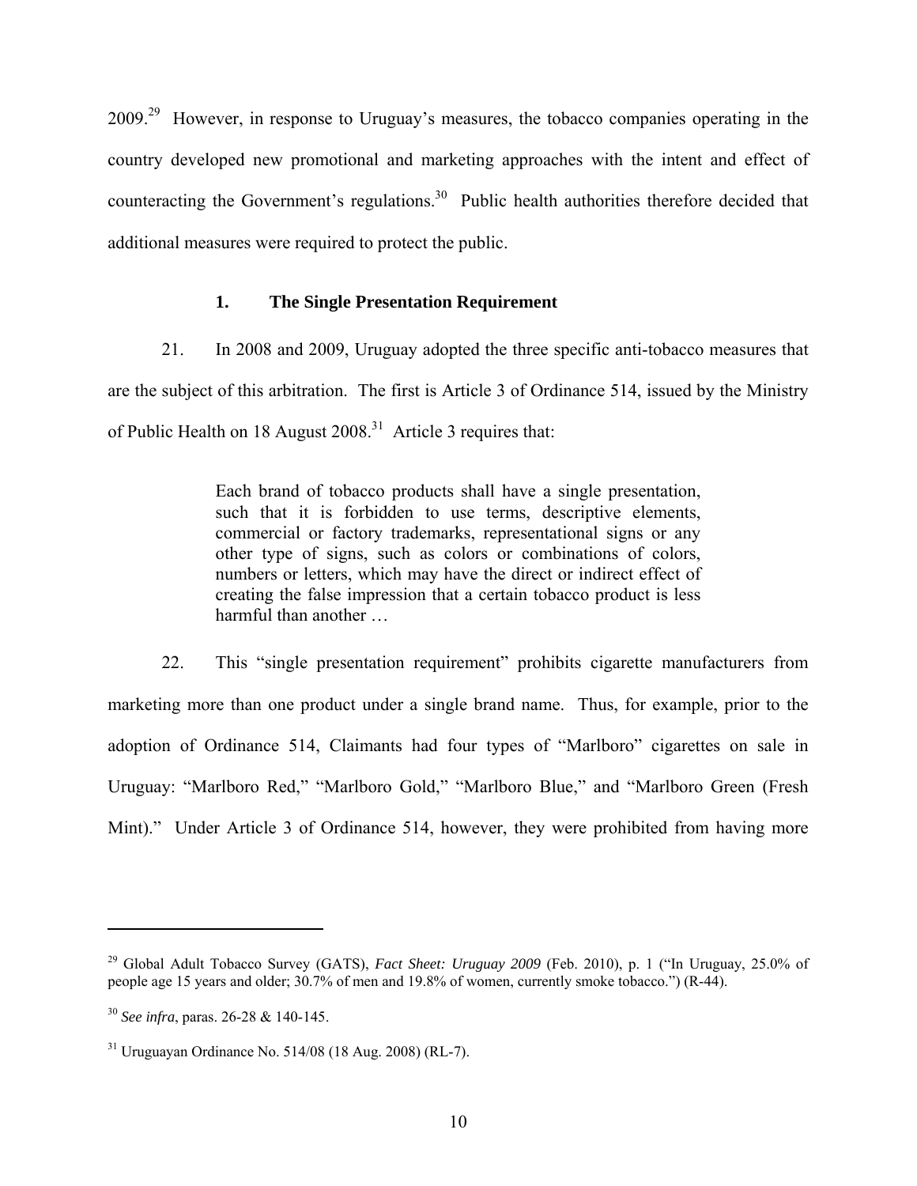2009.[29] However, in response to Uruguay's measures, the tobacco companies operating in the country developed new promotional and marketing approaches with the intent and effect of counteracting the Government's regulations.[30] Public health authorities therefore decided that additional measures were required to protect the public.

### 1. The Single Presentation Requirement

21. In 2008 and 2009, Uruguay adopted the three specific anti-tobacco measures that are the subject of this arbitration. The first is Article 3 of Ordinance 514, issued by the Ministry of Public Health on 18 August 2008.[31] Article 3 requires that:

> Each brand of tobacco products shall have a single presentation, such that it is forbidden to use terms, descriptive elements, commercial or factory trademarks, representational signs or any other type of signs, such as colors or combinations of colors, numbers or letters, which may have the direct or indirect effect of creating the false impression that a certain tobacco product is less harmful than another …

22. This "single presentation requirement" prohibits cigarette manufacturers from marketing more than one product under a single brand name. Thus, for example, prior to the adoption of Ordinance 514, Claimants had four types of "Marlboro" cigarettes on sale in Uruguay: "Marlboro Red," "Marlboro Gold," "Marlboro Blue," and "Marlboro Green (Fresh Mint)." Under Article 3 of Ordinance 514, however, they were prohibited from having more

---

[29] Global Adult Tobacco Survey (GATS), *Fact Sheet: Uruguay 2009* (Feb. 2010), p. 1 ("In Uruguay, 25.0% of people age 15 years and older; 30.7% of men and 19.8% of women, currently smoke tobacco.") (R-44).

[30] *See infra*, paras. 26-28 & 140-145.

[31] Uruguayan Ordinance No. 514/08 (18 Aug. 2008) (RL-7).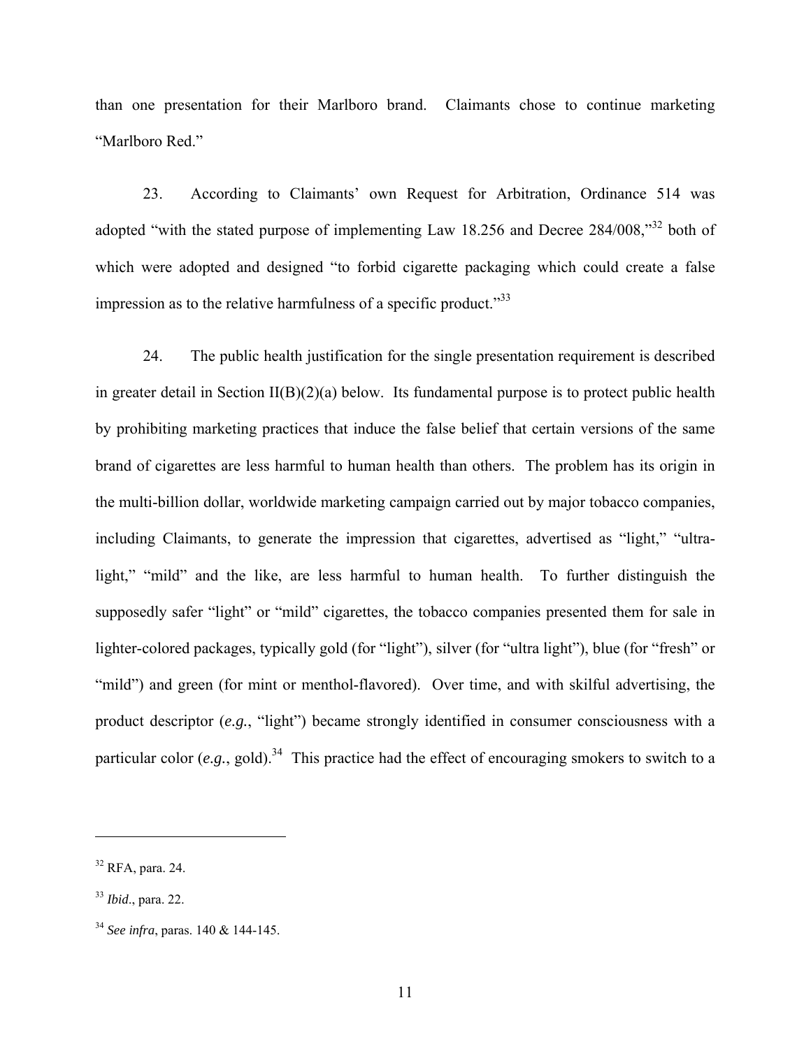than one presentation for their Marlboro brand. Claimants chose to continue marketing "Marlboro Red."

23. According to Claimants' own Request for Arbitration, Ordinance 514 was adopted "with the stated purpose of implementing Law 18.256 and Decree 284/008,"[32] both of which were adopted and designed "to forbid cigarette packaging which could create a false impression as to the relative harmfulness of a specific product."[33]

24. The public health justification for the single presentation requirement is described in greater detail in Section II(B)(2)(a) below. Its fundamental purpose is to protect public health by prohibiting marketing practices that induce the false belief that certain versions of the same brand of cigarettes are less harmful to human health than others. The problem has its origin in the multi-billion dollar, worldwide marketing campaign carried out by major tobacco companies, including Claimants, to generate the impression that cigarettes, advertised as "light," "ultra-light," "mild" and the like, are less harmful to human health. To further distinguish the supposedly safer "light" or "mild" cigarettes, the tobacco companies presented them for sale in lighter-colored packages, typically gold (for "light"), silver (for "ultra light"), blue (for "fresh" or "mild") and green (for mint or menthol-flavored). Over time, and with skilful advertising, the product descriptor (*e.g.*, "light") became strongly identified in consumer consciousness with a particular color (*e.g.*, gold).[34] This practice had the effect of encouraging smokers to switch to a

---

[32] RFA, para. 24.

[33] *Ibid*., para. 22.

[34] *See infra*, paras. 140 & 144-145.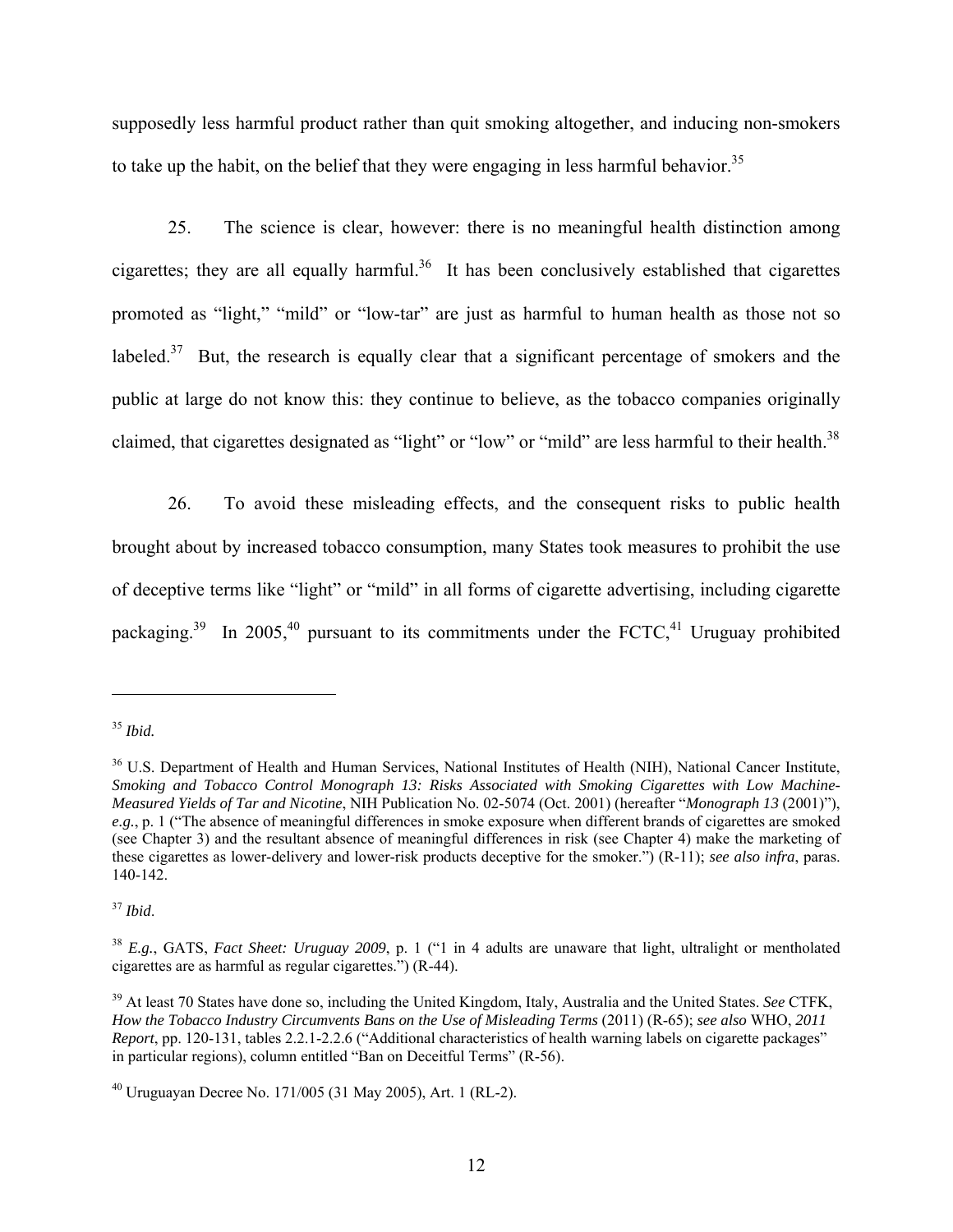supposedly less harmful product rather than quit smoking altogether, and inducing non-smokers to take up the habit, on the belief that they were engaging in less harmful behavior.[35]

25. The science is clear, however: there is no meaningful health distinction among cigarettes; they are all equally harmful.[36] It has been conclusively established that cigarettes promoted as "light," "mild" or "low-tar" are just as harmful to human health as those not so labeled.[37] But, the research is equally clear that a significant percentage of smokers and the public at large do not know this: they continue to believe, as the tobacco companies originally claimed, that cigarettes designated as "light" or "low" or "mild" are less harmful to their health.[38]

26. To avoid these misleading effects, and the consequent risks to public health brought about by increased tobacco consumption, many States took measures to prohibit the use of deceptive terms like "light" or "mild" in all forms of cigarette advertising, including cigarette packaging.[39] In 2005,[40] pursuant to its commitments under the FCTC,[41] Uruguay prohibited

---

[35] *Ibid.*

[36] U.S. Department of Health and Human Services, National Institutes of Health (NIH), National Cancer Institute, *Smoking and Tobacco Control Monograph 13: Risks Associated with Smoking Cigarettes with Low Machine-Measured Yields of Tar and Nicotine*, NIH Publication No. 02-5074 (Oct. 2001) (hereafter "*Monograph 13* (2001)"), *e.g.*, p. 1 ("The absence of meaningful differences in smoke exposure when different brands of cigarettes are smoked (see Chapter 3) and the resultant absence of meaningful differences in risk (see Chapter 4) make the marketing of these cigarettes as lower-delivery and lower-risk products deceptive for the smoker.") (R-11); *see also infra*, paras. 140-142.

[37] *Ibid*.

[38] *E.g.*, GATS, *Fact Sheet: Uruguay 2009*, p. 1 ("1 in 4 adults are unaware that light, ultralight or mentholated cigarettes are as harmful as regular cigarettes.") (R-44).

[39] At least 70 States have done so, including the United Kingdom, Italy, Australia and the United States. *See* CTFK, *How the Tobacco Industry Circumvents Bans on the Use of Misleading Terms* (2011) (R-65); *see also* WHO, *2011 Report*, pp. 120-131, tables 2.2.1-2.2.6 ("Additional characteristics of health warning labels on cigarette packages" in particular regions), column entitled "Ban on Deceitful Terms" (R-56).

[40] Uruguayan Decree No. 171/005 (31 May 2005), Art. 1 (RL-2).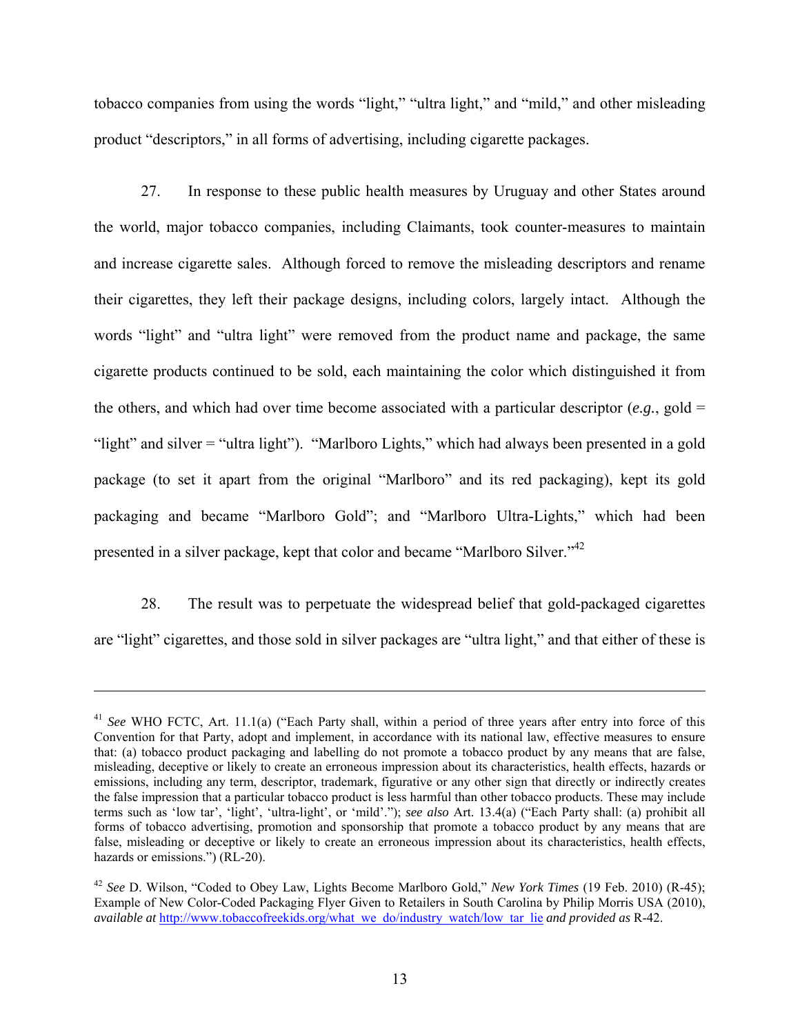tobacco companies from using the words "light," "ultra light," and "mild," and other misleading product "descriptors," in all forms of advertising, including cigarette packages.

27. In response to these public health measures by Uruguay and other States around the world, major tobacco companies, including Claimants, took counter-measures to maintain and increase cigarette sales. Although forced to remove the misleading descriptors and rename their cigarettes, they left their package designs, including colors, largely intact. Although the words "light" and "ultra light" were removed from the product name and package, the same cigarette products continued to be sold, each maintaining the color which distinguished it from the others, and which had over time become associated with a particular descriptor (*e.g.*, gold = "light" and silver = "ultra light"). "Marlboro Lights," which had always been presented in a gold package (to set it apart from the original "Marlboro" and its red packaging), kept its gold packaging and became "Marlboro Gold"; and "Marlboro Ultra-Lights," which had been presented in a silver package, kept that color and became "Marlboro Silver."[42]

28. The result was to perpetuate the widespread belief that gold-packaged cigarettes are "light" cigarettes, and those sold in silver packages are "ultra light," and that either of these is

---

[41] *See* WHO FCTC, Art. 11.1(a) ("Each Party shall, within a period of three years after entry into force of this Convention for that Party, adopt and implement, in accordance with its national law, effective measures to ensure that: (a) tobacco product packaging and labelling do not promote a tobacco product by any means that are false, misleading, deceptive or likely to create an erroneous impression about its characteristics, health effects, hazards or emissions, including any term, descriptor, trademark, figurative or any other sign that directly or indirectly creates the false impression that a particular tobacco product is less harmful than other tobacco products. These may include terms such as 'low tar', 'light', 'ultra-light', or 'mild'."); *see also* Art. 13.4(a) ("Each Party shall: (a) prohibit all forms of tobacco advertising, promotion and sponsorship that promote a tobacco product by any means that are false, misleading or deceptive or likely to create an erroneous impression about its characteristics, health effects, hazards or emissions.") (RL-20).

[42] *See* D. Wilson, "Coded to Obey Law, Lights Become Marlboro Gold," *New York Times* (19 Feb. 2010) (R-45); Example of New Color-Coded Packaging Flyer Given to Retailers in South Carolina by Philip Morris USA (2010), *available at* http://www.tobaccofreekids.org/what_we_do/industry_watch/low_tar_lie *and provided as* R-42.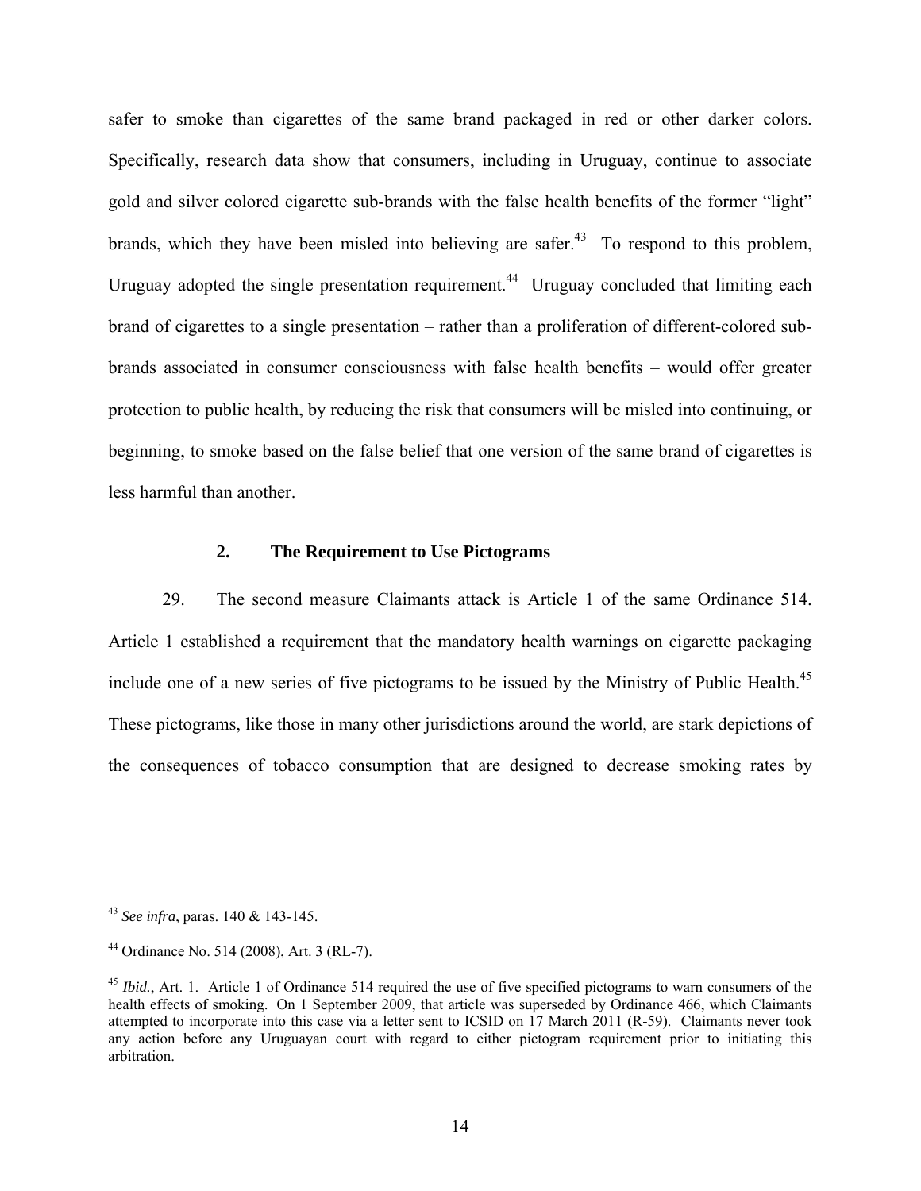safer to smoke than cigarettes of the same brand packaged in red or other darker colors. Specifically, research data show that consumers, including in Uruguay, continue to associate gold and silver colored cigarette sub-brands with the false health benefits of the former "light" brands, which they have been misled into believing are safer.[43] To respond to this problem, Uruguay adopted the single presentation requirement.[44] Uruguay concluded that limiting each brand of cigarettes to a single presentation – rather than a proliferation of different-colored sub-brands associated in consumer consciousness with false health benefits – would offer greater protection to public health, by reducing the risk that consumers will be misled into continuing, or beginning, to smoke based on the false belief that one version of the same brand of cigarettes is less harmful than another.

### 2. The Requirement to Use Pictograms

29. The second measure Claimants attack is Article 1 of the same Ordinance 514. Article 1 established a requirement that the mandatory health warnings on cigarette packaging include one of a new series of five pictograms to be issued by the Ministry of Public Health.[45] These pictograms, like those in many other jurisdictions around the world, are stark depictions of the consequences of tobacco consumption that are designed to decrease smoking rates by

---

[43] *See infra*, paras. 140 & 143-145.

[44] Ordinance No. 514 (2008), Art. 3 (RL-7).

[45] *Ibid.*, Art. 1. Article 1 of Ordinance 514 required the use of five specified pictograms to warn consumers of the health effects of smoking. On 1 September 2009, that article was superseded by Ordinance 466, which Claimants attempted to incorporate into this case via a letter sent to ICSID on 17 March 2011 (R-59). Claimants never took any action before any Uruguayan court with regard to either pictogram requirement prior to initiating this arbitration.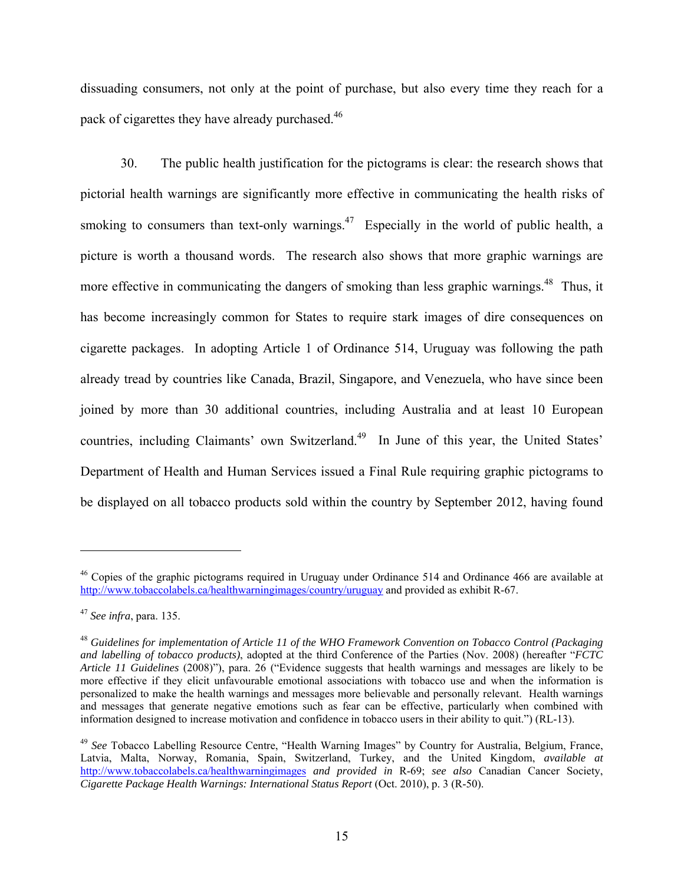dissuading consumers, not only at the point of purchase, but also every time they reach for a pack of cigarettes they have already purchased.[46]

30. The public health justification for the pictograms is clear: the research shows that pictorial health warnings are significantly more effective in communicating the health risks of smoking to consumers than text-only warnings.[47] Especially in the world of public health, a picture is worth a thousand words. The research also shows that more graphic warnings are more effective in communicating the dangers of smoking than less graphic warnings.[48] Thus, it has become increasingly common for States to require stark images of dire consequences on cigarette packages. In adopting Article 1 of Ordinance 514, Uruguay was following the path already tread by countries like Canada, Brazil, Singapore, and Venezuela, who have since been joined by more than 30 additional countries, including Australia and at least 10 European countries, including Claimants' own Switzerland.[49] In June of this year, the United States' Department of Health and Human Services issued a Final Rule requiring graphic pictograms to be displayed on all tobacco products sold within the country by September 2012, having found

---

[46] Copies of the graphic pictograms required in Uruguay under Ordinance 514 and Ordinance 466 are available at http://www.tobaccolabels.ca/healthwarningimages/country/uruguay and provided as exhibit R-67.

[47] *See infra*, para. 135.

[48] *Guidelines for implementation of Article 11 of the WHO Framework Convention on Tobacco Control (Packaging and labelling of tobacco products)*, adopted at the third Conference of the Parties (Nov. 2008) (hereafter "*FCTC Article 11 Guidelines* (2008)"), para. 26 ("Evidence suggests that health warnings and messages are likely to be more effective if they elicit unfavourable emotional associations with tobacco use and when the information is personalized to make the health warnings and messages more believable and personally relevant. Health warnings and messages that generate negative emotions such as fear can be effective, particularly when combined with information designed to increase motivation and confidence in tobacco users in their ability to quit.") (RL-13).

[49] *See* Tobacco Labelling Resource Centre, "Health Warning Images" by Country for Australia, Belgium, France, Latvia, Malta, Norway, Romania, Spain, Switzerland, Turkey, and the United Kingdom, *available at* http://www.tobaccolabels.ca/healthwarningimages *and provided in* R-69; *see also* Canadian Cancer Society, *Cigarette Package Health Warnings: International Status Report* (Oct. 2010), p. 3 (R-50).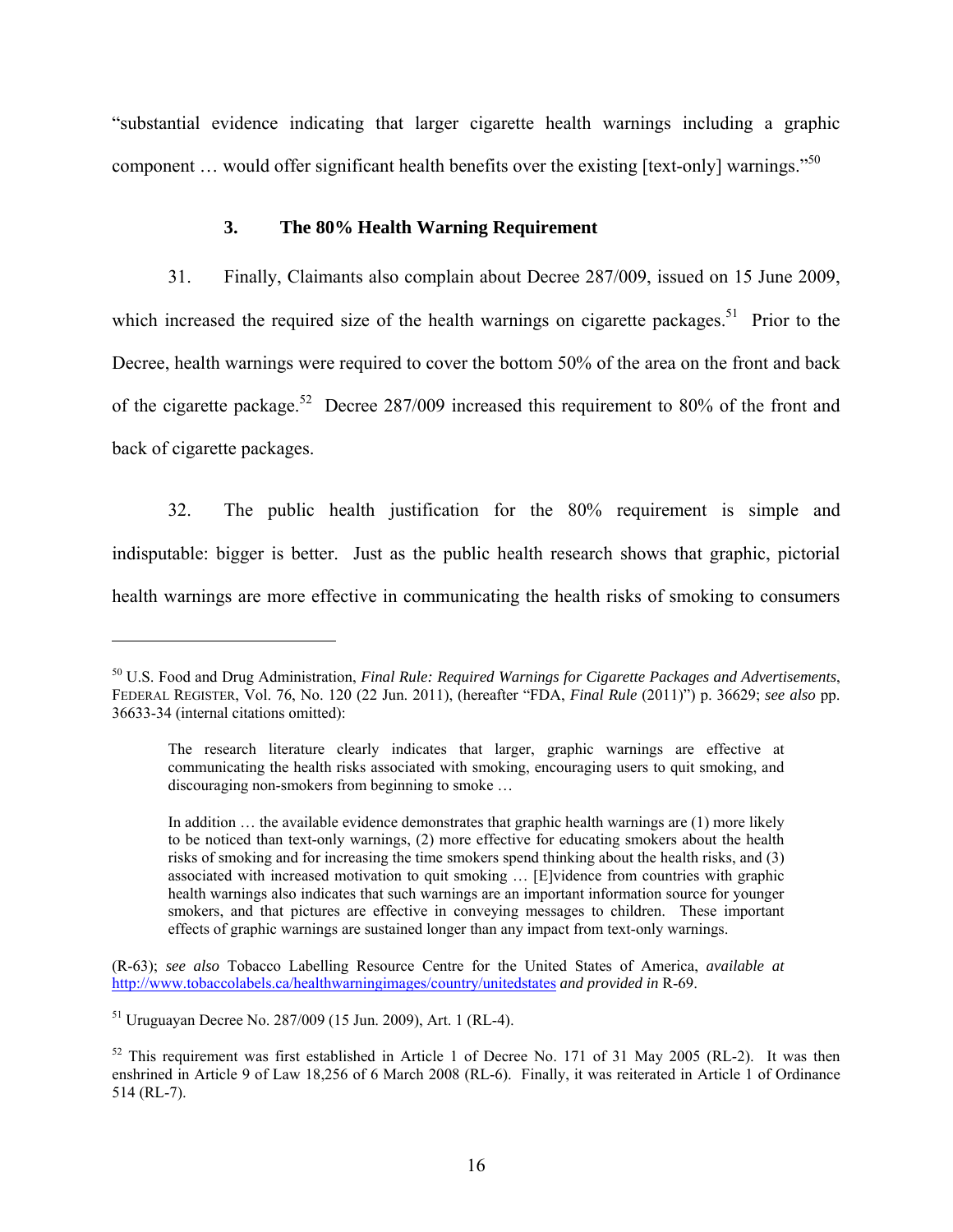"substantial evidence indicating that larger cigarette health warnings including a graphic component … would offer significant health benefits over the existing [text-only] warnings."[50]

### 3. The 80% Health Warning Requirement

31. Finally, Claimants also complain about Decree 287/009, issued on 15 June 2009, which increased the required size of the health warnings on cigarette packages.[51] Prior to the Decree, health warnings were required to cover the bottom 50% of the area on the front and back of the cigarette package.[52] Decree 287/009 increased this requirement to 80% of the front and back of cigarette packages.

32. The public health justification for the 80% requirement is simple and indisputable: bigger is better. Just as the public health research shows that graphic, pictorial health warnings are more effective in communicating the health risks of smoking to consumers

---

[50] U.S. Food and Drug Administration, *Final Rule: Required Warnings for Cigarette Packages and Advertisements*, FEDERAL REGISTER, Vol. 76, No. 120 (22 Jun. 2011), (hereafter "FDA, *Final Rule* (2011)") p. 36629; *see also* pp. 36633-34 (internal citations omitted):

> The research literature clearly indicates that larger, graphic warnings are effective at communicating the health risks associated with smoking, encouraging users to quit smoking, and discouraging non-smokers from beginning to smoke …
>
> In addition … the available evidence demonstrates that graphic health warnings are (1) more likely to be noticed than text-only warnings, (2) more effective for educating smokers about the health risks of smoking and for increasing the time smokers spend thinking about the health risks, and (3) associated with increased motivation to quit smoking … [E]vidence from countries with graphic health warnings also indicates that such warnings are an important information source for younger smokers, and that pictures are effective in conveying messages to children. These important effects of graphic warnings are sustained longer than any impact from text-only warnings.

(R-63); *see also* Tobacco Labelling Resource Centre for the United States of America, *available at* http://www.tobaccolabels.ca/healthwarningimages/country/unitedstates *and provided in* R-69.

[51] Uruguayan Decree No. 287/009 (15 Jun. 2009), Art. 1 (RL-4).

[52] This requirement was first established in Article 1 of Decree No. 171 of 31 May 2005 (RL-2). It was then enshrined in Article 9 of Law 18,256 of 6 March 2008 (RL-6). Finally, it was reiterated in Article 1 of Ordinance 514 (RL-7).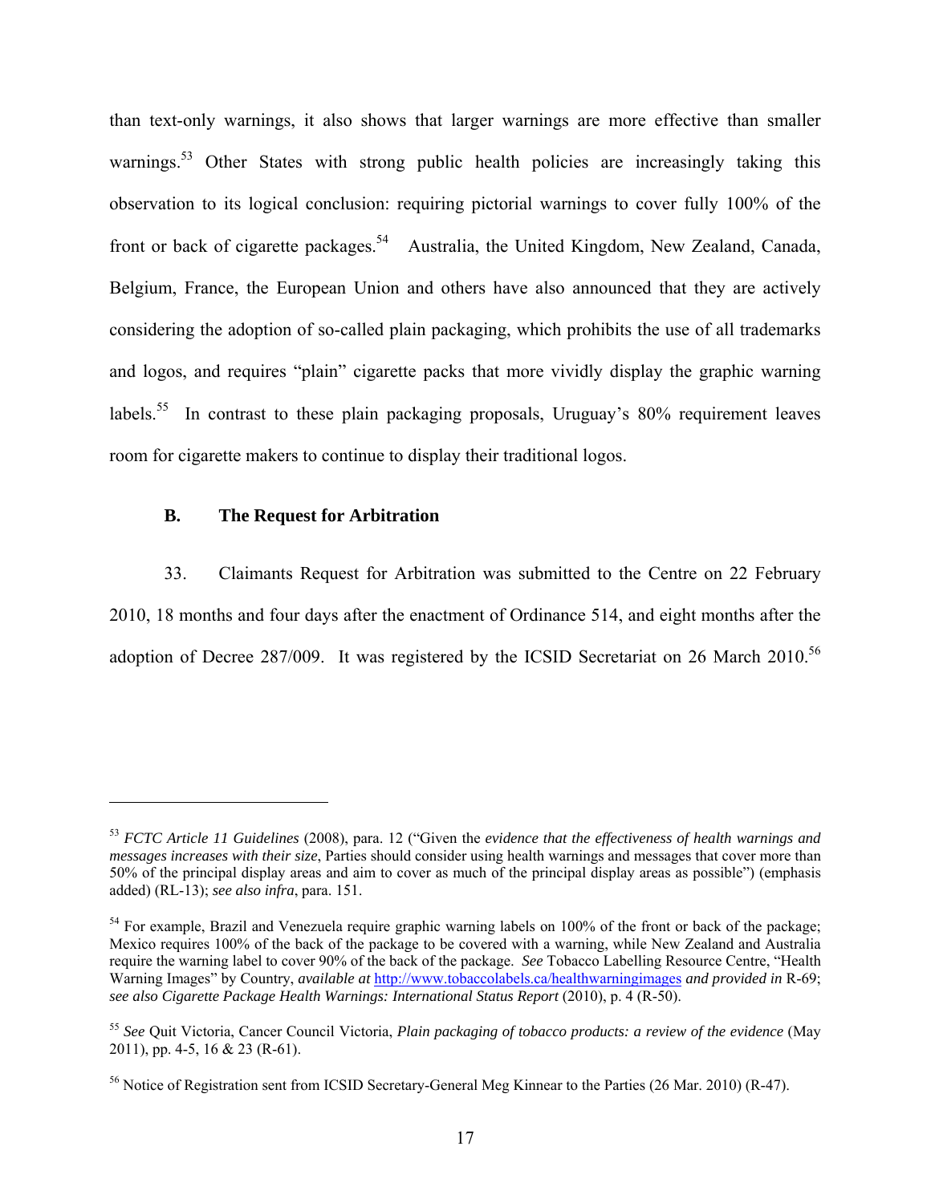than text-only warnings, it also shows that larger warnings are more effective than smaller warnings.[53] Other States with strong public health policies are increasingly taking this observation to its logical conclusion: requiring pictorial warnings to cover fully 100% of the front or back of cigarette packages.[54] Australia, the United Kingdom, New Zealand, Canada, Belgium, France, the European Union and others have also announced that they are actively considering the adoption of so-called plain packaging, which prohibits the use of all trademarks and logos, and requires "plain" cigarette packs that more vividly display the graphic warning labels.[55] In contrast to these plain packaging proposals, Uruguay's 80% requirement leaves room for cigarette makers to continue to display their traditional logos.

### B. The Request for Arbitration

33. Claimants Request for Arbitration was submitted to the Centre on 22 February 2010, 18 months and four days after the enactment of Ordinance 514, and eight months after the adoption of Decree 287/009. It was registered by the ICSID Secretariat on 26 March 2010.[56]

---

[53] *FCTC Article 11 Guidelines* (2008), para. 12 ("Given the *evidence that the effectiveness of health warnings and messages increases with their size*, Parties should consider using health warnings and messages that cover more than 50% of the principal display areas and aim to cover as much of the principal display areas as possible") (emphasis added) (RL-13); *see also infra*, para. 151.

[54] For example, Brazil and Venezuela require graphic warning labels on 100% of the front or back of the package; Mexico requires 100% of the back of the package to be covered with a warning, while New Zealand and Australia require the warning label to cover 90% of the back of the package. *See* Tobacco Labelling Resource Centre, "Health Warning Images" by Country, *available at* http://www.tobaccolabels.ca/healthwarningimages *and provided in* R-69; *see also Cigarette Package Health Warnings: International Status Report* (2010), p. 4 (R-50).

[55] *See* Quit Victoria, Cancer Council Victoria, *Plain packaging of tobacco products: a review of the evidence* (May 2011), pp. 4-5, 16 & 23 (R-61).

[56] Notice of Registration sent from ICSID Secretary-General Meg Kinnear to the Parties (26 Mar. 2010) (R-47).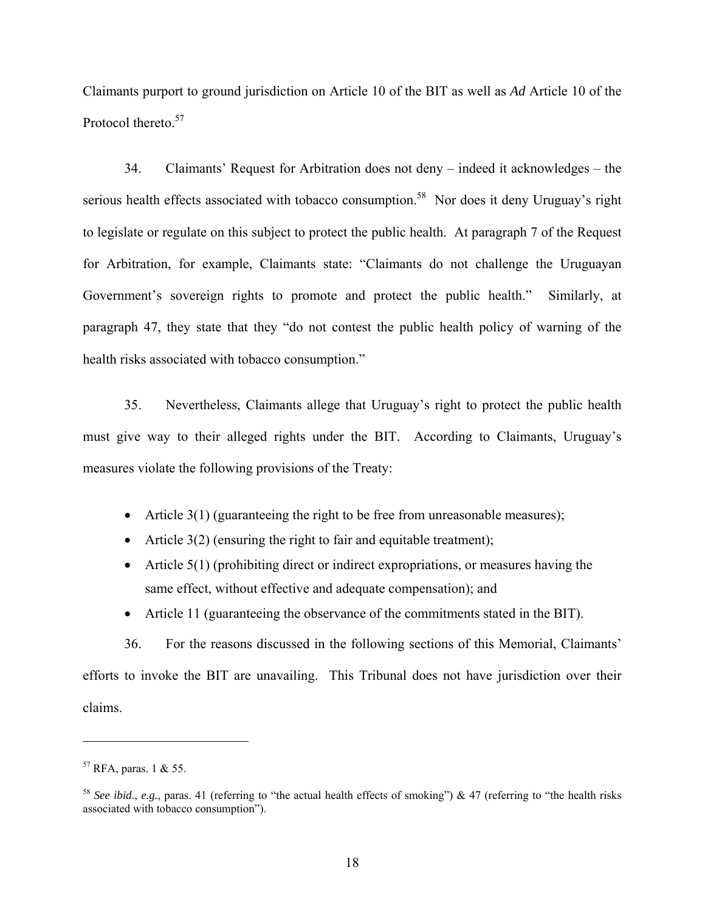Claimants purport to ground jurisdiction on Article 10 of the BIT as well as *Ad* Article 10 of the Protocol thereto.[57]

34. Claimants' Request for Arbitration does not deny – indeed it acknowledges – the serious health effects associated with tobacco consumption.[58] Nor does it deny Uruguay's right to legislate or regulate on this subject to protect the public health. At paragraph 7 of the Request for Arbitration, for example, Claimants state: "Claimants do not challenge the Uruguayan Government's sovereign rights to promote and protect the public health." Similarly, at paragraph 47, they state that they "do not contest the public health policy of warning of the health risks associated with tobacco consumption."

35. Nevertheless, Claimants allege that Uruguay's right to protect the public health must give way to their alleged rights under the BIT. According to Claimants, Uruguay's measures violate the following provisions of the Treaty:

- Article 3(1) (guaranteeing the right to be free from unreasonable measures);
- Article 3(2) (ensuring the right to fair and equitable treatment);
- Article 5(1) (prohibiting direct or indirect expropriations, or measures having the same effect, without effective and adequate compensation); and
- Article 11 (guaranteeing the observance of the commitments stated in the BIT).

36. For the reasons discussed in the following sections of this Memorial, Claimants' efforts to invoke the BIT are unavailing. This Tribunal does not have jurisdiction over their claims.

---

[57] RFA, paras. 1 & 55.

[58] *See ibid*., *e.g.*, paras. 41 (referring to "the actual health effects of smoking") & 47 (referring to "the health risks associated with tobacco consumption").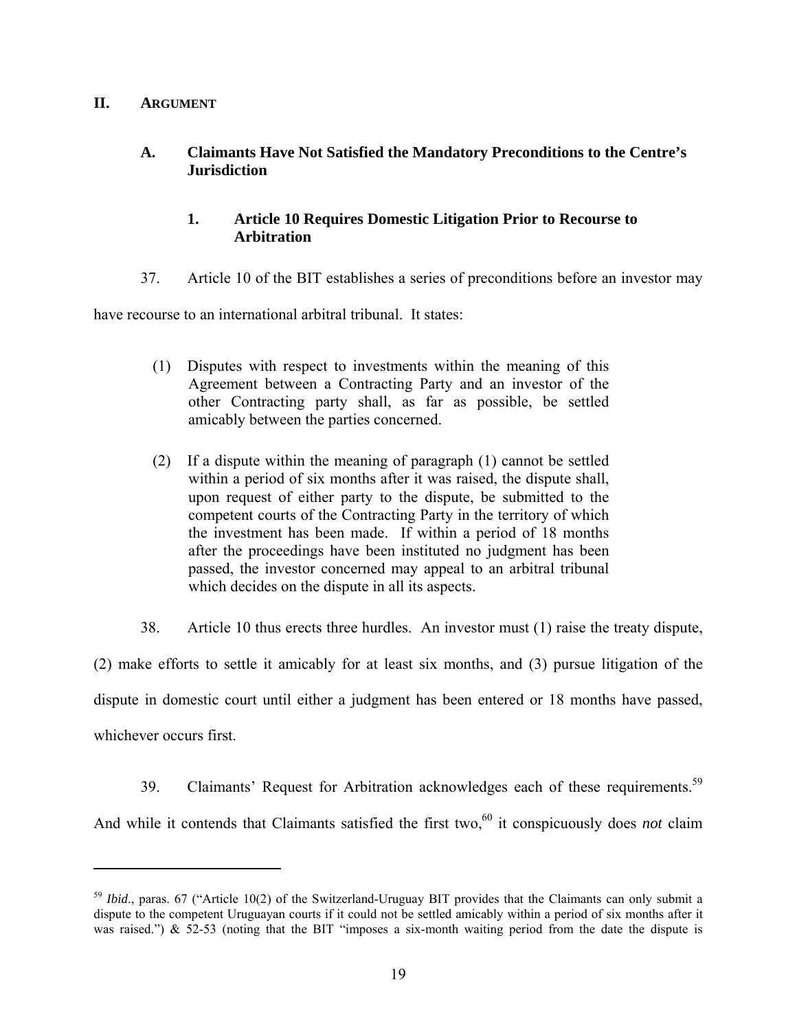## II. ARGUMENT

### A. Claimants Have Not Satisfied the Mandatory Preconditions to the Centre's Jurisdiction

#### 1. Article 10 Requires Domestic Litigation Prior to Recourse to Arbitration

37. Article 10 of the BIT establishes a series of preconditions before an investor may have recourse to an international arbitral tribunal. It states:

> (1) Disputes with respect to investments within the meaning of this Agreement between a Contracting Party and an investor of the other Contracting party shall, as far as possible, be settled amicably between the parties concerned.
>
> (2) If a dispute within the meaning of paragraph (1) cannot be settled within a period of six months after it was raised, the dispute shall, upon request of either party to the dispute, be submitted to the competent courts of the Contracting Party in the territory of which the investment has been made. If within a period of 18 months after the proceedings have been instituted no judgment has been passed, the investor concerned may appeal to an arbitral tribunal which decides on the dispute in all its aspects.

38. Article 10 thus erects three hurdles. An investor must (1) raise the treaty dispute, (2) make efforts to settle it amicably for at least six months, and (3) pursue litigation of the dispute in domestic court until either a judgment has been entered or 18 months have passed, whichever occurs first.

39. Claimants' Request for Arbitration acknowledges each of these requirements.[59] And while it contends that Claimants satisfied the first two,[60] it conspicuously does *not* claim

---

[59] *Ibid*., paras. 67 ("Article 10(2) of the Switzerland-Uruguay BIT provides that the Claimants can only submit a dispute to the competent Uruguayan courts if it could not be settled amicably within a period of six months after it was raised.") & 52-53 (noting that the BIT "imposes a six-month waiting period from the date the dispute is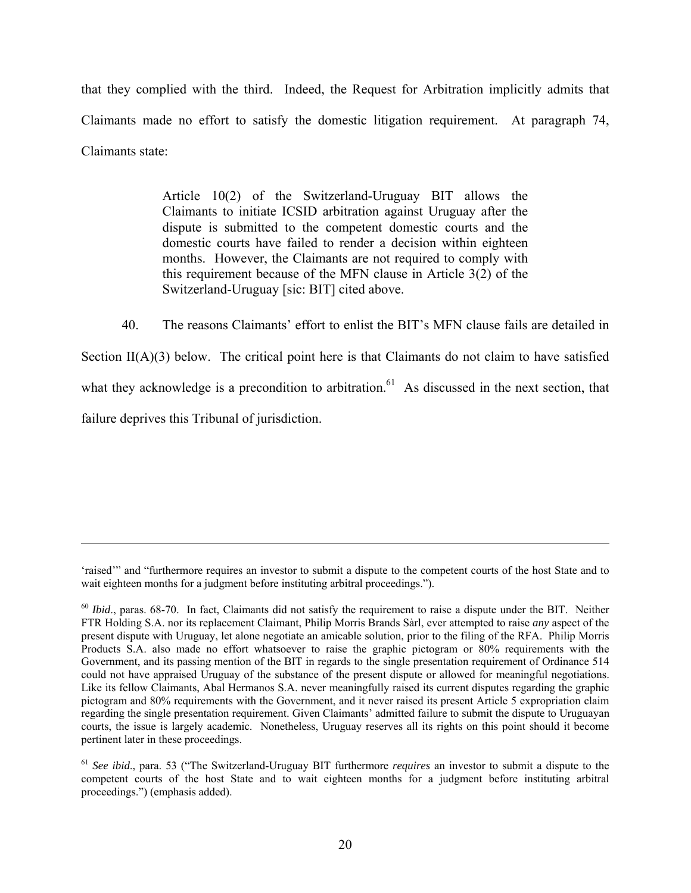that they complied with the third. Indeed, the Request for Arbitration implicitly admits that Claimants made no effort to satisfy the domestic litigation requirement. At paragraph 74, Claimants state:

> Article 10(2) of the Switzerland-Uruguay BIT allows the Claimants to initiate ICSID arbitration against Uruguay after the dispute is submitted to the competent domestic courts and the domestic courts have failed to render a decision within eighteen months. However, the Claimants are not required to comply with this requirement because of the MFN clause in Article 3(2) of the Switzerland-Uruguay [sic: BIT] cited above.

40. The reasons Claimants' effort to enlist the BIT's MFN clause fails are detailed in Section II(A)(3) below. The critical point here is that Claimants do not claim to have satisfied what they acknowledge is a precondition to arbitration.[61] As discussed in the next section, that failure deprives this Tribunal of jurisdiction.

---

'raised'" and "furthermore requires an investor to submit a dispute to the competent courts of the host State and to wait eighteen months for a judgment before instituting arbitral proceedings.").

[60] *Ibid*., paras. 68-70. In fact, Claimants did not satisfy the requirement to raise a dispute under the BIT. Neither FTR Holding S.A. nor its replacement Claimant, Philip Morris Brands Sàrl, ever attempted to raise *any* aspect of the present dispute with Uruguay, let alone negotiate an amicable solution, prior to the filing of the RFA. Philip Morris Products S.A. also made no effort whatsoever to raise the graphic pictogram or 80% requirements with the Government, and its passing mention of the BIT in regards to the single presentation requirement of Ordinance 514 could not have appraised Uruguay of the substance of the present dispute or allowed for meaningful negotiations. Like its fellow Claimants, Abal Hermanos S.A. never meaningfully raised its current disputes regarding the graphic pictogram and 80% requirements with the Government, and it never raised its present Article 5 expropriation claim regarding the single presentation requirement. Given Claimants' admitted failure to submit the dispute to Uruguayan courts, the issue is largely academic. Nonetheless, Uruguay reserves all its rights on this point should it become pertinent later in these proceedings.

[61] *See ibid*., para. 53 ("The Switzerland-Uruguay BIT furthermore *requires* an investor to submit a dispute to the competent courts of the host State and to wait eighteen months for a judgment before instituting arbitral proceedings.") (emphasis added).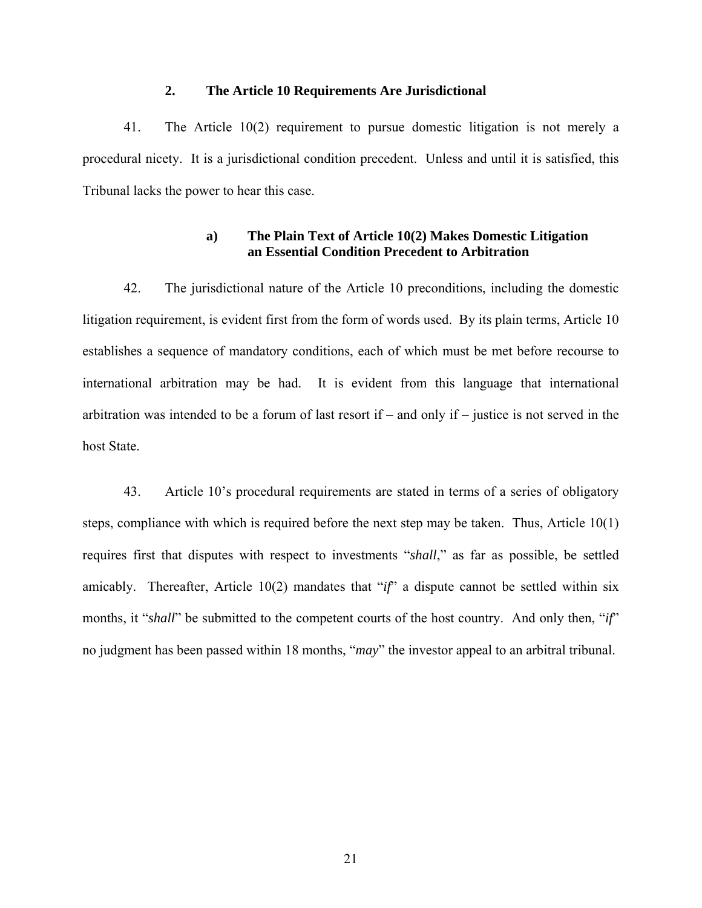### 2. The Article 10 Requirements Are Jurisdictional

41. The Article 10(2) requirement to pursue domestic litigation is not merely a procedural nicety. It is a jurisdictional condition precedent. Unless and until it is satisfied, this Tribunal lacks the power to hear this case.

#### a) The Plain Text of Article 10(2) Makes Domestic Litigation an Essential Condition Precedent to Arbitration

42. The jurisdictional nature of the Article 10 preconditions, including the domestic litigation requirement, is evident first from the form of words used. By its plain terms, Article 10 establishes a sequence of mandatory conditions, each of which must be met before recourse to international arbitration may be had. It is evident from this language that international arbitration was intended to be a forum of last resort if – and only if – justice is not served in the host State.

43. Article 10's procedural requirements are stated in terms of a series of obligatory steps, compliance with which is required before the next step may be taken. Thus, Article 10(1) requires first that disputes with respect to investments "*shall*," as far as possible, be settled amicably. Thereafter, Article 10(2) mandates that "*if*" a dispute cannot be settled within six months, it "*shall*" be submitted to the competent courts of the host country. And only then, "*if*" no judgment has been passed within 18 months, "*may*" the investor appeal to an arbitral tribunal.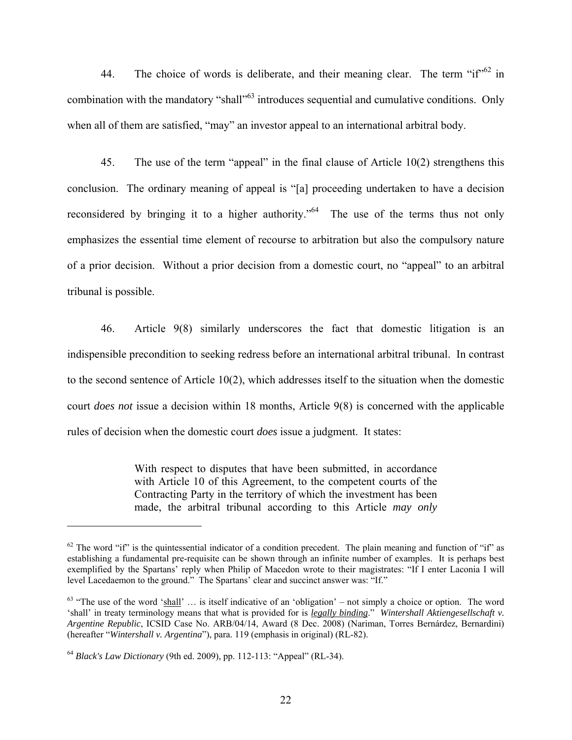44. The choice of words is deliberate, and their meaning clear. The term "if"[62] in combination with the mandatory "shall"[63] introduces sequential and cumulative conditions. Only when all of them are satisfied, "may" an investor appeal to an international arbitral body.

45. The use of the term "appeal" in the final clause of Article 10(2) strengthens this conclusion. The ordinary meaning of appeal is "[a] proceeding undertaken to have a decision reconsidered by bringing it to a higher authority."[64] The use of the terms thus not only emphasizes the essential time element of recourse to arbitration but also the compulsory nature of a prior decision. Without a prior decision from a domestic court, no "appeal" to an arbitral tribunal is possible.

46. Article 9(8) similarly underscores the fact that domestic litigation is an indispensible precondition to seeking redress before an international arbitral tribunal. In contrast to the second sentence of Article 10(2), which addresses itself to the situation when the domestic court *does not* issue a decision within 18 months, Article 9(8) is concerned with the applicable rules of decision when the domestic court *does* issue a judgment. It states:

> With respect to disputes that have been submitted, in accordance with Article 10 of this Agreement, to the competent courts of the Contracting Party in the territory of which the investment has been made, the arbitral tribunal according to this Article *may only*

---

[62] The word "if" is the quintessential indicator of a condition precedent. The plain meaning and function of "if" as establishing a fundamental pre-requisite can be shown through an infinite number of examples. It is perhaps best exemplified by the Spartans' reply when Philip of Macedon wrote to their magistrates: "If I enter Laconia I will level Lacedaemon to the ground." The Spartans' clear and succinct answer was: "If."

[63] "The use of the word 'shall' … is itself indicative of an 'obligation' – not simply a choice or option. The word 'shall' in treaty terminology means that what is provided for is ***legally binding***." *Wintershall Aktiengesellschaft v. Argentine Republic*, ICSID Case No. ARB/04/14, Award (8 Dec. 2008) (Nariman, Torres Bernárdez, Bernardini) (hereafter "*Wintershall v. Argentina*"), para. 119 (emphasis in original) (RL-82).

[64] *Black's Law Dictionary* (9th ed. 2009), pp. 112-113: "Appeal" (RL-34).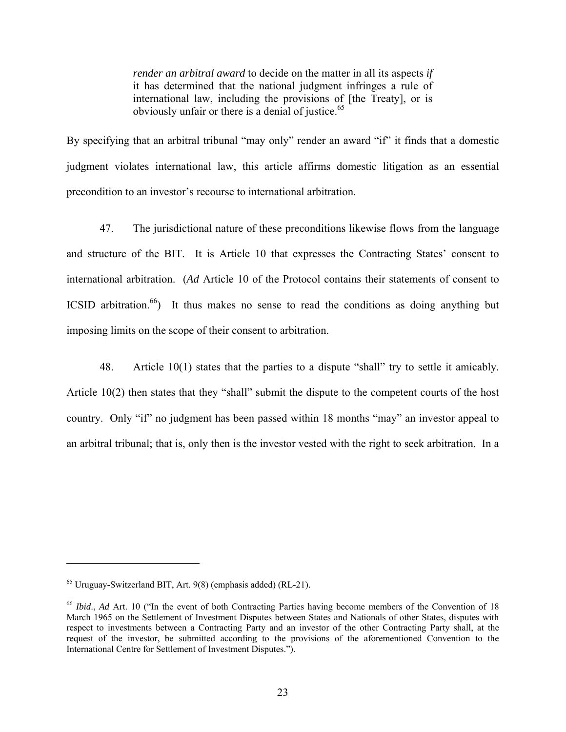> *render an arbitral award* to decide on the matter in all its aspects *if* it has determined that the national judgment infringes a rule of international law, including the provisions of [the Treaty], or is obviously unfair or there is a denial of justice.[65]

By specifying that an arbitral tribunal "may only" render an award "if" it finds that a domestic judgment violates international law, this article affirms domestic litigation as an essential precondition to an investor's recourse to international arbitration.

47. The jurisdictional nature of these preconditions likewise flows from the language and structure of the BIT. It is Article 10 that expresses the Contracting States' consent to international arbitration. (*Ad* Article 10 of the Protocol contains their statements of consent to ICSID arbitration.[66]) It thus makes no sense to read the conditions as doing anything but imposing limits on the scope of their consent to arbitration.

48. Article 10(1) states that the parties to a dispute "shall" try to settle it amicably. Article 10(2) then states that they "shall" submit the dispute to the competent courts of the host country. Only "if" no judgment has been passed within 18 months "may" an investor appeal to an arbitral tribunal; that is, only then is the investor vested with the right to seek arbitration. In a

---

[65] Uruguay-Switzerland BIT, Art. 9(8) (emphasis added) (RL-21).

[66] *Ibid*., *Ad* Art. 10 ("In the event of both Contracting Parties having become members of the Convention of 18 March 1965 on the Settlement of Investment Disputes between States and Nationals of other States, disputes with respect to investments between a Contracting Party and an investor of the other Contracting Party shall, at the request of the investor, be submitted according to the provisions of the aforementioned Convention to the International Centre for Settlement of Investment Disputes.").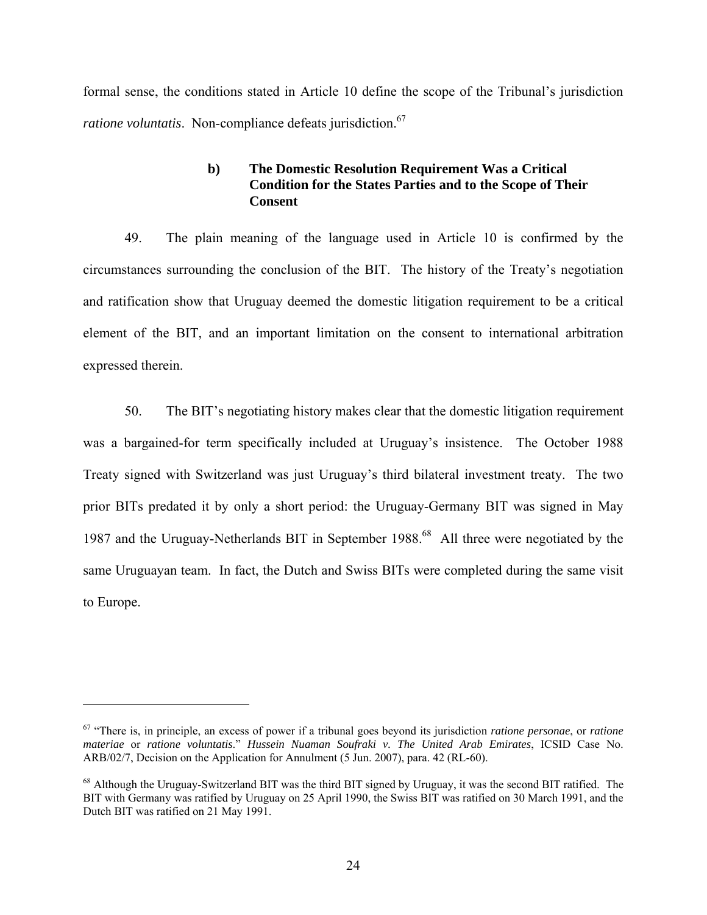formal sense, the conditions stated in Article 10 define the scope of the Tribunal's jurisdiction *ratione voluntatis*. Non-compliance defeats jurisdiction.[67]

### b) The Domestic Resolution Requirement Was a Critical Condition for the States Parties and to the Scope of Their Consent

49. The plain meaning of the language used in Article 10 is confirmed by the circumstances surrounding the conclusion of the BIT. The history of the Treaty's negotiation and ratification show that Uruguay deemed the domestic litigation requirement to be a critical element of the BIT, and an important limitation on the consent to international arbitration expressed therein.

50. The BIT's negotiating history makes clear that the domestic litigation requirement was a bargained-for term specifically included at Uruguay's insistence. The October 1988 Treaty signed with Switzerland was just Uruguay's third bilateral investment treaty. The two prior BITs predated it by only a short period: the Uruguay-Germany BIT was signed in May 1987 and the Uruguay-Netherlands BIT in September 1988.[68] All three were negotiated by the same Uruguayan team. In fact, the Dutch and Swiss BITs were completed during the same visit to Europe.

---

[67] "There is, in principle, an excess of power if a tribunal goes beyond its jurisdiction *ratione personae*, or *ratione materiae* or *ratione voluntatis*." *Hussein Nuaman Soufraki v. The United Arab Emirates*, ICSID Case No. ARB/02/7, Decision on the Application for Annulment (5 Jun. 2007), para. 42 (RL-60).

[68] Although the Uruguay-Switzerland BIT was the third BIT signed by Uruguay, it was the second BIT ratified. The BIT with Germany was ratified by Uruguay on 25 April 1990, the Swiss BIT was ratified on 30 March 1991, and the Dutch BIT was ratified on 21 May 1991.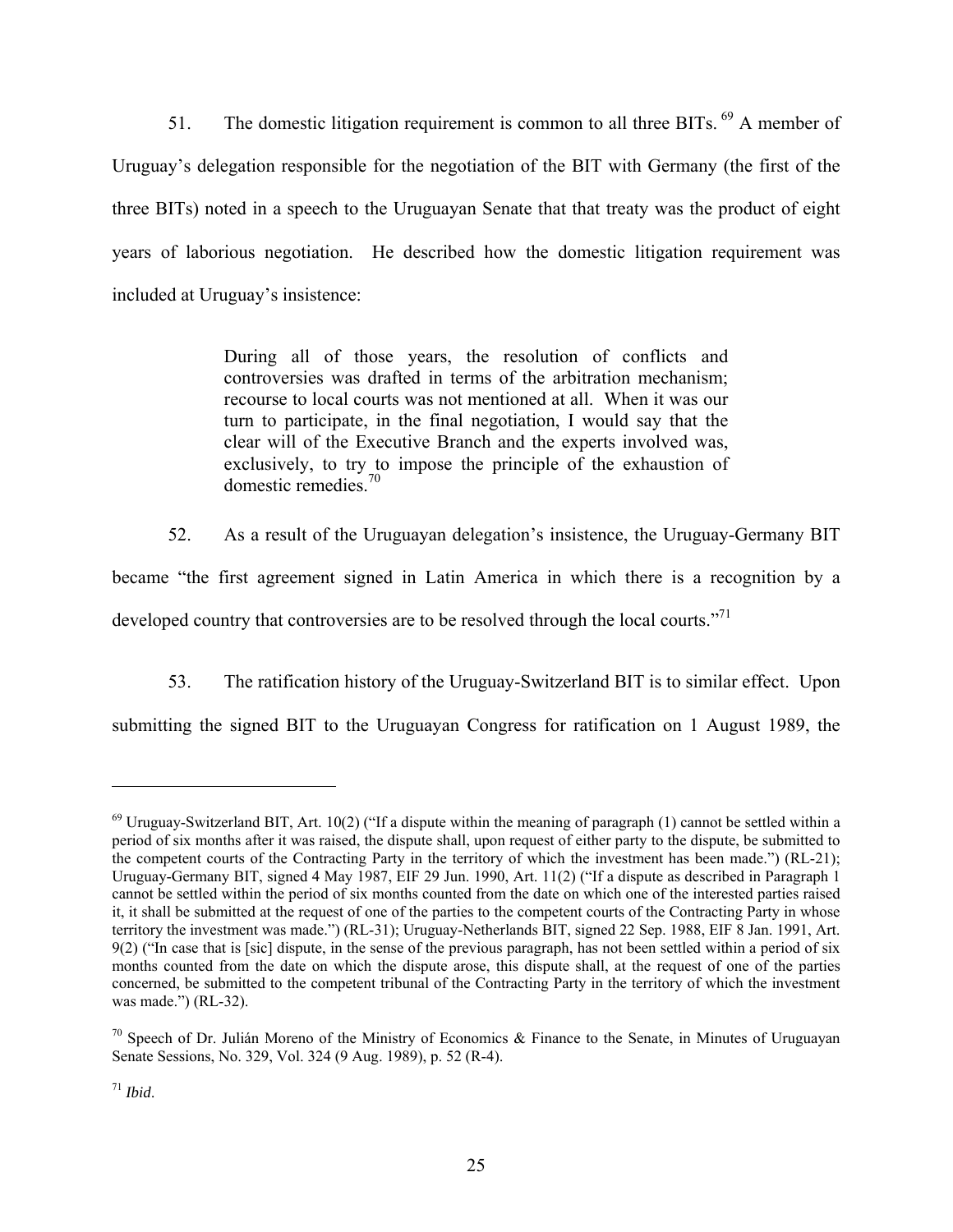51. The domestic litigation requirement is common to all three BITs. [69] A member of Uruguay's delegation responsible for the negotiation of the BIT with Germany (the first of the three BITs) noted in a speech to the Uruguayan Senate that that treaty was the product of eight years of laborious negotiation. He described how the domestic litigation requirement was included at Uruguay's insistence:

> During all of those years, the resolution of conflicts and controversies was drafted in terms of the arbitration mechanism; recourse to local courts was not mentioned at all. When it was our turn to participate, in the final negotiation, I would say that the clear will of the Executive Branch and the experts involved was, exclusively, to try to impose the principle of the exhaustion of domestic remedies.[70]

52. As a result of the Uruguayan delegation's insistence, the Uruguay-Germany BIT became "the first agreement signed in Latin America in which there is a recognition by a developed country that controversies are to be resolved through the local courts."[71]

53. The ratification history of the Uruguay-Switzerland BIT is to similar effect. Upon submitting the signed BIT to the Uruguayan Congress for ratification on 1 August 1989, the

---

[69] Uruguay-Switzerland BIT, Art. 10(2) ("If a dispute within the meaning of paragraph (1) cannot be settled within a period of six months after it was raised, the dispute shall, upon request of either party to the dispute, be submitted to the competent courts of the Contracting Party in the territory of which the investment has been made.") (RL-21); Uruguay-Germany BIT, signed 4 May 1987, EIF 29 Jun. 1990, Art. 11(2) ("If a dispute as described in Paragraph 1 cannot be settled within the period of six months counted from the date on which one of the interested parties raised it, it shall be submitted at the request of one of the parties to the competent courts of the Contracting Party in whose territory the investment was made.") (RL-31); Uruguay-Netherlands BIT, signed 22 Sep. 1988, EIF 8 Jan. 1991, Art. 9(2) ("In case that is [sic] dispute, in the sense of the previous paragraph, has not been settled within a period of six months counted from the date on which the dispute arose, this dispute shall, at the request of one of the parties concerned, be submitted to the competent tribunal of the Contracting Party in the territory of which the investment was made.") (RL-32).

[70] Speech of Dr. Julián Moreno of the Ministry of Economics & Finance to the Senate, in Minutes of Uruguayan Senate Sessions, No. 329, Vol. 324 (9 Aug. 1989), p. 52 (R-4).

[71] *Ibid*.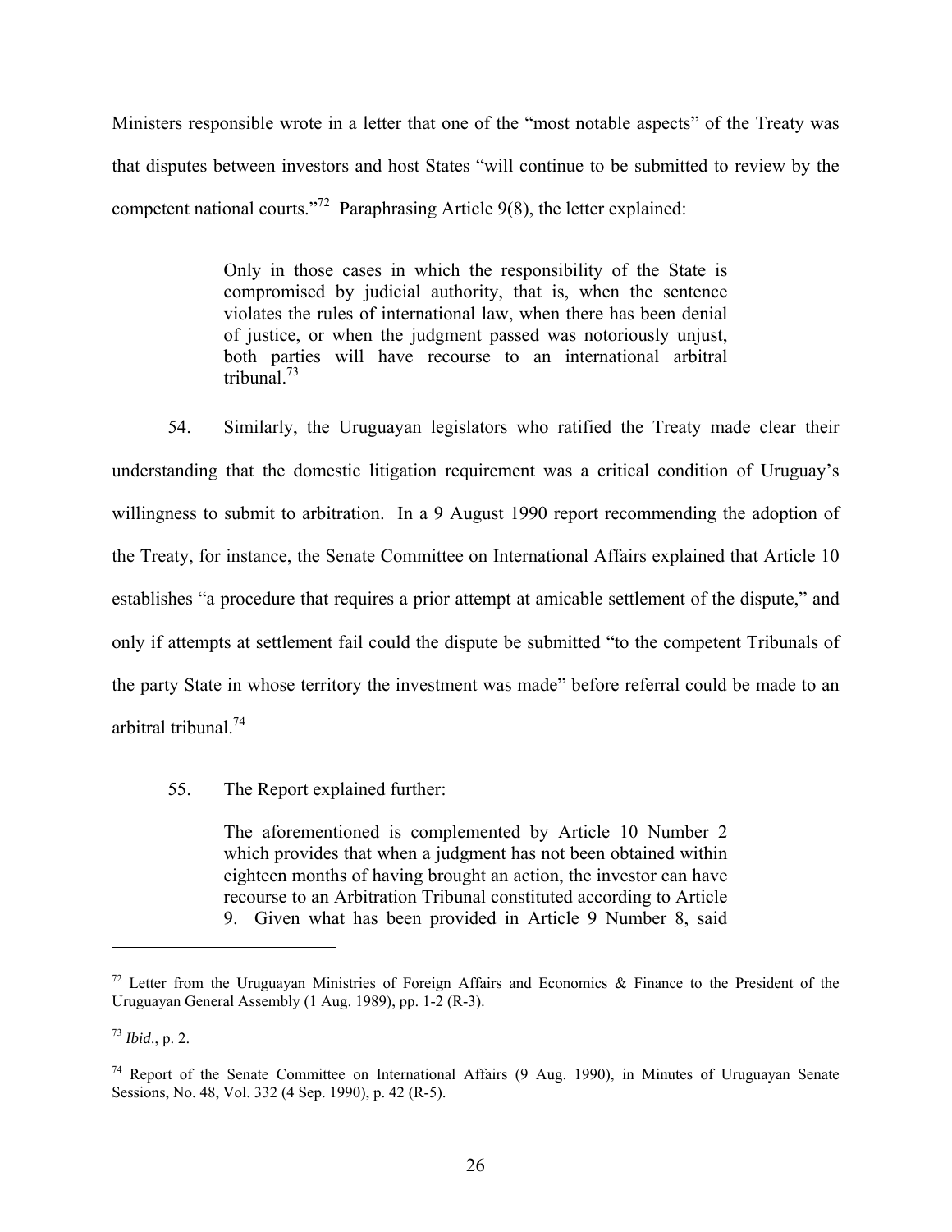Ministers responsible wrote in a letter that one of the "most notable aspects" of the Treaty was that disputes between investors and host States "will continue to be submitted to review by the competent national courts."[72] Paraphrasing Article 9(8), the letter explained:

> Only in those cases in which the responsibility of the State is compromised by judicial authority, that is, when the sentence violates the rules of international law, when there has been denial of justice, or when the judgment passed was notoriously unjust, both parties will have recourse to an international arbitral tribunal.[73]

54. Similarly, the Uruguayan legislators who ratified the Treaty made clear their understanding that the domestic litigation requirement was a critical condition of Uruguay's willingness to submit to arbitration. In a 9 August 1990 report recommending the adoption of the Treaty, for instance, the Senate Committee on International Affairs explained that Article 10 establishes "a procedure that requires a prior attempt at amicable settlement of the dispute," and only if attempts at settlement fail could the dispute be submitted "to the competent Tribunals of the party State in whose territory the investment was made" before referral could be made to an arbitral tribunal.[74]

55. The Report explained further:

> The aforementioned is complemented by Article 10 Number 2 which provides that when a judgment has not been obtained within eighteen months of having brought an action, the investor can have recourse to an Arbitration Tribunal constituted according to Article 9. Given what has been provided in Article 9 Number 8, said

---

[72] Letter from the Uruguayan Ministries of Foreign Affairs and Economics & Finance to the President of the Uruguayan General Assembly (1 Aug. 1989), pp. 1-2 (R-3).

[73] *Ibid*., p. 2.

[74] Report of the Senate Committee on International Affairs (9 Aug. 1990), in Minutes of Uruguayan Senate Sessions, No. 48, Vol. 332 (4 Sep. 1990), p. 42 (R-5).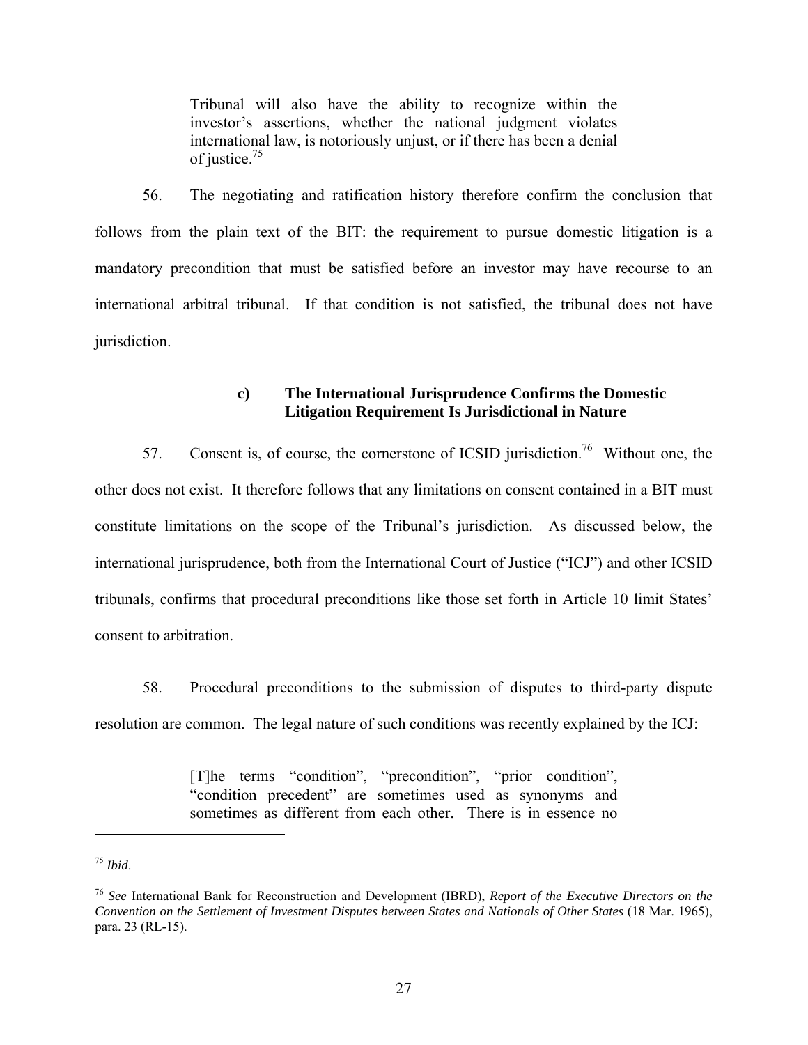> Tribunal will also have the ability to recognize within the investor's assertions, whether the national judgment violates international law, is notoriously unjust, or if there has been a denial of justice.[75]

56. The negotiating and ratification history therefore confirm the conclusion that follows from the plain text of the BIT: the requirement to pursue domestic litigation is a mandatory precondition that must be satisfied before an investor may have recourse to an international arbitral tribunal. If that condition is not satisfied, the tribunal does not have jurisdiction.

#### c) The International Jurisprudence Confirms the Domestic Litigation Requirement Is Jurisdictional in Nature

57. Consent is, of course, the cornerstone of ICSID jurisdiction.[76] Without one, the other does not exist. It therefore follows that any limitations on consent contained in a BIT must constitute limitations on the scope of the Tribunal's jurisdiction. As discussed below, the international jurisprudence, both from the International Court of Justice ("ICJ") and other ICSID tribunals, confirms that procedural preconditions like those set forth in Article 10 limit States' consent to arbitration.

58. Procedural preconditions to the submission of disputes to third-party dispute resolution are common. The legal nature of such conditions was recently explained by the ICJ:

> [T]he terms "condition", "precondition", "prior condition", "condition precedent" are sometimes used as synonyms and sometimes as different from each other. There is in essence no

---

[75] *Ibid*.

[76] *See* International Bank for Reconstruction and Development (IBRD), *Report of the Executive Directors on the Convention on the Settlement of Investment Disputes between States and Nationals of Other States* (18 Mar. 1965), para. 23 (RL-15).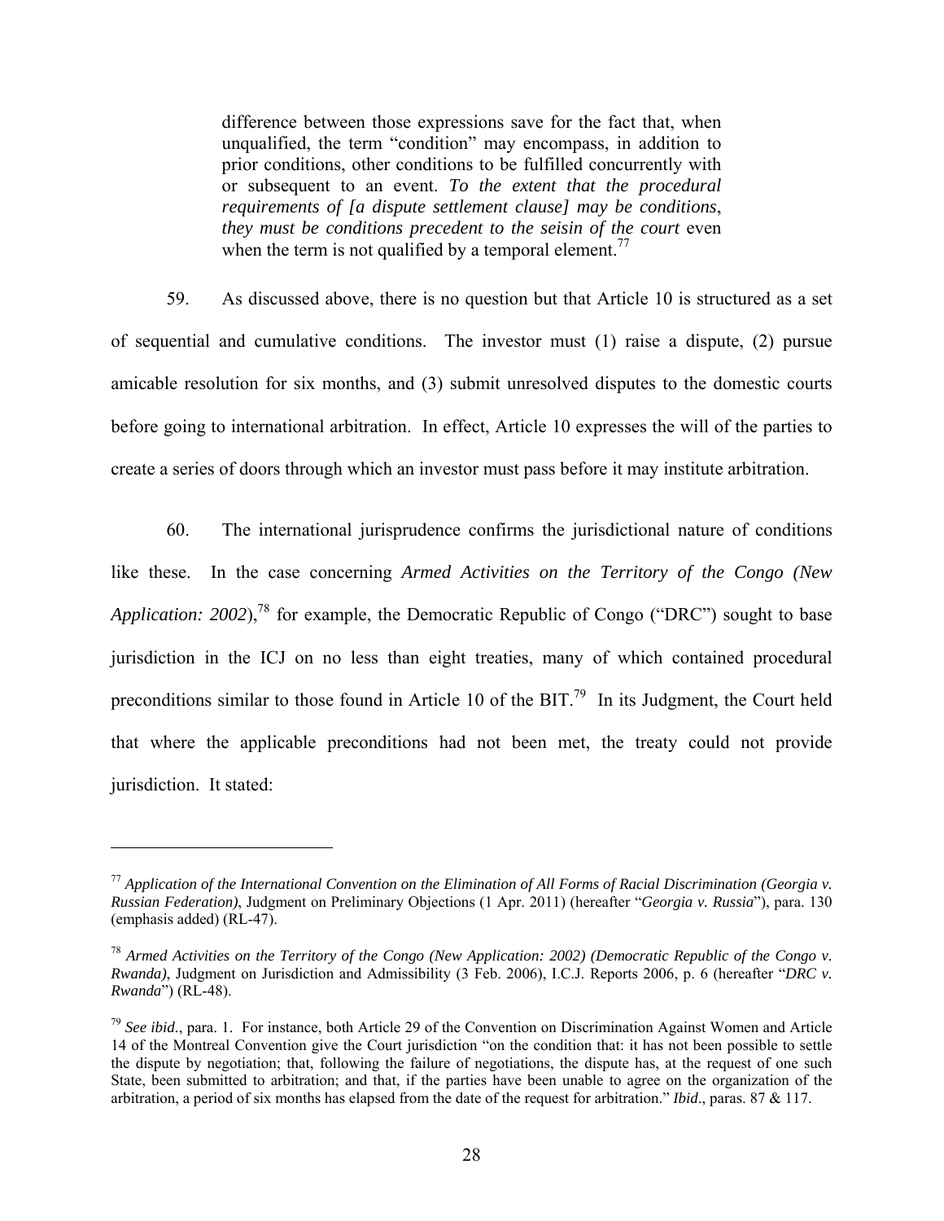> difference between those expressions save for the fact that, when unqualified, the term "condition" may encompass, in addition to prior conditions, other conditions to be fulfilled concurrently with or subsequent to an event. *To the extent that the procedural requirements of [a dispute settlement clause] may be conditions*, *they must be conditions precedent to the seisin of the court* even when the term is not qualified by a temporal element.[77]

59. As discussed above, there is no question but that Article 10 is structured as a set of sequential and cumulative conditions. The investor must (1) raise a dispute, (2) pursue amicable resolution for six months, and (3) submit unresolved disputes to the domestic courts before going to international arbitration. In effect, Article 10 expresses the will of the parties to create a series of doors through which an investor must pass before it may institute arbitration.

60. The international jurisprudence confirms the jurisdictional nature of conditions like these. In the case concerning *Armed Activities on the Territory of the Congo (New Application: 2002)*,[78] for example, the Democratic Republic of Congo ("DRC") sought to base jurisdiction in the ICJ on no less than eight treaties, many of which contained procedural preconditions similar to those found in Article 10 of the BIT.[79] In its Judgment, the Court held that where the applicable preconditions had not been met, the treaty could not provide jurisdiction. It stated:

---

[77] *Application of the International Convention on the Elimination of All Forms of Racial Discrimination (Georgia v. Russian Federation)*, Judgment on Preliminary Objections (1 Apr. 2011) (hereafter "*Georgia v. Russia*"), para. 130 (emphasis added) (RL-47).

[78] *Armed Activities on the Territory of the Congo (New Application: 2002) (Democratic Republic of the Congo v. Rwanda)*, Judgment on Jurisdiction and Admissibility (3 Feb. 2006), I.C.J. Reports 2006, p. 6 (hereafter "*DRC v. Rwanda*") (RL-48).

[79] *See ibid.*, para. 1. For instance, both Article 29 of the Convention on Discrimination Against Women and Article 14 of the Montreal Convention give the Court jurisdiction "on the condition that: it has not been possible to settle the dispute by negotiation; that, following the failure of negotiations, the dispute has, at the request of one such State, been submitted to arbitration; and that, if the parties have been unable to agree on the organization of the arbitration, a period of six months has elapsed from the date of the request for arbitration." *Ibid*., paras. 87 & 117.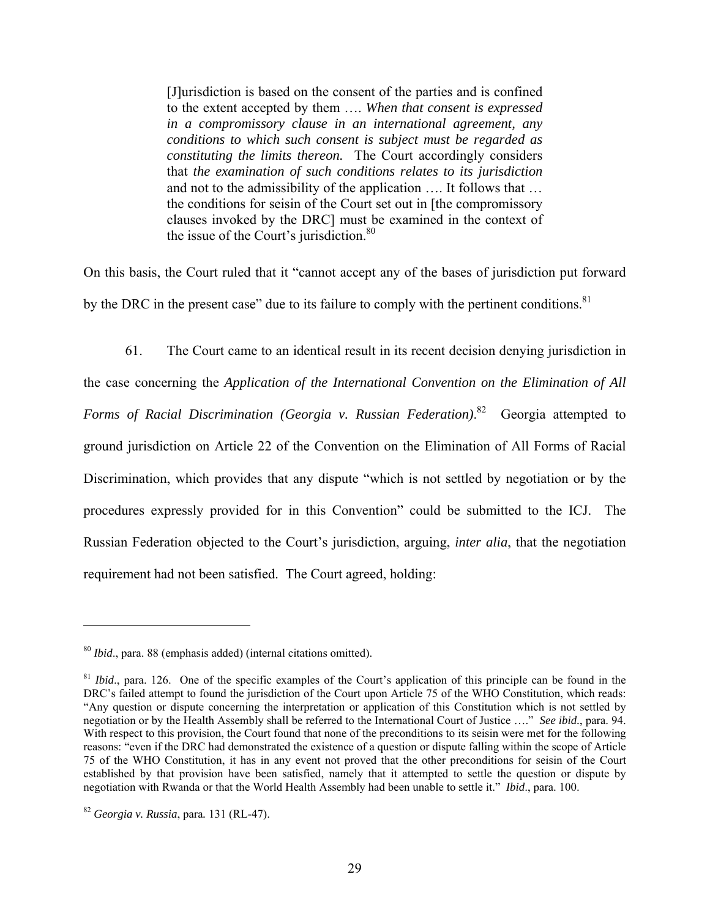> [J]urisdiction is based on the consent of the parties and is confined to the extent accepted by them …. *When that consent is expressed in a compromissory clause in an international agreement, any conditions to which such consent is subject must be regarded as constituting the limits thereon.* The Court accordingly considers that *the examination of such conditions relates to its jurisdiction* and not to the admissibility of the application …. It follows that … the conditions for seisin of the Court set out in [the compromissory clauses invoked by the DRC] must be examined in the context of the issue of the Court's jurisdiction.[80]

On this basis, the Court ruled that it "cannot accept any of the bases of jurisdiction put forward by the DRC in the present case" due to its failure to comply with the pertinent conditions.[81]

61. The Court came to an identical result in its recent decision denying jurisdiction in the case concerning the *Application of the International Convention on the Elimination of All Forms of Racial Discrimination (Georgia v. Russian Federation)*.[82] Georgia attempted to ground jurisdiction on Article 22 of the Convention on the Elimination of All Forms of Racial Discrimination, which provides that any dispute "which is not settled by negotiation or by the procedures expressly provided for in this Convention" could be submitted to the ICJ. The Russian Federation objected to the Court's jurisdiction, arguing, *inter alia*, that the negotiation requirement had not been satisfied. The Court agreed, holding:

---

[80] *Ibid*., para. 88 (emphasis added) (internal citations omitted).

[81] *Ibid*., para. 126. One of the specific examples of the Court's application of this principle can be found in the DRC's failed attempt to found the jurisdiction of the Court upon Article 75 of the WHO Constitution, which reads: "Any question or dispute concerning the interpretation or application of this Constitution which is not settled by negotiation or by the Health Assembly shall be referred to the International Court of Justice …." *See ibid.*, para. 94. With respect to this provision, the Court found that none of the preconditions to its seisin were met for the following reasons: "even if the DRC had demonstrated the existence of a question or dispute falling within the scope of Article 75 of the WHO Constitution, it has in any event not proved that the other preconditions for seisin of the Court established by that provision have been satisfied, namely that it attempted to settle the question or dispute by negotiation with Rwanda or that the World Health Assembly had been unable to settle it." *Ibid*., para. 100.

[82] *Georgia v. Russia*, para*.* 131 (RL-47).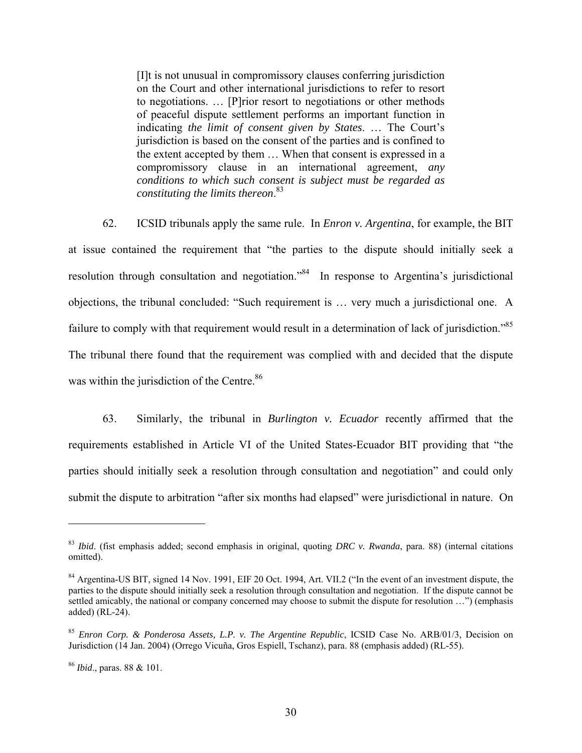> [I]t is not unusual in compromissory clauses conferring jurisdiction on the Court and other international jurisdictions to refer to resort to negotiations. … [P]rior resort to negotiations or other methods of peaceful dispute settlement performs an important function in indicating *the limit of consent given by States*. … The Court's jurisdiction is based on the consent of the parties and is confined to the extent accepted by them … When that consent is expressed in a compromissory clause in an international agreement, *any conditions to which such consent is subject must be regarded as constituting the limits thereon*.[83]

62. ICSID tribunals apply the same rule. In *Enron v. Argentina*, for example, the BIT at issue contained the requirement that "the parties to the dispute should initially seek a resolution through consultation and negotiation."[84] In response to Argentina's jurisdictional objections, the tribunal concluded: "Such requirement is … very much a jurisdictional one. A failure to comply with that requirement would result in a determination of lack of jurisdiction."[85] The tribunal there found that the requirement was complied with and decided that the dispute was within the jurisdiction of the Centre.[86]

63. Similarly, the tribunal in *Burlington v. Ecuador* recently affirmed that the requirements established in Article VI of the United States-Ecuador BIT providing that "the parties should initially seek a resolution through consultation and negotiation" and could only submit the dispute to arbitration "after six months had elapsed" were jurisdictional in nature. On

---

[83] *Ibid*. (fist emphasis added; second emphasis in original, quoting *DRC v. Rwanda*, para. 88) (internal citations omitted).

[84] Argentina-US BIT, signed 14 Nov. 1991, EIF 20 Oct. 1994, Art. VII.2 ("In the event of an investment dispute, the parties to the dispute should initially seek a resolution through consultation and negotiation. If the dispute cannot be settled amicably, the national or company concerned may choose to submit the dispute for resolution …") (emphasis added) (RL-24).

[85] *Enron Corp. & Ponderosa Assets, L.P. v. The Argentine Republic*, ICSID Case No. ARB/01/3, Decision on Jurisdiction (14 Jan. 2004) (Orrego Vicuña, Gros Espiell, Tschanz), para. 88 (emphasis added) (RL-55).

[86] *Ibid*., paras. 88 & 101.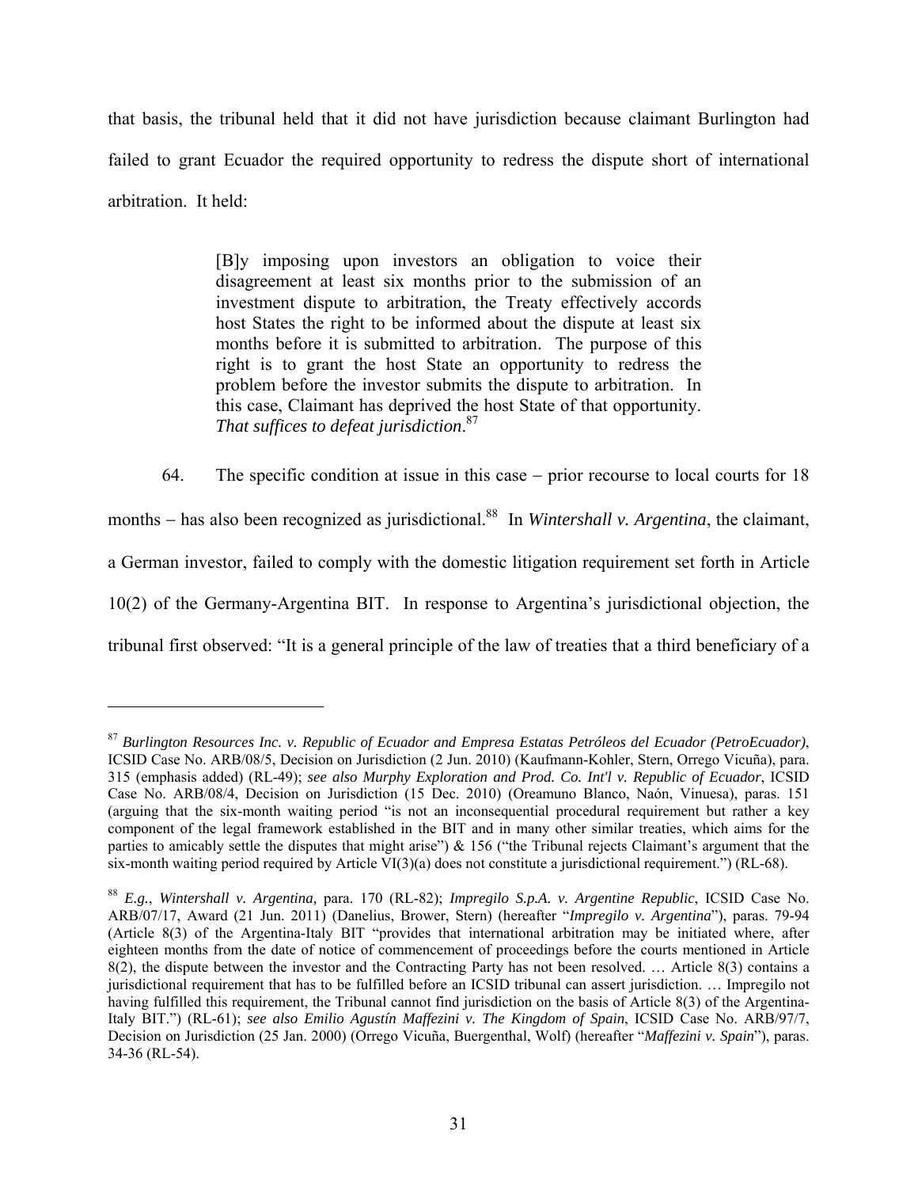that basis, the tribunal held that it did not have jurisdiction because claimant Burlington had failed to grant Ecuador the required opportunity to redress the dispute short of international arbitration. It held:

> [B]y imposing upon investors an obligation to voice their disagreement at least six months prior to the submission of an investment dispute to arbitration, the Treaty effectively accords host States the right to be informed about the dispute at least six months before it is submitted to arbitration. The purpose of this right is to grant the host State an opportunity to redress the problem before the investor submits the dispute to arbitration. In this case, Claimant has deprived the host State of that opportunity. *That suffices to defeat jurisdiction*.[87]

64. The specific condition at issue in this case – prior recourse to local courts for 18 months – has also been recognized as jurisdictional.[88] In *Wintershall v. Argentina*, the claimant, a German investor, failed to comply with the domestic litigation requirement set forth in Article 10(2) of the Germany-Argentina BIT. In response to Argentina's jurisdictional objection, the tribunal first observed: "It is a general principle of the law of treaties that a third beneficiary of a

---

[87] *Burlington Resources Inc. v. Republic of Ecuador and Empresa Estatas Petróleos del Ecuador (PetroEcuador)*, ICSID Case No. ARB/08/5, Decision on Jurisdiction (2 Jun. 2010) (Kaufmann-Kohler, Stern, Orrego Vicuña), para. 315 (emphasis added) (RL-49); *see also Murphy Exploration and Prod. Co. Int'l v. Republic of Ecuador*, ICSID Case No. ARB/08/4, Decision on Jurisdiction (15 Dec. 2010) (Oreamuno Blanco, Naón, Vinuesa), paras. 151 (arguing that the six-month waiting period "is not an inconsequential procedural requirement but rather a key component of the legal framework established in the BIT and in many other similar treaties, which aims for the parties to amicably settle the disputes that might arise") & 156 ("the Tribunal rejects Claimant's argument that the six-month waiting period required by Article VI(3)(a) does not constitute a jurisdictional requirement.") (RL-68).

[88] *E.g.*, *Wintershall v. Argentina,* para. 170 (RL-82); *Impregilo S.p.A. v. Argentine Republic*, ICSID Case No. ARB/07/17, Award (21 Jun. 2011) (Danelius, Brower, Stern) (hereafter "*Impregilo v. Argentina*"), paras. 79-94 (Article 8(3) of the Argentina-Italy BIT "provides that international arbitration may be initiated where, after eighteen months from the date of notice of commencement of proceedings before the courts mentioned in Article 8(2), the dispute between the investor and the Contracting Party has not been resolved. … Article 8(3) contains a jurisdictional requirement that has to be fulfilled before an ICSID tribunal can assert jurisdiction. … Impregilo not having fulfilled this requirement, the Tribunal cannot find jurisdiction on the basis of Article 8(3) of the Argentina-Italy BIT.") (RL-61); *see also Emilio Agustín Maffezini v. The Kingdom of Spain*, ICSID Case No. ARB/97/7, Decision on Jurisdiction (25 Jan. 2000) (Orrego Vicuña, Buergenthal, Wolf) (hereafter "*Maffezini v. Spain*"), paras. 34-36 (RL-54).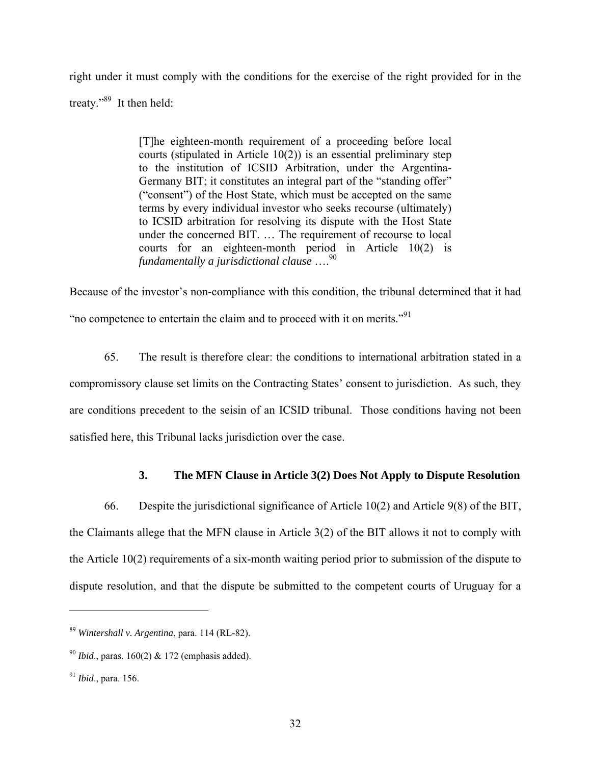right under it must comply with the conditions for the exercise of the right provided for in the treaty."[89] It then held:

> [T]he eighteen-month requirement of a proceeding before local courts (stipulated in Article 10(2)) is an essential preliminary step to the institution of ICSID Arbitration, under the Argentina-Germany BIT; it constitutes an integral part of the "standing offer" ("consent") of the Host State, which must be accepted on the same terms by every individual investor who seeks recourse (ultimately) to ICSID arbitration for resolving its dispute with the Host State under the concerned BIT. … The requirement of recourse to local courts for an eighteen-month period in Article 10(2) is *fundamentally a jurisdictional clause* ….[90]

Because of the investor's non-compliance with this condition, the tribunal determined that it had "no competence to entertain the claim and to proceed with it on merits."[91]

65. The result is therefore clear: the conditions to international arbitration stated in a compromissory clause set limits on the Contracting States' consent to jurisdiction. As such, they are conditions precedent to the seisin of an ICSID tribunal. Those conditions having not been satisfied here, this Tribunal lacks jurisdiction over the case.

### 3. The MFN Clause in Article 3(2) Does Not Apply to Dispute Resolution

66. Despite the jurisdictional significance of Article 10(2) and Article 9(8) of the BIT, the Claimants allege that the MFN clause in Article 3(2) of the BIT allows it not to comply with the Article 10(2) requirements of a six-month waiting period prior to submission of the dispute to dispute resolution, and that the dispute be submitted to the competent courts of Uruguay for a

---

[89] *Wintershall v. Argentina*, para. 114 (RL-82).

[90] *Ibid*., paras. 160(2) & 172 (emphasis added).

[91] *Ibid*., para. 156.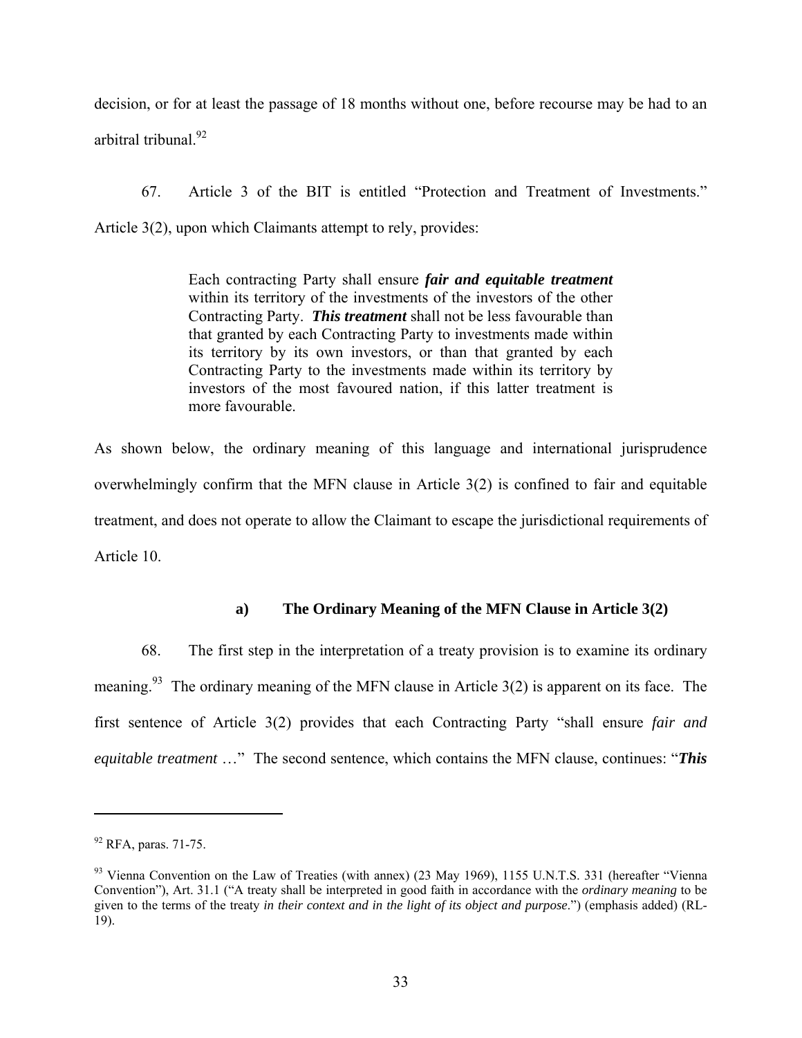decision, or for at least the passage of 18 months without one, before recourse may be had to an arbitral tribunal.[92]

67. Article 3 of the BIT is entitled "Protection and Treatment of Investments." Article 3(2), upon which Claimants attempt to rely, provides:

> Each contracting Party shall ensure ***fair and equitable treatment*** within its territory of the investments of the investors of the other Contracting Party. ***This treatment*** shall not be less favourable than that granted by each Contracting Party to investments made within its territory by its own investors, or than that granted by each Contracting Party to the investments made within its territory by investors of the most favoured nation, if this latter treatment is more favourable.

As shown below, the ordinary meaning of this language and international jurisprudence overwhelmingly confirm that the MFN clause in Article 3(2) is confined to fair and equitable treatment, and does not operate to allow the Claimant to escape the jurisdictional requirements of Article 10.

### a) The Ordinary Meaning of the MFN Clause in Article 3(2)

68. The first step in the interpretation of a treaty provision is to examine its ordinary meaning.[93] The ordinary meaning of the MFN clause in Article 3(2) is apparent on its face. The first sentence of Article 3(2) provides that each Contracting Party "shall ensure *fair and equitable treatment* …" The second sentence, which contains the MFN clause, continues: "***This***

---

[92] RFA, paras. 71-75.

[93] Vienna Convention on the Law of Treaties (with annex) (23 May 1969), 1155 U.N.T.S. 331 (hereafter "Vienna Convention"), Art. 31.1 ("A treaty shall be interpreted in good faith in accordance with the *ordinary meaning* to be given to the terms of the treaty *in their context and in the light of its object and purpose*.") (emphasis added) (RL-19).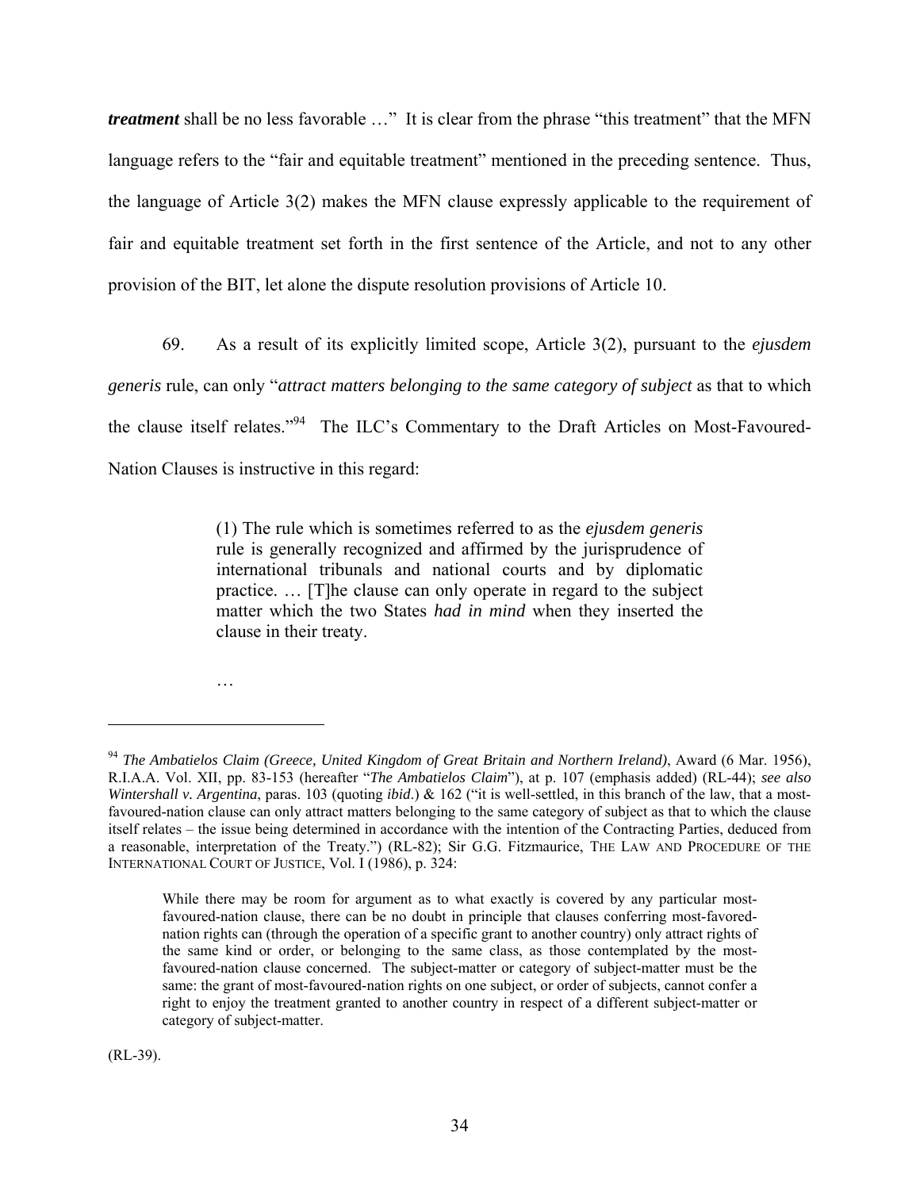***treatment*** shall be no less favorable …" It is clear from the phrase "this treatment" that the MFN language refers to the "fair and equitable treatment" mentioned in the preceding sentence. Thus, the language of Article 3(2) makes the MFN clause expressly applicable to the requirement of fair and equitable treatment set forth in the first sentence of the Article, and not to any other provision of the BIT, let alone the dispute resolution provisions of Article 10.

69. As a result of its explicitly limited scope, Article 3(2), pursuant to the *ejusdem generis* rule, can only "*attract matters belonging to the same category of subject* as that to which the clause itself relates."[94] The ILC's Commentary to the Draft Articles on Most-Favoured-Nation Clauses is instructive in this regard:

> (1) The rule which is sometimes referred to as the *ejusdem generis* rule is generally recognized and affirmed by the jurisprudence of international tribunals and national courts and by diplomatic practice. … [T]he clause can only operate in regard to the subject matter which the two States *had in mind* when they inserted the clause in their treaty.
>
> …

---

[94] *The Ambatielos Claim (Greece, United Kingdom of Great Britain and Northern Ireland)*, Award (6 Mar. 1956), R.I.A.A. Vol. XII, pp. 83-153 (hereafter "*The Ambatielos Claim*"), at p. 107 (emphasis added) (RL-44); *see also Wintershall v. Argentina*, paras. 103 (quoting *ibid*.) & 162 ("it is well-settled, in this branch of the law, that a most-favoured-nation clause can only attract matters belonging to the same category of subject as that to which the clause itself relates – the issue being determined in accordance with the intention of the Contracting Parties, deduced from a reasonable, interpretation of the Treaty.") (RL-82); Sir G.G. Fitzmaurice, THE LAW AND PROCEDURE OF THE INTERNATIONAL COURT OF JUSTICE, Vol. I (1986), p. 324:

> While there may be room for argument as to what exactly is covered by any particular most-favoured-nation clause, there can be no doubt in principle that clauses conferring most-favored-nation rights can (through the operation of a specific grant to another country) only attract rights of the same kind or order, or belonging to the same class, as those contemplated by the most-favoured-nation clause concerned. The subject-matter or category of subject-matter must be the same: the grant of most-favoured-nation rights on one subject, or order of subjects, cannot confer a right to enjoy the treatment granted to another country in respect of a different subject-matter or category of subject-matter.

(RL-39).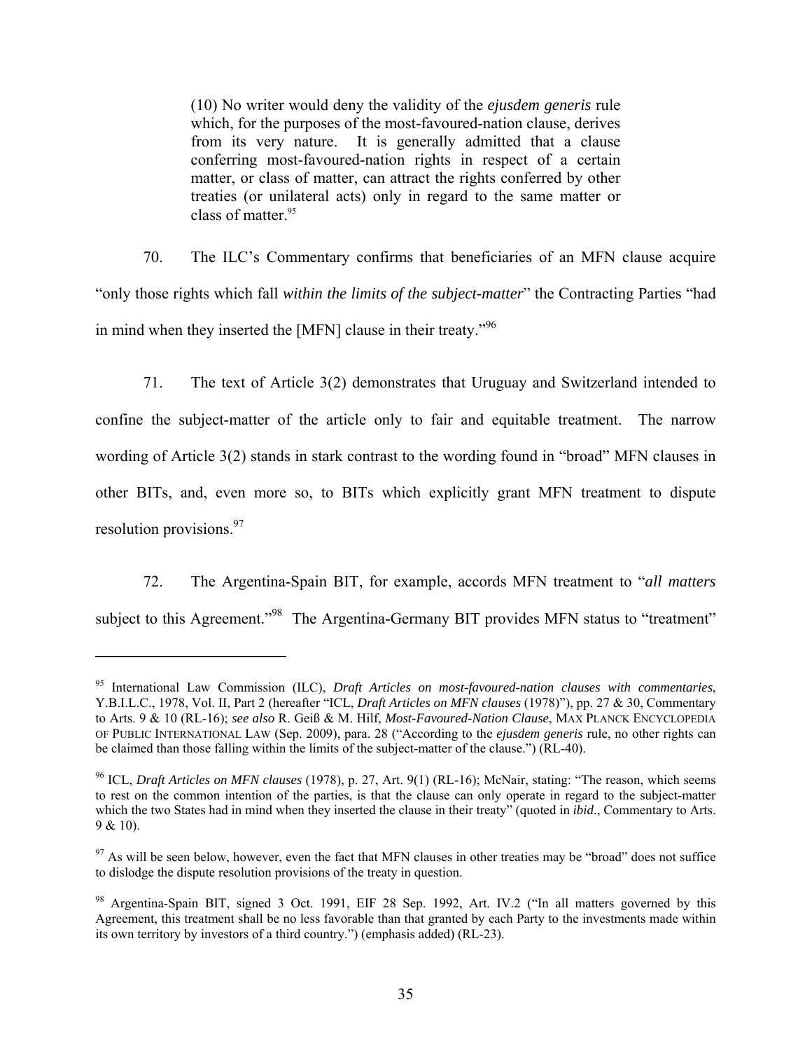> (10) No writer would deny the validity of the *ejusdem generis* rule which, for the purposes of the most-favoured-nation clause, derives from its very nature. It is generally admitted that a clause conferring most-favoured-nation rights in respect of a certain matter, or class of matter, can attract the rights conferred by other treaties (or unilateral acts) only in regard to the same matter or class of matter.[95]

70. The ILC's Commentary confirms that beneficiaries of an MFN clause acquire "only those rights which fall *within the limits of the subject-matter*" the Contracting Parties "had in mind when they inserted the [MFN] clause in their treaty."[96]

71. The text of Article 3(2) demonstrates that Uruguay and Switzerland intended to confine the subject-matter of the article only to fair and equitable treatment. The narrow wording of Article 3(2) stands in stark contrast to the wording found in "broad" MFN clauses in other BITs, and, even more so, to BITs which explicitly grant MFN treatment to dispute resolution provisions.[97]

72. The Argentina-Spain BIT, for example, accords MFN treatment to "*all matters* subject to this Agreement."[98] The Argentina-Germany BIT provides MFN status to "treatment"

---

[95] International Law Commission (ILC), *Draft Articles on most-favoured-nation clauses with commentaries*, Y.B.I.L.C., 1978, Vol. II, Part 2 (hereafter "ICL, *Draft Articles on MFN clauses* (1978)"), pp. 27 & 30, Commentary to Arts. 9 & 10 (RL-16); *see also* R. Geiß & M. Hilf, *Most-Favoured-Nation Clause*, MAX PLANCK ENCYCLOPEDIA OF PUBLIC INTERNATIONAL LAW (Sep. 2009), para. 28 ("According to the *ejusdem generis* rule, no other rights can be claimed than those falling within the limits of the subject-matter of the clause.") (RL-40).

[96] ICL, *Draft Articles on MFN clauses* (1978), p. 27, Art. 9(1) (RL-16); McNair, stating: "The reason, which seems to rest on the common intention of the parties, is that the clause can only operate in regard to the subject-matter which the two States had in mind when they inserted the clause in their treaty" (quoted in *ibid*., Commentary to Arts. 9 & 10).

[97] As will be seen below, however, even the fact that MFN clauses in other treaties may be "broad" does not suffice to dislodge the dispute resolution provisions of the treaty in question.

[98] Argentina-Spain BIT, signed 3 Oct. 1991, EIF 28 Sep. 1992, Art. IV.2 ("In all matters governed by this Agreement, this treatment shall be no less favorable than that granted by each Party to the investments made within its own territory by investors of a third country.") (emphasis added) (RL-23).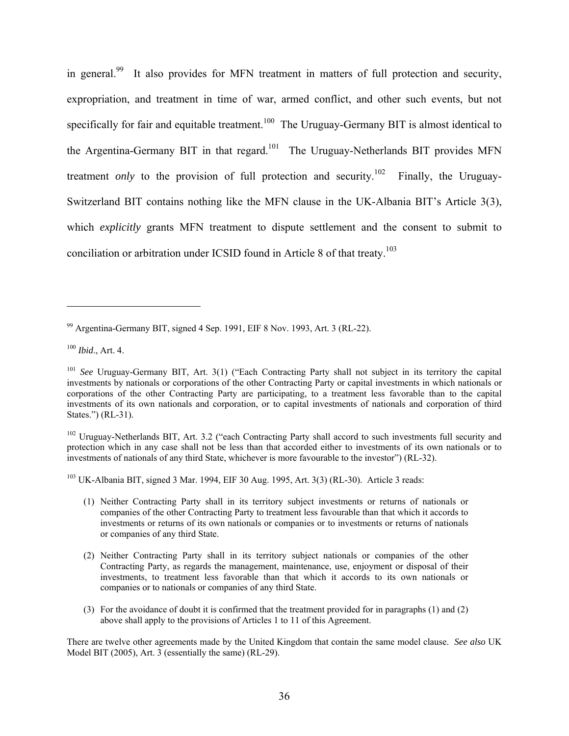in general.[99] It also provides for MFN treatment in matters of full protection and security, expropriation, and treatment in time of war, armed conflict, and other such events, but not specifically for fair and equitable treatment.[100] The Uruguay-Germany BIT is almost identical to the Argentina-Germany BIT in that regard.[101] The Uruguay-Netherlands BIT provides MFN treatment *only* to the provision of full protection and security.[102] Finally, the Uruguay-Switzerland BIT contains nothing like the MFN clause in the UK-Albania BIT's Article 3(3), which *explicitly* grants MFN treatment to dispute settlement and the consent to submit to conciliation or arbitration under ICSID found in Article 8 of that treaty.[103]

---

[99] Argentina-Germany BIT, signed 4 Sep. 1991, EIF 8 Nov. 1993, Art. 3 (RL-22).

[100] *Ibid*., Art. 4.

[101] *See* Uruguay-Germany BIT, Art. 3(1) ("Each Contracting Party shall not subject in its territory the capital investments by nationals or corporations of the other Contracting Party or capital investments in which nationals or corporations of the other Contracting Party are participating, to a treatment less favorable than to the capital investments of its own nationals and corporation, or to capital investments of nationals and corporation of third States.") (RL-31).

[102] Uruguay-Netherlands BIT, Art. 3.2 ("each Contracting Party shall accord to such investments full security and protection which in any case shall not be less than that accorded either to investments of its own nationals or to investments of nationals of any third State, whichever is more favourable to the investor") (RL-32).

[103] UK-Albania BIT, signed 3 Mar. 1994, EIF 30 Aug. 1995, Art. 3(3) (RL-30). Article 3 reads:

> (1) Neither Contracting Party shall in its territory subject investments or returns of nationals or companies of the other Contracting Party to treatment less favourable than that which it accords to investments or returns of its own nationals or companies or to investments or returns of nationals or companies of any third State.
>
> (2) Neither Contracting Party shall in its territory subject nationals or companies of the other Contracting Party, as regards the management, maintenance, use, enjoyment or disposal of their investments, to treatment less favorable than that which it accords to its own nationals or companies or to nationals or companies of any third State.
>
> (3) For the avoidance of doubt it is confirmed that the treatment provided for in paragraphs (1) and (2) above shall apply to the provisions of Articles 1 to 11 of this Agreement.

There are twelve other agreements made by the United Kingdom that contain the same model clause. *See also* UK Model BIT (2005), Art. 3 (essentially the same) (RL-29).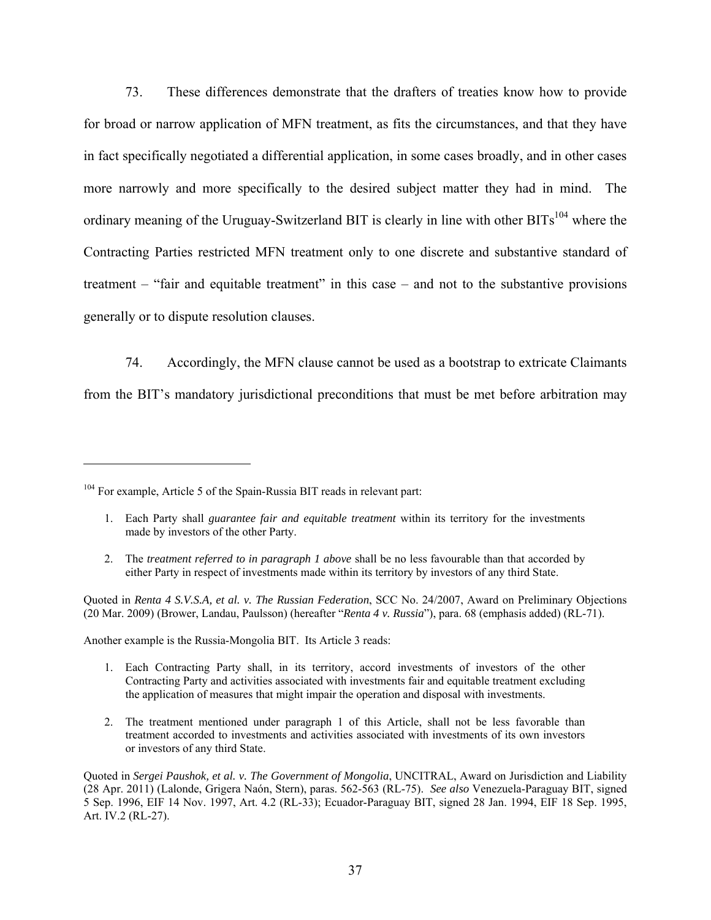73. These differences demonstrate that the drafters of treaties know how to provide for broad or narrow application of MFN treatment, as fits the circumstances, and that they have in fact specifically negotiated a differential application, in some cases broadly, and in other cases more narrowly and more specifically to the desired subject matter they had in mind. The ordinary meaning of the Uruguay-Switzerland BIT is clearly in line with other BITs[104] where the Contracting Parties restricted MFN treatment only to one discrete and substantive standard of treatment – "fair and equitable treatment" in this case – and not to the substantive provisions generally or to dispute resolution clauses.

74. Accordingly, the MFN clause cannot be used as a bootstrap to extricate Claimants from the BIT's mandatory jurisdictional preconditions that must be met before arbitration may

---

[104] For example, Article 5 of the Spain-Russia BIT reads in relevant part:

> 1. Each Party shall *guarantee fair and equitable treatment* within its territory for the investments made by investors of the other Party.
>
> 2. The *treatment referred to in paragraph 1 above* shall be no less favourable than that accorded by either Party in respect of investments made within its territory by investors of any third State.

Quoted in *Renta 4 S.V.S.A, et al. v. The Russian Federation*, SCC No. 24/2007, Award on Preliminary Objections (20 Mar. 2009) (Brower, Landau, Paulsson) (hereafter "*Renta 4 v. Russia*"), para. 68 (emphasis added) (RL-71).

Another example is the Russia-Mongolia BIT. Its Article 3 reads:

> 1. Each Contracting Party shall, in its territory, accord investments of investors of the other Contracting Party and activities associated with investments fair and equitable treatment excluding the application of measures that might impair the operation and disposal with investments.
>
> 2. The treatment mentioned under paragraph 1 of this Article, shall not be less favorable than treatment accorded to investments and activities associated with investments of its own investors or investors of any third State.

Quoted in *Sergei Paushok, et al. v. The Government of Mongolia*, UNCITRAL, Award on Jurisdiction and Liability (28 Apr. 2011) (Lalonde, Grigera Naón, Stern), paras. 562-563 (RL-75). *See also* Venezuela-Paraguay BIT, signed 5 Sep. 1996, EIF 14 Nov. 1997, Art. 4.2 (RL-33); Ecuador-Paraguay BIT, signed 28 Jan. 1994, EIF 18 Sep. 1995, Art. IV.2 (RL-27).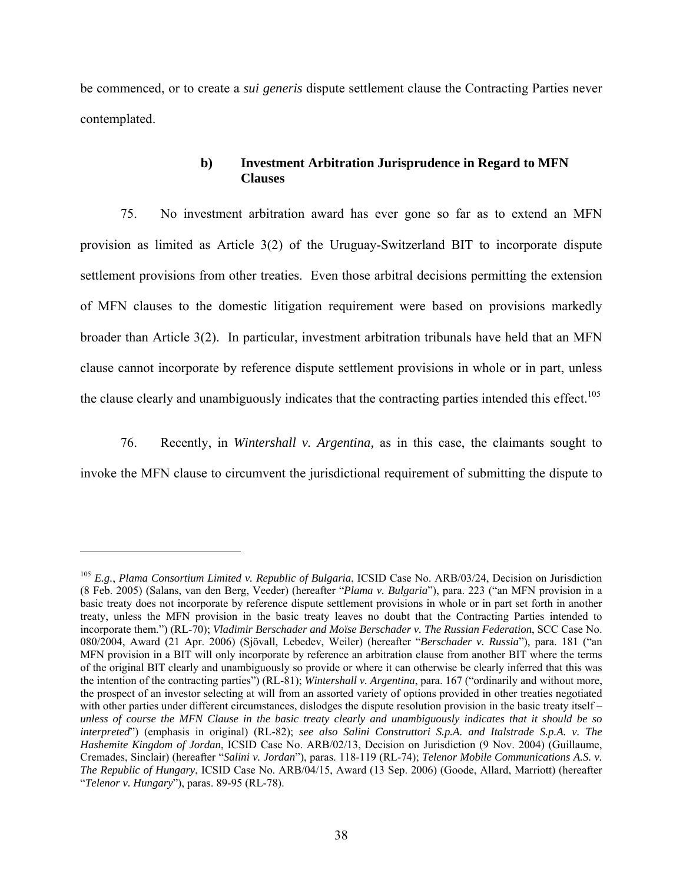be commenced, or to create a *sui generis* dispute settlement clause the Contracting Parties never contemplated.

### b) Investment Arbitration Jurisprudence in Regard to MFN Clauses

75. No investment arbitration award has ever gone so far as to extend an MFN provision as limited as Article 3(2) of the Uruguay-Switzerland BIT to incorporate dispute settlement provisions from other treaties. Even those arbitral decisions permitting the extension of MFN clauses to the domestic litigation requirement were based on provisions markedly broader than Article 3(2). In particular, investment arbitration tribunals have held that an MFN clause cannot incorporate by reference dispute settlement provisions in whole or in part, unless the clause clearly and unambiguously indicates that the contracting parties intended this effect.[105]

76. Recently, in *Wintershall v. Argentina,* as in this case, the claimants sought to invoke the MFN clause to circumvent the jurisdictional requirement of submitting the dispute to

---

[105] *E.g.*, *Plama Consortium Limited v. Republic of Bulgaria*, ICSID Case No. ARB/03/24, Decision on Jurisdiction (8 Feb. 2005) (Salans, van den Berg, Veeder) (hereafter "*Plama v. Bulgaria*"), para. 223 ("an MFN provision in a basic treaty does not incorporate by reference dispute settlement provisions in whole or in part set forth in another treaty, unless the MFN provision in the basic treaty leaves no doubt that the Contracting Parties intended to incorporate them.") (RL-70); *Vladimir Berschader and Moïse Berschader v. The Russian Federation*, SCC Case No. 080/2004, Award (21 Apr. 2006) (Sjövall, Lebedev, Weiler) (hereafter "*Berschader v. Russia*"), para. 181 ("an MFN provision in a BIT will only incorporate by reference an arbitration clause from another BIT where the terms of the original BIT clearly and unambiguously so provide or where it can otherwise be clearly inferred that this was the intention of the contracting parties") (RL-81); *Wintershall v. Argentina*, para. 167 ("ordinarily and without more, the prospect of an investor selecting at will from an assorted variety of options provided in other treaties negotiated with other parties under different circumstances, dislodges the dispute resolution provision in the basic treaty itself – *unless of course the MFN Clause in the basic treaty clearly and unambiguously indicates that it should be so interpreted*") (emphasis in original) (RL-82); *see also Salini Construttori S.p.A. and Italstrade S.p.A. v. The Hashemite Kingdom of Jordan*, ICSID Case No. ARB/02/13, Decision on Jurisdiction (9 Nov. 2004) (Guillaume, Cremades, Sinclair) (hereafter "*Salini v. Jordan*"), paras. 118-119 (RL-74); *Telenor Mobile Communications A.S. v. The Republic of Hungary*, ICSID Case No. ARB/04/15, Award (13 Sep. 2006) (Goode, Allard, Marriott) (hereafter "*Telenor v. Hungary*"), paras. 89-95 (RL-78).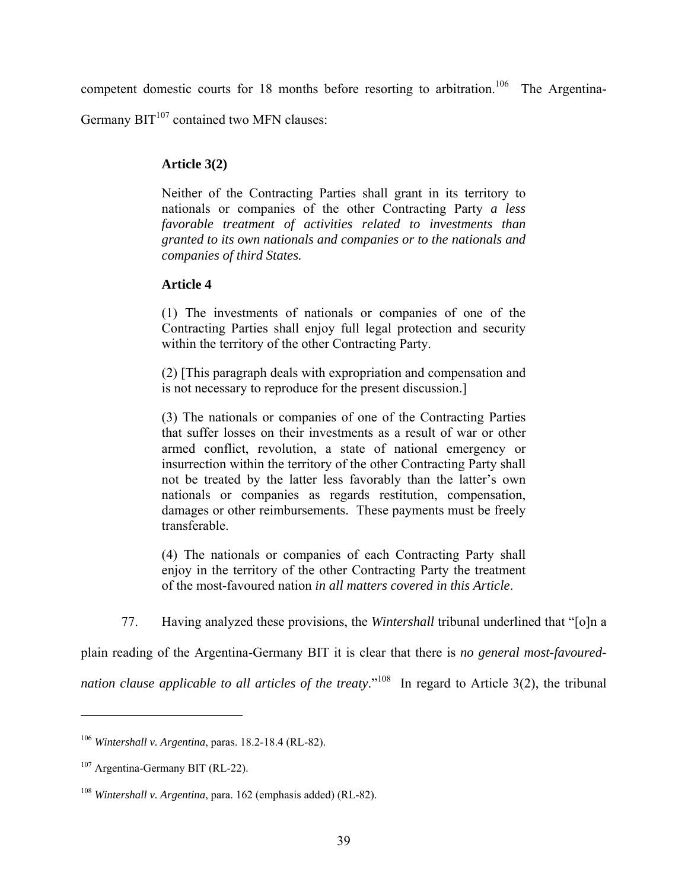competent domestic courts for 18 months before resorting to arbitration.[106] The Argentina-Germany BIT[107] contained two MFN clauses:

> **Article 3(2)**
>
> Neither of the Contracting Parties shall grant in its territory to nationals or companies of the other Contracting Party *a less favorable treatment of activities related to investments than granted to its own nationals and companies or to the nationals and companies of third States.*
>
> **Article 4**
>
> (1) The investments of nationals or companies of one of the Contracting Parties shall enjoy full legal protection and security within the territory of the other Contracting Party.
>
> (2) [This paragraph deals with expropriation and compensation and is not necessary to reproduce for the present discussion.]
>
> (3) The nationals or companies of one of the Contracting Parties that suffer losses on their investments as a result of war or other armed conflict, revolution, a state of national emergency or insurrection within the territory of the other Contracting Party shall not be treated by the latter less favorably than the latter's own nationals or companies as regards restitution, compensation, damages or other reimbursements. These payments must be freely transferable.
>
> (4) The nationals or companies of each Contracting Party shall enjoy in the territory of the other Contracting Party the treatment of the most-favoured nation *in all matters covered in this Article*.

77. Having analyzed these provisions, the *Wintershall* tribunal underlined that "[o]n a plain reading of the Argentina-Germany BIT it is clear that there is *no general most-favoured-nation clause applicable to all articles of the treaty*."[108] In regard to Article 3(2), the tribunal

---

[106] *Wintershall v. Argentina*, paras. 18.2-18.4 (RL-82).

[107] Argentina-Germany BIT (RL-22).

[108] *Wintershall v. Argentina*, para. 162 (emphasis added) (RL-82).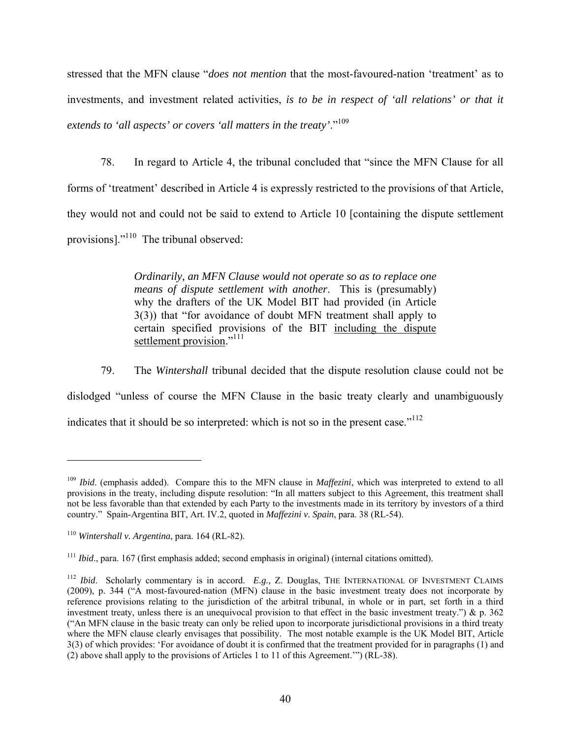stressed that the MFN clause "*does not mention* that the most-favoured-nation 'treatment' as to investments, and investment related activities, *is to be in respect of 'all relations' or that it extends to 'all aspects' or covers 'all matters in the treaty'*."[109]

78. In regard to Article 4, the tribunal concluded that "since the MFN Clause for all forms of 'treatment' described in Article 4 is expressly restricted to the provisions of that Article, they would not and could not be said to extend to Article 10 [containing the dispute settlement provisions]."[110] The tribunal observed:

> *Ordinarily, an MFN Clause would not operate so as to replace one means of dispute settlement with another*. This is (presumably) why the drafters of the UK Model BIT had provided (in Article 3(3)) that "for avoidance of doubt MFN treatment shall apply to certain specified provisions of the BIT <u>including the dispute settlement provision</u>."[111]

79. The *Wintershall* tribunal decided that the dispute resolution clause could not be dislodged "unless of course the MFN Clause in the basic treaty clearly and unambiguously indicates that it should be so interpreted: which is not so in the present case."[112]

---

[109] *Ibid*. (emphasis added). Compare this to the MFN clause in *Maffezini*, which was interpreted to extend to all provisions in the treaty, including dispute resolution: "In all matters subject to this Agreement, this treatment shall not be less favorable than that extended by each Party to the investments made in its territory by investors of a third country." Spain-Argentina BIT, Art. IV.2, quoted in *Maffezini v. Spain*, para. 38 (RL-54).

[110] *Wintershall v. Argentina*, para. 164 (RL-82).

[111] *Ibid*., para. 167 (first emphasis added; second emphasis in original) (internal citations omitted).

[112] *Ibid*. Scholarly commentary is in accord. *E.g.,* Z. Douglas, THE INTERNATIONAL OF INVESTMENT CLAIMS (2009), p. 344 ("A most-favoured-nation (MFN) clause in the basic investment treaty does not incorporate by reference provisions relating to the jurisdiction of the arbitral tribunal, in whole or in part, set forth in a third investment treaty, unless there is an unequivocal provision to that effect in the basic investment treaty.") & p. 362 ("An MFN clause in the basic treaty can only be relied upon to incorporate jurisdictional provisions in a third treaty where the MFN clause clearly envisages that possibility. The most notable example is the UK Model BIT, Article 3(3) of which provides: 'For avoidance of doubt it is confirmed that the treatment provided for in paragraphs (1) and (2) above shall apply to the provisions of Articles 1 to 11 of this Agreement.'") (RL-38).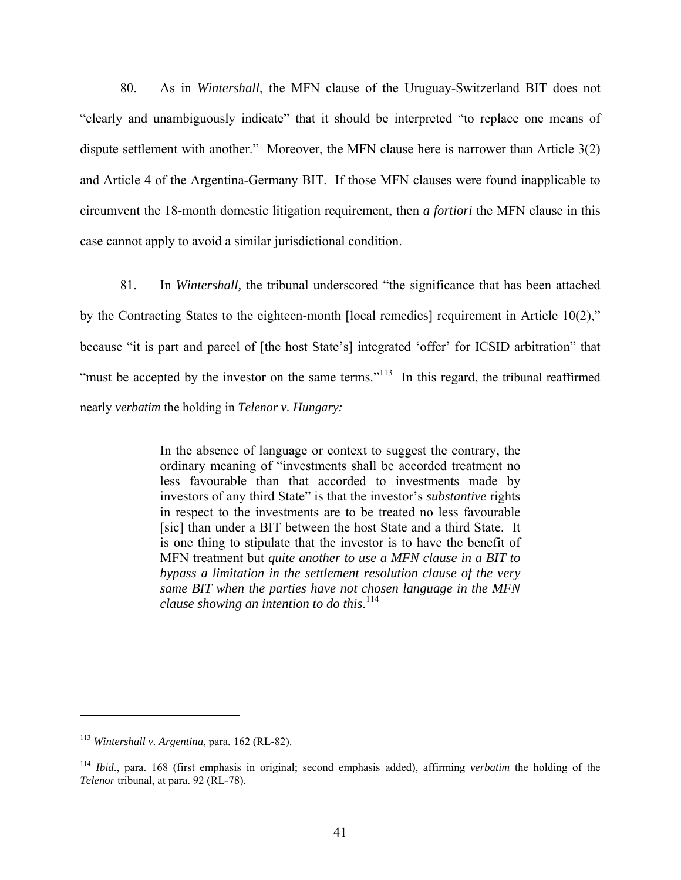80. As in *Wintershall*, the MFN clause of the Uruguay-Switzerland BIT does not "clearly and unambiguously indicate" that it should be interpreted "to replace one means of dispute settlement with another." Moreover, the MFN clause here is narrower than Article 3(2) and Article 4 of the Argentina-Germany BIT. If those MFN clauses were found inapplicable to circumvent the 18-month domestic litigation requirement, then *a fortiori* the MFN clause in this case cannot apply to avoid a similar jurisdictional condition.

81. In *Wintershall*, the tribunal underscored "the significance that has been attached by the Contracting States to the eighteen-month [local remedies] requirement in Article 10(2)," because "it is part and parcel of [the host State's] integrated 'offer' for ICSID arbitration" that "must be accepted by the investor on the same terms."[113] In this regard, the tribunal reaffirmed nearly *verbatim* the holding in *Telenor v. Hungary:*

> In the absence of language or context to suggest the contrary, the ordinary meaning of "investments shall be accorded treatment no less favourable than that accorded to investments made by investors of any third State" is that the investor's *substantive* rights in respect to the investments are to be treated no less favourable [sic] than under a BIT between the host State and a third State. It is one thing to stipulate that the investor is to have the benefit of MFN treatment but *quite another to use a MFN clause in a BIT to bypass a limitation in the settlement resolution clause of the very same BIT when the parties have not chosen language in the MFN clause showing an intention to do this*.[114]

---

[113] *Wintershall v. Argentina*, para. 162 (RL-82).

[114] *Ibid*., para. 168 (first emphasis in original; second emphasis added), affirming *verbatim* the holding of the *Telenor* tribunal, at para. 92 (RL-78).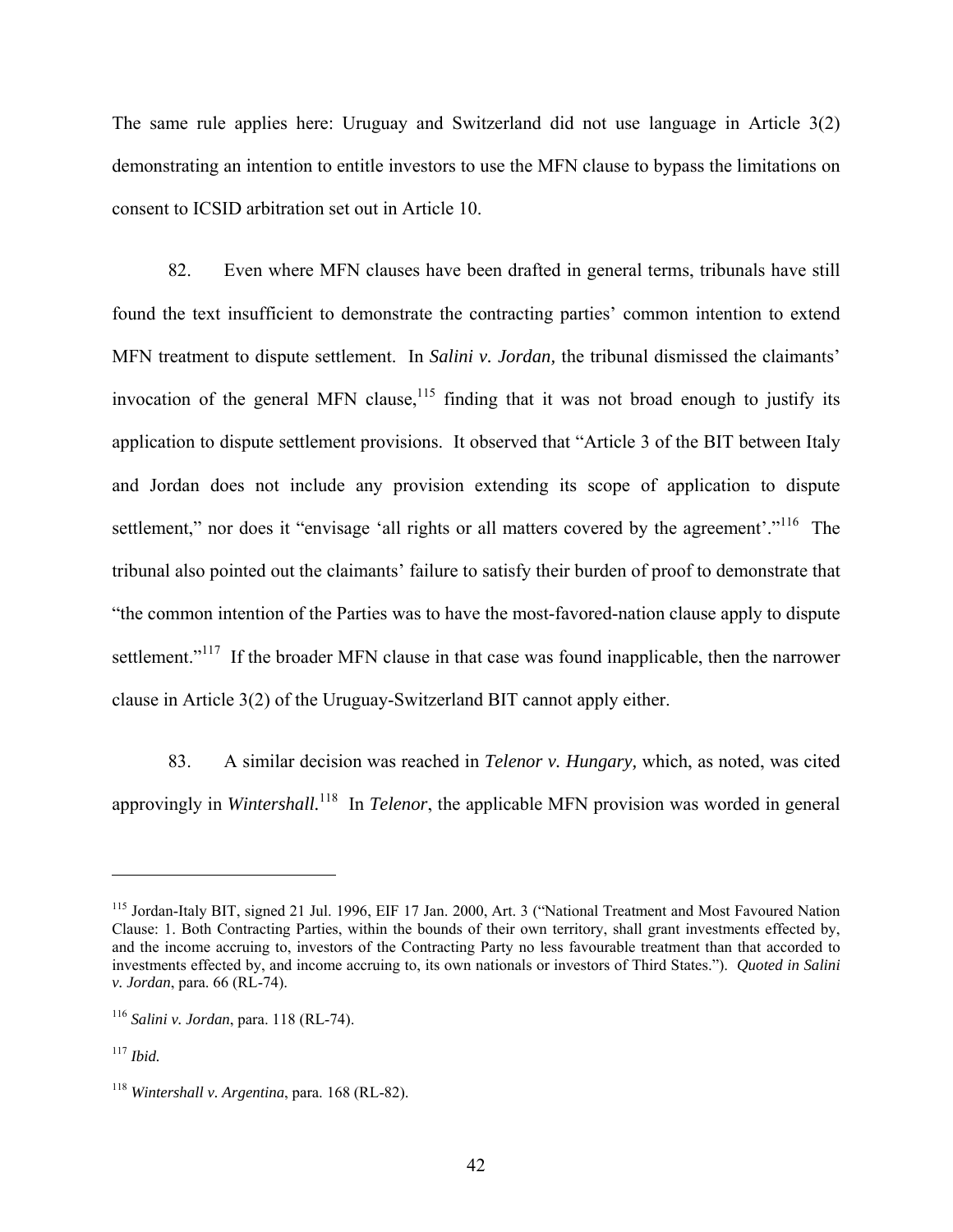The same rule applies here: Uruguay and Switzerland did not use language in Article 3(2) demonstrating an intention to entitle investors to use the MFN clause to bypass the limitations on consent to ICSID arbitration set out in Article 10.

82. Even where MFN clauses have been drafted in general terms, tribunals have still found the text insufficient to demonstrate the contracting parties' common intention to extend MFN treatment to dispute settlement. In *Salini v. Jordan,* the tribunal dismissed the claimants' invocation of the general MFN clause,[115] finding that it was not broad enough to justify its application to dispute settlement provisions. It observed that "Article 3 of the BIT between Italy and Jordan does not include any provision extending its scope of application to dispute settlement," nor does it "envisage 'all rights or all matters covered by the agreement'."[116] The tribunal also pointed out the claimants' failure to satisfy their burden of proof to demonstrate that "the common intention of the Parties was to have the most-favored-nation clause apply to dispute settlement."[117] If the broader MFN clause in that case was found inapplicable, then the narrower clause in Article 3(2) of the Uruguay-Switzerland BIT cannot apply either.

83. A similar decision was reached in *Telenor v. Hungary,* which, as noted, was cited approvingly in *Wintershall.*[118] In *Telenor*, the applicable MFN provision was worded in general

---

[115] Jordan-Italy BIT, signed 21 Jul. 1996, EIF 17 Jan. 2000, Art. 3 ("National Treatment and Most Favoured Nation Clause: 1. Both Contracting Parties, within the bounds of their own territory, shall grant investments effected by, and the income accruing to, investors of the Contracting Party no less favourable treatment than that accorded to investments effected by, and income accruing to, its own nationals or investors of Third States."). *Quoted in Salini v. Jordan*, para. 66 (RL-74).

[116] *Salini v. Jordan*, para. 118 (RL-74).

[117] *Ibid.*

[118] *Wintershall v. Argentina*, para. 168 (RL-82).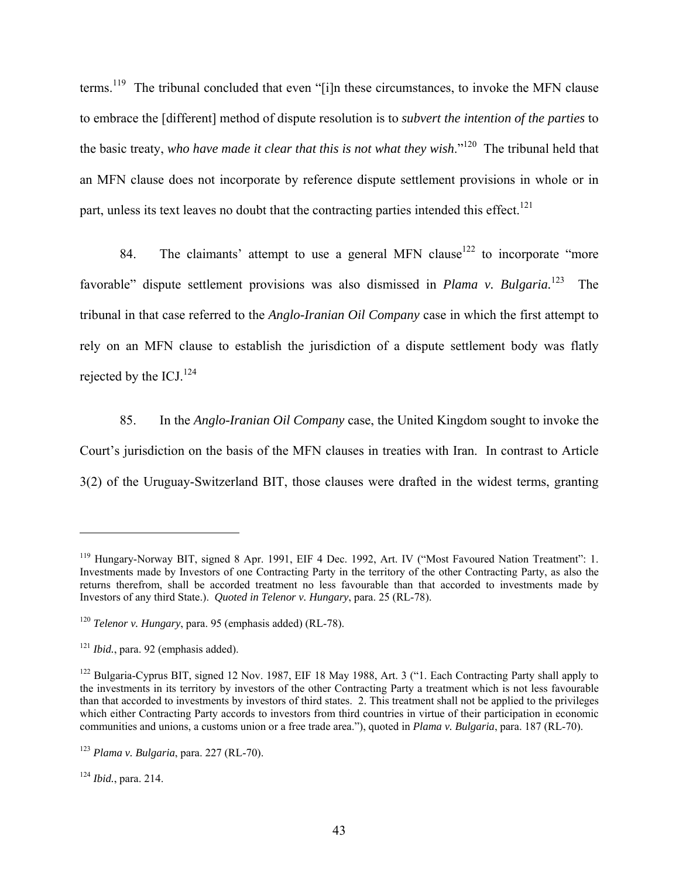terms.[119] The tribunal concluded that even "[i]n these circumstances, to invoke the MFN clause to embrace the [different] method of dispute resolution is to *subvert the intention of the parties* to the basic treaty, *who have made it clear that this is not what they wish*."[120] The tribunal held that an MFN clause does not incorporate by reference dispute settlement provisions in whole or in part, unless its text leaves no doubt that the contracting parties intended this effect.[121]

84. The claimants' attempt to use a general MFN clause[122] to incorporate "more favorable" dispute settlement provisions was also dismissed in *Plama v. Bulgaria.*[123] The tribunal in that case referred to the *Anglo-Iranian Oil Company* case in which the first attempt to rely on an MFN clause to establish the jurisdiction of a dispute settlement body was flatly rejected by the ICJ.[124]

85. In the *Anglo-Iranian Oil Company* case, the United Kingdom sought to invoke the Court's jurisdiction on the basis of the MFN clauses in treaties with Iran. In contrast to Article 3(2) of the Uruguay-Switzerland BIT, those clauses were drafted in the widest terms, granting

---

[119] Hungary-Norway BIT, signed 8 Apr. 1991, EIF 4 Dec. 1992, Art. IV ("Most Favoured Nation Treatment": 1. Investments made by Investors of one Contracting Party in the territory of the other Contracting Party, as also the returns therefrom, shall be accorded treatment no less favourable than that accorded to investments made by Investors of any third State.). *Quoted in Telenor v. Hungary*, para. 25 (RL-78).

[120] *Telenor v. Hungary*, para. 95 (emphasis added) (RL-78).

[121] *Ibid.*, para. 92 (emphasis added).

[122] Bulgaria-Cyprus BIT, signed 12 Nov. 1987, EIF 18 May 1988, Art. 3 ("1. Each Contracting Party shall apply to the investments in its territory by investors of the other Contracting Party a treatment which is not less favourable than that accorded to investments by investors of third states. 2. This treatment shall not be applied to the privileges which either Contracting Party accords to investors from third countries in virtue of their participation in economic communities and unions, a customs union or a free trade area."), quoted in *Plama v. Bulgaria*, para. 187 (RL-70).

[123] *Plama v. Bulgaria*, para. 227 (RL-70).

[124] *Ibid.*, para. 214.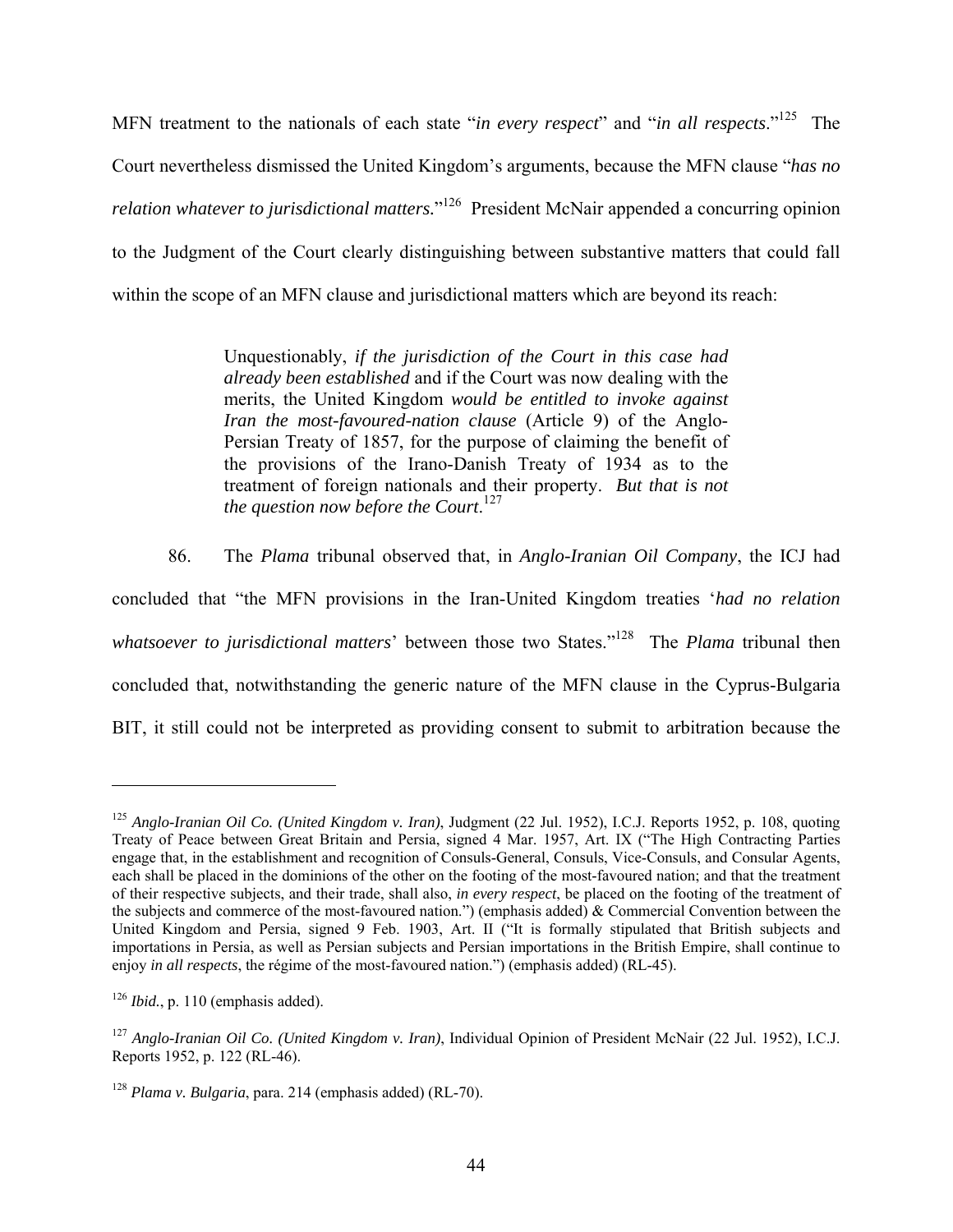MFN treatment to the nationals of each state "*in every respect*" and "*in all respects*."[125] The Court nevertheless dismissed the United Kingdom's arguments, because the MFN clause "*has no relation whatever to jurisdictional matters*."[126] President McNair appended a concurring opinion to the Judgment of the Court clearly distinguishing between substantive matters that could fall within the scope of an MFN clause and jurisdictional matters which are beyond its reach:

> Unquestionably, *if the jurisdiction of the Court in this case had already been established* and if the Court was now dealing with the merits, the United Kingdom *would be entitled to invoke against Iran the most-favoured-nation clause* (Article 9) of the Anglo-Persian Treaty of 1857, for the purpose of claiming the benefit of the provisions of the Irano-Danish Treaty of 1934 as to the treatment of foreign nationals and their property. *But that is not the question now before the Court*.[127]

86. The *Plama* tribunal observed that, in *Anglo-Iranian Oil Company*, the ICJ had concluded that "the MFN provisions in the Iran-United Kingdom treaties '*had no relation whatsoever to jurisdictional matters*' between those two States."[128] The *Plama* tribunal then concluded that, notwithstanding the generic nature of the MFN clause in the Cyprus-Bulgaria BIT, it still could not be interpreted as providing consent to submit to arbitration because the

---

[125] *Anglo-Iranian Oil Co. (United Kingdom v. Iran)*, Judgment (22 Jul. 1952), I.C.J. Reports 1952, p. 108, quoting Treaty of Peace between Great Britain and Persia, signed 4 Mar. 1957, Art. IX ("The High Contracting Parties engage that, in the establishment and recognition of Consuls-General, Consuls, Vice-Consuls, and Consular Agents, each shall be placed in the dominions of the other on the footing of the most-favoured nation; and that the treatment of their respective subjects, and their trade, shall also, *in every respect*, be placed on the footing of the treatment of the subjects and commerce of the most-favoured nation.") (emphasis added) & Commercial Convention between the United Kingdom and Persia, signed 9 Feb. 1903, Art. II ("It is formally stipulated that British subjects and importations in Persia, as well as Persian subjects and Persian importations in the British Empire, shall continue to enjoy *in all respects*, the régime of the most-favoured nation.") (emphasis added) (RL-45).

[126] *Ibid.*, p. 110 (emphasis added).

[127] *Anglo-Iranian Oil Co. (United Kingdom v. Iran)*, Individual Opinion of President McNair (22 Jul. 1952), I.C.J. Reports 1952, p. 122 (RL-46).

[128] *Plama v. Bulgaria*, para. 214 (emphasis added) (RL-70).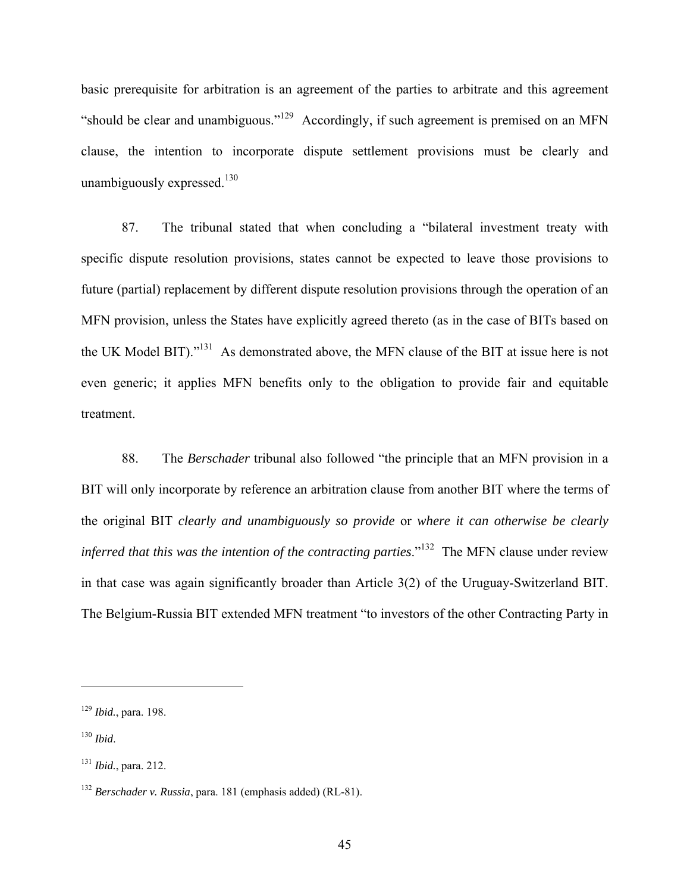basic prerequisite for arbitration is an agreement of the parties to arbitrate and this agreement "should be clear and unambiguous."[129] Accordingly, if such agreement is premised on an MFN clause, the intention to incorporate dispute settlement provisions must be clearly and unambiguously expressed.[130]

87. The tribunal stated that when concluding a "bilateral investment treaty with specific dispute resolution provisions, states cannot be expected to leave those provisions to future (partial) replacement by different dispute resolution provisions through the operation of an MFN provision, unless the States have explicitly agreed thereto (as in the case of BITs based on the UK Model BIT)."[131] As demonstrated above, the MFN clause of the BIT at issue here is not even generic; it applies MFN benefits only to the obligation to provide fair and equitable treatment.

88. The *Berschader* tribunal also followed "the principle that an MFN provision in a BIT will only incorporate by reference an arbitration clause from another BIT where the terms of the original BIT *clearly and unambiguously so provide* or *where it can otherwise be clearly inferred that this was the intention of the contracting parties*."[132] The MFN clause under review in that case was again significantly broader than Article 3(2) of the Uruguay-Switzerland BIT. The Belgium-Russia BIT extended MFN treatment "to investors of the other Contracting Party in

---

[129] *Ibid.*, para. 198.

[130] *Ibid*.

[131] *Ibid.*, para. 212.

[132] *Berschader v. Russia*, para. 181 (emphasis added) (RL-81).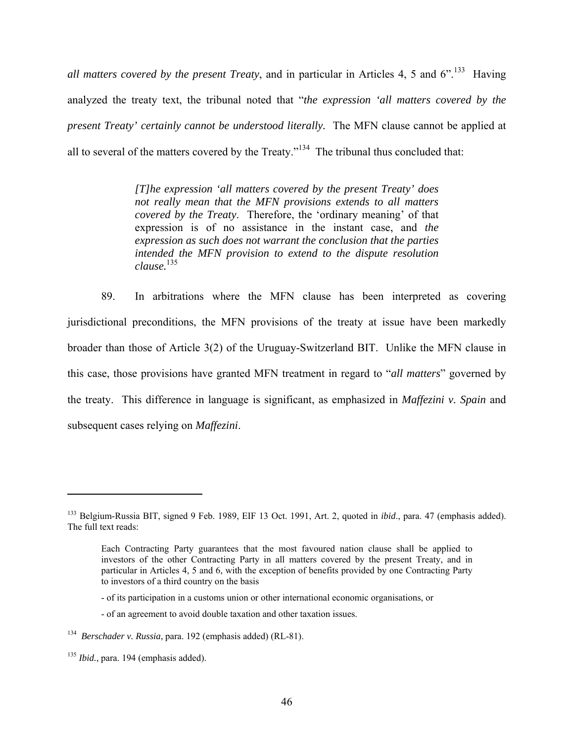*all matters covered by the present Treaty*, and in particular in Articles 4, 5 and 6".[133] Having analyzed the treaty text, the tribunal noted that "*the expression 'all matters covered by the present Treaty' certainly cannot be understood literally.* The MFN clause cannot be applied at all to several of the matters covered by the Treaty."[134] The tribunal thus concluded that:

> *[T]he expression 'all matters covered by the present Treaty' does not really mean that the MFN provisions extends to all matters covered by the Treaty*. Therefore, the 'ordinary meaning' of that expression is of no assistance in the instant case, and *the expression as such does not warrant the conclusion that the parties intended the MFN provision to extend to the dispute resolution clause.*[135]

89. In arbitrations where the MFN clause has been interpreted as covering jurisdictional preconditions, the MFN provisions of the treaty at issue have been markedly broader than those of Article 3(2) of the Uruguay-Switzerland BIT. Unlike the MFN clause in this case, those provisions have granted MFN treatment in regard to "*all matters*" governed by the treaty. This difference in language is significant, as emphasized in *Maffezini v. Spain* and subsequent cases relying on *Maffezini*.

---

[133] Belgium-Russia BIT, signed 9 Feb. 1989, EIF 13 Oct. 1991, Art. 2, quoted in *ibid*., para. 47 (emphasis added). The full text reads:

> Each Contracting Party guarantees that the most favoured nation clause shall be applied to investors of the other Contracting Party in all matters covered by the present Treaty, and in particular in Articles 4, 5 and 6, with the exception of benefits provided by one Contracting Party to investors of a third country on the basis
>
> - of its participation in a customs union or other international economic organisations, or
>
> - of an agreement to avoid double taxation and other taxation issues.

[134] *Berschader v. Russia*, para. 192 (emphasis added) (RL-81).

[135] *Ibid.*, para. 194 (emphasis added).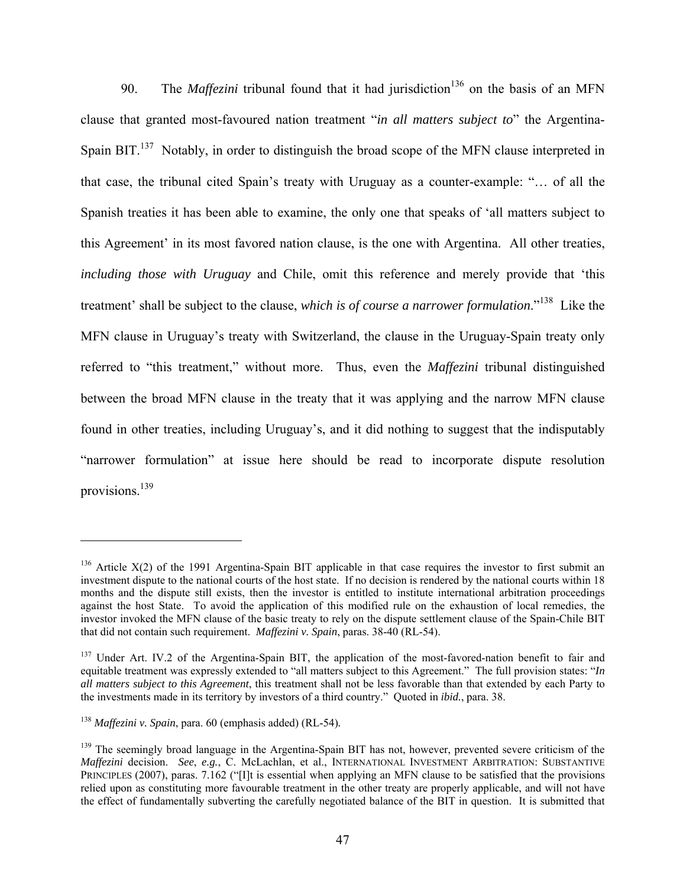90. The *Maffezini* tribunal found that it had jurisdiction[136] on the basis of an MFN clause that granted most-favoured nation treatment "*in all matters subject to*" the Argentina-Spain BIT.[137] Notably, in order to distinguish the broad scope of the MFN clause interpreted in that case, the tribunal cited Spain's treaty with Uruguay as a counter-example: "… of all the Spanish treaties it has been able to examine, the only one that speaks of 'all matters subject to this Agreement' in its most favored nation clause, is the one with Argentina. All other treaties, *including those with Uruguay* and Chile, omit this reference and merely provide that 'this treatment' shall be subject to the clause, *which is of course a narrower formulation*."[138] Like the MFN clause in Uruguay's treaty with Switzerland, the clause in the Uruguay-Spain treaty only referred to "this treatment," without more. Thus, even the *Maffezini* tribunal distinguished between the broad MFN clause in the treaty that it was applying and the narrow MFN clause found in other treaties, including Uruguay's, and it did nothing to suggest that the indisputably "narrower formulation" at issue here should be read to incorporate dispute resolution provisions.[139]

---

[136] Article X(2) of the 1991 Argentina-Spain BIT applicable in that case requires the investor to first submit an investment dispute to the national courts of the host state. If no decision is rendered by the national courts within 18 months and the dispute still exists, then the investor is entitled to institute international arbitration proceedings against the host State. To avoid the application of this modified rule on the exhaustion of local remedies, the investor invoked the MFN clause of the basic treaty to rely on the dispute settlement clause of the Spain-Chile BIT that did not contain such requirement. *Maffezini v. Spain*, paras. 38-40 (RL-54).

[137] Under Art. IV.2 of the Argentina-Spain BIT, the application of the most-favored-nation benefit to fair and equitable treatment was expressly extended to "all matters subject to this Agreement." The full provision states: "*In all matters subject to this Agreement*, this treatment shall not be less favorable than that extended by each Party to the investments made in its territory by investors of a third country." Quoted in *ibid.*, para. 38.

[138] *Maffezini v. Spain*, para. 60 (emphasis added) (RL-54).

[139] The seemingly broad language in the Argentina-Spain BIT has not, however, prevented severe criticism of the *Maffezini* decision. *See*, *e.g.*, C. McLachlan, et al., INTERNATIONAL INVESTMENT ARBITRATION: SUBSTANTIVE PRINCIPLES (2007), paras. 7.162 ("[I]t is essential when applying an MFN clause to be satisfied that the provisions relied upon as constituting more favourable treatment in the other treaty are properly applicable, and will not have the effect of fundamentally subverting the carefully negotiated balance of the BIT in question. It is submitted that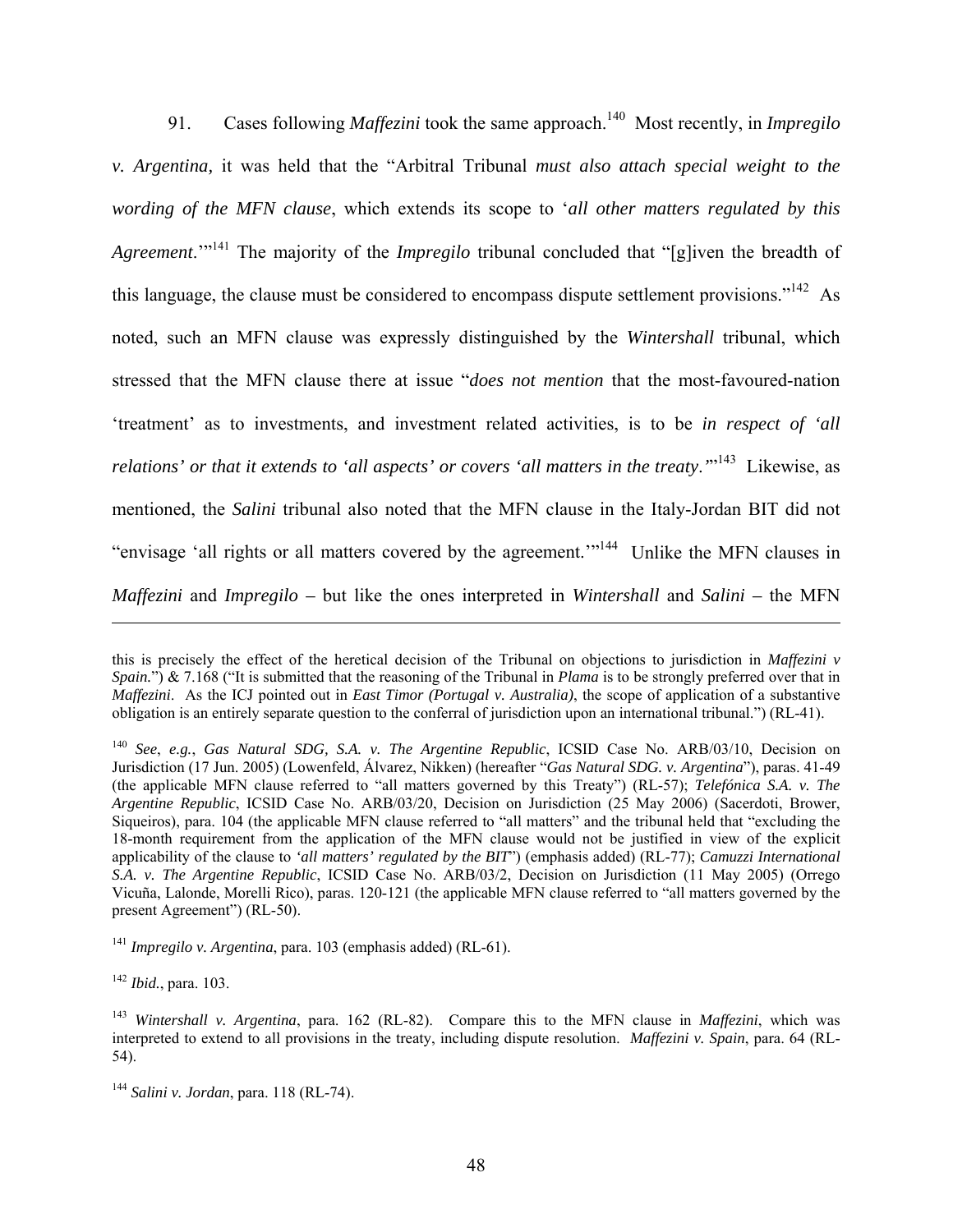91. Cases following *Maffezini* took the same approach.[140] Most recently, in *Impregilo v. Argentina,* it was held that the "Arbitral Tribunal *must also attach special weight to the wording of the MFN clause*, which extends its scope to '*all other matters regulated by this Agreement*.'"[141] The majority of the *Impregilo* tribunal concluded that "[g]iven the breadth of this language, the clause must be considered to encompass dispute settlement provisions."[142] As noted, such an MFN clause was expressly distinguished by the *Wintershall* tribunal, which stressed that the MFN clause there at issue "*does not mention* that the most-favoured-nation 'treatment' as to investments, and investment related activities, is to be *in respect of 'all relations' or that it extends to 'all aspects' or covers 'all matters in the treaty*.'"[143] Likewise, as mentioned, the *Salini* tribunal also noted that the MFN clause in the Italy-Jordan BIT did not "envisage 'all rights or all matters covered by the agreement.'"[144] Unlike the MFN clauses in *Maffezini* and *Impregilo* – but like the ones interpreted in *Wintershall* and *Salini* – the MFN

---

this is precisely the effect of the heretical decision of the Tribunal on objections to jurisdiction in *Maffezini v Spain.*") & 7.168 ("It is submitted that the reasoning of the Tribunal in *Plama* is to be strongly preferred over that in *Maffezini*. As the ICJ pointed out in *East Timor (Portugal v. Australia)*, the scope of application of a substantive obligation is an entirely separate question to the conferral of jurisdiction upon an international tribunal.") (RL-41).

[140] *See*, *e.g.*, *Gas Natural SDG, S.A. v. The Argentine Republic*, ICSID Case No. ARB/03/10, Decision on Jurisdiction (17 Jun. 2005) (Lowenfeld, Álvarez, Nikken) (hereafter "*Gas Natural SDG. v. Argentina*"), paras. 41-49 (the applicable MFN clause referred to "all matters governed by this Treaty") (RL-57); *Telefónica S.A. v. The Argentine Republic*, ICSID Case No. ARB/03/20, Decision on Jurisdiction (25 May 2006) (Sacerdoti, Brower, Siqueiros), para. 104 (the applicable MFN clause referred to "all matters" and the tribunal held that "excluding the 18-month requirement from the application of the MFN clause would not be justified in view of the explicit applicability of the clause to *'all matters' regulated by the BIT*") (emphasis added) (RL-77); *Camuzzi International S.A. v. The Argentine Republic*, ICSID Case No. ARB/03/2, Decision on Jurisdiction (11 May 2005) (Orrego Vicuña, Lalonde, Morelli Rico), paras. 120-121 (the applicable MFN clause referred to "all matters governed by the present Agreement") (RL-50).

[141] *Impregilo v. Argentina*, para. 103 (emphasis added) (RL-61).

[142] *Ibid.*, para. 103.

[143] *Wintershall v. Argentina*, para. 162 (RL-82). Compare this to the MFN clause in *Maffezini*, which was interpreted to extend to all provisions in the treaty, including dispute resolution. *Maffezini v. Spain*, para. 64 (RL-54).

[144] *Salini v. Jordan*, para. 118 (RL-74).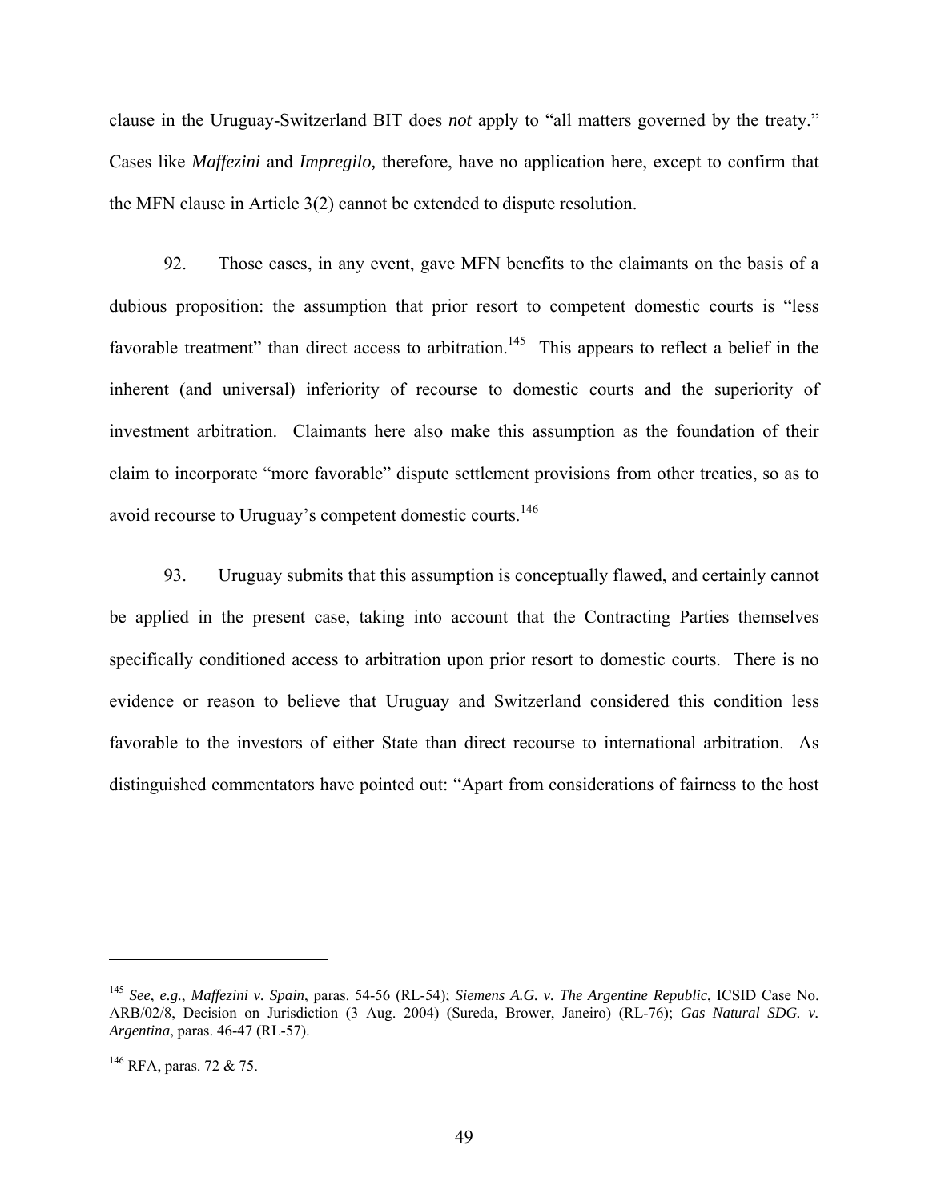clause in the Uruguay-Switzerland BIT does *not* apply to "all matters governed by the treaty." Cases like *Maffezini* and *Impregilo,* therefore, have no application here, except to confirm that the MFN clause in Article 3(2) cannot be extended to dispute resolution.

92. Those cases, in any event, gave MFN benefits to the claimants on the basis of a dubious proposition: the assumption that prior resort to competent domestic courts is "less favorable treatment" than direct access to arbitration.[145] This appears to reflect a belief in the inherent (and universal) inferiority of recourse to domestic courts and the superiority of investment arbitration. Claimants here also make this assumption as the foundation of their claim to incorporate "more favorable" dispute settlement provisions from other treaties, so as to avoid recourse to Uruguay's competent domestic courts.[146]

93. Uruguay submits that this assumption is conceptually flawed, and certainly cannot be applied in the present case, taking into account that the Contracting Parties themselves specifically conditioned access to arbitration upon prior resort to domestic courts. There is no evidence or reason to believe that Uruguay and Switzerland considered this condition less favorable to the investors of either State than direct recourse to international arbitration. As distinguished commentators have pointed out: "Apart from considerations of fairness to the host

---

[145] *See*, *e.g.*, *Maffezini v. Spain*, paras. 54-56 (RL-54); *Siemens A.G. v. The Argentine Republic*, ICSID Case No. ARB/02/8, Decision on Jurisdiction (3 Aug. 2004) (Sureda, Brower, Janeiro) (RL-76); *Gas Natural SDG. v. Argentina*, paras. 46-47 (RL-57).

[146] RFA, paras. 72 & 75.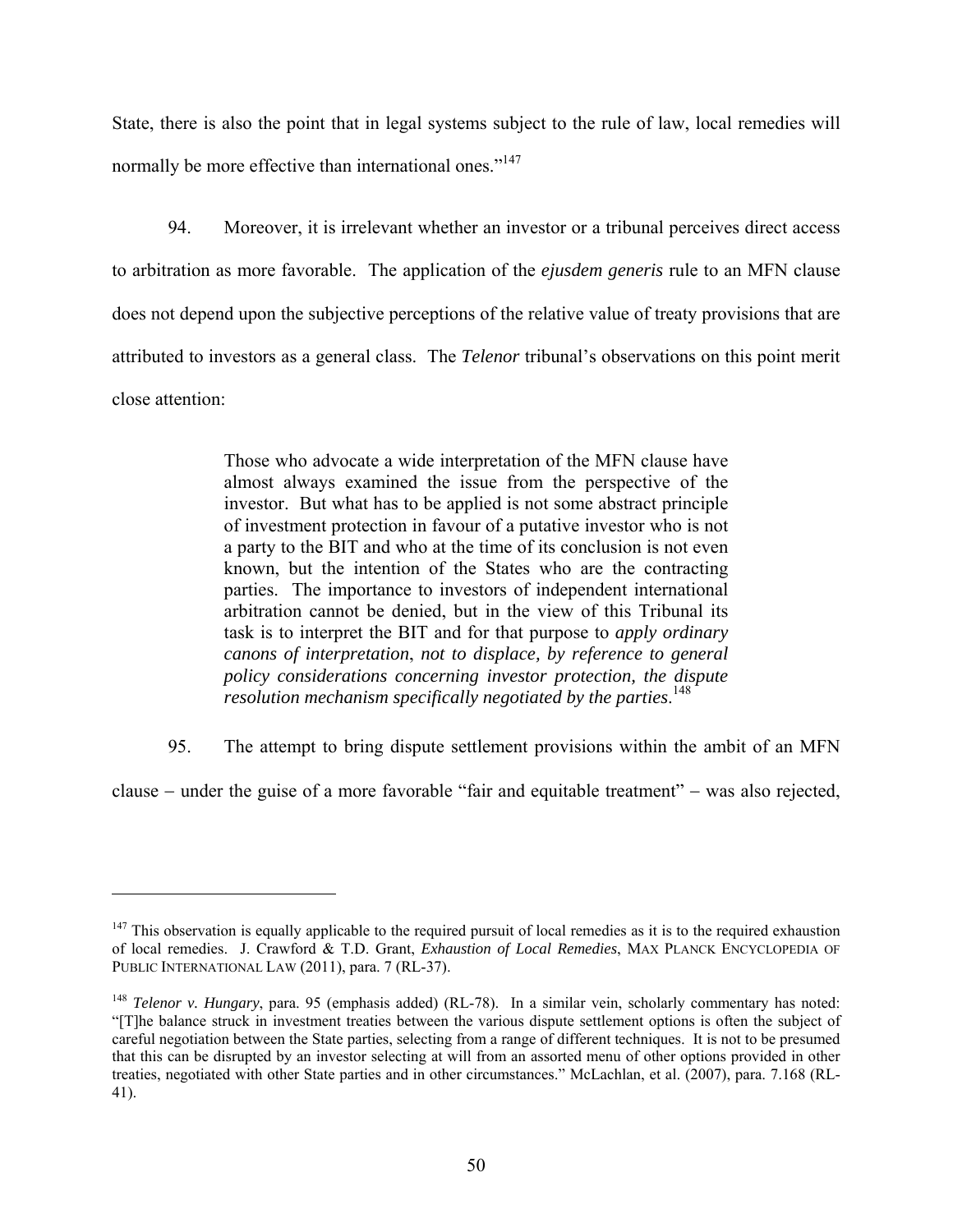State, there is also the point that in legal systems subject to the rule of law, local remedies will normally be more effective than international ones."[147]

94. Moreover, it is irrelevant whether an investor or a tribunal perceives direct access to arbitration as more favorable. The application of the *ejusdem generis* rule to an MFN clause does not depend upon the subjective perceptions of the relative value of treaty provisions that are attributed to investors as a general class. The *Telenor* tribunal's observations on this point merit close attention:

> Those who advocate a wide interpretation of the MFN clause have almost always examined the issue from the perspective of the investor. But what has to be applied is not some abstract principle of investment protection in favour of a putative investor who is not a party to the BIT and who at the time of its conclusion is not even known, but the intention of the States who are the contracting parties. The importance to investors of independent international arbitration cannot be denied, but in the view of this Tribunal its task is to interpret the BIT and for that purpose to *apply ordinary canons of interpretation*, *not to displace, by reference to general policy considerations concerning investor protection, the dispute resolution mechanism specifically negotiated by the parties*.[148]

95. The attempt to bring dispute settlement provisions within the ambit of an MFN clause – under the guise of a more favorable "fair and equitable treatment" – was also rejected,

---

[147] This observation is equally applicable to the required pursuit of local remedies as it is to the required exhaustion of local remedies. J. Crawford & T.D. Grant, *Exhaustion of Local Remedies*, MAX PLANCK ENCYCLOPEDIA OF PUBLIC INTERNATIONAL LAW (2011), para. 7 (RL-37).

[148] *Telenor v. Hungary*, para. 95 (emphasis added) (RL-78). In a similar vein, scholarly commentary has noted: "[T]he balance struck in investment treaties between the various dispute settlement options is often the subject of careful negotiation between the State parties, selecting from a range of different techniques. It is not to be presumed that this can be disrupted by an investor selecting at will from an assorted menu of other options provided in other treaties, negotiated with other State parties and in other circumstances." McLachlan, et al. (2007), para. 7.168 (RL-41).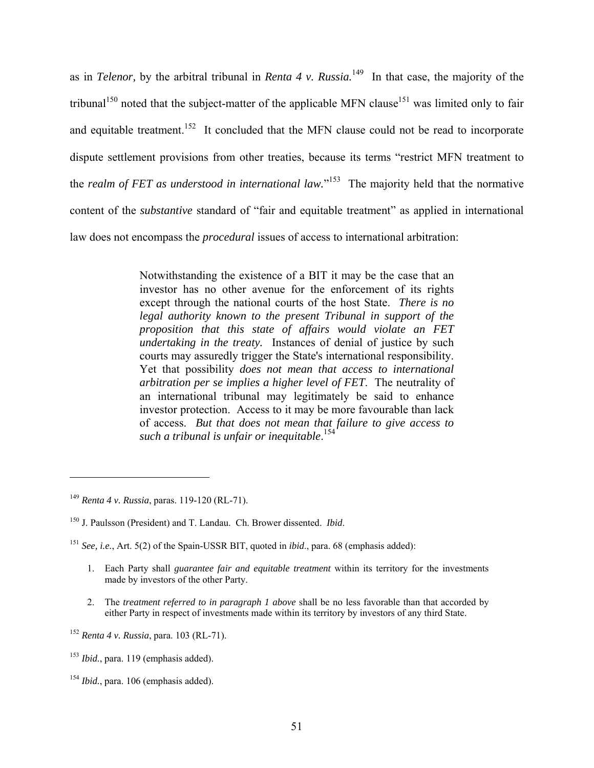as in *Telenor,* by the arbitral tribunal in *Renta 4 v. Russia.*[149] In that case, the majority of the tribunal[150] noted that the subject-matter of the applicable MFN clause[151] was limited only to fair and equitable treatment.[152] It concluded that the MFN clause could not be read to incorporate dispute settlement provisions from other treaties, because its terms "restrict MFN treatment to the *realm of FET as understood in international law.*"[153] The majority held that the normative content of the *substantive* standard of "fair and equitable treatment" as applied in international law does not encompass the *procedural* issues of access to international arbitration:

> Notwithstanding the existence of a BIT it may be the case that an investor has no other avenue for the enforcement of its rights except through the national courts of the host State. *There is no legal authority known to the present Tribunal in support of the proposition that this state of affairs would violate an FET undertaking in the treaty.* Instances of denial of justice by such courts may assuredly trigger the State's international responsibility. Yet that possibility *does not mean that access to international arbitration per se implies a higher level of FET.* The neutrality of an international tribunal may legitimately be said to enhance investor protection. Access to it may be more favourable than lack of access. *But that does not mean that failure to give access to such a tribunal is unfair or inequitable*.[154]

---

[149] *Renta 4 v. Russia*, paras. 119-120 (RL-71).

[150] J. Paulsson (President) and T. Landau. Ch. Brower dissented. *Ibid*.

[151] *See, i.e.*, Art. 5(2) of the Spain-USSR BIT, quoted in *ibid*., para. 68 (emphasis added):

1. Each Party shall *guarantee fair and equitable treatment* within its territory for the investments made by investors of the other Party.
2. The *treatment referred to in paragraph 1 above* shall be no less favorable than that accorded by either Party in respect of investments made within its territory by investors of any third State.

[152] *Renta 4 v. Russia*, para. 103 (RL-71).

[153] *Ibid.*, para. 119 (emphasis added).

[154] *Ibid.*, para. 106 (emphasis added).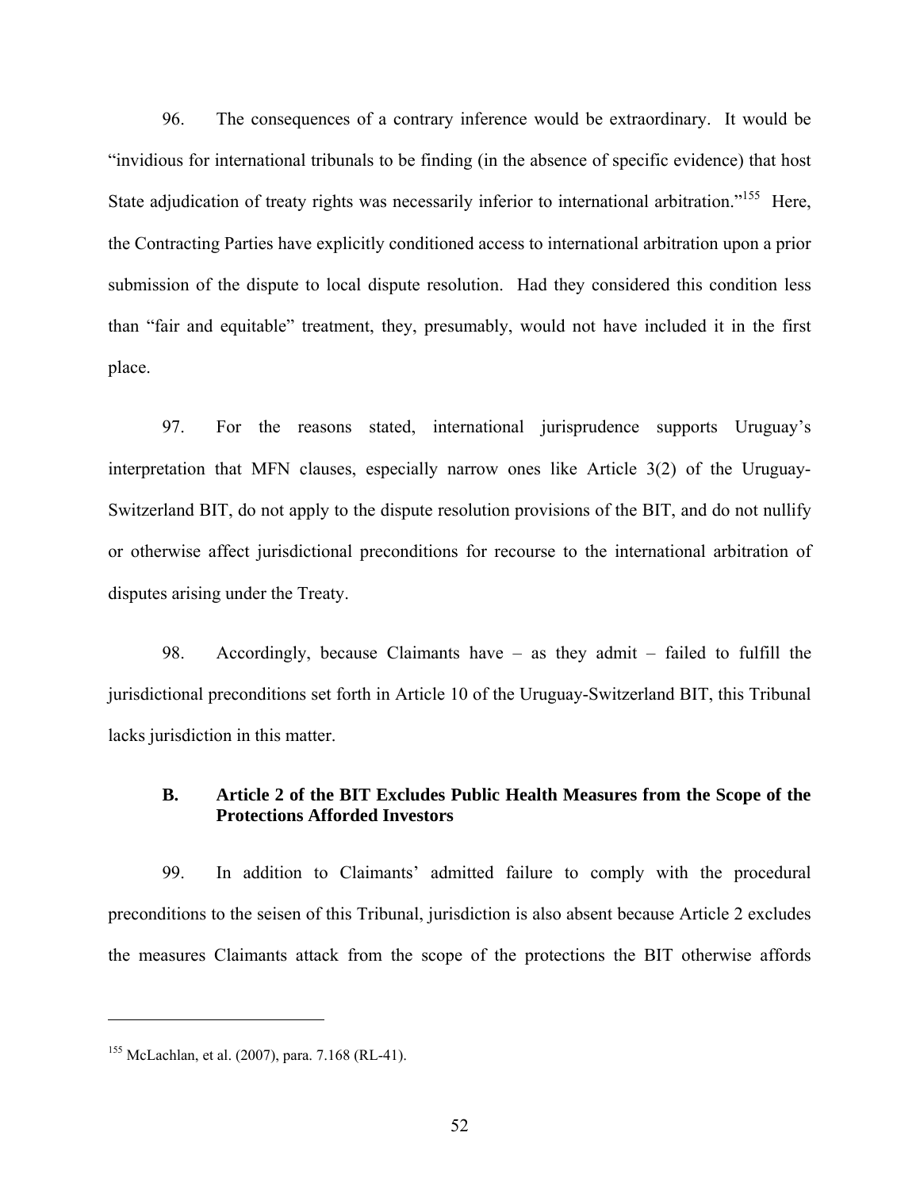96. The consequences of a contrary inference would be extraordinary. It would be "invidious for international tribunals to be finding (in the absence of specific evidence) that host State adjudication of treaty rights was necessarily inferior to international arbitration."[155] Here, the Contracting Parties have explicitly conditioned access to international arbitration upon a prior submission of the dispute to local dispute resolution. Had they considered this condition less than "fair and equitable" treatment, they, presumably, would not have included it in the first place.

97. For the reasons stated, international jurisprudence supports Uruguay's interpretation that MFN clauses, especially narrow ones like Article 3(2) of the Uruguay-Switzerland BIT, do not apply to the dispute resolution provisions of the BIT, and do not nullify or otherwise affect jurisdictional preconditions for recourse to the international arbitration of disputes arising under the Treaty.

98. Accordingly, because Claimants have – as they admit – failed to fulfill the jurisdictional preconditions set forth in Article 10 of the Uruguay-Switzerland BIT, this Tribunal lacks jurisdiction in this matter.

### B. Article 2 of the BIT Excludes Public Health Measures from the Scope of the Protections Afforded Investors

99. In addition to Claimants' admitted failure to comply with the procedural preconditions to the seisen of this Tribunal, jurisdiction is also absent because Article 2 excludes the measures Claimants attack from the scope of the protections the BIT otherwise affords

---

[155] McLachlan, et al. (2007), para. 7.168 (RL-41).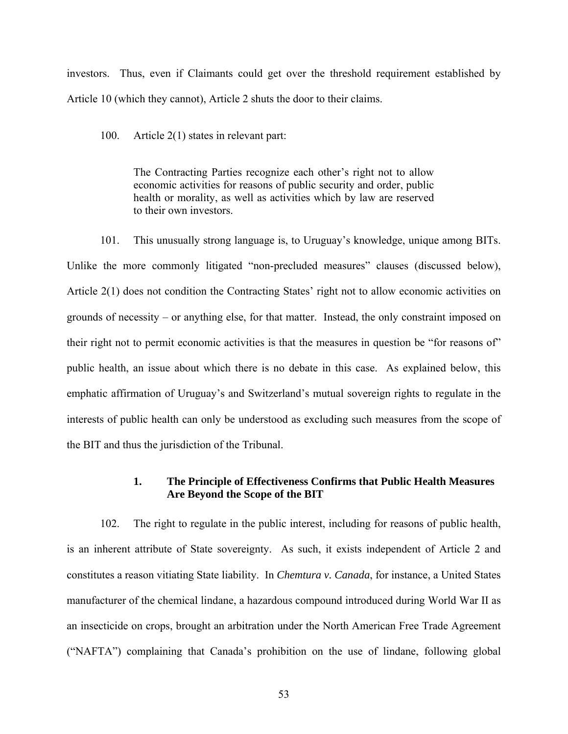investors. Thus, even if Claimants could get over the threshold requirement established by Article 10 (which they cannot), Article 2 shuts the door to their claims.

100. Article 2(1) states in relevant part:

> The Contracting Parties recognize each other's right not to allow economic activities for reasons of public security and order, public health or morality, as well as activities which by law are reserved to their own investors.

101. This unusually strong language is, to Uruguay's knowledge, unique among BITs. Unlike the more commonly litigated "non-precluded measures" clauses (discussed below), Article 2(1) does not condition the Contracting States' right not to allow economic activities on grounds of necessity – or anything else, for that matter. Instead, the only constraint imposed on their right not to permit economic activities is that the measures in question be "for reasons of" public health, an issue about which there is no debate in this case. As explained below, this emphatic affirmation of Uruguay's and Switzerland's mutual sovereign rights to regulate in the interests of public health can only be understood as excluding such measures from the scope of the BIT and thus the jurisdiction of the Tribunal.

### 1. The Principle of Effectiveness Confirms that Public Health Measures Are Beyond the Scope of the BIT

102. The right to regulate in the public interest, including for reasons of public health, is an inherent attribute of State sovereignty. As such, it exists independent of Article 2 and constitutes a reason vitiating State liability. In *Chemtura v. Canada*, for instance, a United States manufacturer of the chemical lindane, a hazardous compound introduced during World War II as an insecticide on crops, brought an arbitration under the North American Free Trade Agreement ("NAFTA") complaining that Canada's prohibition on the use of lindane, following global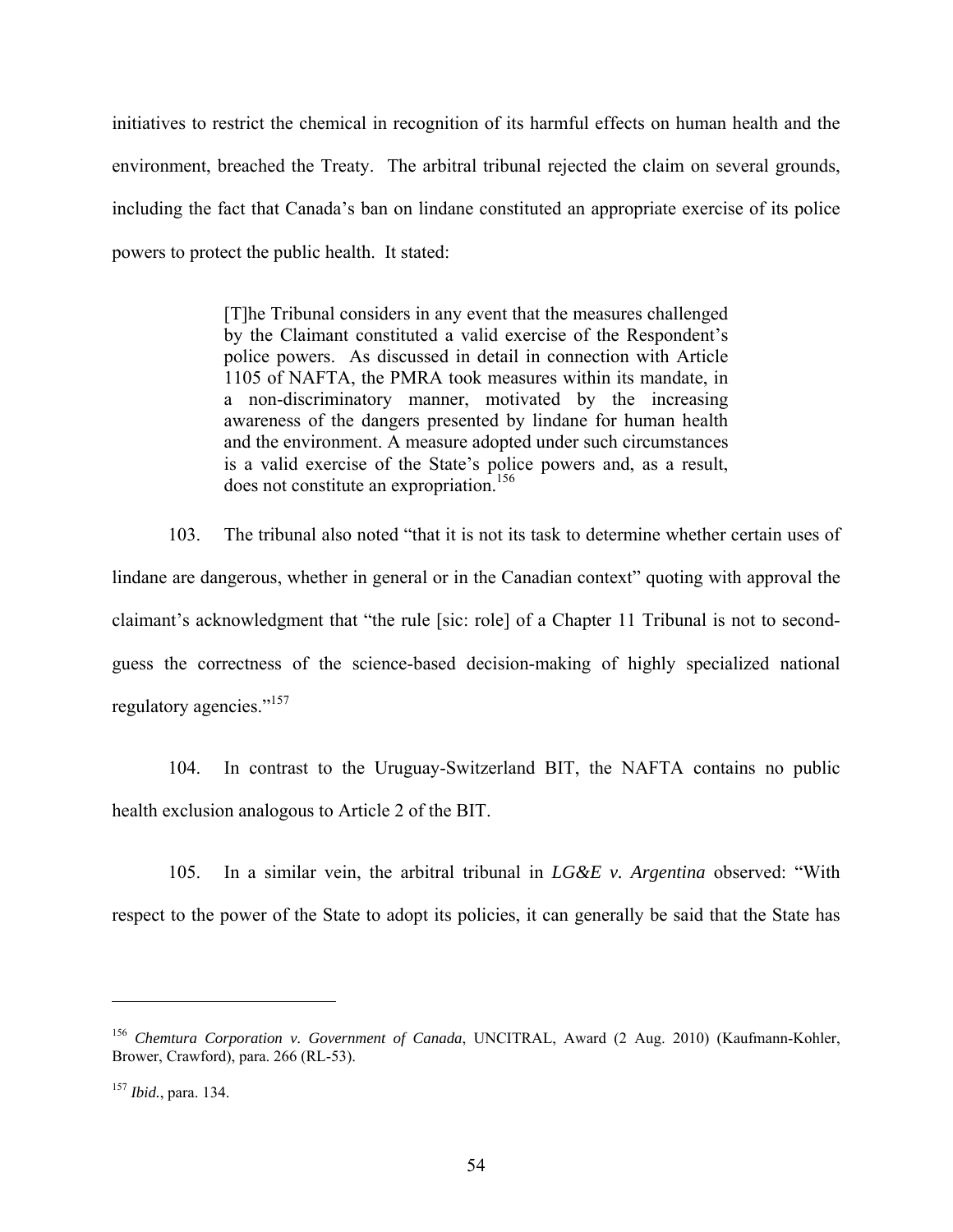initiatives to restrict the chemical in recognition of its harmful effects on human health and the environment, breached the Treaty. The arbitral tribunal rejected the claim on several grounds, including the fact that Canada's ban on lindane constituted an appropriate exercise of its police powers to protect the public health. It stated:

> [T]he Tribunal considers in any event that the measures challenged by the Claimant constituted a valid exercise of the Respondent's police powers. As discussed in detail in connection with Article 1105 of NAFTA, the PMRA took measures within its mandate, in a non-discriminatory manner, motivated by the increasing awareness of the dangers presented by lindane for human health and the environment. A measure adopted under such circumstances is a valid exercise of the State's police powers and, as a result, does not constitute an expropriation.[156]

103. The tribunal also noted "that it is not its task to determine whether certain uses of lindane are dangerous, whether in general or in the Canadian context" quoting with approval the claimant's acknowledgment that "the rule [sic: role] of a Chapter 11 Tribunal is not to second-guess the correctness of the science-based decision-making of highly specialized national regulatory agencies."[157]

104. In contrast to the Uruguay-Switzerland BIT, the NAFTA contains no public health exclusion analogous to Article 2 of the BIT.

105. In a similar vein, the arbitral tribunal in *LG&E v. Argentina* observed: "With respect to the power of the State to adopt its policies, it can generally be said that the State has

---

[156] *Chemtura Corporation v. Government of Canada*, UNCITRAL, Award (2 Aug. 2010) (Kaufmann-Kohler, Brower, Crawford), para. 266 (RL-53).

[157] *Ibid.*, para. 134.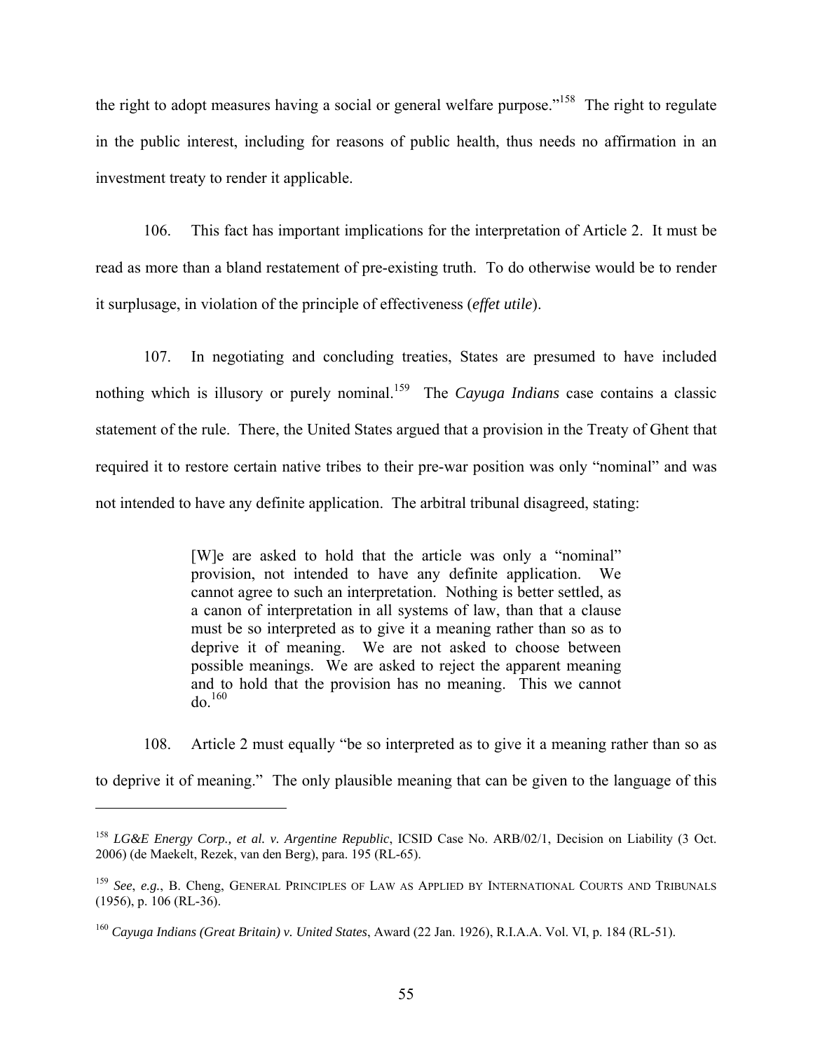the right to adopt measures having a social or general welfare purpose."[158] The right to regulate in the public interest, including for reasons of public health, thus needs no affirmation in an investment treaty to render it applicable.

106. This fact has important implications for the interpretation of Article 2. It must be read as more than a bland restatement of pre-existing truth. To do otherwise would be to render it surplusage, in violation of the principle of effectiveness (*effet utile*).

107. In negotiating and concluding treaties, States are presumed to have included nothing which is illusory or purely nominal.[159] The *Cayuga Indians* case contains a classic statement of the rule. There, the United States argued that a provision in the Treaty of Ghent that required it to restore certain native tribes to their pre-war position was only "nominal" and was not intended to have any definite application. The arbitral tribunal disagreed, stating:

> [W]e are asked to hold that the article was only a "nominal" provision, not intended to have any definite application. We cannot agree to such an interpretation. Nothing is better settled, as a canon of interpretation in all systems of law, than that a clause must be so interpreted as to give it a meaning rather than so as to deprive it of meaning. We are not asked to choose between possible meanings. We are asked to reject the apparent meaning and to hold that the provision has no meaning. This we cannot do.[160]

108. Article 2 must equally "be so interpreted as to give it a meaning rather than so as to deprive it of meaning." The only plausible meaning that can be given to the language of this

---

[158] *LG&E Energy Corp., et al. v. Argentine Republic*, ICSID Case No. ARB/02/1, Decision on Liability (3 Oct. 2006) (de Maekelt, Rezek, van den Berg), para. 195 (RL-65).

[159] *See*, *e.g.*, B. Cheng, General Principles of Law as Applied by International Courts and Tribunals (1956), p. 106 (RL-36).

[160] *Cayuga Indians (Great Britain) v. United States*, Award (22 Jan. 1926), R.I.A.A. Vol. VI, p. 184 (RL-51).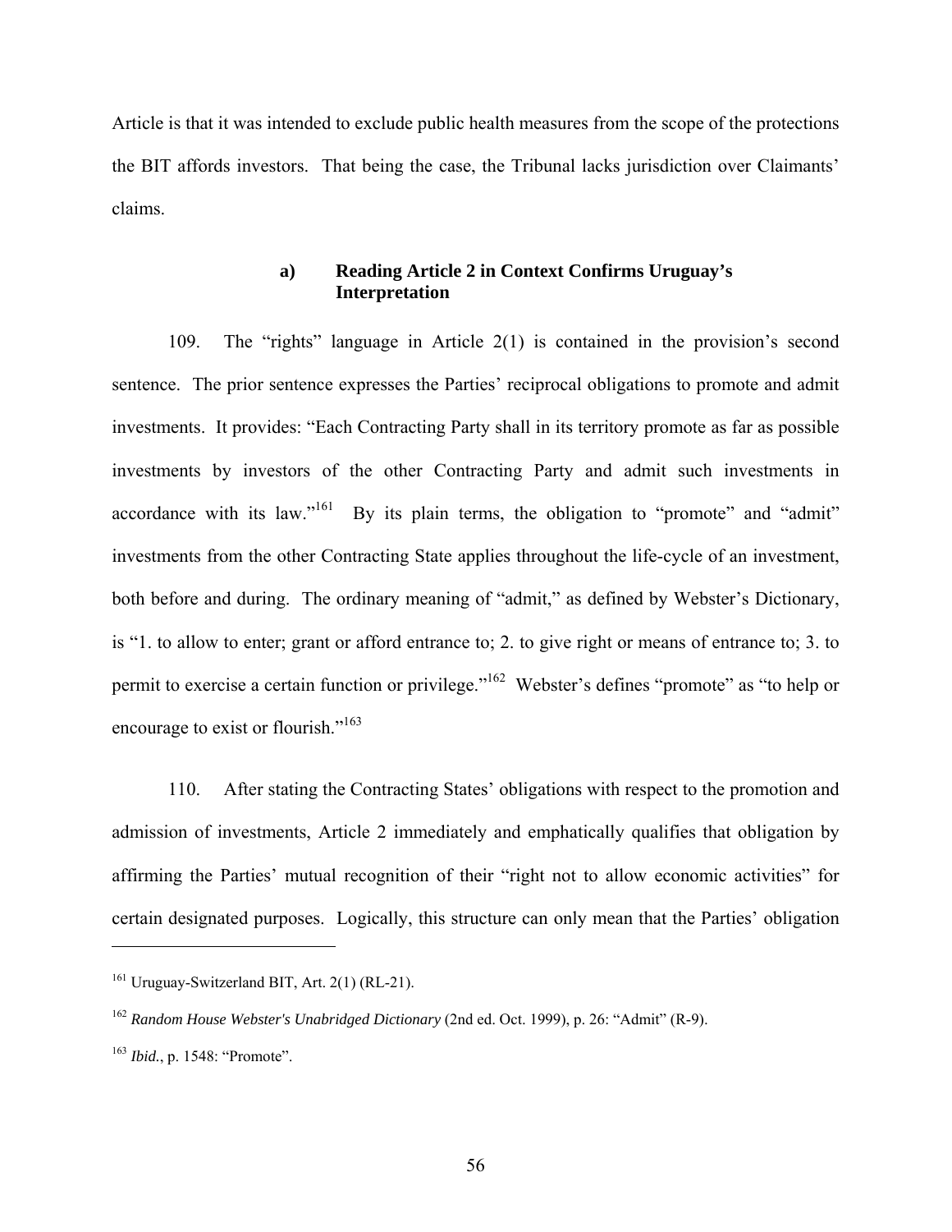Article is that it was intended to exclude public health measures from the scope of the protections the BIT affords investors. That being the case, the Tribunal lacks jurisdiction over Claimants' claims.

#### a) Reading Article 2 in Context Confirms Uruguay's Interpretation

109. The "rights" language in Article 2(1) is contained in the provision's second sentence. The prior sentence expresses the Parties' reciprocal obligations to promote and admit investments. It provides: "Each Contracting Party shall in its territory promote as far as possible investments by investors of the other Contracting Party and admit such investments in accordance with its law."[161] By its plain terms, the obligation to "promote" and "admit" investments from the other Contracting State applies throughout the life-cycle of an investment, both before and during. The ordinary meaning of "admit," as defined by Webster's Dictionary, is "1. to allow to enter; grant or afford entrance to; 2. to give right or means of entrance to; 3. to permit to exercise a certain function or privilege."[162] Webster's defines "promote" as "to help or encourage to exist or flourish."[163]

110. After stating the Contracting States' obligations with respect to the promotion and admission of investments, Article 2 immediately and emphatically qualifies that obligation by affirming the Parties' mutual recognition of their "right not to allow economic activities" for certain designated purposes. Logically, this structure can only mean that the Parties' obligation

---

[161] Uruguay-Switzerland BIT, Art. 2(1) (RL-21).

[162] *Random House Webster's Unabridged Dictionary* (2nd ed. Oct. 1999), p. 26: "Admit" (R-9).

[163] *Ibid.*, p. 1548: "Promote".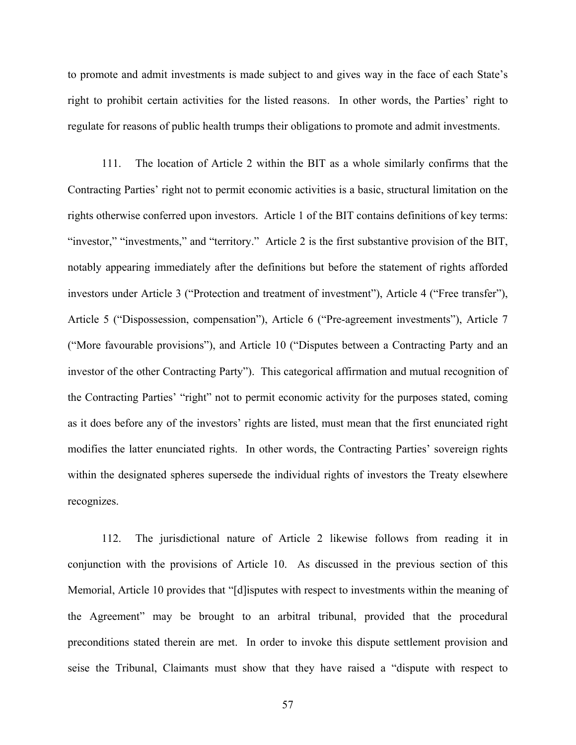to promote and admit investments is made subject to and gives way in the face of each State's right to prohibit certain activities for the listed reasons. In other words, the Parties' right to regulate for reasons of public health trumps their obligations to promote and admit investments.

111. The location of Article 2 within the BIT as a whole similarly confirms that the Contracting Parties' right not to permit economic activities is a basic, structural limitation on the rights otherwise conferred upon investors. Article 1 of the BIT contains definitions of key terms: "investor," "investments," and "territory." Article 2 is the first substantive provision of the BIT, notably appearing immediately after the definitions but before the statement of rights afforded investors under Article 3 ("Protection and treatment of investment"), Article 4 ("Free transfer"), Article 5 ("Dispossession, compensation"), Article 6 ("Pre-agreement investments"), Article 7 ("More favourable provisions"), and Article 10 ("Disputes between a Contracting Party and an investor of the other Contracting Party"). This categorical affirmation and mutual recognition of the Contracting Parties' "right" not to permit economic activity for the purposes stated, coming as it does before any of the investors' rights are listed, must mean that the first enunciated right modifies the latter enunciated rights. In other words, the Contracting Parties' sovereign rights within the designated spheres supersede the individual rights of investors the Treaty elsewhere recognizes.

112. The jurisdictional nature of Article 2 likewise follows from reading it in conjunction with the provisions of Article 10. As discussed in the previous section of this Memorial, Article 10 provides that "[d]isputes with respect to investments within the meaning of the Agreement" may be brought to an arbitral tribunal, provided that the procedural preconditions stated therein are met. In order to invoke this dispute settlement provision and seise the Tribunal, Claimants must show that they have raised a "dispute with respect to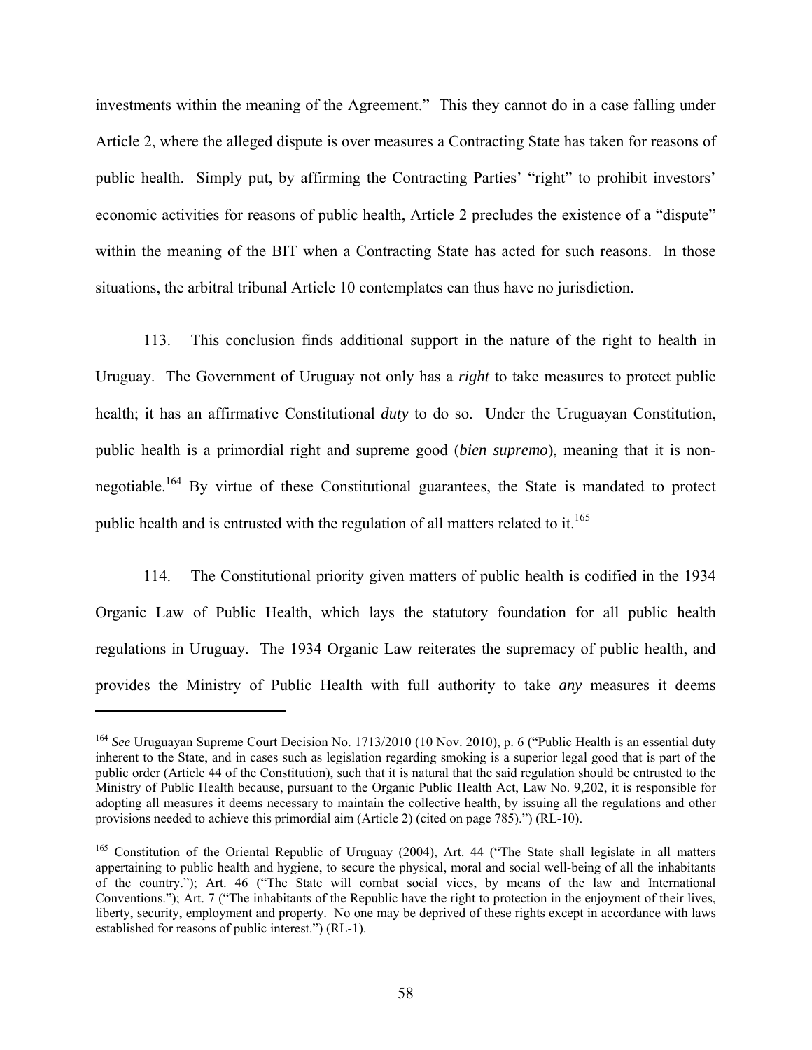investments within the meaning of the Agreement." This they cannot do in a case falling under Article 2, where the alleged dispute is over measures a Contracting State has taken for reasons of public health. Simply put, by affirming the Contracting Parties' "right" to prohibit investors' economic activities for reasons of public health, Article 2 precludes the existence of a "dispute" within the meaning of the BIT when a Contracting State has acted for such reasons. In those situations, the arbitral tribunal Article 10 contemplates can thus have no jurisdiction.

113. This conclusion finds additional support in the nature of the right to health in Uruguay. The Government of Uruguay not only has a *right* to take measures to protect public health; it has an affirmative Constitutional *duty* to do so. Under the Uruguayan Constitution, public health is a primordial right and supreme good (*bien supremo*), meaning that it is non-negotiable.[164] By virtue of these Constitutional guarantees, the State is mandated to protect public health and is entrusted with the regulation of all matters related to it.[165]

114. The Constitutional priority given matters of public health is codified in the 1934 Organic Law of Public Health, which lays the statutory foundation for all public health regulations in Uruguay. The 1934 Organic Law reiterates the supremacy of public health, and provides the Ministry of Public Health with full authority to take *any* measures it deems

---

[164] *See* Uruguayan Supreme Court Decision No. 1713/2010 (10 Nov. 2010), p. 6 ("Public Health is an essential duty inherent to the State, and in cases such as legislation regarding smoking is a superior legal good that is part of the public order (Article 44 of the Constitution), such that it is natural that the said regulation should be entrusted to the Ministry of Public Health because, pursuant to the Organic Public Health Act, Law No. 9,202, it is responsible for adopting all measures it deems necessary to maintain the collective health, by issuing all the regulations and other provisions needed to achieve this primordial aim (Article 2) (cited on page 785).") (RL-10).

[165] Constitution of the Oriental Republic of Uruguay (2004), Art. 44 ("The State shall legislate in all matters appertaining to public health and hygiene, to secure the physical, moral and social well-being of all the inhabitants of the country."); Art. 46 ("The State will combat social vices, by means of the law and International Conventions."); Art. 7 ("The inhabitants of the Republic have the right to protection in the enjoyment of their lives, liberty, security, employment and property. No one may be deprived of these rights except in accordance with laws established for reasons of public interest.") (RL-1).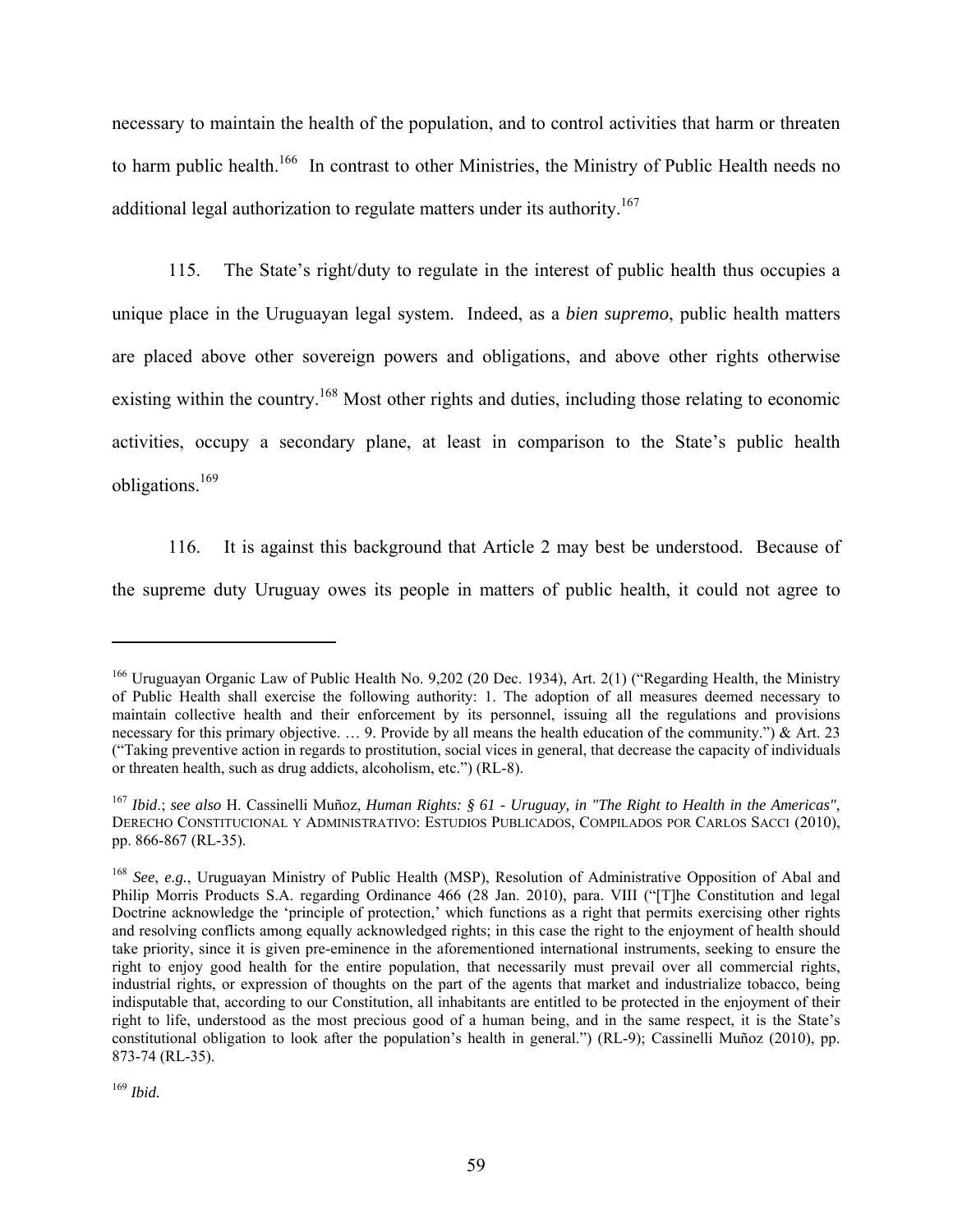necessary to maintain the health of the population, and to control activities that harm or threaten to harm public health.[166] In contrast to other Ministries, the Ministry of Public Health needs no additional legal authorization to regulate matters under its authority.[167]

115. The State's right/duty to regulate in the interest of public health thus occupies a unique place in the Uruguayan legal system. Indeed, as a *bien supremo*, public health matters are placed above other sovereign powers and obligations, and above other rights otherwise existing within the country.[168] Most other rights and duties, including those relating to economic activities, occupy a secondary plane, at least in comparison to the State's public health obligations.[169]

116. It is against this background that Article 2 may best be understood. Because of the supreme duty Uruguay owes its people in matters of public health, it could not agree to

---

[166] Uruguayan Organic Law of Public Health No. 9,202 (20 Dec. 1934), Art. 2(1) ("Regarding Health, the Ministry of Public Health shall exercise the following authority: 1. The adoption of all measures deemed necessary to maintain collective health and their enforcement by its personnel, issuing all the regulations and provisions necessary for this primary objective. … 9. Provide by all means the health education of the community.") & Art. 23 ("Taking preventive action in regards to prostitution, social vices in general, that decrease the capacity of individuals or threaten health, such as drug addicts, alcoholism, etc.") (RL-8).

[167] *Ibid*.; *see also* H. Cassinelli Muñoz, *Human Rights: § 61 - Uruguay, in "The Right to Health in the Americas"*, DERECHO CONSTITUCIONAL Y ADMINISTRATIVO: ESTUDIOS PUBLICADOS, COMPILADOS POR CARLOS SACCI (2010), pp. 866-867 (RL-35).

[168] *See*, *e.g.*, Uruguayan Ministry of Public Health (MSP), Resolution of Administrative Opposition of Abal and Philip Morris Products S.A. regarding Ordinance 466 (28 Jan. 2010), para. VIII ("[T]he Constitution and legal Doctrine acknowledge the 'principle of protection,' which functions as a right that permits exercising other rights and resolving conflicts among equally acknowledged rights; in this case the right to the enjoyment of health should take priority, since it is given pre-eminence in the aforementioned international instruments, seeking to ensure the right to enjoy good health for the entire population, that necessarily must prevail over all commercial rights, industrial rights, or expression of thoughts on the part of the agents that market and industrialize tobacco, being indisputable that, according to our Constitution, all inhabitants are entitled to be protected in the enjoyment of their right to life, understood as the most precious good of a human being, and in the same respect, it is the State's constitutional obligation to look after the population's health in general.") (RL-9); Cassinelli Muñoz (2010), pp. 873-74 (RL-35).

[169] *Ibid.*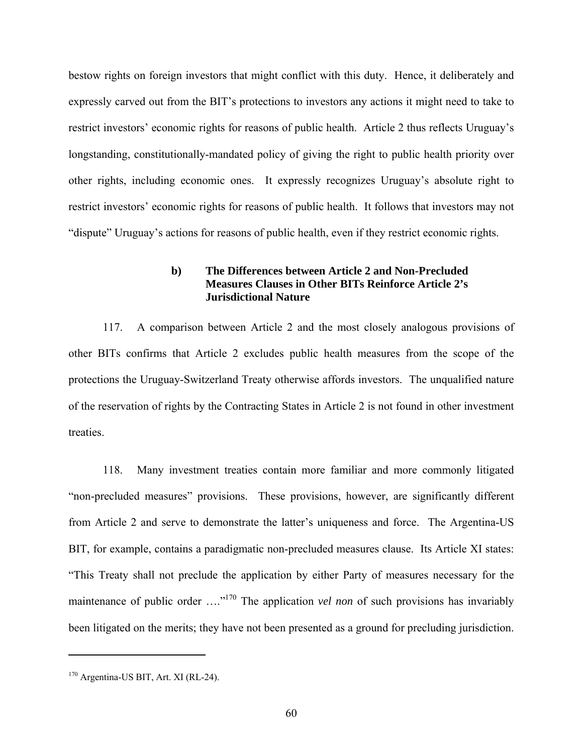bestow rights on foreign investors that might conflict with this duty. Hence, it deliberately and expressly carved out from the BIT's protections to investors any actions it might need to take to restrict investors' economic rights for reasons of public health. Article 2 thus reflects Uruguay's longstanding, constitutionally-mandated policy of giving the right to public health priority over other rights, including economic ones. It expressly recognizes Uruguay's absolute right to restrict investors' economic rights for reasons of public health. It follows that investors may not "dispute" Uruguay's actions for reasons of public health, even if they restrict economic rights.

#### b) The Differences between Article 2 and Non-Precluded Measures Clauses in Other BITs Reinforce Article 2's Jurisdictional Nature

117. A comparison between Article 2 and the most closely analogous provisions of other BITs confirms that Article 2 excludes public health measures from the scope of the protections the Uruguay-Switzerland Treaty otherwise affords investors. The unqualified nature of the reservation of rights by the Contracting States in Article 2 is not found in other investment treaties.

118. Many investment treaties contain more familiar and more commonly litigated "non-precluded measures" provisions. These provisions, however, are significantly different from Article 2 and serve to demonstrate the latter's uniqueness and force. The Argentina-US BIT, for example, contains a paradigmatic non-precluded measures clause. Its Article XI states: "This Treaty shall not preclude the application by either Party of measures necessary for the maintenance of public order …."[170] The application *vel non* of such provisions has invariably been litigated on the merits; they have not been presented as a ground for precluding jurisdiction.

---

[170] Argentina-US BIT, Art. XI (RL-24).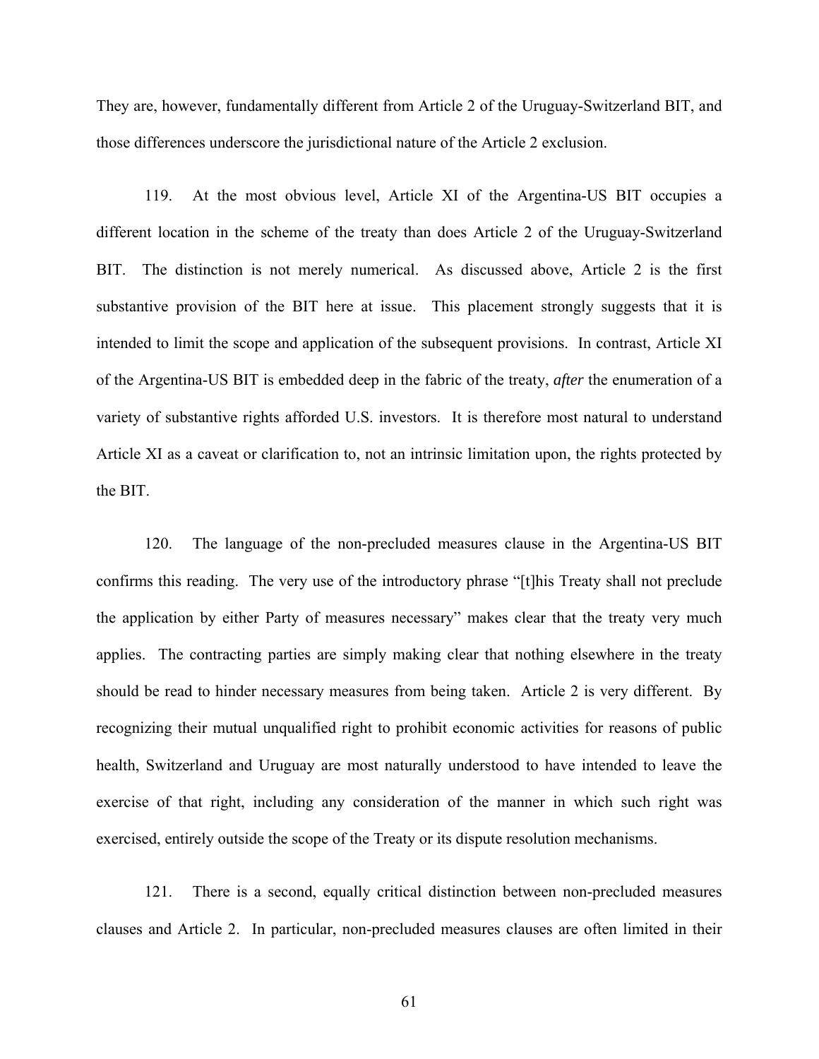They are, however, fundamentally different from Article 2 of the Uruguay-Switzerland BIT, and those differences underscore the jurisdictional nature of the Article 2 exclusion.

119. At the most obvious level, Article XI of the Argentina-US BIT occupies a different location in the scheme of the treaty than does Article 2 of the Uruguay-Switzerland BIT. The distinction is not merely numerical. As discussed above, Article 2 is the first substantive provision of the BIT here at issue. This placement strongly suggests that it is intended to limit the scope and application of the subsequent provisions. In contrast, Article XI of the Argentina-US BIT is embedded deep in the fabric of the treaty, *after* the enumeration of a variety of substantive rights afforded U.S. investors. It is therefore most natural to understand Article XI as a caveat or clarification to, not an intrinsic limitation upon, the rights protected by the BIT.

120. The language of the non-precluded measures clause in the Argentina-US BIT confirms this reading. The very use of the introductory phrase "[t]his Treaty shall not preclude the application by either Party of measures necessary" makes clear that the treaty very much applies. The contracting parties are simply making clear that nothing elsewhere in the treaty should be read to hinder necessary measures from being taken. Article 2 is very different. By recognizing their mutual unqualified right to prohibit economic activities for reasons of public health, Switzerland and Uruguay are most naturally understood to have intended to leave the exercise of that right, including any consideration of the manner in which such right was exercised, entirely outside the scope of the Treaty or its dispute resolution mechanisms.

121. There is a second, equally critical distinction between non-precluded measures clauses and Article 2. In particular, non-precluded measures clauses are often limited in their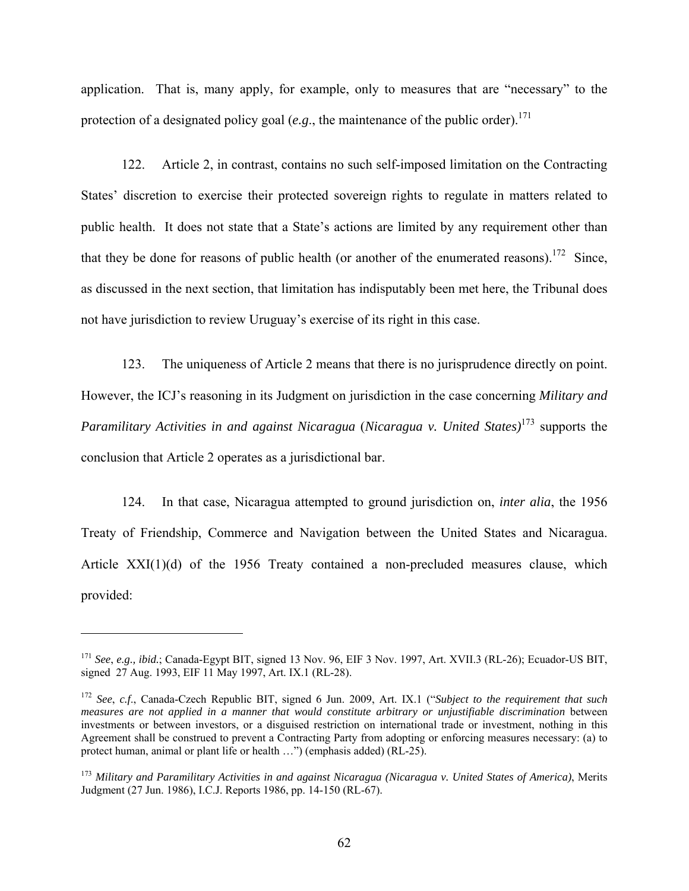application. That is, many apply, for example, only to measures that are "necessary" to the protection of a designated policy goal (*e.g.*, the maintenance of the public order).[171]

122. Article 2, in contrast, contains no such self-imposed limitation on the Contracting States' discretion to exercise their protected sovereign rights to regulate in matters related to public health. It does not state that a State's actions are limited by any requirement other than that they be done for reasons of public health (or another of the enumerated reasons).[172] Since, as discussed in the next section, that limitation has indisputably been met here, the Tribunal does not have jurisdiction to review Uruguay's exercise of its right in this case.

123. The uniqueness of Article 2 means that there is no jurisprudence directly on point. However, the ICJ's reasoning in its Judgment on jurisdiction in the case concerning *Military and Paramilitary Activities in and against Nicaragua* (*Nicaragua v. United States)*[173] supports the conclusion that Article 2 operates as a jurisdictional bar.

124. In that case, Nicaragua attempted to ground jurisdiction on, *inter alia*, the 1956 Treaty of Friendship, Commerce and Navigation between the United States and Nicaragua. Article XXI(1)(d) of the 1956 Treaty contained a non-precluded measures clause, which provided:

---

[171] *See*, *e.g., ibid.*; Canada-Egypt BIT, signed 13 Nov. 96, EIF 3 Nov. 1997, Art. XVII.3 (RL-26); Ecuador-US BIT, signed 27 Aug. 1993, EIF 11 May 1997, Art. IX.1 (RL-28).

[172] *See*, *c.f.*, Canada-Czech Republic BIT, signed 6 Jun. 2009, Art. IX.1 ("*Subject to the requirement that such measures are not applied in a manner that would constitute arbitrary or unjustifiable discrimination* between investments or between investors, or a disguised restriction on international trade or investment, nothing in this Agreement shall be construed to prevent a Contracting Party from adopting or enforcing measures necessary: (a) to protect human, animal or plant life or health …") (emphasis added) (RL-25).

[173] *Military and Paramilitary Activities in and against Nicaragua (Nicaragua v. United States of America)*, Merits Judgment (27 Jun. 1986), I.C.J. Reports 1986, pp. 14-150 (RL-67).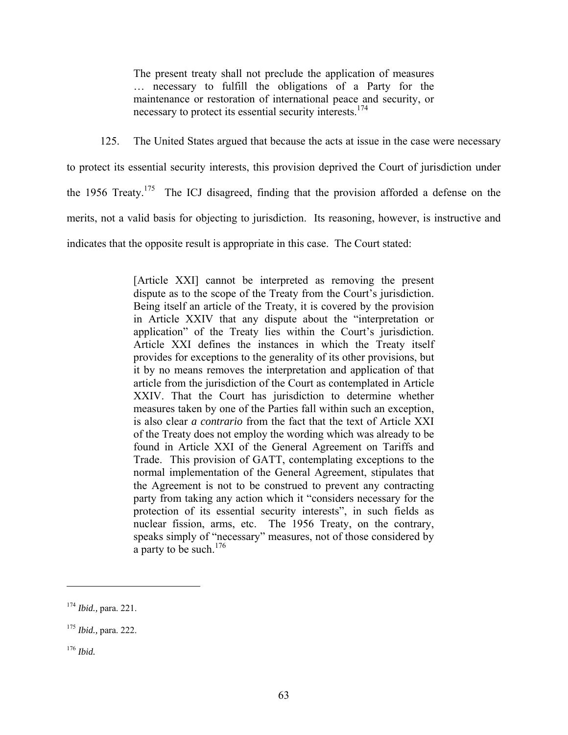> The present treaty shall not preclude the application of measures … necessary to fulfill the obligations of a Party for the maintenance or restoration of international peace and security, or necessary to protect its essential security interests.[174]

125. The United States argued that because the acts at issue in the case were necessary to protect its essential security interests, this provision deprived the Court of jurisdiction under the 1956 Treaty.[175] The ICJ disagreed, finding that the provision afforded a defense on the merits, not a valid basis for objecting to jurisdiction. Its reasoning, however, is instructive and indicates that the opposite result is appropriate in this case. The Court stated:

> [Article XXI] cannot be interpreted as removing the present dispute as to the scope of the Treaty from the Court's jurisdiction. Being itself an article of the Treaty, it is covered by the provision in Article XXIV that any dispute about the "interpretation or application" of the Treaty lies within the Court's jurisdiction. Article XXI defines the instances in which the Treaty itself provides for exceptions to the generality of its other provisions, but it by no means removes the interpretation and application of that article from the jurisdiction of the Court as contemplated in Article XXIV. That the Court has jurisdiction to determine whether measures taken by one of the Parties fall within such an exception, is also clear *a contrario* from the fact that the text of Article XXI of the Treaty does not employ the wording which was already to be found in Article XXI of the General Agreement on Tariffs and Trade. This provision of GATT, contemplating exceptions to the normal implementation of the General Agreement, stipulates that the Agreement is not to be construed to prevent any contracting party from taking any action which it "considers necessary for the protection of its essential security interests", in such fields as nuclear fission, arms, etc. The 1956 Treaty, on the contrary, speaks simply of "necessary" measures, not of those considered by a party to be such.[176]

---

[174] *Ibid.,* para. 221.

[175] *Ibid.,* para. 222.

[176] *Ibid.*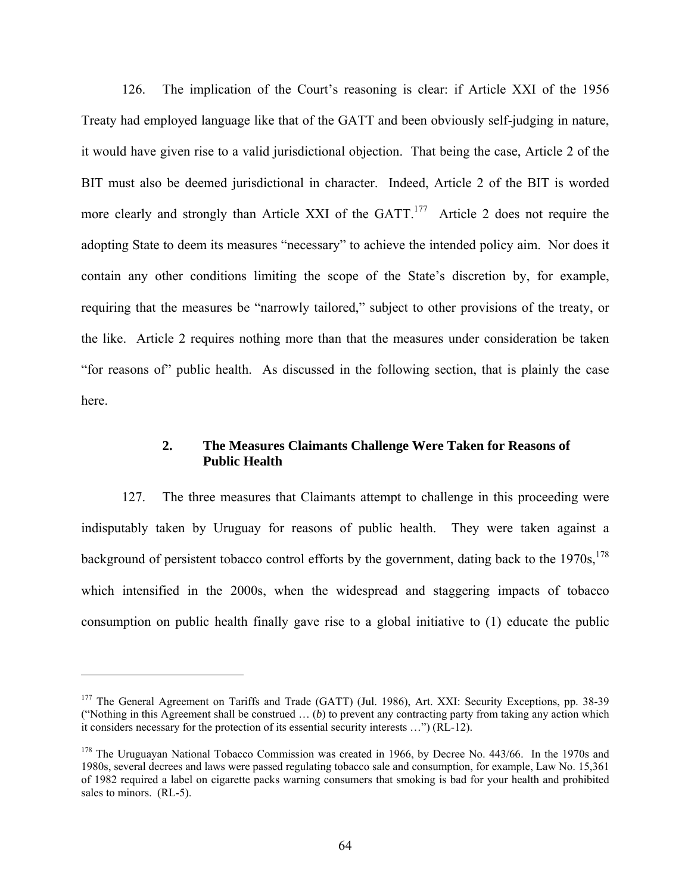126. The implication of the Court's reasoning is clear: if Article XXI of the 1956 Treaty had employed language like that of the GATT and been obviously self-judging in nature, it would have given rise to a valid jurisdictional objection. That being the case, Article 2 of the BIT must also be deemed jurisdictional in character. Indeed, Article 2 of the BIT is worded more clearly and strongly than Article XXI of the GATT.[177] Article 2 does not require the adopting State to deem its measures "necessary" to achieve the intended policy aim. Nor does it contain any other conditions limiting the scope of the State's discretion by, for example, requiring that the measures be "narrowly tailored," subject to other provisions of the treaty, or the like. Article 2 requires nothing more than that the measures under consideration be taken "for reasons of" public health. As discussed in the following section, that is plainly the case here.

### 2. The Measures Claimants Challenge Were Taken for Reasons of Public Health

127. The three measures that Claimants attempt to challenge in this proceeding were indisputably taken by Uruguay for reasons of public health. They were taken against a background of persistent tobacco control efforts by the government, dating back to the 1970s,[178] which intensified in the 2000s, when the widespread and staggering impacts of tobacco consumption on public health finally gave rise to a global initiative to (1) educate the public

---

[177] The General Agreement on Tariffs and Trade (GATT) (Jul. 1986), Art. XXI: Security Exceptions, pp. 38-39 ("Nothing in this Agreement shall be construed … (*b*) to prevent any contracting party from taking any action which it considers necessary for the protection of its essential security interests …") (RL-12).

[178] The Uruguayan National Tobacco Commission was created in 1966, by Decree No. 443/66. In the 1970s and 1980s, several decrees and laws were passed regulating tobacco sale and consumption, for example, Law No. 15,361 of 1982 required a label on cigarette packs warning consumers that smoking is bad for your health and prohibited sales to minors. (RL-5).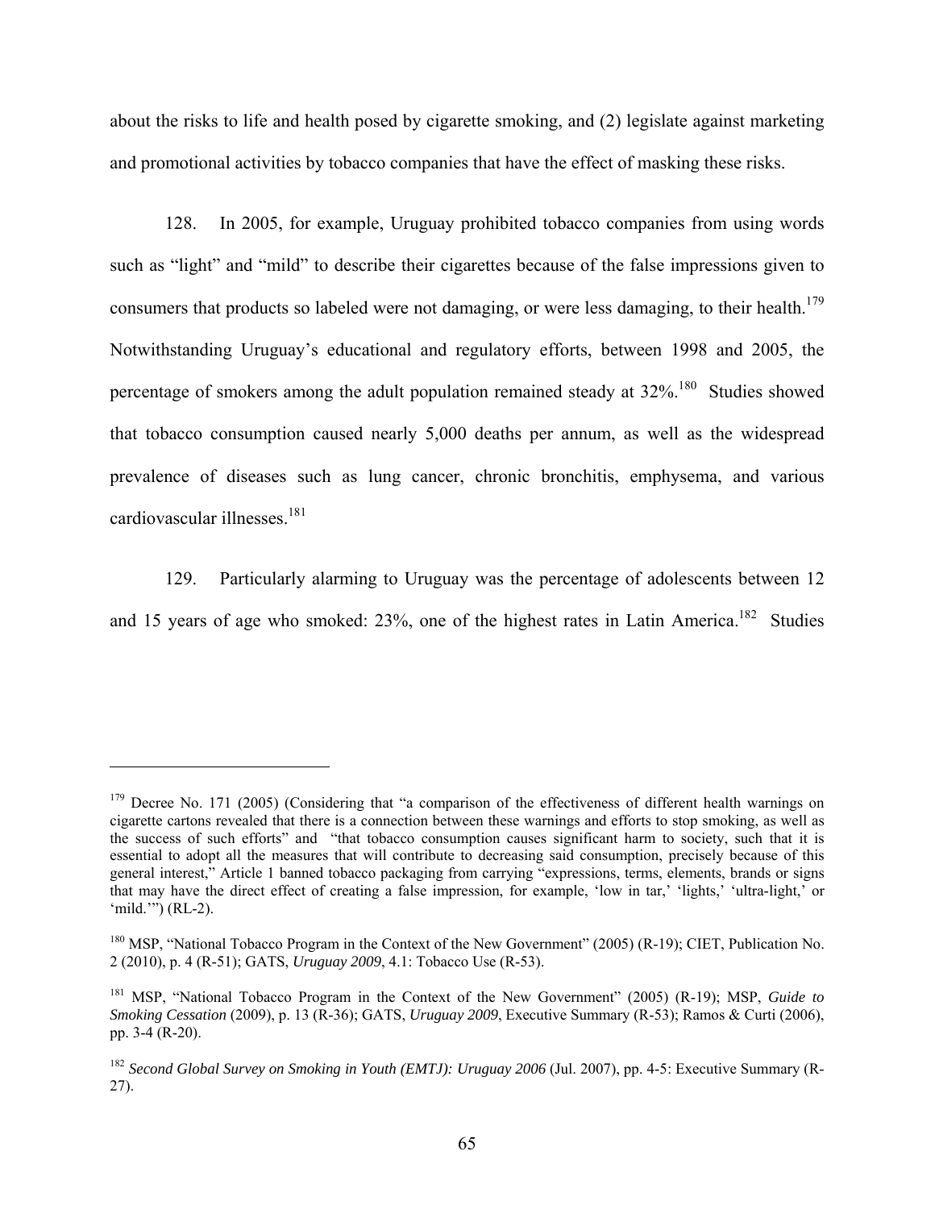about the risks to life and health posed by cigarette smoking, and (2) legislate against marketing and promotional activities by tobacco companies that have the effect of masking these risks.

128. In 2005, for example, Uruguay prohibited tobacco companies from using words such as "light" and "mild" to describe their cigarettes because of the false impressions given to consumers that products so labeled were not damaging, or were less damaging, to their health.[179] Notwithstanding Uruguay's educational and regulatory efforts, between 1998 and 2005, the percentage of smokers among the adult population remained steady at 32%.[180] Studies showed that tobacco consumption caused nearly 5,000 deaths per annum, as well as the widespread prevalence of diseases such as lung cancer, chronic bronchitis, emphysema, and various cardiovascular illnesses.[181]

129. Particularly alarming to Uruguay was the percentage of adolescents between 12 and 15 years of age who smoked: 23%, one of the highest rates in Latin America.[182] Studies

---

[179] Decree No. 171 (2005) (Considering that "a comparison of the effectiveness of different health warnings on cigarette cartons revealed that there is a connection between these warnings and efforts to stop smoking, as well as the success of such efforts" and "that tobacco consumption causes significant harm to society, such that it is essential to adopt all the measures that will contribute to decreasing said consumption, precisely because of this general interest," Article 1 banned tobacco packaging from carrying "expressions, terms, elements, brands or signs that may have the direct effect of creating a false impression, for example, 'low in tar,' 'lights,' 'ultra-light,' or 'mild.'") (RL-2).

[180] MSP, "National Tobacco Program in the Context of the New Government" (2005) (R-19); CIET, Publication No. 2 (2010), p. 4 (R-51); GATS, *Uruguay 2009*, 4.1: Tobacco Use (R-53).

[181] MSP, "National Tobacco Program in the Context of the New Government" (2005) (R-19); MSP, *Guide to Smoking Cessation* (2009), p. 13 (R-36); GATS, *Uruguay 2009*, Executive Summary (R-53); Ramos & Curti (2006), pp. 3-4 (R-20).

[182] *Second Global Survey on Smoking in Youth (EMTJ): Uruguay 2006* (Jul. 2007), pp. 4-5: Executive Summary (R-27).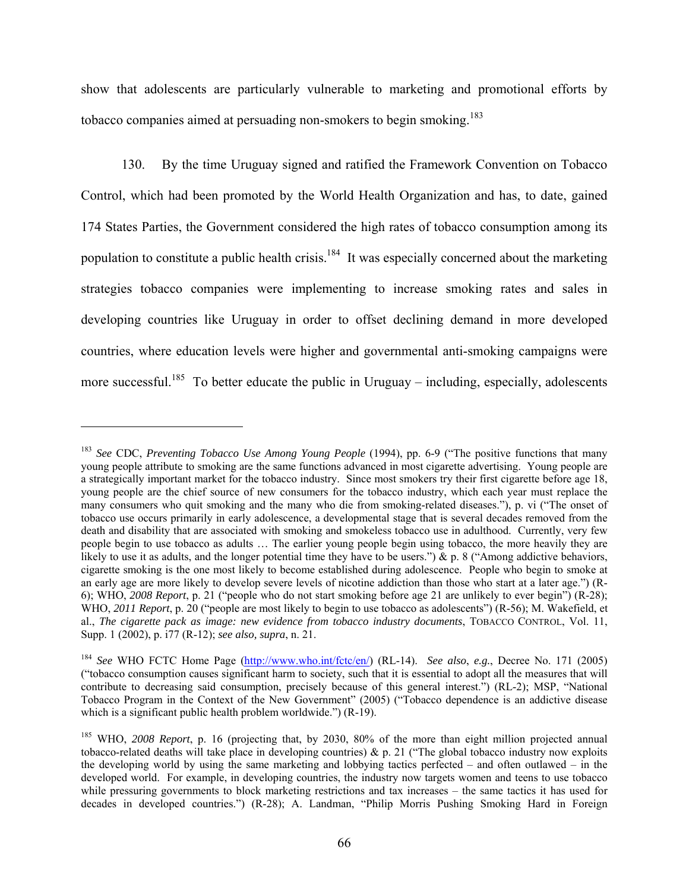show that adolescents are particularly vulnerable to marketing and promotional efforts by tobacco companies aimed at persuading non-smokers to begin smoking.[183]

130. By the time Uruguay signed and ratified the Framework Convention on Tobacco Control, which had been promoted by the World Health Organization and has, to date, gained 174 States Parties, the Government considered the high rates of tobacco consumption among its population to constitute a public health crisis.[184] It was especially concerned about the marketing strategies tobacco companies were implementing to increase smoking rates and sales in developing countries like Uruguay in order to offset declining demand in more developed countries, where education levels were higher and governmental anti-smoking campaigns were more successful.[185] To better educate the public in Uruguay – including, especially, adolescents

---

[183] *See* CDC, *Preventing Tobacco Use Among Young People* (1994), pp. 6-9 ("The positive functions that many young people attribute to smoking are the same functions advanced in most cigarette advertising. Young people are a strategically important market for the tobacco industry. Since most smokers try their first cigarette before age 18, young people are the chief source of new consumers for the tobacco industry, which each year must replace the many consumers who quit smoking and the many who die from smoking-related diseases."), p. vi ("The onset of tobacco use occurs primarily in early adolescence, a developmental stage that is several decades removed from the death and disability that are associated with smoking and smokeless tobacco use in adulthood. Currently, very few people begin to use tobacco as adults … The earlier young people begin using tobacco, the more heavily they are likely to use it as adults, and the longer potential time they have to be users.") & p. 8 ("Among addictive behaviors, cigarette smoking is the one most likely to become established during adolescence. People who begin to smoke at an early age are more likely to develop severe levels of nicotine addiction than those who start at a later age.") (R-6); WHO, *2008 Report*, p. 21 ("people who do not start smoking before age 21 are unlikely to ever begin") (R-28); WHO, *2011 Report*, p. 20 ("people are most likely to begin to use tobacco as adolescents") (R-56); M. Wakefield, et al., *The cigarette pack as image: new evidence from tobacco industry documents*, TOBACCO CONTROL, Vol. 11, Supp. 1 (2002), p. i77 (R-12); *see also, supra*, n. 21.

[184] *See* WHO FCTC Home Page (http://www.who.int/fctc/en/) (RL-14). *See also*, *e.g.*, Decree No. 171 (2005) ("tobacco consumption causes significant harm to society, such that it is essential to adopt all the measures that will contribute to decreasing said consumption, precisely because of this general interest.") (RL-2); MSP, "National Tobacco Program in the Context of the New Government" (2005) ("Tobacco dependence is an addictive disease which is a significant public health problem worldwide.") (R-19).

[185] WHO, *2008 Report*, p. 16 (projecting that, by 2030, 80% of the more than eight million projected annual tobacco-related deaths will take place in developing countries) & p. 21 ("The global tobacco industry now exploits the developing world by using the same marketing and lobbying tactics perfected – and often outlawed – in the developed world. For example, in developing countries, the industry now targets women and teens to use tobacco while pressuring governments to block marketing restrictions and tax increases – the same tactics it has used for decades in developed countries.") (R-28); A. Landman, "Philip Morris Pushing Smoking Hard in Foreign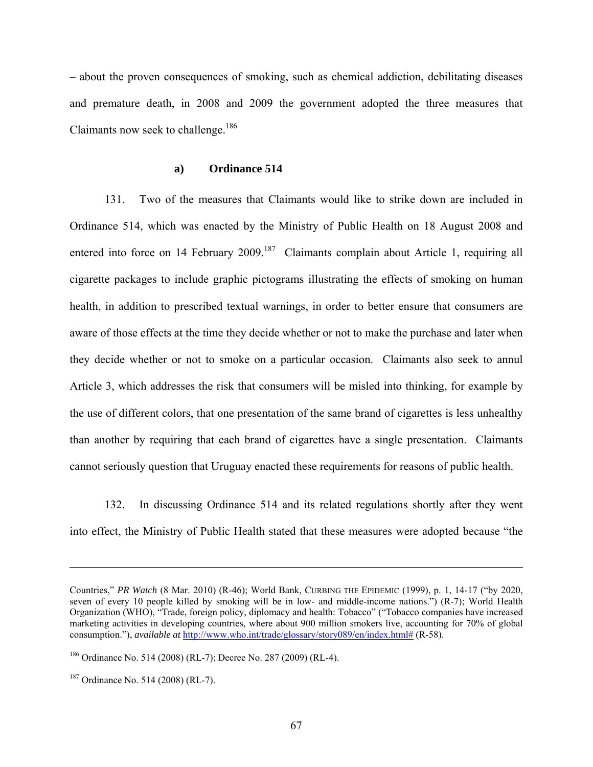– about the proven consequences of smoking, such as chemical addiction, debilitating diseases and premature death, in 2008 and 2009 the government adopted the three measures that Claimants now seek to challenge.[186]

### a) Ordinance 514

131. Two of the measures that Claimants would like to strike down are included in Ordinance 514, which was enacted by the Ministry of Public Health on 18 August 2008 and entered into force on 14 February 2009.[187] Claimants complain about Article 1, requiring all cigarette packages to include graphic pictograms illustrating the effects of smoking on human health, in addition to prescribed textual warnings, in order to better ensure that consumers are aware of those effects at the time they decide whether or not to make the purchase and later when they decide whether or not to smoke on a particular occasion. Claimants also seek to annul Article 3, which addresses the risk that consumers will be misled into thinking, for example by the use of different colors, that one presentation of the same brand of cigarettes is less unhealthy than another by requiring that each brand of cigarettes have a single presentation. Claimants cannot seriously question that Uruguay enacted these requirements for reasons of public health.

132. In discussing Ordinance 514 and its related regulations shortly after they went into effect, the Ministry of Public Health stated that these measures were adopted because "the

---

Countries," *PR Watch* (8 Mar. 2010) (R-46); World Bank, CURBING THE EPIDEMIC (1999), p. 1, 14-17 ("by 2020, seven of every 10 people killed by smoking will be in low- and middle-income nations.") (R-7); World Health Organization (WHO), "Trade, foreign policy, diplomacy and health: Tobacco" ("Tobacco companies have increased marketing activities in developing countries, where about 900 million smokers live, accounting for 70% of global consumption."), *available at* http://www.who.int/trade/glossary/story089/en/index.html# (R-58).

[186] Ordinance No. 514 (2008) (RL-7); Decree No. 287 (2009) (RL-4).

[187] Ordinance No. 514 (2008) (RL-7).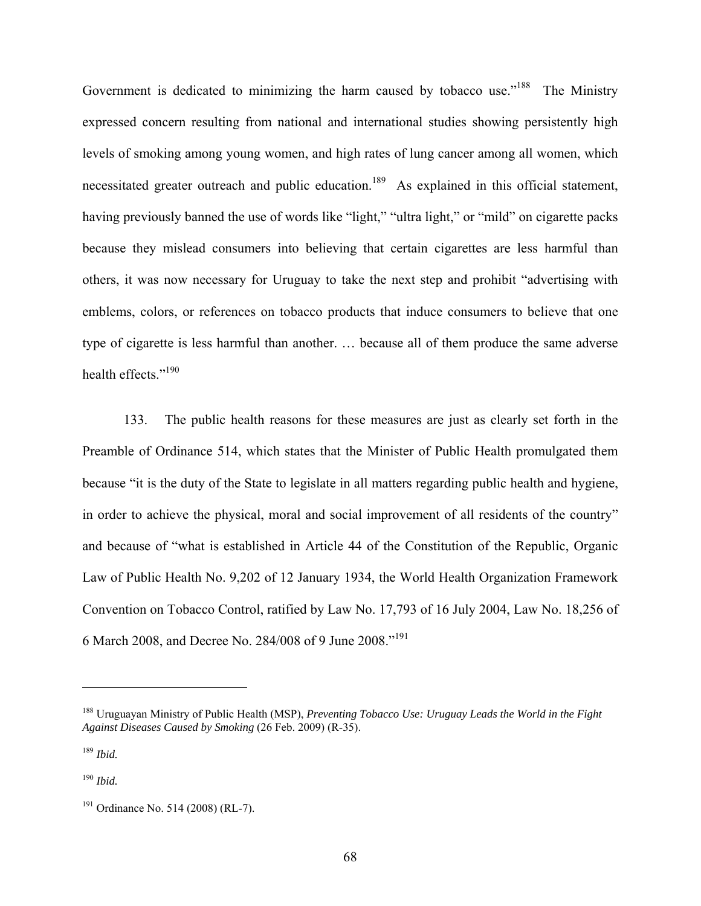Government is dedicated to minimizing the harm caused by tobacco use."[188] The Ministry expressed concern resulting from national and international studies showing persistently high levels of smoking among young women, and high rates of lung cancer among all women, which necessitated greater outreach and public education.[189] As explained in this official statement, having previously banned the use of words like "light," "ultra light," or "mild" on cigarette packs because they mislead consumers into believing that certain cigarettes are less harmful than others, it was now necessary for Uruguay to take the next step and prohibit "advertising with emblems, colors, or references on tobacco products that induce consumers to believe that one type of cigarette is less harmful than another. … because all of them produce the same adverse health effects."[190]

133. The public health reasons for these measures are just as clearly set forth in the Preamble of Ordinance 514, which states that the Minister of Public Health promulgated them because "it is the duty of the State to legislate in all matters regarding public health and hygiene, in order to achieve the physical, moral and social improvement of all residents of the country" and because of "what is established in Article 44 of the Constitution of the Republic, Organic Law of Public Health No. 9,202 of 12 January 1934, the World Health Organization Framework Convention on Tobacco Control, ratified by Law No. 17,793 of 16 July 2004, Law No. 18,256 of 6 March 2008, and Decree No. 284/008 of 9 June 2008."[191]

---

[188] Uruguayan Ministry of Public Health (MSP), *Preventing Tobacco Use: Uruguay Leads the World in the Fight Against Diseases Caused by Smoking* (26 Feb. 2009) (R-35).

[189] *Ibid.*

[190] *Ibid.*

[191] Ordinance No. 514 (2008) (RL-7).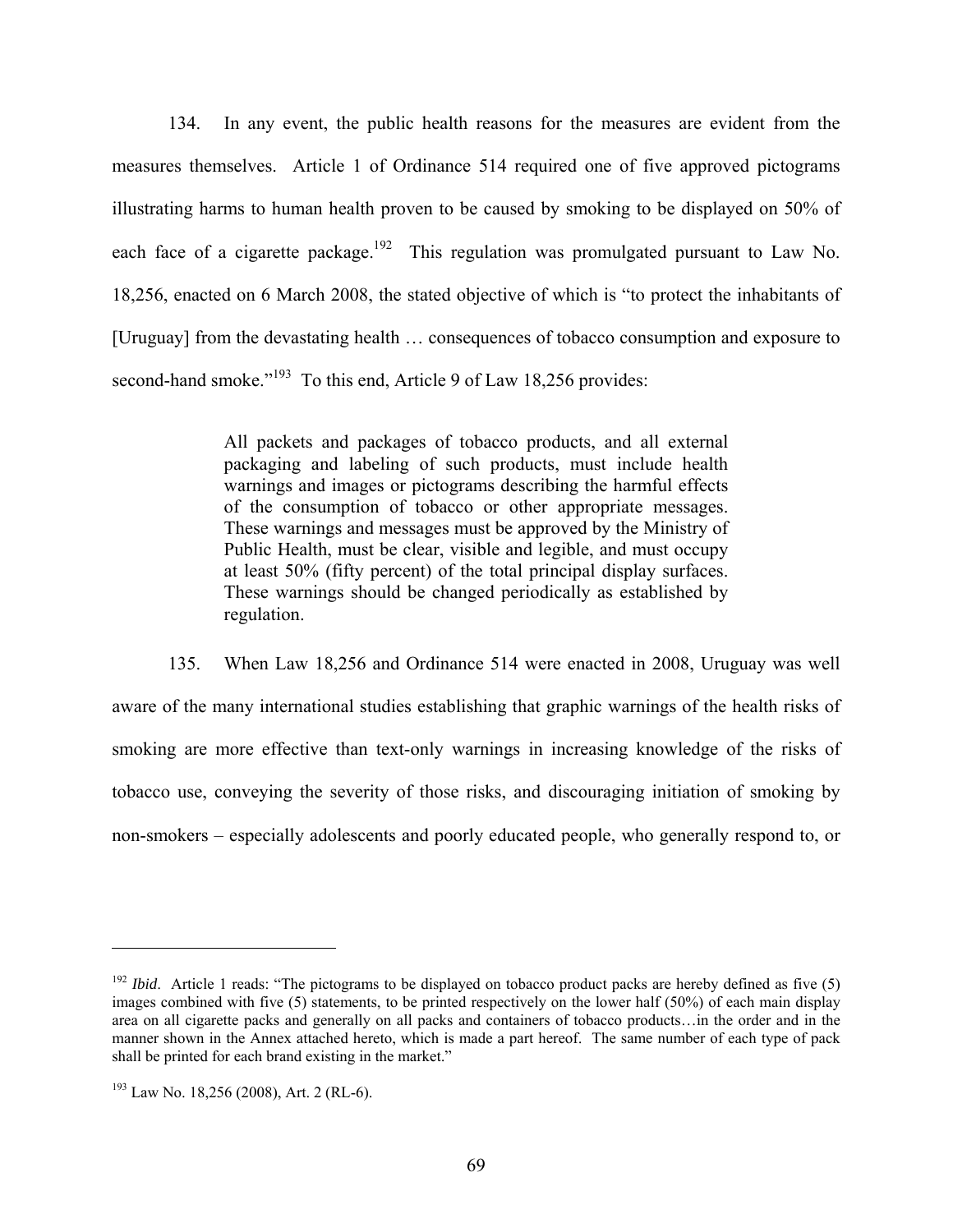134. In any event, the public health reasons for the measures are evident from the measures themselves. Article 1 of Ordinance 514 required one of five approved pictograms illustrating harms to human health proven to be caused by smoking to be displayed on 50% of each face of a cigarette package.[192] This regulation was promulgated pursuant to Law No. 18,256, enacted on 6 March 2008, the stated objective of which is "to protect the inhabitants of [Uruguay] from the devastating health … consequences of tobacco consumption and exposure to second-hand smoke."[193] To this end, Article 9 of Law 18,256 provides:

> All packets and packages of tobacco products, and all external packaging and labeling of such products, must include health warnings and images or pictograms describing the harmful effects of the consumption of tobacco or other appropriate messages. These warnings and messages must be approved by the Ministry of Public Health, must be clear, visible and legible, and must occupy at least 50% (fifty percent) of the total principal display surfaces. These warnings should be changed periodically as established by regulation.

135. When Law 18,256 and Ordinance 514 were enacted in 2008, Uruguay was well aware of the many international studies establishing that graphic warnings of the health risks of smoking are more effective than text-only warnings in increasing knowledge of the risks of tobacco use, conveying the severity of those risks, and discouraging initiation of smoking by non-smokers – especially adolescents and poorly educated people, who generally respond to, or

---

[192] *Ibid*. Article 1 reads: "The pictograms to be displayed on tobacco product packs are hereby defined as five (5) images combined with five (5) statements, to be printed respectively on the lower half (50%) of each main display area on all cigarette packs and generally on all packs and containers of tobacco products…in the order and in the manner shown in the Annex attached hereto, which is made a part hereof. The same number of each type of pack shall be printed for each brand existing in the market."

[193] Law No. 18,256 (2008), Art. 2 (RL-6).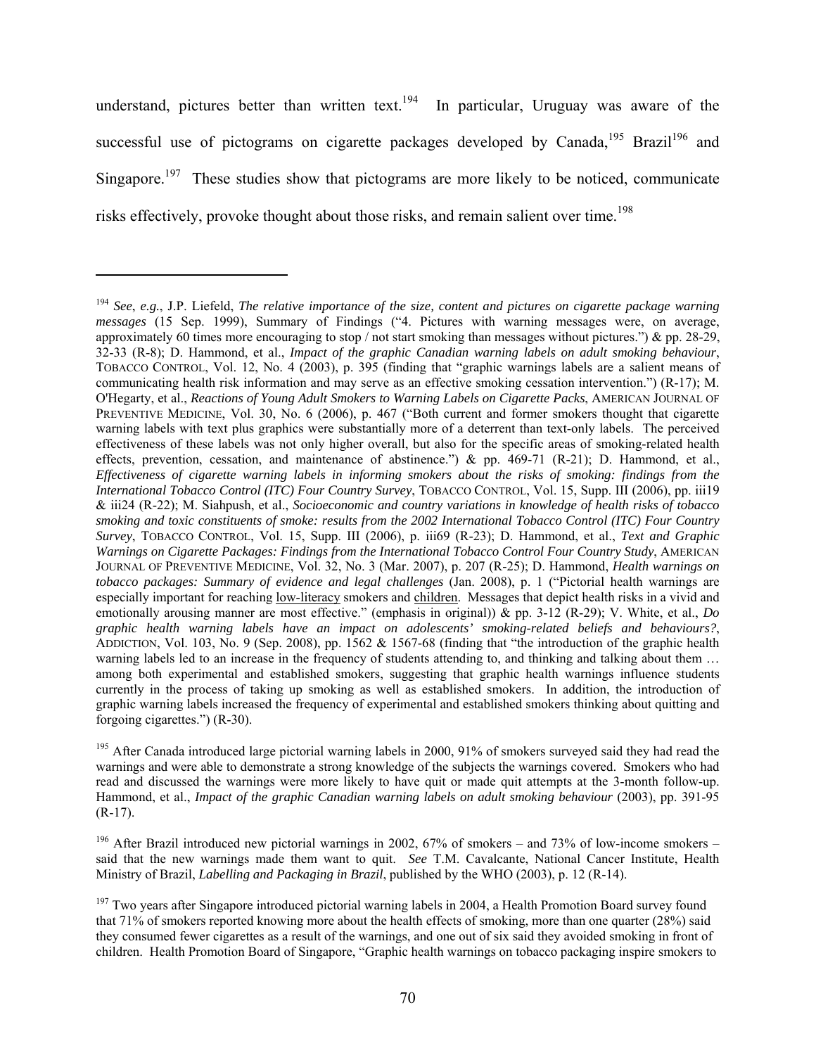understand, pictures better than written text.[194] In particular, Uruguay was aware of the successful use of pictograms on cigarette packages developed by Canada,[195] Brazil[196] and Singapore.[197] These studies show that pictograms are more likely to be noticed, communicate risks effectively, provoke thought about those risks, and remain salient over time.[198]

---

[194] *See*, *e.g.*, J.P. Liefeld, *The relative importance of the size, content and pictures on cigarette package warning messages* (15 Sep. 1999), Summary of Findings ("4. Pictures with warning messages were, on average, approximately 60 times more encouraging to stop / not start smoking than messages without pictures.") & pp. 28-29, 32-33 (R-8); D. Hammond, et al., *Impact of the graphic Canadian warning labels on adult smoking behaviour*, TOBACCO CONTROL, Vol. 12, No. 4 (2003), p. 395 (finding that "graphic warnings labels are a salient means of communicating health risk information and may serve as an effective smoking cessation intervention.") (R-17); M. O'Hegarty, et al., *Reactions of Young Adult Smokers to Warning Labels on Cigarette Packs*, AMERICAN JOURNAL OF PREVENTIVE MEDICINE, Vol. 30, No. 6 (2006), p. 467 ("Both current and former smokers thought that cigarette warning labels with text plus graphics were substantially more of a deterrent than text-only labels. The perceived effectiveness of these labels was not only higher overall, but also for the specific areas of smoking-related health effects, prevention, cessation, and maintenance of abstinence.") & pp. 469-71 (R-21); D. Hammond, et al., *Effectiveness of cigarette warning labels in informing smokers about the risks of smoking: findings from the International Tobacco Control (ITC) Four Country Survey*, TOBACCO CONTROL, Vol. 15, Supp. III (2006), pp. iii19 & iii24 (R-22); M. Siahpush, et al., *Socioeconomic and country variations in knowledge of health risks of tobacco smoking and toxic constituents of smoke: results from the 2002 International Tobacco Control (ITC) Four Country Survey*, TOBACCO CONTROL, Vol. 15, Supp. III (2006), p. iii69 (R-23); D. Hammond, et al., *Text and Graphic Warnings on Cigarette Packages: Findings from the International Tobacco Control Four Country Study*, AMERICAN JOURNAL OF PREVENTIVE MEDICINE, Vol. 32, No. 3 (Mar. 2007), p. 207 (R-25); D. Hammond, *Health warnings on tobacco packages: Summary of evidence and legal challenges* (Jan. 2008), p. 1 ("Pictorial health warnings are especially important for reaching <u>low-literacy</u> smokers and <u>children</u>. Messages that depict health risks in a vivid and emotionally arousing manner are most effective." (emphasis in original)) & pp. 3-12 (R-29); V. White, et al., *Do graphic health warning labels have an impact on adolescents' smoking-related beliefs and behaviours?*, ADDICTION, Vol. 103, No. 9 (Sep. 2008), pp. 1562 & 1567-68 (finding that "the introduction of the graphic health warning labels led to an increase in the frequency of students attending to, and thinking and talking about them … among both experimental and established smokers, suggesting that graphic health warnings influence students currently in the process of taking up smoking as well as established smokers. In addition, the introduction of graphic warning labels increased the frequency of experimental and established smokers thinking about quitting and forgoing cigarettes.") (R-30).

[195] After Canada introduced large pictorial warning labels in 2000, 91% of smokers surveyed said they had read the warnings and were able to demonstrate a strong knowledge of the subjects the warnings covered. Smokers who had read and discussed the warnings were more likely to have quit or made quit attempts at the 3-month follow-up. Hammond, et al., *Impact of the graphic Canadian warning labels on adult smoking behaviour* (2003), pp. 391-95 (R-17).

[196] After Brazil introduced new pictorial warnings in 2002, 67% of smokers – and 73% of low-income smokers – said that the new warnings made them want to quit. *See* T.M. Cavalcante, National Cancer Institute, Health Ministry of Brazil, *Labelling and Packaging in Brazil*, published by the WHO (2003), p. 12 (R-14).

[197] Two years after Singapore introduced pictorial warning labels in 2004, a Health Promotion Board survey found that 71% of smokers reported knowing more about the health effects of smoking, more than one quarter (28%) said they consumed fewer cigarettes as a result of the warnings, and one out of six said they avoided smoking in front of children. Health Promotion Board of Singapore, "Graphic health warnings on tobacco packaging inspire smokers to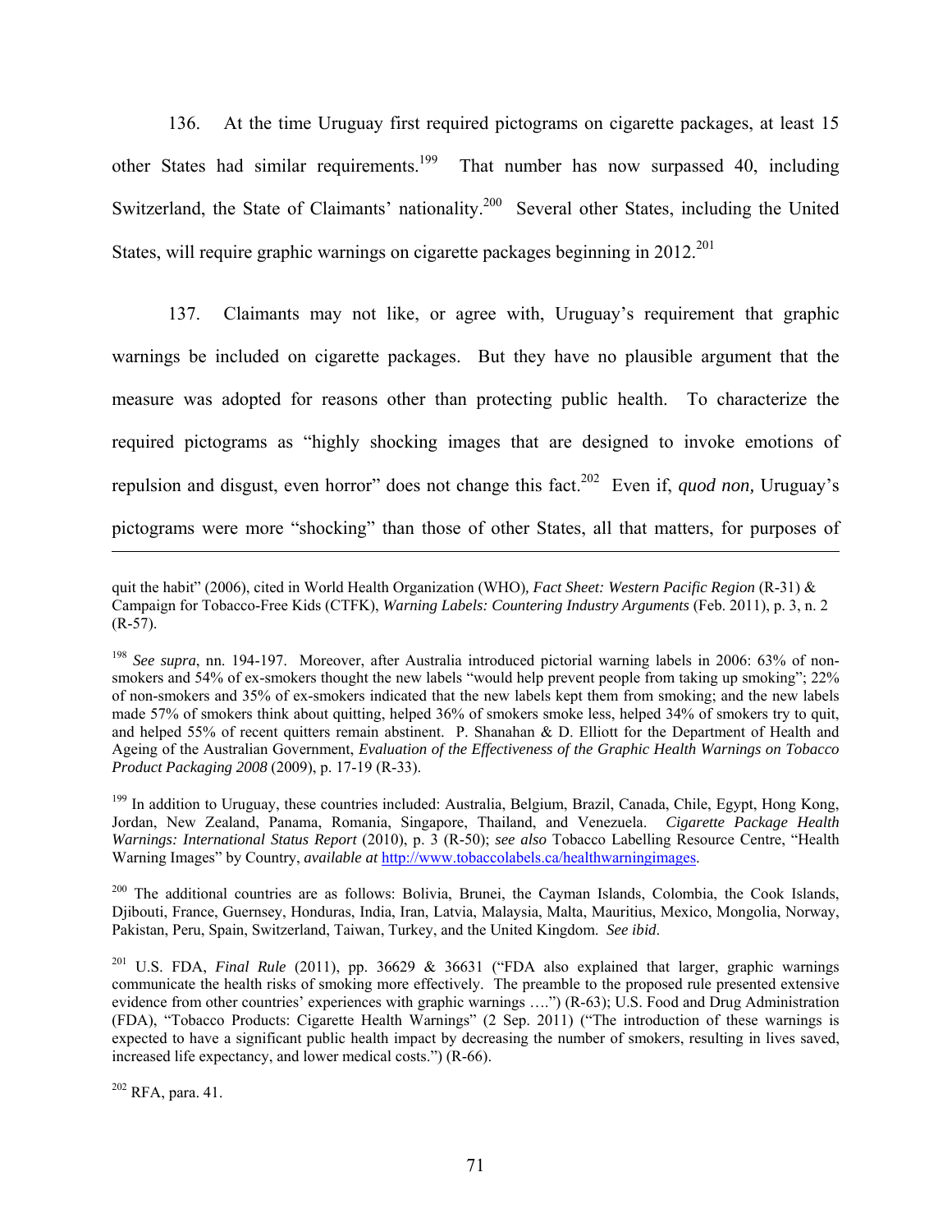136. At the time Uruguay first required pictograms on cigarette packages, at least 15 other States had similar requirements.[199] That number has now surpassed 40, including Switzerland, the State of Claimants' nationality.[200] Several other States, including the United States, will require graphic warnings on cigarette packages beginning in 2012.[201]

137. Claimants may not like, or agree with, Uruguay's requirement that graphic warnings be included on cigarette packages. But they have no plausible argument that the measure was adopted for reasons other than protecting public health. To characterize the required pictograms as "highly shocking images that are designed to invoke emotions of repulsion and disgust, even horror" does not change this fact.[202] Even if, *quod non,* Uruguay's pictograms were more "shocking" than those of other States, all that matters, for purposes of

---

quit the habit" (2006), cited in World Health Organization (WHO), *Fact Sheet: Western Pacific Region* (R-31) & Campaign for Tobacco-Free Kids (CTFK), *Warning Labels: Countering Industry Arguments* (Feb. 2011), p. 3, n. 2 (R-57).

[198] *See supra*, nn. 194-197. Moreover, after Australia introduced pictorial warning labels in 2006: 63% of non-smokers and 54% of ex-smokers thought the new labels "would help prevent people from taking up smoking"; 22% of non-smokers and 35% of ex-smokers indicated that the new labels kept them from smoking; and the new labels made 57% of smokers think about quitting, helped 36% of smokers smoke less, helped 34% of smokers try to quit, and helped 55% of recent quitters remain abstinent. P. Shanahan & D. Elliott for the Department of Health and Ageing of the Australian Government, *Evaluation of the Effectiveness of the Graphic Health Warnings on Tobacco Product Packaging 2008* (2009), p. 17-19 (R-33).

[199] In addition to Uruguay, these countries included: Australia, Belgium, Brazil, Canada, Chile, Egypt, Hong Kong, Jordan, New Zealand, Panama, Romania, Singapore, Thailand, and Venezuela. *Cigarette Package Health Warnings: International Status Report* (2010), p. 3 (R-50); *see also* Tobacco Labelling Resource Centre, "Health Warning Images" by Country, *available at* http://www.tobaccolabels.ca/healthwarningimages.

[200] The additional countries are as follows: Bolivia, Brunei, the Cayman Islands, Colombia, the Cook Islands, Djibouti, France, Guernsey, Honduras, India, Iran, Latvia, Malaysia, Malta, Mauritius, Mexico, Mongolia, Norway, Pakistan, Peru, Spain, Switzerland, Taiwan, Turkey, and the United Kingdom. *See ibid*.

[201] U.S. FDA, *Final Rule* (2011), pp. 36629 & 36631 ("FDA also explained that larger, graphic warnings communicate the health risks of smoking more effectively. The preamble to the proposed rule presented extensive evidence from other countries' experiences with graphic warnings ….") (R-63); U.S. Food and Drug Administration (FDA), "Tobacco Products: Cigarette Health Warnings" (2 Sep. 2011) ("The introduction of these warnings is expected to have a significant public health impact by decreasing the number of smokers, resulting in lives saved, increased life expectancy, and lower medical costs.") (R-66).

[202] RFA, para. 41.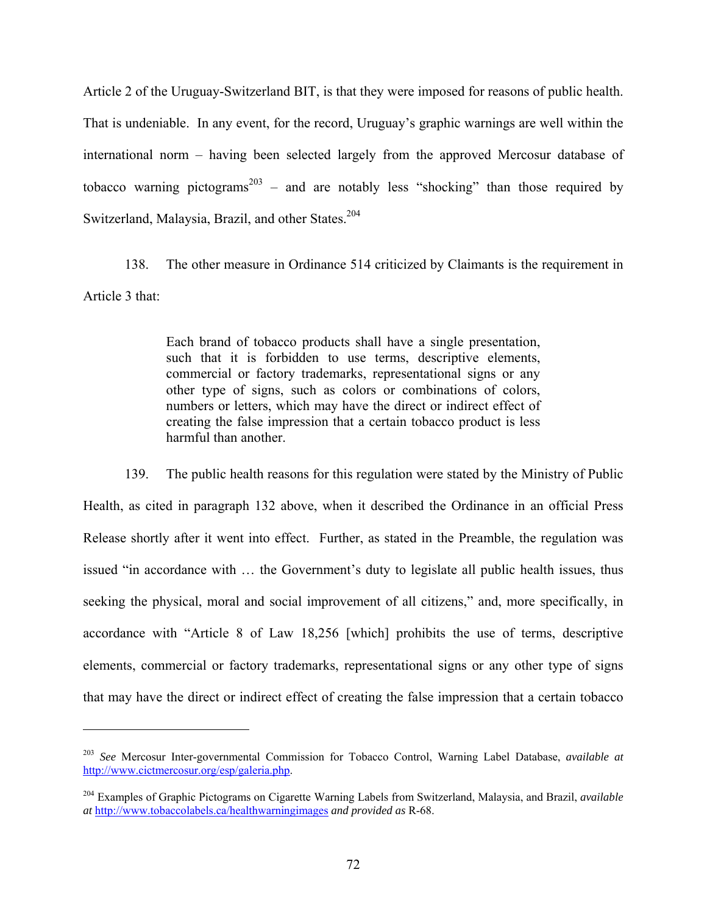Article 2 of the Uruguay-Switzerland BIT, is that they were imposed for reasons of public health. That is undeniable. In any event, for the record, Uruguay's graphic warnings are well within the international norm – having been selected largely from the approved Mercosur database of tobacco warning pictograms[203] – and are notably less "shocking" than those required by Switzerland, Malaysia, Brazil, and other States.[204]

138. The other measure in Ordinance 514 criticized by Claimants is the requirement in Article 3 that:

> Each brand of tobacco products shall have a single presentation, such that it is forbidden to use terms, descriptive elements, commercial or factory trademarks, representational signs or any other type of signs, such as colors or combinations of colors, numbers or letters, which may have the direct or indirect effect of creating the false impression that a certain tobacco product is less harmful than another.

139. The public health reasons for this regulation were stated by the Ministry of Public Health, as cited in paragraph 132 above, when it described the Ordinance in an official Press Release shortly after it went into effect. Further, as stated in the Preamble, the regulation was issued "in accordance with … the Government's duty to legislate all public health issues, thus seeking the physical, moral and social improvement of all citizens," and, more specifically, in accordance with "Article 8 of Law 18,256 [which] prohibits the use of terms, descriptive elements, commercial or factory trademarks, representational signs or any other type of signs that may have the direct or indirect effect of creating the false impression that a certain tobacco

---

[203] *See* Mercosur Inter-governmental Commission for Tobacco Control, Warning Label Database, *available at* http://www.cictmercosur.org/esp/galeria.php.

[204] Examples of Graphic Pictograms on Cigarette Warning Labels from Switzerland, Malaysia, and Brazil, *available at* http://www.tobaccolabels.ca/healthwarningimages *and provided as* R-68.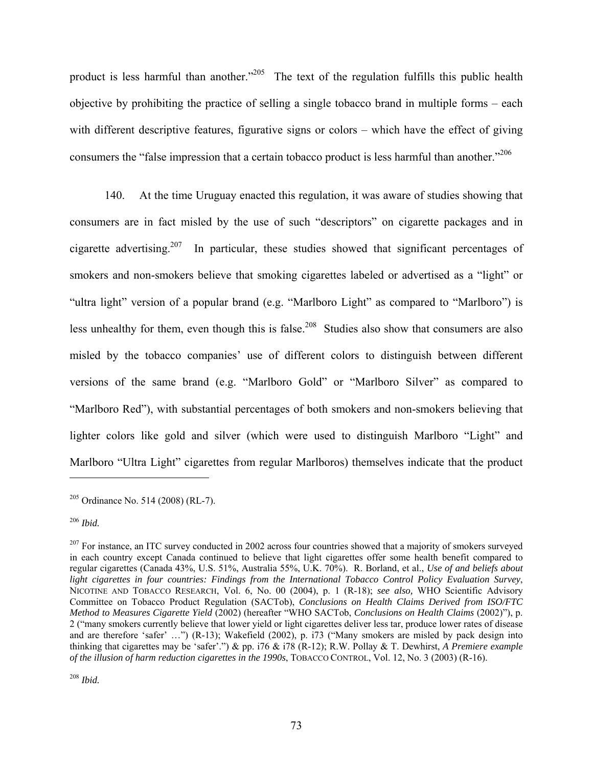product is less harmful than another."[205] The text of the regulation fulfills this public health objective by prohibiting the practice of selling a single tobacco brand in multiple forms – each with different descriptive features, figurative signs or colors – which have the effect of giving consumers the "false impression that a certain tobacco product is less harmful than another."[206]

140. At the time Uruguay enacted this regulation, it was aware of studies showing that consumers are in fact misled by the use of such "descriptors" on cigarette packages and in cigarette advertising.[207] In particular, these studies showed that significant percentages of smokers and non-smokers believe that smoking cigarettes labeled or advertised as a "light" or "ultra light" version of a popular brand (e.g. "Marlboro Light" as compared to "Marlboro") is less unhealthy for them, even though this is false.[208] Studies also show that consumers are also misled by the tobacco companies' use of different colors to distinguish between different versions of the same brand (e.g. "Marlboro Gold" or "Marlboro Silver" as compared to "Marlboro Red"), with substantial percentages of both smokers and non-smokers believing that lighter colors like gold and silver (which were used to distinguish Marlboro "Light" and Marlboro "Ultra Light" cigarettes from regular Marlboros) themselves indicate that the product

---

[205] Ordinance No. 514 (2008) (RL-7).

[206] *Ibid.*

[207] For instance, an ITC survey conducted in 2002 across four countries showed that a majority of smokers surveyed in each country except Canada continued to believe that light cigarettes offer some health benefit compared to regular cigarettes (Canada 43%, U.S. 51%, Australia 55%, U.K. 70%). R. Borland, et al., *Use of and beliefs about light cigarettes in four countries: Findings from the International Tobacco Control Policy Evaluation Survey*, NICOTINE AND TOBACCO RESEARCH, Vol. 6, No. 00 (2004), p. 1 (R-18); *see also,* WHO Scientific Advisory Committee on Tobacco Product Regulation (SACTob), *Conclusions on Health Claims Derived from ISO/FTC Method to Measures Cigarette Yield* (2002) (hereafter "WHO SACTob, *Conclusions on Health Claims* (2002)"), p. 2 ("many smokers currently believe that lower yield or light cigarettes deliver less tar, produce lower rates of disease and are therefore 'safer' …") (R-13); Wakefield (2002), p. i73 ("Many smokers are misled by pack design into thinking that cigarettes may be 'safer'.") & pp. i76 & i78 (R-12); R.W. Pollay & T. Dewhirst, *A Premiere example of the illusion of harm reduction cigarettes in the 1990s*, TOBACCO CONTROL, Vol. 12, No. 3 (2003) (R-16).

[208] *Ibid.*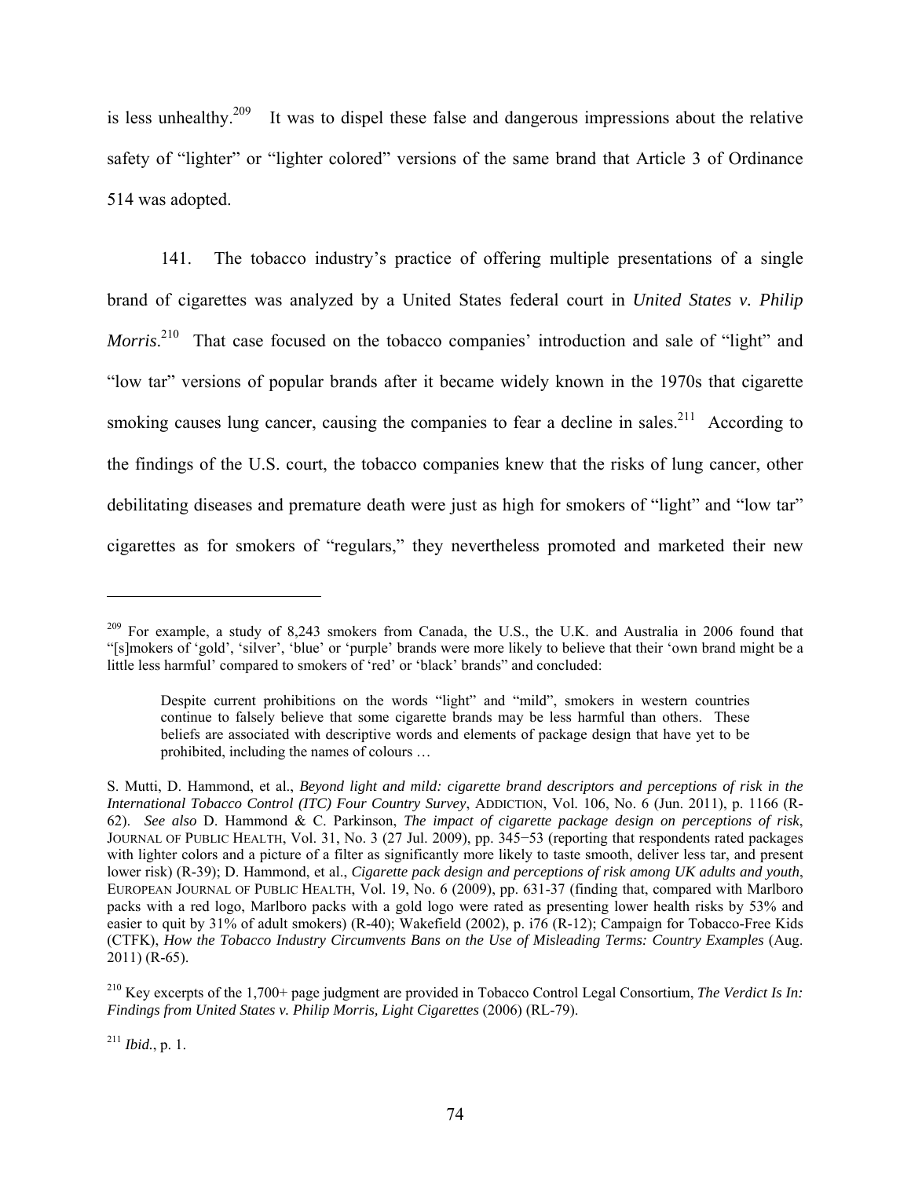is less unhealthy.[209] It was to dispel these false and dangerous impressions about the relative safety of "lighter" or "lighter colored" versions of the same brand that Article 3 of Ordinance 514 was adopted.

141. The tobacco industry's practice of offering multiple presentations of a single brand of cigarettes was analyzed by a United States federal court in *United States v. Philip Morris*.[210] That case focused on the tobacco companies' introduction and sale of "light" and "low tar" versions of popular brands after it became widely known in the 1970s that cigarette smoking causes lung cancer, causing the companies to fear a decline in sales.[211] According to the findings of the U.S. court, the tobacco companies knew that the risks of lung cancer, other debilitating diseases and premature death were just as high for smokers of "light" and "low tar" cigarettes as for smokers of "regulars," they nevertheless promoted and marketed their new

---

[209] For example, a study of 8,243 smokers from Canada, the U.S., the U.K. and Australia in 2006 found that "[s]mokers of 'gold', 'silver', 'blue' or 'purple' brands were more likely to believe that their 'own brand might be a little less harmful' compared to smokers of 'red' or 'black' brands" and concluded:

> Despite current prohibitions on the words "light" and "mild", smokers in western countries continue to falsely believe that some cigarette brands may be less harmful than others. These beliefs are associated with descriptive words and elements of package design that have yet to be prohibited, including the names of colours …

S. Mutti, D. Hammond, et al., *Beyond light and mild: cigarette brand descriptors and perceptions of risk in the International Tobacco Control (ITC) Four Country Survey*, ADDICTION, Vol. 106, No. 6 (Jun. 2011), p. 1166 (R-62). *See also* D. Hammond & C. Parkinson, *The impact of cigarette package design on perceptions of risk*, JOURNAL OF PUBLIC HEALTH, Vol. 31, No. 3 (27 Jul. 2009), pp. 345−53 (reporting that respondents rated packages with lighter colors and a picture of a filter as significantly more likely to taste smooth, deliver less tar, and present lower risk) (R-39); D. Hammond, et al., *Cigarette pack design and perceptions of risk among UK adults and youth*, EUROPEAN JOURNAL OF PUBLIC HEALTH, Vol. 19, No. 6 (2009), pp. 631-37 (finding that, compared with Marlboro packs with a red logo, Marlboro packs with a gold logo were rated as presenting lower health risks by 53% and easier to quit by 31% of adult smokers) (R-40); Wakefield (2002), p. i76 (R-12); Campaign for Tobacco-Free Kids (CTFK), *How the Tobacco Industry Circumvents Bans on the Use of Misleading Terms: Country Examples* (Aug. 2011) (R-65).

[210] Key excerpts of the 1,700+ page judgment are provided in Tobacco Control Legal Consortium, *The Verdict Is In: Findings from United States v. Philip Morris, Light Cigarettes* (2006) (RL-79).

[211] *Ibid.*, p. 1.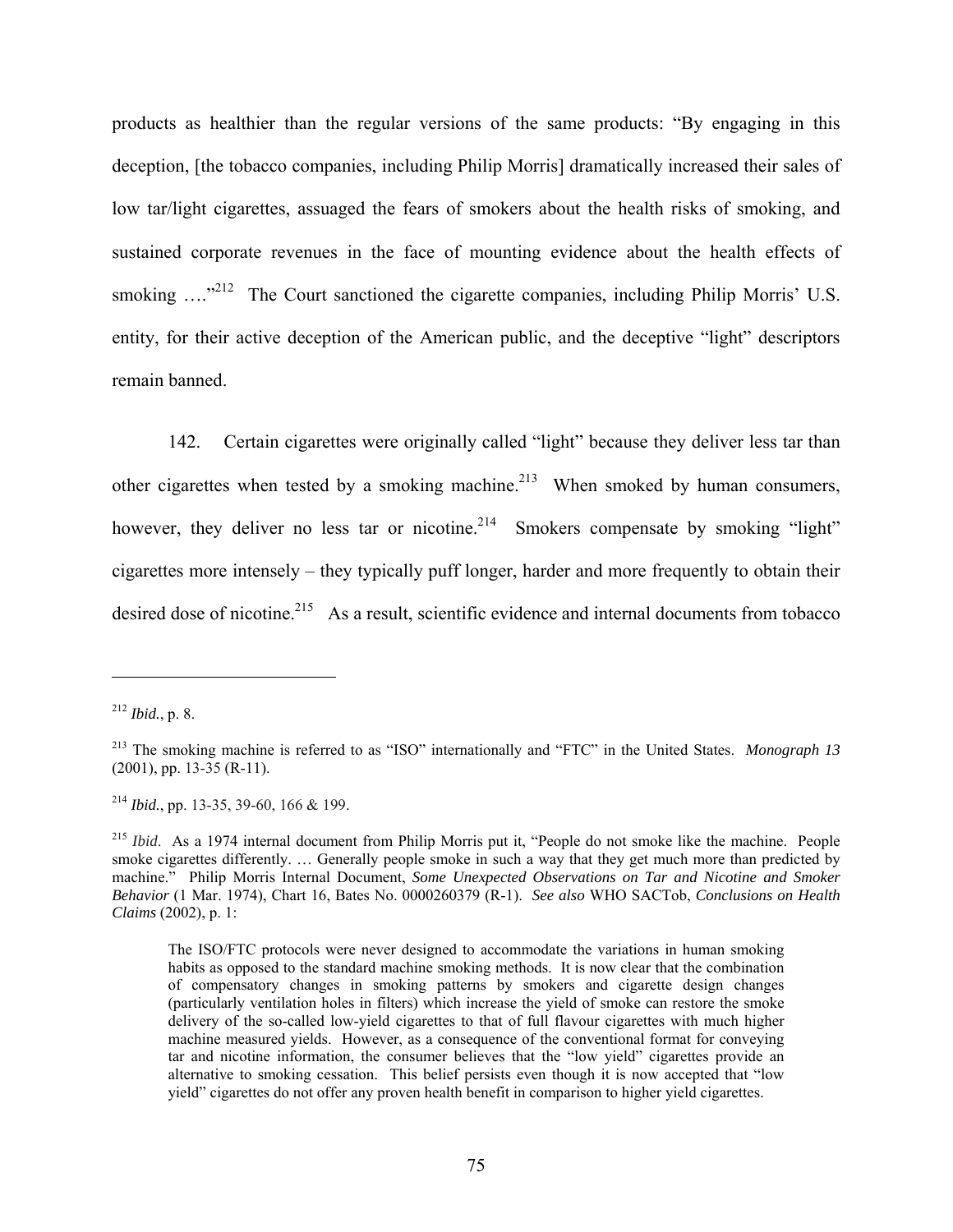products as healthier than the regular versions of the same products: "By engaging in this deception, [the tobacco companies, including Philip Morris] dramatically increased their sales of low tar/light cigarettes, assuaged the fears of smokers about the health risks of smoking, and sustained corporate revenues in the face of mounting evidence about the health effects of smoking …."[212] The Court sanctioned the cigarette companies, including Philip Morris' U.S. entity, for their active deception of the American public, and the deceptive "light" descriptors remain banned.

142. Certain cigarettes were originally called "light" because they deliver less tar than other cigarettes when tested by a smoking machine.[213] When smoked by human consumers, however, they deliver no less tar or nicotine.[214] Smokers compensate by smoking "light" cigarettes more intensely – they typically puff longer, harder and more frequently to obtain their desired dose of nicotine.[215] As a result, scientific evidence and internal documents from tobacco

---

[212] *Ibid.*, p. 8.

[213] The smoking machine is referred to as "ISO" internationally and "FTC" in the United States. *Monograph 13* (2001), pp. 13-35 (R-11).

[214] *Ibid.*, pp. 13-35, 39-60, 166 & 199.

[215] *Ibid*. As a 1974 internal document from Philip Morris put it, "People do not smoke like the machine. People smoke cigarettes differently. … Generally people smoke in such a way that they get much more than predicted by machine." Philip Morris Internal Document, *Some Unexpected Observations on Tar and Nicotine and Smoker Behavior* (1 Mar. 1974), Chart 16, Bates No. 0000260379 (R-1). *See also* WHO SACTob, *Conclusions on Health Claims* (2002), p. 1:

> The ISO/FTC protocols were never designed to accommodate the variations in human smoking habits as opposed to the standard machine smoking methods. It is now clear that the combination of compensatory changes in smoking patterns by smokers and cigarette design changes (particularly ventilation holes in filters) which increase the yield of smoke can restore the smoke delivery of the so-called low-yield cigarettes to that of full flavour cigarettes with much higher machine measured yields. However, as a consequence of the conventional format for conveying tar and nicotine information, the consumer believes that the "low yield" cigarettes provide an alternative to smoking cessation. This belief persists even though it is now accepted that "low yield" cigarettes do not offer any proven health benefit in comparison to higher yield cigarettes.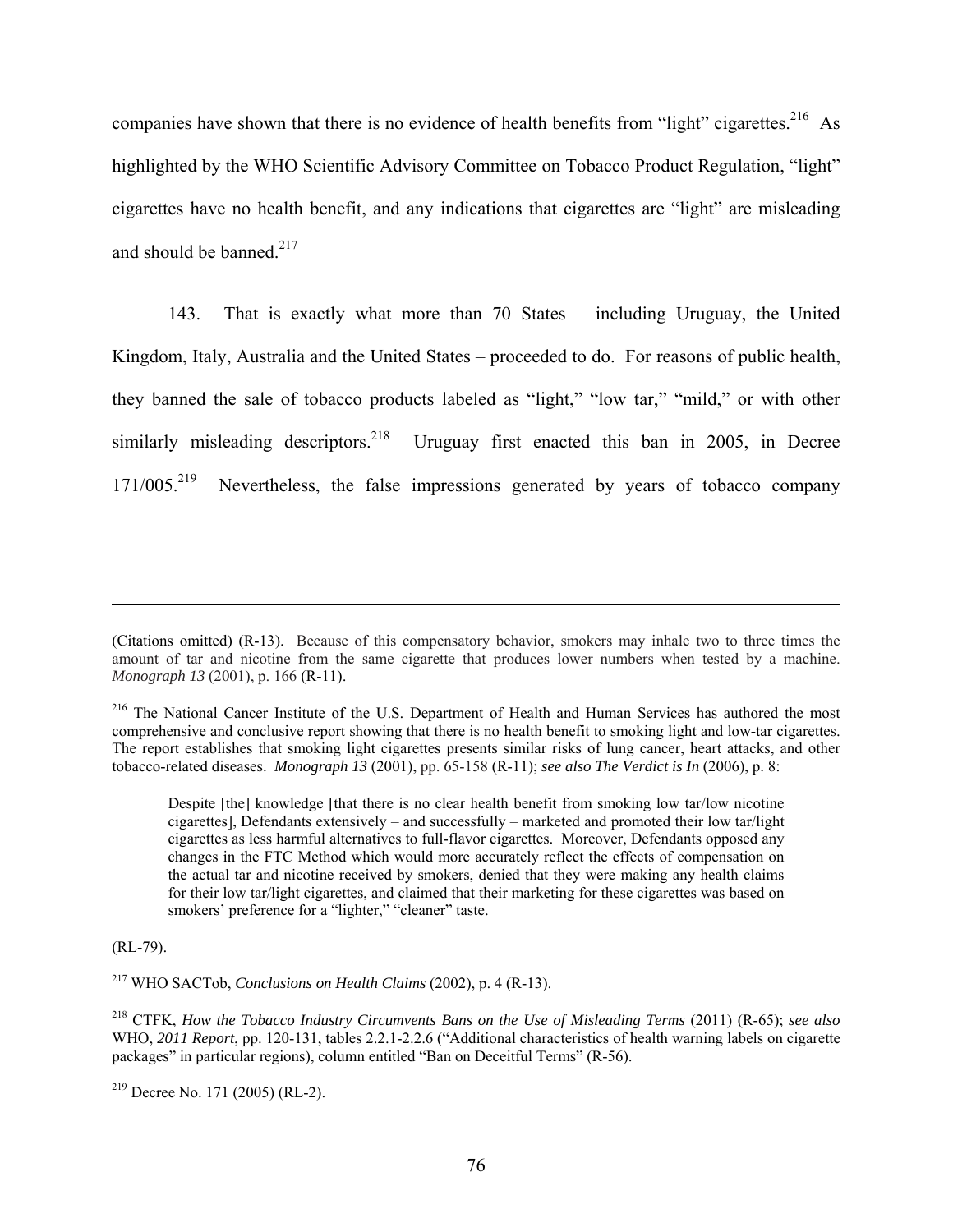companies have shown that there is no evidence of health benefits from "light" cigarettes.[216] As highlighted by the WHO Scientific Advisory Committee on Tobacco Product Regulation, "light" cigarettes have no health benefit, and any indications that cigarettes are "light" are misleading and should be banned.[217]

143. That is exactly what more than 70 States – including Uruguay, the United Kingdom, Italy, Australia and the United States – proceeded to do. For reasons of public health, they banned the sale of tobacco products labeled as "light," "low tar," "mild," or with other similarly misleading descriptors.[218] Uruguay first enacted this ban in 2005, in Decree 171/005.[219] Nevertheless, the false impressions generated by years of tobacco company

---

(Citations omitted) (R-13). Because of this compensatory behavior, smokers may inhale two to three times the amount of tar and nicotine from the same cigarette that produces lower numbers when tested by a machine. *Monograph 13* (2001), p. 166 (R-11).

[216] The National Cancer Institute of the U.S. Department of Health and Human Services has authored the most comprehensive and conclusive report showing that there is no health benefit to smoking light and low-tar cigarettes. The report establishes that smoking light cigarettes presents similar risks of lung cancer, heart attacks, and other tobacco-related diseases. *Monograph 13* (2001), pp. 65-158 (R-11); *see also The Verdict is In* (2006), p. 8:

> Despite [the] knowledge [that there is no clear health benefit from smoking low tar/low nicotine cigarettes], Defendants extensively – and successfully – marketed and promoted their low tar/light cigarettes as less harmful alternatives to full-flavor cigarettes. Moreover, Defendants opposed any changes in the FTC Method which would more accurately reflect the effects of compensation on the actual tar and nicotine received by smokers, denied that they were making any health claims for their low tar/light cigarettes, and claimed that their marketing for these cigarettes was based on smokers' preference for a "lighter," "cleaner" taste.

(RL-79).

[217] WHO SACTob, *Conclusions on Health Claims* (2002), p. 4 (R-13).

[218] CTFK, *How the Tobacco Industry Circumvents Bans on the Use of Misleading Terms* (2011) (R-65); *see also* WHO, *2011 Report*, pp. 120-131, tables 2.2.1-2.2.6 ("Additional characteristics of health warning labels on cigarette packages" in particular regions), column entitled "Ban on Deceitful Terms" (R-56).

[219] Decree No. 171 (2005) (RL-2).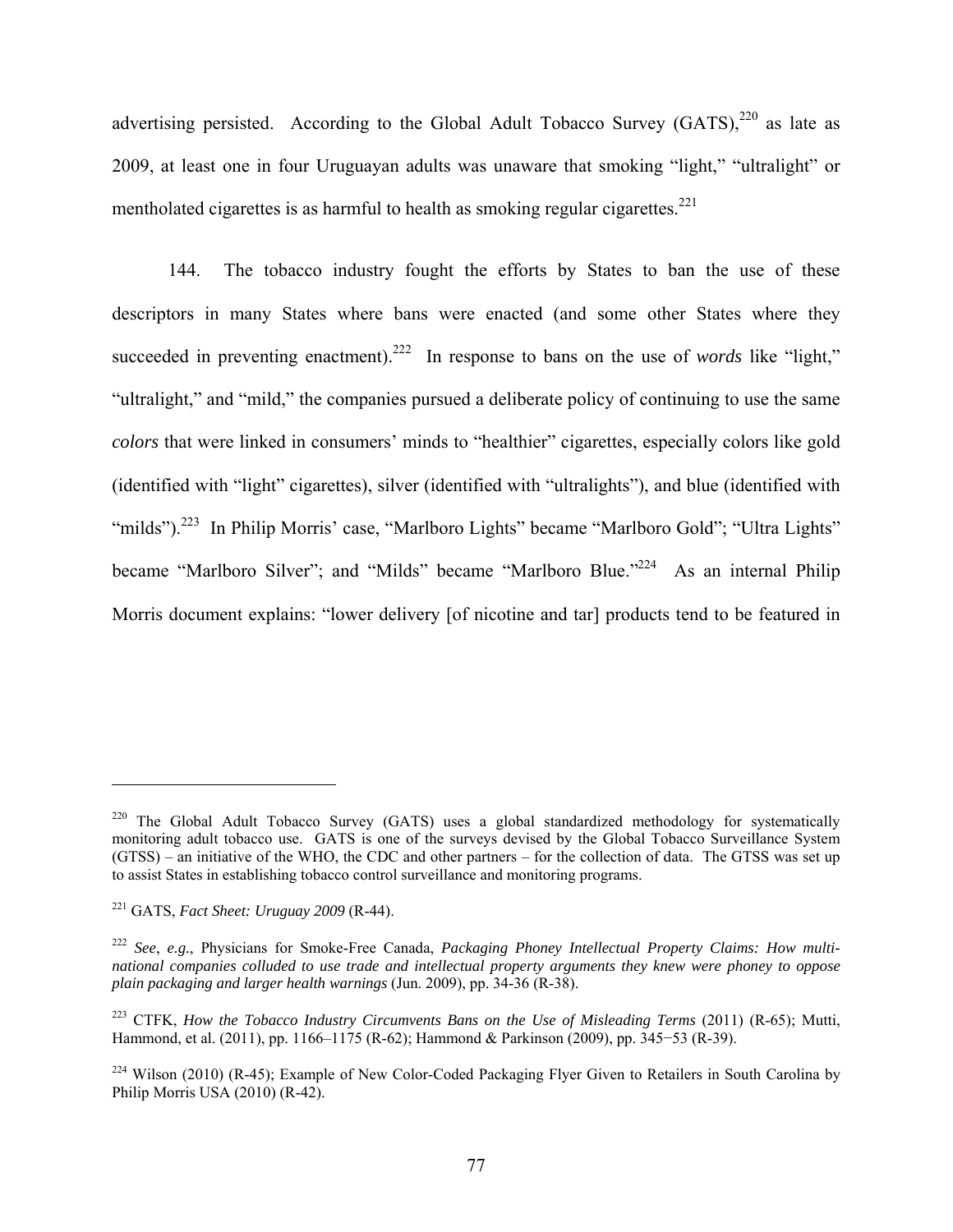advertising persisted. According to the Global Adult Tobacco Survey (GATS),[220] as late as 2009, at least one in four Uruguayan adults was unaware that smoking "light," "ultralight" or mentholated cigarettes is as harmful to health as smoking regular cigarettes.[221]

144. The tobacco industry fought the efforts by States to ban the use of these descriptors in many States where bans were enacted (and some other States where they succeeded in preventing enactment).[222] In response to bans on the use of *words* like "light," "ultralight," and "mild," the companies pursued a deliberate policy of continuing to use the same *colors* that were linked in consumers' minds to "healthier" cigarettes, especially colors like gold (identified with "light" cigarettes), silver (identified with "ultralights"), and blue (identified with "milds").[223] In Philip Morris' case, "Marlboro Lights" became "Marlboro Gold"; "Ultra Lights" became "Marlboro Silver"; and "Milds" became "Marlboro Blue."[224] As an internal Philip Morris document explains: "lower delivery [of nicotine and tar] products tend to be featured in

---

[220] The Global Adult Tobacco Survey (GATS) uses a global standardized methodology for systematically monitoring adult tobacco use. GATS is one of the surveys devised by the Global Tobacco Surveillance System (GTSS) – an initiative of the WHO, the CDC and other partners – for the collection of data. The GTSS was set up to assist States in establishing tobacco control surveillance and monitoring programs.

[221] GATS, *Fact Sheet: Uruguay 2009* (R-44).

[222] *See*, *e.g.*, Physicians for Smoke-Free Canada, *Packaging Phoney Intellectual Property Claims: How multi-national companies colluded to use trade and intellectual property arguments they knew were phoney to oppose plain packaging and larger health warnings* (Jun. 2009), pp. 34-36 (R-38).

[223] CTFK, *How the Tobacco Industry Circumvents Bans on the Use of Misleading Terms* (2011) (R-65); Mutti, Hammond, et al. (2011), pp. 1166–1175 (R-62); Hammond & Parkinson (2009), pp. 345−53 (R-39).

[224] Wilson (2010) (R-45); Example of New Color-Coded Packaging Flyer Given to Retailers in South Carolina by Philip Morris USA (2010) (R-42).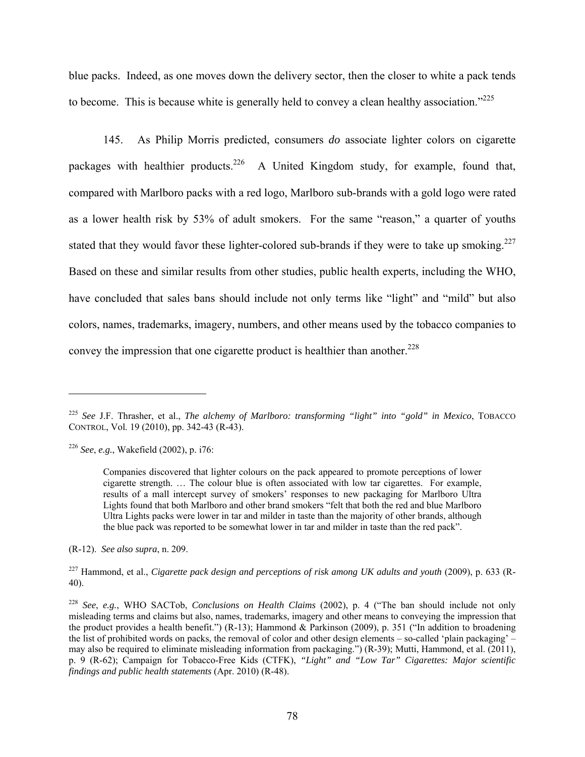blue packs. Indeed, as one moves down the delivery sector, then the closer to white a pack tends to become. This is because white is generally held to convey a clean healthy association."[225]

145. As Philip Morris predicted, consumers *do* associate lighter colors on cigarette packages with healthier products.[226] A United Kingdom study, for example, found that, compared with Marlboro packs with a red logo, Marlboro sub-brands with a gold logo were rated as a lower health risk by 53% of adult smokers. For the same "reason," a quarter of youths stated that they would favor these lighter-colored sub-brands if they were to take up smoking.[227] Based on these and similar results from other studies, public health experts, including the WHO, have concluded that sales bans should include not only terms like "light" and "mild" but also colors, names, trademarks, imagery, numbers, and other means used by the tobacco companies to convey the impression that one cigarette product is healthier than another.[228]

---

[225] *See* J.F. Thrasher, et al., *The alchemy of Marlboro: transforming "light" into "gold" in Mexico*, TOBACCO CONTROL, Vol. 19 (2010), pp. 342-43 (R-43).

[226] *See*, *e.g.*, Wakefield (2002), p. i76:

> Companies discovered that lighter colours on the pack appeared to promote perceptions of lower cigarette strength. … The colour blue is often associated with low tar cigarettes. For example, results of a mall intercept survey of smokers' responses to new packaging for Marlboro Ultra Lights found that both Marlboro and other brand smokers "felt that both the red and blue Marlboro Ultra Lights packs were lower in tar and milder in taste than the majority of other brands, although the blue pack was reported to be somewhat lower in tar and milder in taste than the red pack".

(R-12). *See also supra*, n. 209.

[227] Hammond, et al., *Cigarette pack design and perceptions of risk among UK adults and youth* (2009), p. 633 (R-40).

[228] *See*, *e.g.*, WHO SACTob, *Conclusions on Health Claims* (2002), p. 4 ("The ban should include not only misleading terms and claims but also, names, trademarks, imagery and other means to conveying the impression that the product provides a health benefit.") (R-13); Hammond & Parkinson (2009), p. 351 ("In addition to broadening the list of prohibited words on packs, the removal of color and other design elements – so-called 'plain packaging' – may also be required to eliminate misleading information from packaging.") (R-39); Mutti, Hammond, et al. (2011), p. 9 (R-62); Campaign for Tobacco-Free Kids (CTFK), *"Light" and "Low Tar" Cigarettes: Major scientific findings and public health statements* (Apr. 2010) (R-48).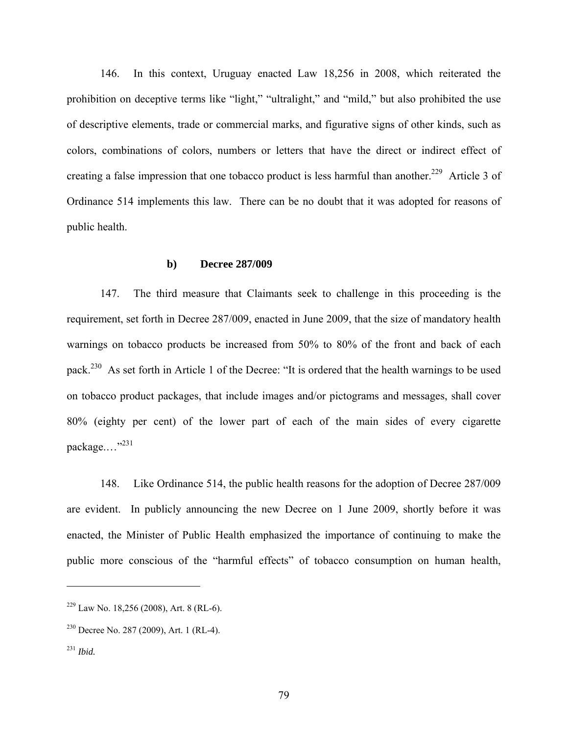146. In this context, Uruguay enacted Law 18,256 in 2008, which reiterated the prohibition on deceptive terms like "light," "ultralight," and "mild," but also prohibited the use of descriptive elements, trade or commercial marks, and figurative signs of other kinds, such as colors, combinations of colors, numbers or letters that have the direct or indirect effect of creating a false impression that one tobacco product is less harmful than another.[229] Article 3 of Ordinance 514 implements this law. There can be no doubt that it was adopted for reasons of public health.

### b) Decree 287/009

147. The third measure that Claimants seek to challenge in this proceeding is the requirement, set forth in Decree 287/009, enacted in June 2009, that the size of mandatory health warnings on tobacco products be increased from 50% to 80% of the front and back of each pack.[230] As set forth in Article 1 of the Decree: "It is ordered that the health warnings to be used on tobacco product packages, that include images and/or pictograms and messages, shall cover 80% (eighty per cent) of the lower part of each of the main sides of every cigarette package.…"[231]

148. Like Ordinance 514, the public health reasons for the adoption of Decree 287/009 are evident. In publicly announcing the new Decree on 1 June 2009, shortly before it was enacted, the Minister of Public Health emphasized the importance of continuing to make the public more conscious of the "harmful effects" of tobacco consumption on human health,

---

[229] Law No. 18,256 (2008), Art. 8 (RL-6).

[230] Decree No. 287 (2009), Art. 1 (RL-4).

[231] *Ibid.*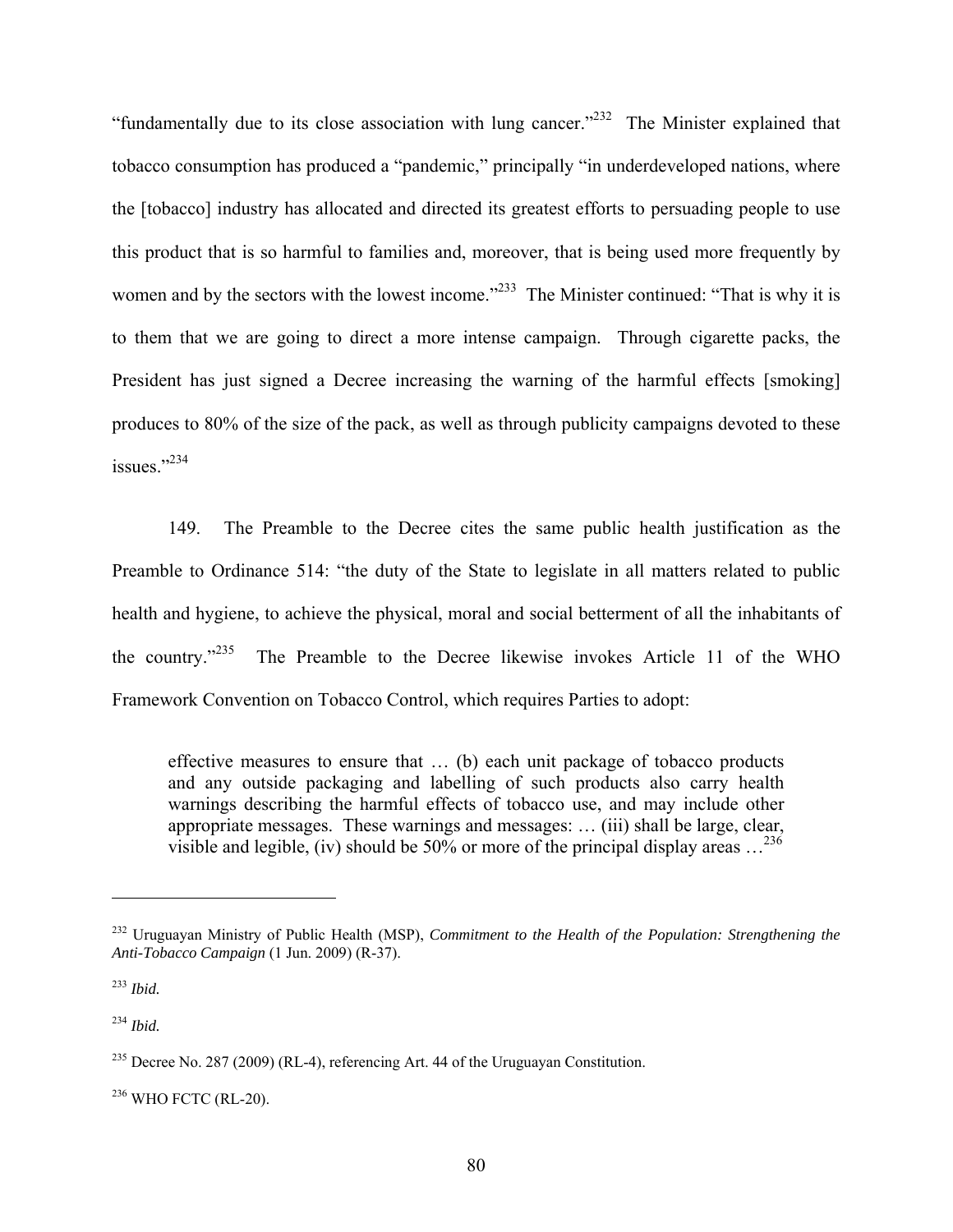"fundamentally due to its close association with lung cancer."[232] The Minister explained that tobacco consumption has produced a "pandemic," principally "in underdeveloped nations, where the [tobacco] industry has allocated and directed its greatest efforts to persuading people to use this product that is so harmful to families and, moreover, that is being used more frequently by women and by the sectors with the lowest income."[233] The Minister continued: "That is why it is to them that we are going to direct a more intense campaign. Through cigarette packs, the President has just signed a Decree increasing the warning of the harmful effects [smoking] produces to 80% of the size of the pack, as well as through publicity campaigns devoted to these issues."[234]

149. The Preamble to the Decree cites the same public health justification as the Preamble to Ordinance 514: "the duty of the State to legislate in all matters related to public health and hygiene, to achieve the physical, moral and social betterment of all the inhabitants of the country."[235] The Preamble to the Decree likewise invokes Article 11 of the WHO Framework Convention on Tobacco Control, which requires Parties to adopt:

> effective measures to ensure that … (b) each unit package of tobacco products and any outside packaging and labelling of such products also carry health warnings describing the harmful effects of tobacco use, and may include other appropriate messages. These warnings and messages: … (iii) shall be large, clear, visible and legible, (iv) should be 50% or more of the principal display areas …[236]

---

[232] Uruguayan Ministry of Public Health (MSP), *Commitment to the Health of the Population: Strengthening the Anti-Tobacco Campaign* (1 Jun. 2009) (R-37).

[233] *Ibid.*

[234] *Ibid.*

[235] Decree No. 287 (2009) (RL-4), referencing Art. 44 of the Uruguayan Constitution.

[236] WHO FCTC (RL-20).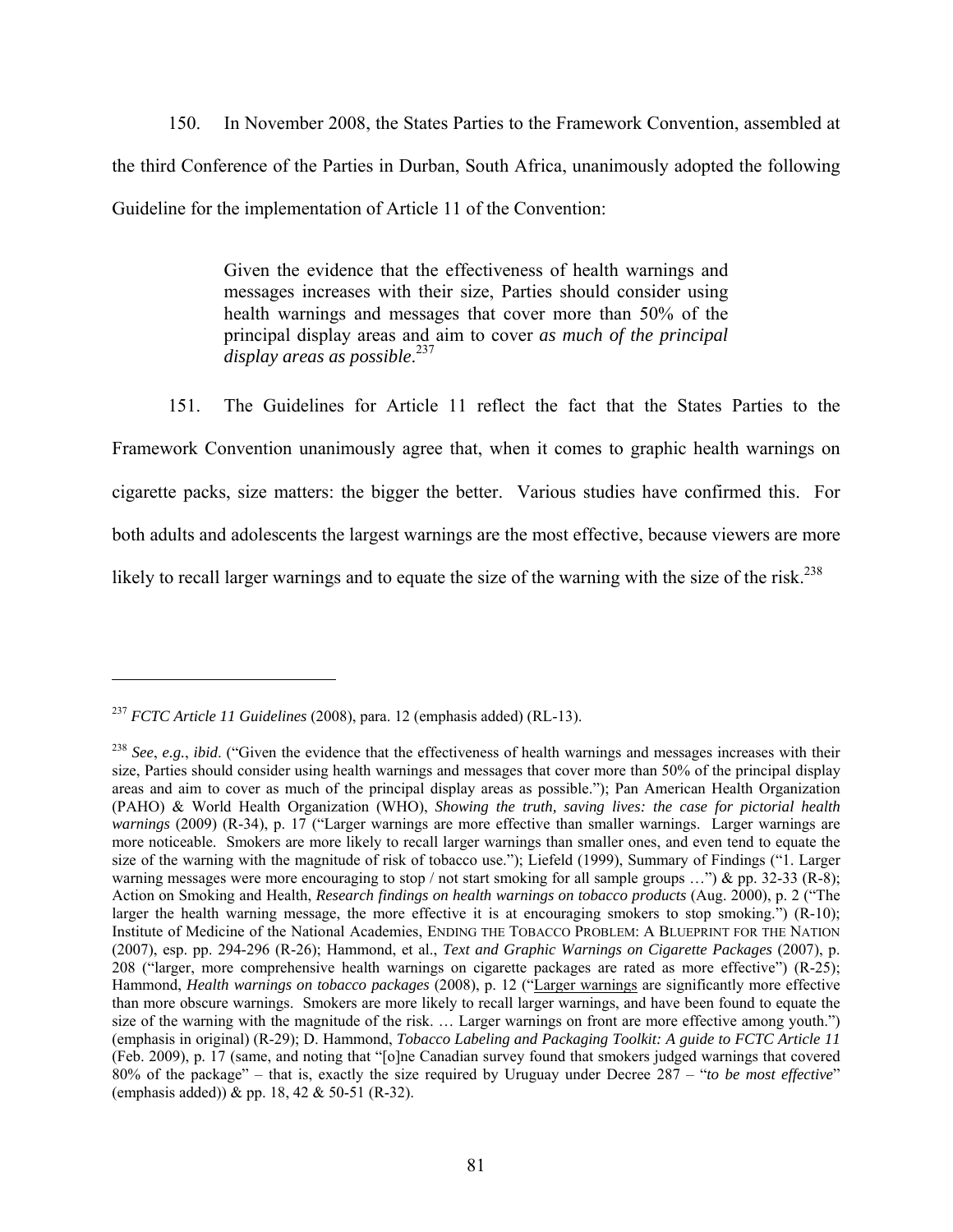150. In November 2008, the States Parties to the Framework Convention, assembled at the third Conference of the Parties in Durban, South Africa, unanimously adopted the following Guideline for the implementation of Article 11 of the Convention:

> Given the evidence that the effectiveness of health warnings and messages increases with their size, Parties should consider using health warnings and messages that cover more than 50% of the principal display areas and aim to cover ***as much of the principal display areas as possible***.[237]

151. The Guidelines for Article 11 reflect the fact that the States Parties to the Framework Convention unanimously agree that, when it comes to graphic health warnings on cigarette packs, size matters: the bigger the better. Various studies have confirmed this. For both adults and adolescents the largest warnings are the most effective, because viewers are more likely to recall larger warnings and to equate the size of the warning with the size of the risk.[238]

---

[237] *FCTC Article 11 Guidelines* (2008), para. 12 (emphasis added) (RL-13).

[238] *See*, *e.g.*, *ibid*. ("Given the evidence that the effectiveness of health warnings and messages increases with their size, Parties should consider using health warnings and messages that cover more than 50% of the principal display areas and aim to cover as much of the principal display areas as possible."); Pan American Health Organization (PAHO) & World Health Organization (WHO), *Showing the truth, saving lives: the case for pictorial health warnings* (2009) (R-34), p. 17 ("Larger warnings are more effective than smaller warnings. Larger warnings are more noticeable. Smokers are more likely to recall larger warnings than smaller ones, and even tend to equate the size of the warning with the magnitude of risk of tobacco use."); Liefeld (1999), Summary of Findings ("1. Larger warning messages were more encouraging to stop / not start smoking for all sample groups …") & pp. 32-33 (R-8); Action on Smoking and Health, *Research findings on health warnings on tobacco products* (Aug. 2000), p. 2 ("The larger the health warning message, the more effective it is at encouraging smokers to stop smoking.") (R-10); Institute of Medicine of the National Academies, ENDING THE TOBACCO PROBLEM: A BLUEPRINT FOR THE NATION (2007), esp. pp. 294-296 (R-26); Hammond, et al., *Text and Graphic Warnings on Cigarette Packages* (2007), p. 208 ("larger, more comprehensive health warnings on cigarette packages are rated as more effective") (R-25); Hammond, *Health warnings on tobacco packages* (2008), p. 12 ("<u>Larger warnings</u> are significantly more effective than more obscure warnings. Smokers are more likely to recall larger warnings, and have been found to equate the size of the warning with the magnitude of the risk. … Larger warnings on front are more effective among youth.") (emphasis in original) (R-29); D. Hammond, *Tobacco Labeling and Packaging Toolkit: A guide to FCTC Article 11* (Feb. 2009), p. 17 (same, and noting that "[o]ne Canadian survey found that smokers judged warnings that covered 80% of the package" – that is, exactly the size required by Uruguay under Decree 287 – "*to be most effective*" (emphasis added)) & pp. 18, 42 & 50-51 (R-32).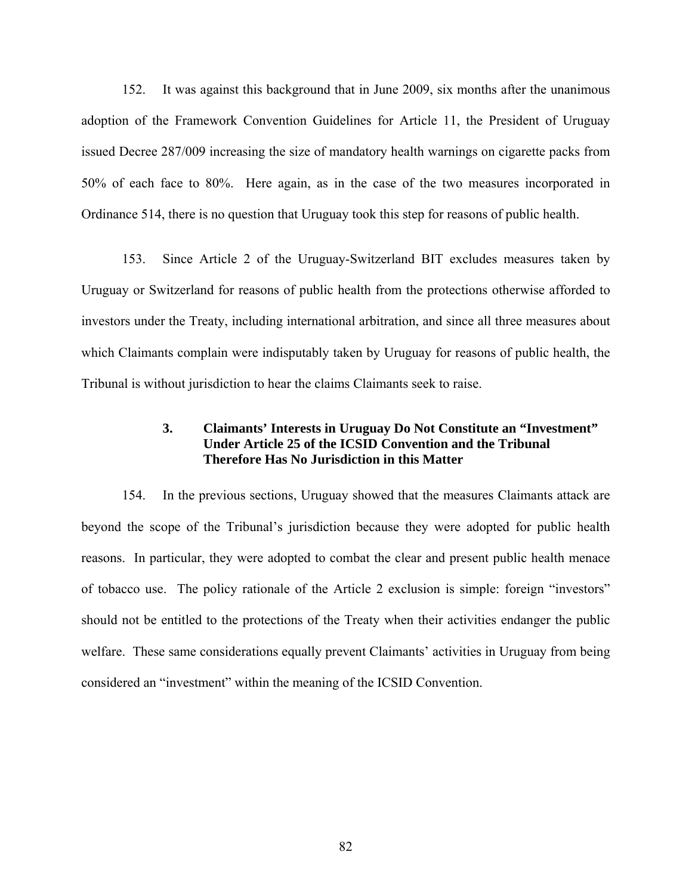152. It was against this background that in June 2009, six months after the unanimous adoption of the Framework Convention Guidelines for Article 11, the President of Uruguay issued Decree 287/009 increasing the size of mandatory health warnings on cigarette packs from 50% of each face to 80%. Here again, as in the case of the two measures incorporated in Ordinance 514, there is no question that Uruguay took this step for reasons of public health.

153. Since Article 2 of the Uruguay-Switzerland BIT excludes measures taken by Uruguay or Switzerland for reasons of public health from the protections otherwise afforded to investors under the Treaty, including international arbitration, and since all three measures about which Claimants complain were indisputably taken by Uruguay for reasons of public health, the Tribunal is without jurisdiction to hear the claims Claimants seek to raise.

### 3. Claimants' Interests in Uruguay Do Not Constitute an "Investment" Under Article 25 of the ICSID Convention and the Tribunal Therefore Has No Jurisdiction in this Matter

154. In the previous sections, Uruguay showed that the measures Claimants attack are beyond the scope of the Tribunal's jurisdiction because they were adopted for public health reasons. In particular, they were adopted to combat the clear and present public health menace of tobacco use. The policy rationale of the Article 2 exclusion is simple: foreign "investors" should not be entitled to the protections of the Treaty when their activities endanger the public welfare. These same considerations equally prevent Claimants' activities in Uruguay from being considered an "investment" within the meaning of the ICSID Convention.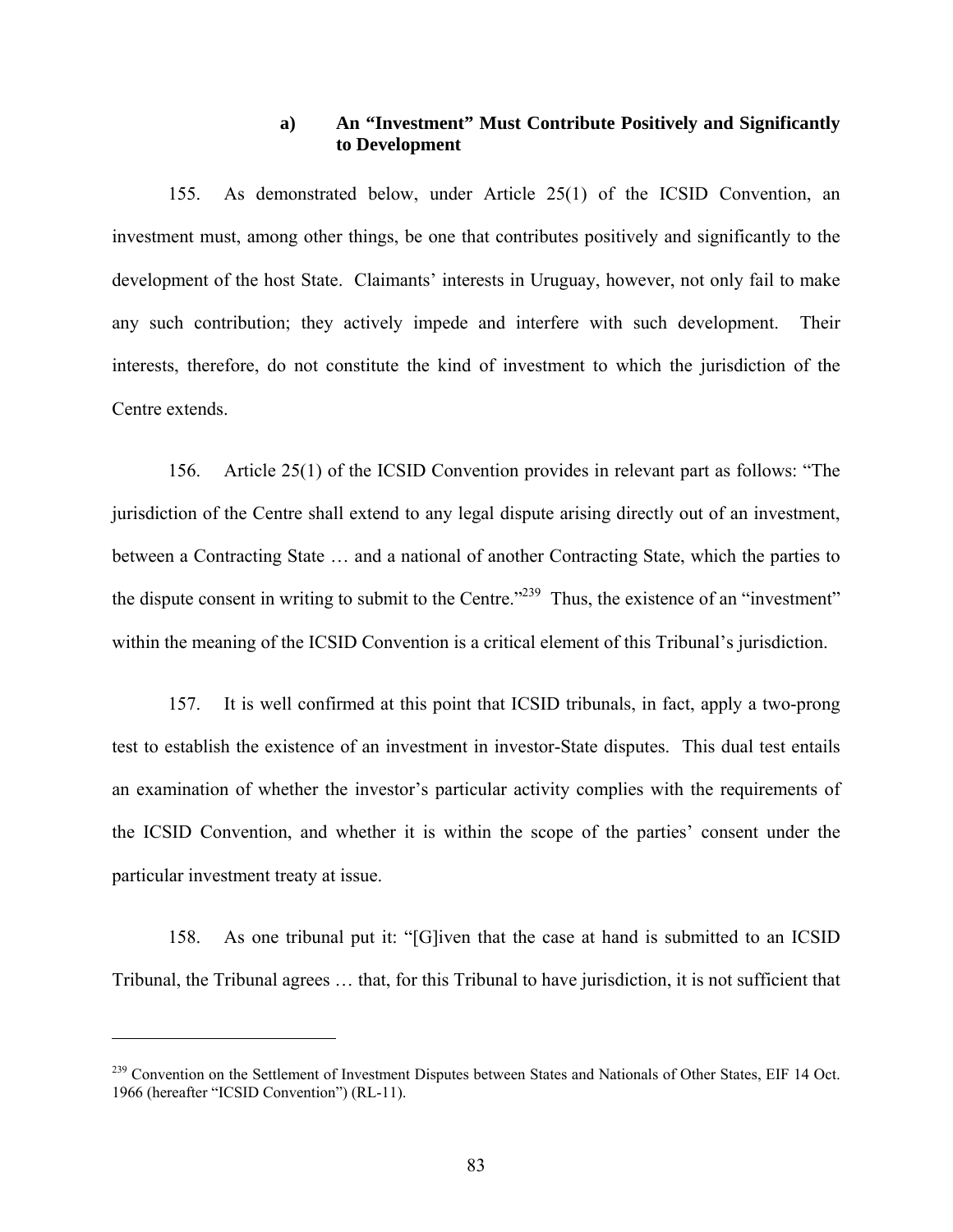### a) An "Investment" Must Contribute Positively and Significantly to Development

155. As demonstrated below, under Article 25(1) of the ICSID Convention, an investment must, among other things, be one that contributes positively and significantly to the development of the host State. Claimants' interests in Uruguay, however, not only fail to make any such contribution; they actively impede and interfere with such development. Their interests, therefore, do not constitute the kind of investment to which the jurisdiction of the Centre extends.

156. Article 25(1) of the ICSID Convention provides in relevant part as follows: "The jurisdiction of the Centre shall extend to any legal dispute arising directly out of an investment, between a Contracting State … and a national of another Contracting State, which the parties to the dispute consent in writing to submit to the Centre."[239] Thus, the existence of an "investment" within the meaning of the ICSID Convention is a critical element of this Tribunal's jurisdiction.

157. It is well confirmed at this point that ICSID tribunals, in fact, apply a two-prong test to establish the existence of an investment in investor-State disputes. This dual test entails an examination of whether the investor's particular activity complies with the requirements of the ICSID Convention, and whether it is within the scope of the parties' consent under the particular investment treaty at issue.

158. As one tribunal put it: "[G]iven that the case at hand is submitted to an ICSID Tribunal, the Tribunal agrees … that, for this Tribunal to have jurisdiction, it is not sufficient that

---

[239] Convention on the Settlement of Investment Disputes between States and Nationals of Other States, EIF 14 Oct. 1966 (hereafter "ICSID Convention") (RL-11).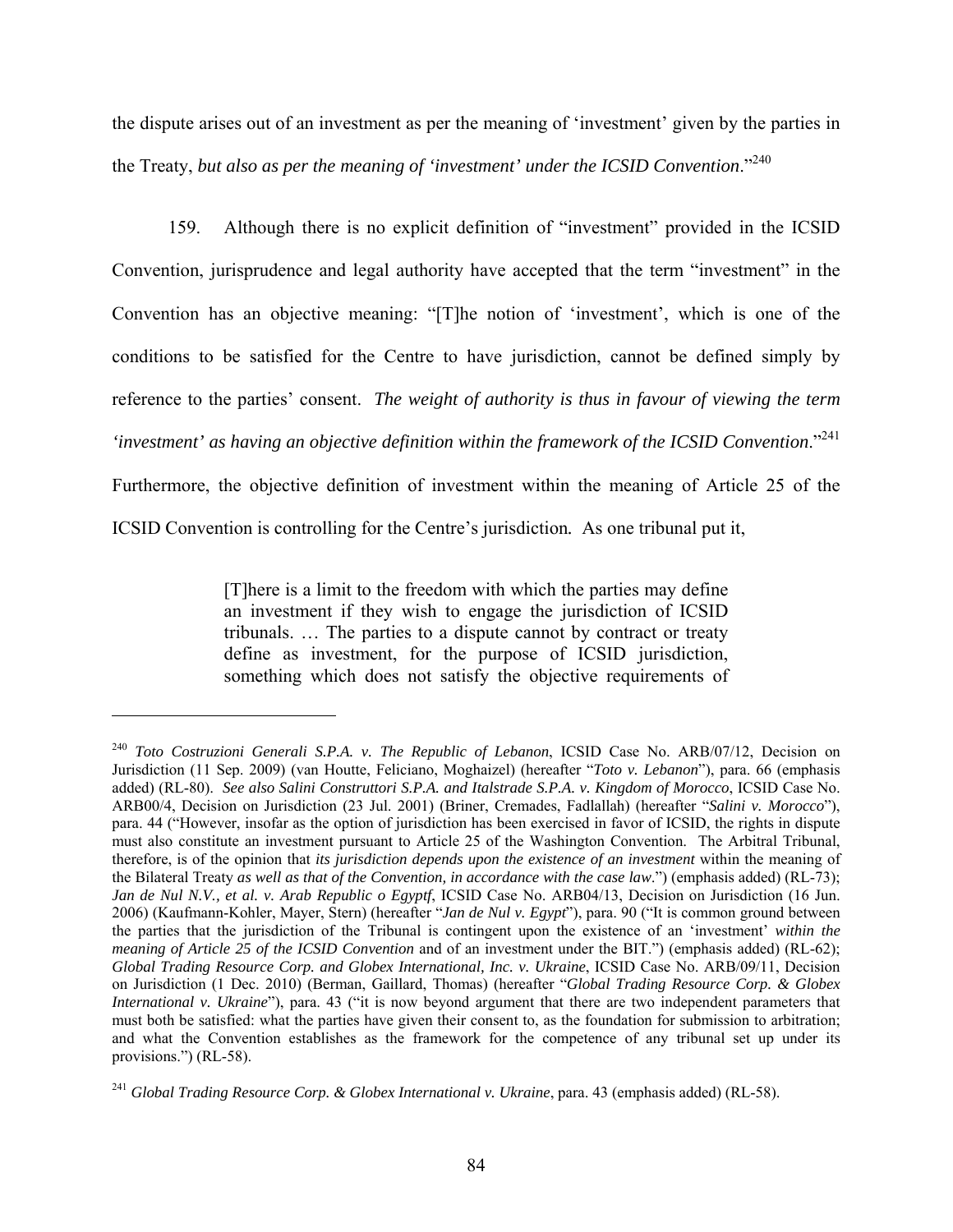the dispute arises out of an investment as per the meaning of 'investment' given by the parties in the Treaty, *but also as per the meaning of 'investment' under the ICSID Convention*."[240]

159. Although there is no explicit definition of "investment" provided in the ICSID Convention, jurisprudence and legal authority have accepted that the term "investment" in the Convention has an objective meaning: "[T]he notion of 'investment', which is one of the conditions to be satisfied for the Centre to have jurisdiction, cannot be defined simply by reference to the parties' consent. *The weight of authority is thus in favour of viewing the term 'investment' as having an objective definition within the framework of the ICSID Convention*."[241] Furthermore, the objective definition of investment within the meaning of Article 25 of the ICSID Convention is controlling for the Centre's jurisdiction. As one tribunal put it,

> [T]here is a limit to the freedom with which the parties may define an investment if they wish to engage the jurisdiction of ICSID tribunals. … The parties to a dispute cannot by contract or treaty define as investment, for the purpose of ICSID jurisdiction, something which does not satisfy the objective requirements of

---

[240] *Toto Costruzioni Generali S.P.A. v. The Republic of Lebanon*, ICSID Case No. ARB/07/12, Decision on Jurisdiction (11 Sep. 2009) (van Houtte, Feliciano, Moghaizel) (hereafter "*Toto v. Lebanon*"), para. 66 (emphasis added) (RL-80). *See also Salini Construttori S.P.A. and Italstrade S.P.A. v. Kingdom of Morocco*, ICSID Case No. ARB00/4, Decision on Jurisdiction (23 Jul. 2001) (Briner, Cremades, Fadlallah) (hereafter "*Salini v. Morocco*"), para. 44 ("However, insofar as the option of jurisdiction has been exercised in favor of ICSID, the rights in dispute must also constitute an investment pursuant to Article 25 of the Washington Convention. The Arbitral Tribunal, therefore, is of the opinion that *its jurisdiction depends upon the existence of an investment* within the meaning of the Bilateral Treaty *as well as that of the Convention, in accordance with the case law*.") (emphasis added) (RL-73); *Jan de Nul N.V., et al. v. Arab Republic o Egyptf*, ICSID Case No. ARB04/13, Decision on Jurisdiction (16 Jun. 2006) (Kaufmann-Kohler, Mayer, Stern) (hereafter "*Jan de Nul v. Egypt*"), para. 90 ("It is common ground between the parties that the jurisdiction of the Tribunal is contingent upon the existence of an 'investment' *within the meaning of Article 25 of the ICSID Convention* and of an investment under the BIT.") (emphasis added) (RL-62); *Global Trading Resource Corp. and Globex International, Inc. v. Ukraine*, ICSID Case No. ARB/09/11, Decision on Jurisdiction (1 Dec. 2010) (Berman, Gaillard, Thomas) (hereafter "*Global Trading Resource Corp. & Globex International v. Ukraine*"), para. 43 ("it is now beyond argument that there are two independent parameters that must both be satisfied: what the parties have given their consent to, as the foundation for submission to arbitration; and what the Convention establishes as the framework for the competence of any tribunal set up under its provisions.") (RL-58).

[241] *Global Trading Resource Corp. & Globex International v. Ukraine*, para. 43 (emphasis added) (RL-58).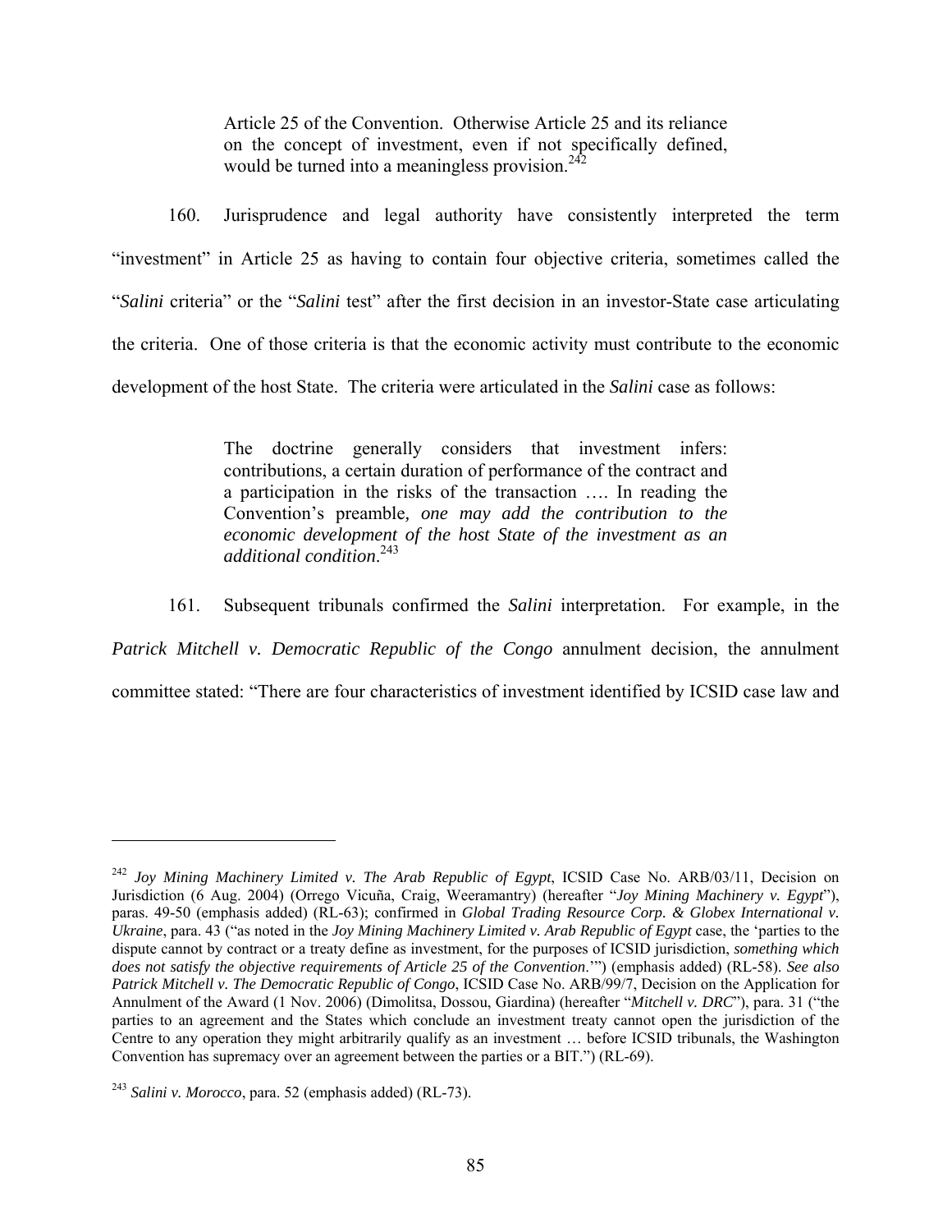> Article 25 of the Convention. Otherwise Article 25 and its reliance on the concept of investment, even if not specifically defined, would be turned into a meaningless provision.[242]

160. Jurisprudence and legal authority have consistently interpreted the term "investment" in Article 25 as having to contain four objective criteria, sometimes called the "*Salini* criteria" or the "*Salini* test" after the first decision in an investor-State case articulating the criteria. One of those criteria is that the economic activity must contribute to the economic development of the host State. The criteria were articulated in the *Salini* case as follows:

> The doctrine generally considers that investment infers: contributions, a certain duration of performance of the contract and a participation in the risks of the transaction …. In reading the Convention's preamble*, one may add the contribution to the economic development of the host State of the investment as an additional condition*.[243]

161. Subsequent tribunals confirmed the *Salini* interpretation. For example, in the *Patrick Mitchell v. Democratic Republic of the Congo* annulment decision, the annulment committee stated: "There are four characteristics of investment identified by ICSID case law and

---

[242] *Joy Mining Machinery Limited v. The Arab Republic of Egypt*, ICSID Case No. ARB/03/11, Decision on Jurisdiction (6 Aug. 2004) (Orrego Vicuña, Craig, Weeramantry) (hereafter "*Joy Mining Machinery v. Egypt*"), paras. 49-50 (emphasis added) (RL-63); confirmed in *Global Trading Resource Corp. & Globex International v. Ukraine*, para. 43 ("as noted in the *Joy Mining Machinery Limited v. Arab Republic of Egypt* case, the 'parties to the dispute cannot by contract or a treaty define as investment, for the purposes of ICSID jurisdiction, *something which does not satisfy the objective requirements of Article 25 of the Convention*.'") (emphasis added) (RL-58). *See also Patrick Mitchell v. The Democratic Republic of Congo*, ICSID Case No. ARB/99/7, Decision on the Application for Annulment of the Award (1 Nov. 2006) (Dimolitsa, Dossou, Giardina) (hereafter "*Mitchell v. DRC*"), para. 31 ("the parties to an agreement and the States which conclude an investment treaty cannot open the jurisdiction of the Centre to any operation they might arbitrarily qualify as an investment … before ICSID tribunals, the Washington Convention has supremacy over an agreement between the parties or a BIT.") (RL-69).

[243] *Salini v. Morocco*, para. 52 (emphasis added) (RL-73).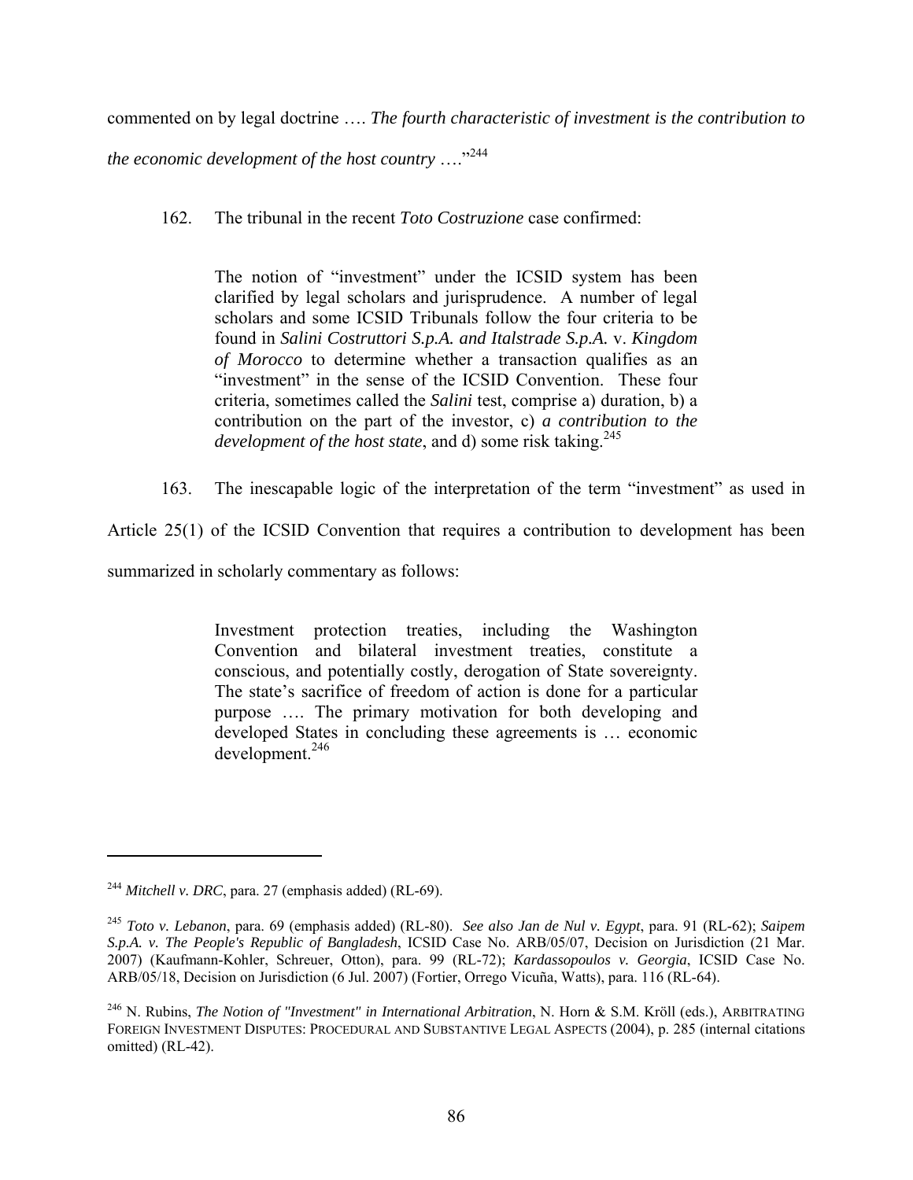commented on by legal doctrine …. *The fourth characteristic of investment is the contribution to the economic development of the host country* ….”[244]

162. The tribunal in the recent *Toto Costruzione* case confirmed:

> The notion of “investment” under the ICSID system has been clarified by legal scholars and jurisprudence. A number of legal scholars and some ICSID Tribunals follow the four criteria to be found in *Salini Costruttori S.p.A. and Italstrade S.p.A.* v. *Kingdom of Morocco* to determine whether a transaction qualifies as an “investment” in the sense of the ICSID Convention. These four criteria, sometimes called the *Salini* test, comprise a) duration, b) a contribution on the part of the investor, c) *a contribution to the development of the host state*, and d) some risk taking.[245]

163. The inescapable logic of the interpretation of the term “investment” as used in Article 25(1) of the ICSID Convention that requires a contribution to development has been summarized in scholarly commentary as follows:

> Investment protection treaties, including the Washington Convention and bilateral investment treaties, constitute a conscious, and potentially costly, derogation of State sovereignty. The state’s sacrifice of freedom of action is done for a particular purpose …. The primary motivation for both developing and developed States in concluding these agreements is … economic development.[246]

---

[244] *Mitchell v. DRC*, para. 27 (emphasis added) (RL-69).

[245] *Toto v. Lebanon*, para. 69 (emphasis added) (RL-80). *See also Jan de Nul v. Egypt*, para. 91 (RL-62); *Saipem S.p.A. v. The People's Republic of Bangladesh*, ICSID Case No. ARB/05/07, Decision on Jurisdiction (21 Mar. 2007) (Kaufmann-Kohler, Schreuer, Otton), para. 99 (RL-72); *Kardassopoulos v. Georgia*, ICSID Case No. ARB/05/18, Decision on Jurisdiction (6 Jul. 2007) (Fortier, Orrego Vicuña, Watts), para. 116 (RL-64).

[246] N. Rubins, *The Notion of "Investment" in International Arbitration*, N. Horn & S.M. Kröll (eds.), ARBITRATING FOREIGN INVESTMENT DISPUTES: PROCEDURAL AND SUBSTANTIVE LEGAL ASPECTS (2004), p. 285 (internal citations omitted) (RL-42).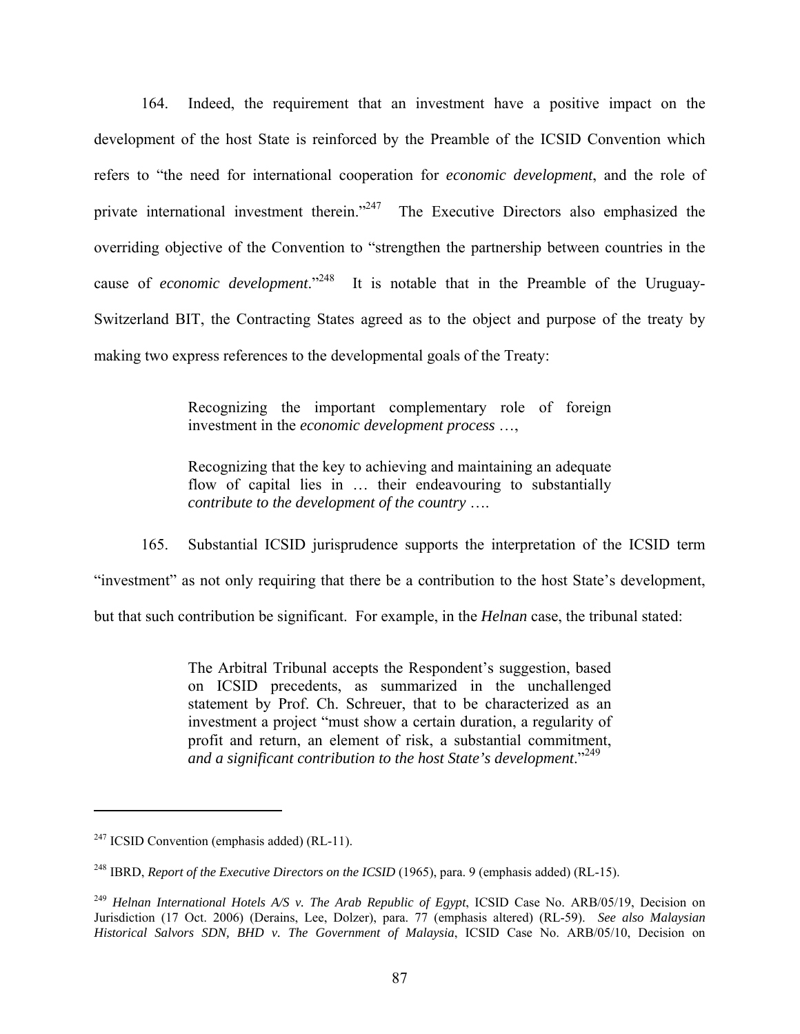164. Indeed, the requirement that an investment have a positive impact on the development of the host State is reinforced by the Preamble of the ICSID Convention which refers to "the need for international cooperation for *economic development*, and the role of private international investment therein."[247] The Executive Directors also emphasized the overriding objective of the Convention to "strengthen the partnership between countries in the cause of *economic development*."[248] It is notable that in the Preamble of the Uruguay-Switzerland BIT, the Contracting States agreed as to the object and purpose of the treaty by making two express references to the developmental goals of the Treaty:

> Recognizing the important complementary role of foreign investment in the *economic development process* …,
>
> Recognizing that the key to achieving and maintaining an adequate flow of capital lies in … their endeavouring to substantially *contribute to the development of the country* ….

165. Substantial ICSID jurisprudence supports the interpretation of the ICSID term "investment" as not only requiring that there be a contribution to the host State's development, but that such contribution be significant. For example, in the *Helnan* case, the tribunal stated:

> The Arbitral Tribunal accepts the Respondent's suggestion, based on ICSID precedents, as summarized in the unchallenged statement by Prof. Ch. Schreuer, that to be characterized as an investment a project "must show a certain duration, a regularity of profit and return, an element of risk, a substantial commitment, *and a significant contribution to the host State's development*."[249]

---

[247] ICSID Convention (emphasis added) (RL-11).

[248] IBRD, *Report of the Executive Directors on the ICSID* (1965), para. 9 (emphasis added) (RL-15).

[249] *Helnan International Hotels A/S v. The Arab Republic of Egypt*, ICSID Case No. ARB/05/19, Decision on Jurisdiction (17 Oct. 2006) (Derains, Lee, Dolzer), para. 77 (emphasis altered) (RL-59). *See also Malaysian Historical Salvors SDN, BHD v. The Government of Malaysia*, ICSID Case No. ARB/05/10, Decision on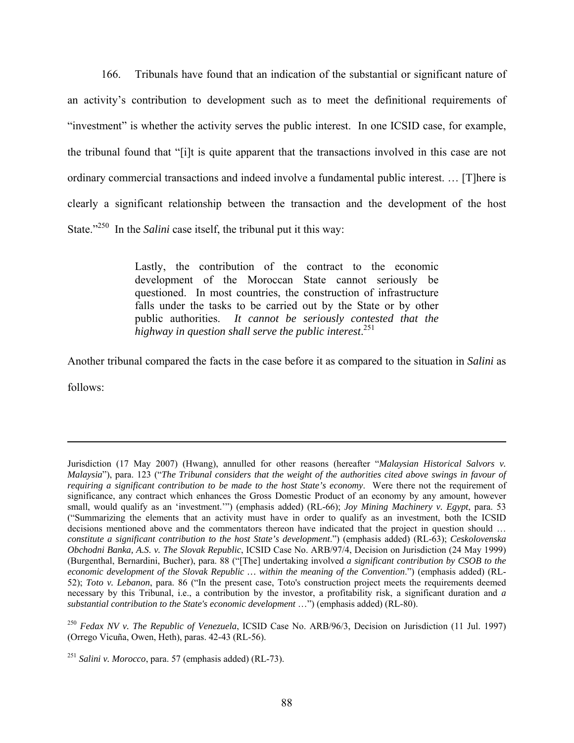166. Tribunals have found that an indication of the substantial or significant nature of an activity's contribution to development such as to meet the definitional requirements of "investment" is whether the activity serves the public interest. In one ICSID case, for example, the tribunal found that "[i]t is quite apparent that the transactions involved in this case are not ordinary commercial transactions and indeed involve a fundamental public interest. … [T]here is clearly a significant relationship between the transaction and the development of the host State."[250] In the *Salini* case itself, the tribunal put it this way:

> Lastly, the contribution of the contract to the economic development of the Moroccan State cannot seriously be questioned. In most countries, the construction of infrastructure falls under the tasks to be carried out by the State or by other public authorities. *It cannot be seriously contested that the highway in question shall serve the public interest*.[251]

Another tribunal compared the facts in the case before it as compared to the situation in *Salini* as follows:

---

Jurisdiction (17 May 2007) (Hwang), annulled for other reasons (hereafter "*Malaysian Historical Salvors v. Malaysia*"), para. 123 ("*The Tribunal considers that the weight of the authorities cited above swings in favour of requiring a significant contribution to be made to the host State's economy*. Were there not the requirement of significance, any contract which enhances the Gross Domestic Product of an economy by any amount, however small, would qualify as an 'investment.'") (emphasis added) (RL-66); *Joy Mining Machinery v. Egypt*, para. 53 ("Summarizing the elements that an activity must have in order to qualify as an investment, both the ICSID decisions mentioned above and the commentators thereon have indicated that the project in question should … *constitute a significant contribution to the host State's development*.") (emphasis added) (RL-63); *Ceskolovenska Obchodni Banka, A.S. v. The Slovak Republic*, ICSID Case No. ARB/97/4, Decision on Jurisdiction (24 May 1999) (Burgenthal, Bernardini, Bucher), para. 88 ("[The] undertaking involved *a significant contribution by CSOB to the economic development of the Slovak Republic … within the meaning of the Convention*.") (emphasis added) (RL-52); *Toto v. Lebanon*, para. 86 ("In the present case, Toto's construction project meets the requirements deemed necessary by this Tribunal, i.e., a contribution by the investor, a profitability risk, a significant duration and *a substantial contribution to the State's economic development* …") (emphasis added) (RL-80).

[250] *Fedax NV v. The Republic of Venezuela*, ICSID Case No. ARB/96/3, Decision on Jurisdiction (11 Jul. 1997) (Orrego Vicuña, Owen, Heth), paras. 42-43 (RL-56).

[251] *Salini v. Morocco*, para. 57 (emphasis added) (RL-73).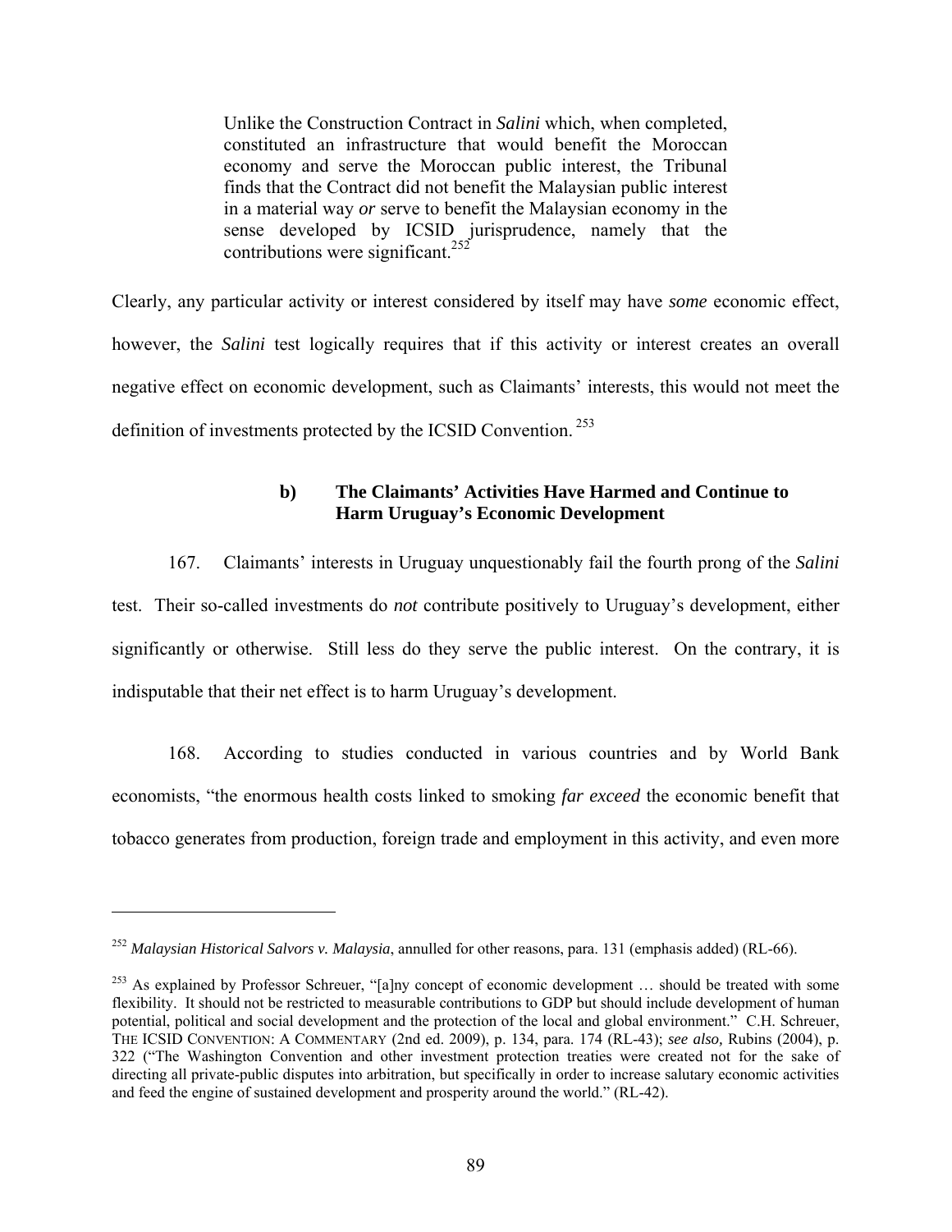> Unlike the Construction Contract in *Salini* which, when completed, constituted an infrastructure that would benefit the Moroccan economy and serve the Moroccan public interest, the Tribunal finds that the Contract did not benefit the Malaysian public interest in a material way *or* serve to benefit the Malaysian economy in the sense developed by ICSID jurisprudence, namely that the contributions were significant.[252]

Clearly, any particular activity or interest considered by itself may have *some* economic effect, however, the *Salini* test logically requires that if this activity or interest creates an overall negative effect on economic development, such as Claimants' interests, this would not meet the definition of investments protected by the ICSID Convention.[253]

#### b) The Claimants' Activities Have Harmed and Continue to Harm Uruguay's Economic Development

167. Claimants' interests in Uruguay unquestionably fail the fourth prong of the *Salini* test. Their so-called investments do *not* contribute positively to Uruguay's development, either significantly or otherwise. Still less do they serve the public interest. On the contrary, it is indisputable that their net effect is to harm Uruguay's development.

168. According to studies conducted in various countries and by World Bank economists, "the enormous health costs linked to smoking *far exceed* the economic benefit that tobacco generates from production, foreign trade and employment in this activity, and even more

---

[252] *Malaysian Historical Salvors v. Malaysia*, annulled for other reasons, para. 131 (emphasis added) (RL-66).

[253] As explained by Professor Schreuer, "[a]ny concept of economic development … should be treated with some flexibility. It should not be restricted to measurable contributions to GDP but should include development of human potential, political and social development and the protection of the local and global environment." C.H. Schreuer, THE ICSID CONVENTION: A COMMENTARY (2nd ed. 2009), p. 134, para. 174 (RL-43); *see also,* Rubins (2004), p. 322 ("The Washington Convention and other investment protection treaties were created not for the sake of directing all private-public disputes into arbitration, but specifically in order to increase salutary economic activities and feed the engine of sustained development and prosperity around the world." (RL-42).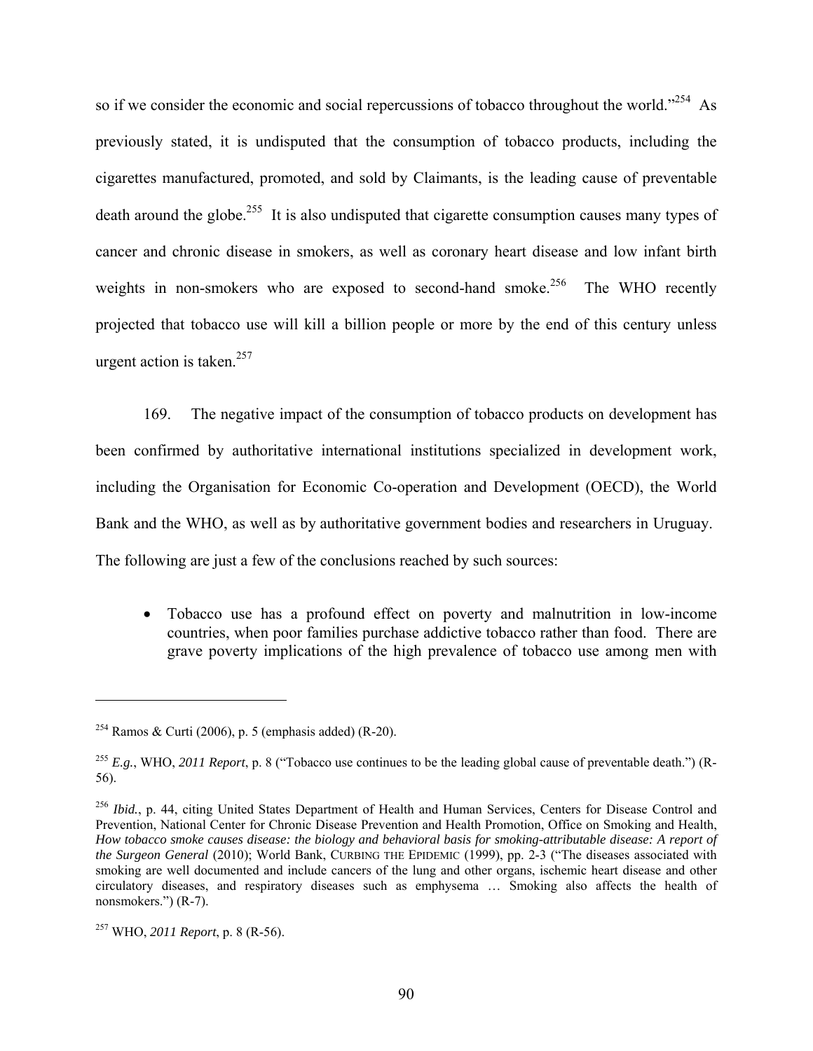so if we consider the economic and social repercussions of tobacco throughout the world."[254] As previously stated, it is undisputed that the consumption of tobacco products, including the cigarettes manufactured, promoted, and sold by Claimants, is the leading cause of preventable death around the globe.[255] It is also undisputed that cigarette consumption causes many types of cancer and chronic disease in smokers, as well as coronary heart disease and low infant birth weights in non-smokers who are exposed to second-hand smoke.[256] The WHO recently projected that tobacco use will kill a billion people or more by the end of this century unless urgent action is taken.[257]

169. The negative impact of the consumption of tobacco products on development has been confirmed by authoritative international institutions specialized in development work, including the Organisation for Economic Co-operation and Development (OECD), the World Bank and the WHO, as well as by authoritative government bodies and researchers in Uruguay. The following are just a few of the conclusions reached by such sources:

- Tobacco use has a profound effect on poverty and malnutrition in low-income countries, when poor families purchase addictive tobacco rather than food. There are grave poverty implications of the high prevalence of tobacco use among men with

---

[254] Ramos & Curti (2006), p. 5 (emphasis added) (R-20).

[255] *E.g.*, WHO, *2011 Report*, p. 8 ("Tobacco use continues to be the leading global cause of preventable death.") (R-56).

[256] *Ibid.*, p. 44, citing United States Department of Health and Human Services, Centers for Disease Control and Prevention, National Center for Chronic Disease Prevention and Health Promotion, Office on Smoking and Health, *How tobacco smoke causes disease: the biology and behavioral basis for smoking-attributable disease: A report of the Surgeon General* (2010); World Bank, CURBING THE EPIDEMIC (1999), pp. 2-3 ("The diseases associated with smoking are well documented and include cancers of the lung and other organs, ischemic heart disease and other circulatory diseases, and respiratory diseases such as emphysema … Smoking also affects the health of nonsmokers.") (R-7).

[257] WHO, *2011 Report*, p. 8 (R-56).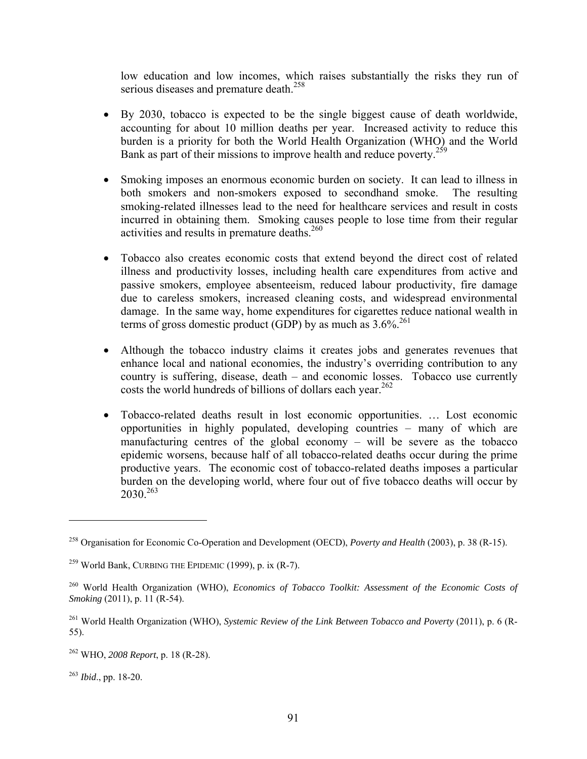low education and low incomes, which raises substantially the risks they run of serious diseases and premature death.[258]

- By 2030, tobacco is expected to be the single biggest cause of death worldwide, accounting for about 10 million deaths per year. Increased activity to reduce this burden is a priority for both the World Health Organization (WHO) and the World Bank as part of their missions to improve health and reduce poverty.[259]

- Smoking imposes an enormous economic burden on society. It can lead to illness in both smokers and non-smokers exposed to secondhand smoke. The resulting smoking-related illnesses lead to the need for healthcare services and result in costs incurred in obtaining them. Smoking causes people to lose time from their regular activities and results in premature deaths.[260]

- Tobacco also creates economic costs that extend beyond the direct cost of related illness and productivity losses, including health care expenditures from active and passive smokers, employee absenteeism, reduced labour productivity, fire damage due to careless smokers, increased cleaning costs, and widespread environmental damage. In the same way, home expenditures for cigarettes reduce national wealth in terms of gross domestic product (GDP) by as much as 3.6%.[261]

- Although the tobacco industry claims it creates jobs and generates revenues that enhance local and national economies, the industry's overriding contribution to any country is suffering, disease, death – and economic losses. Tobacco use currently costs the world hundreds of billions of dollars each year.[262]

- Tobacco-related deaths result in lost economic opportunities. … Lost economic opportunities in highly populated, developing countries – many of which are manufacturing centres of the global economy – will be severe as the tobacco epidemic worsens, because half of all tobacco-related deaths occur during the prime productive years. The economic cost of tobacco-related deaths imposes a particular burden on the developing world, where four out of five tobacco deaths will occur by 2030.[263]

---

[258] Organisation for Economic Co-Operation and Development (OECD), *Poverty and Health* (2003), p. 38 (R-15).

[259] World Bank, CURBING THE EPIDEMIC (1999), p. ix (R-7).

[260] World Health Organization (WHO), *Economics of Tobacco Toolkit: Assessment of the Economic Costs of Smoking* (2011), p. 11 (R-54).

[261] World Health Organization (WHO), *Systemic Review of the Link Between Tobacco and Poverty* (2011), p. 6 (R-55).

[262] WHO, *2008 Report*, p. 18 (R-28).

[263] *Ibid*., pp. 18-20.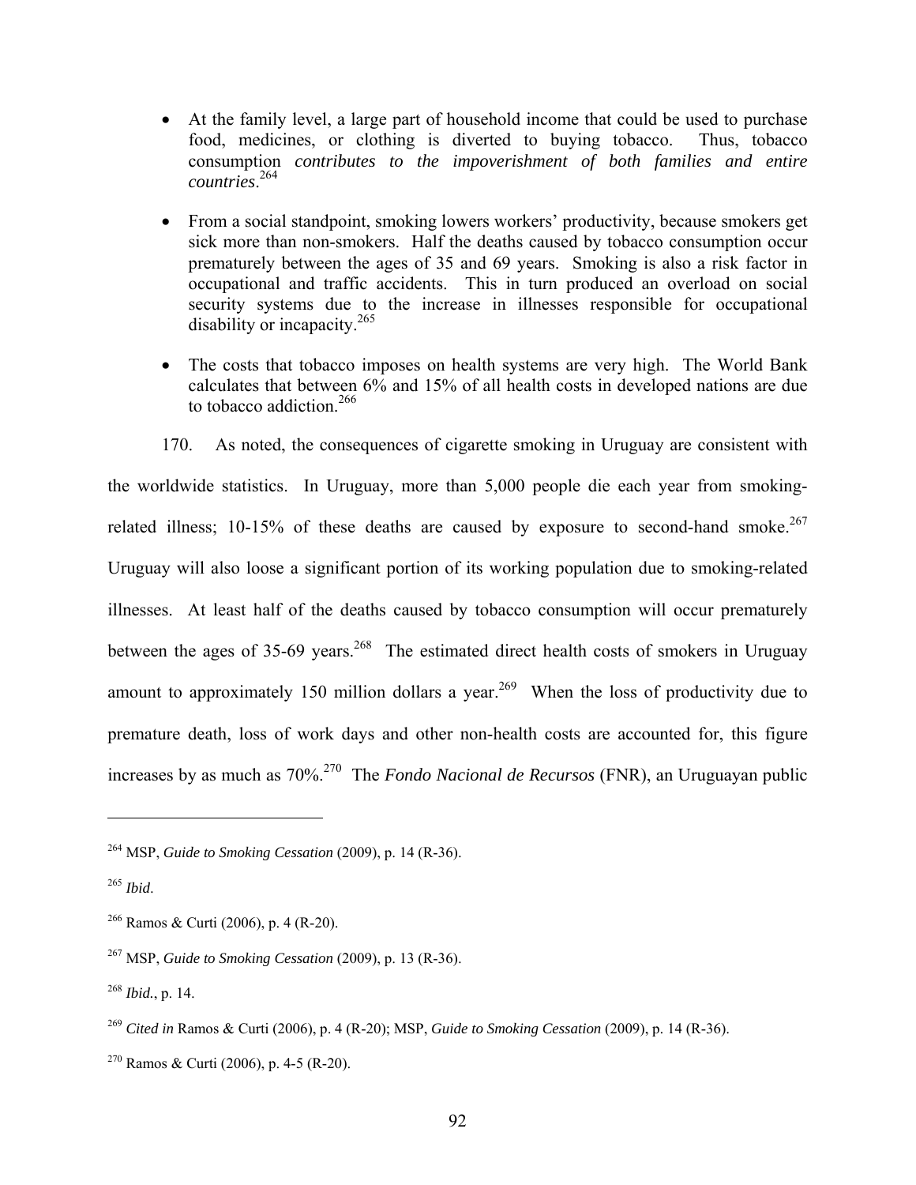- At the family level, a large part of household income that could be used to purchase food, medicines, or clothing is diverted to buying tobacco. Thus, tobacco consumption *contributes to the impoverishment of both families and entire countries*.[264]

- From a social standpoint, smoking lowers workers' productivity, because smokers get sick more than non-smokers. Half the deaths caused by tobacco consumption occur prematurely between the ages of 35 and 69 years. Smoking is also a risk factor in occupational and traffic accidents. This in turn produced an overload on social security systems due to the increase in illnesses responsible for occupational disability or incapacity.[265]

- The costs that tobacco imposes on health systems are very high. The World Bank calculates that between 6% and 15% of all health costs in developed nations are due to tobacco addiction.[266]

170. As noted, the consequences of cigarette smoking in Uruguay are consistent with the worldwide statistics. In Uruguay, more than 5,000 people die each year from smoking-related illness; 10-15% of these deaths are caused by exposure to second-hand smoke.[267] Uruguay will also loose a significant portion of its working population due to smoking-related illnesses. At least half of the deaths caused by tobacco consumption will occur prematurely between the ages of 35-69 years.[268] The estimated direct health costs of smokers in Uruguay amount to approximately 150 million dollars a year.[269] When the loss of productivity due to premature death, loss of work days and other non-health costs are accounted for, this figure increases by as much as 70%.[270] The *Fondo Nacional de Recursos* (FNR), an Uruguayan public

---

[264] MSP, *Guide to Smoking Cessation* (2009), p. 14 (R-36).

[265] *Ibid*.

[266] Ramos & Curti (2006), p. 4 (R-20).

[267] MSP, *Guide to Smoking Cessation* (2009), p. 13 (R-36).

[268] *Ibid.*, p. 14.

[269] *Cited in* Ramos & Curti (2006), p. 4 (R-20); MSP, *Guide to Smoking Cessation* (2009), p. 14 (R-36).

[270] Ramos & Curti (2006), p. 4-5 (R-20).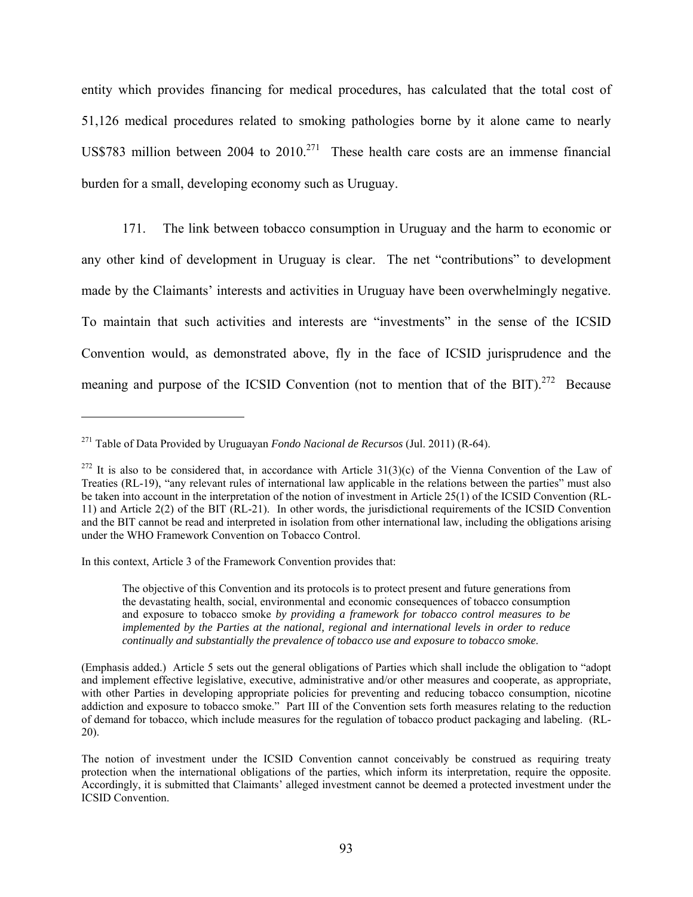entity which provides financing for medical procedures, has calculated that the total cost of 51,126 medical procedures related to smoking pathologies borne by it alone came to nearly US$783 million between 2004 to 2010.[271] These health care costs are an immense financial burden for a small, developing economy such as Uruguay.

171. The link between tobacco consumption in Uruguay and the harm to economic or any other kind of development in Uruguay is clear. The net "contributions" to development made by the Claimants' interests and activities in Uruguay have been overwhelmingly negative. To maintain that such activities and interests are "investments" in the sense of the ICSID Convention would, as demonstrated above, fly in the face of ICSID jurisprudence and the meaning and purpose of the ICSID Convention (not to mention that of the BIT).[272] Because

---

[271] Table of Data Provided by Uruguayan *Fondo Nacional de Recursos* (Jul. 2011) (R-64).

[272] It is also to be considered that, in accordance with Article 31(3)(c) of the Vienna Convention of the Law of Treaties (RL-19), "any relevant rules of international law applicable in the relations between the parties" must also be taken into account in the interpretation of the notion of investment in Article 25(1) of the ICSID Convention (RL-11) and Article 2(2) of the BIT (RL-21). In other words, the jurisdictional requirements of the ICSID Convention and the BIT cannot be read and interpreted in isolation from other international law, including the obligations arising under the WHO Framework Convention on Tobacco Control.

In this context, Article 3 of the Framework Convention provides that:

> The objective of this Convention and its protocols is to protect present and future generations from the devastating health, social, environmental and economic consequences of tobacco consumption and exposure to tobacco smoke *by providing a framework for tobacco control measures to be implemented by the Parties at the national, regional and international levels in order to reduce continually and substantially the prevalence of tobacco use and exposure to tobacco smoke.*

(Emphasis added.) Article 5 sets out the general obligations of Parties which shall include the obligation to "adopt and implement effective legislative, executive, administrative and/or other measures and cooperate, as appropriate, with other Parties in developing appropriate policies for preventing and reducing tobacco consumption, nicotine addiction and exposure to tobacco smoke." Part III of the Convention sets forth measures relating to the reduction of demand for tobacco, which include measures for the regulation of tobacco product packaging and labeling. (RL-20).

The notion of investment under the ICSID Convention cannot conceivably be construed as requiring treaty protection when the international obligations of the parties, which inform its interpretation, require the opposite. Accordingly, it is submitted that Claimants' alleged investment cannot be deemed a protected investment under the ICSID Convention.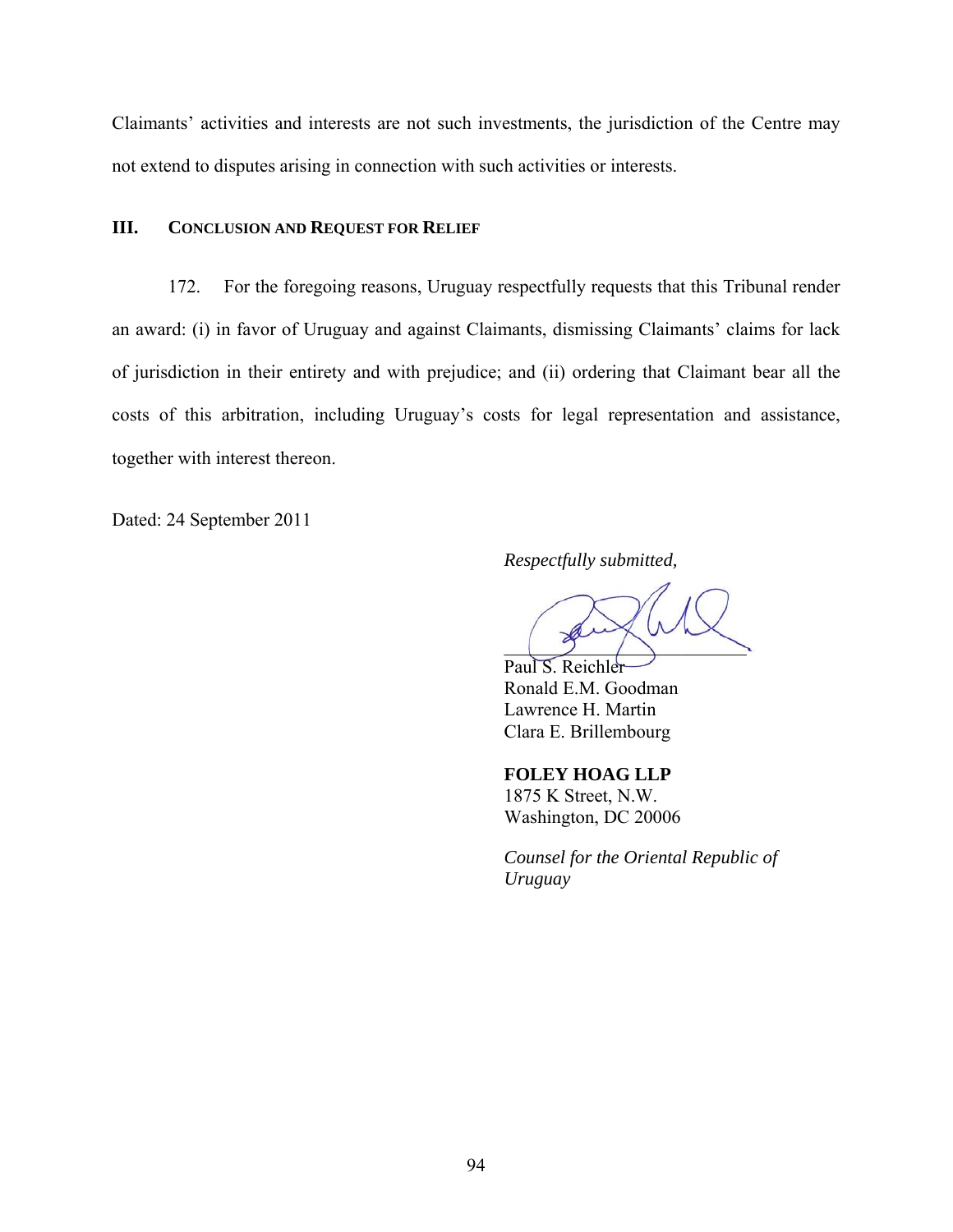Claimants' activities and interests are not such investments, the jurisdiction of the Centre may not extend to disputes arising in connection with such activities or interests.

## III. CONCLUSION AND REQUEST FOR RELIEF

172. For the foregoing reasons, Uruguay respectfully requests that this Tribunal render an award: (i) in favor of Uruguay and against Claimants, dismissing Claimants' claims for lack of jurisdiction in their entirety and with prejudice; and (ii) ordering that Claimant bear all the costs of this arbitration, including Uruguay's costs for legal representation and assistance, together with interest thereon.

Dated: 24 September 2011

*Respectfully submitted,*

\_\_\_\_\_\_\_\_\_\_\_\_\_\_\_\_\_\_\_\_\_\_\_\_\_\_\_\_

Paul S. Reichler
Ronald E.M. Goodman
Lawrence H. Martin
Clara E. Brillembourg

**FOLEY HOAG LLP**
1875 K Street, N.W.
Washington, DC 20006

*Counsel for the Oriental Republic of Uruguay*